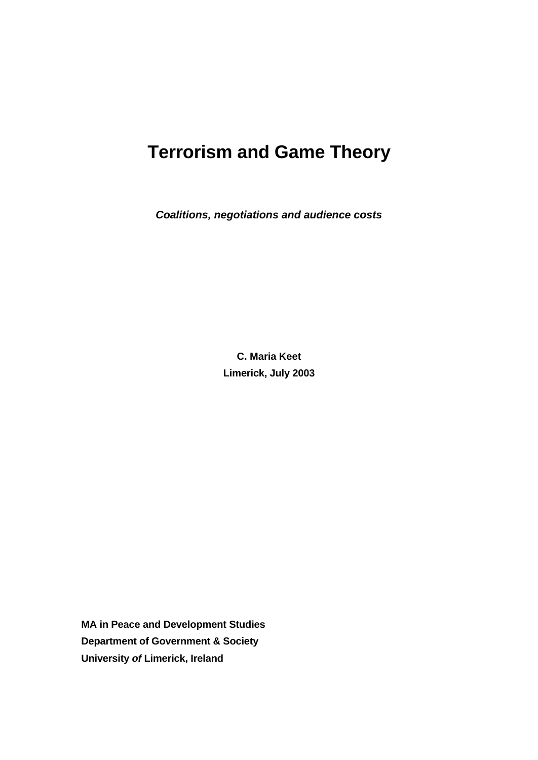# Terrorism and Game Theory

***Coalitions, negotiations and audience costs***

**C. Maria Keet**

**Limerick, July 2003**

**MA in Peace and Development Studies**
**Department of Government & Society**
**University *of* Limerick, Ireland**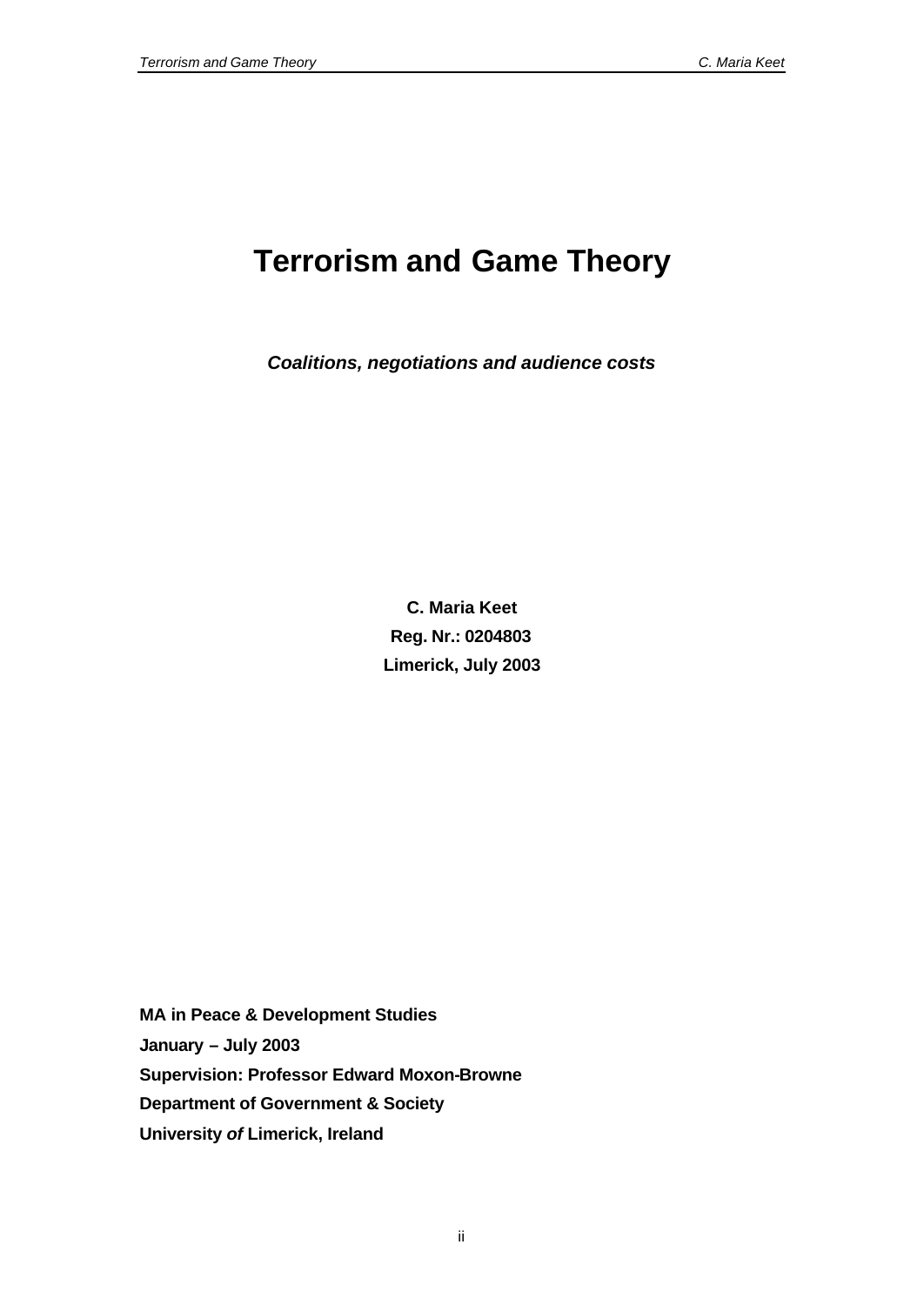# Terrorism and Game Theory

***Coalitions, negotiations and audience costs***

**C. Maria Keet**
**Reg. Nr.: 0204803**
**Limerick, July 2003**

**MA in Peace & Development Studies**
**January – July 2003**
**Supervision: Professor Edward Moxon-Browne**
**Department of Government & Society**
**University *of* Limerick, Ireland**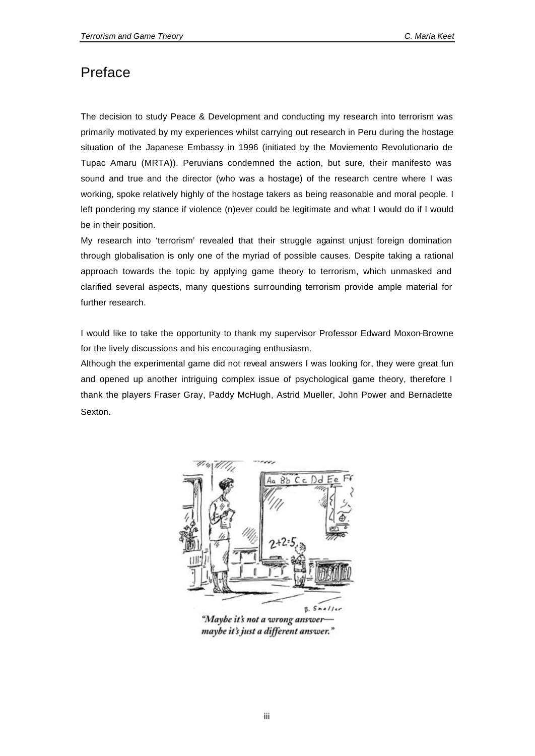# Preface

The decision to study Peace & Development and conducting my research into terrorism was primarily motivated by my experiences whilst carrying out research in Peru during the hostage situation of the Japanese Embassy in 1996 (initiated by the Moviemento Revolutionario de Tupac Amaru (MRTA)). Peruvians condemned the action, but sure, their manifesto was sound and true and the director (who was a hostage) of the research centre where I was working, spoke relatively highly of the hostage takers as being reasonable and moral people. I left pondering my stance if violence (n)ever could be legitimate and what I would do if I would be in their position.

My research into 'terrorism' revealed that their struggle against unjust foreign domination through globalisation is only one of the myriad of possible causes. Despite taking a rational approach towards the topic by applying game theory to terrorism, which unmasked and clarified several aspects, many questions surrounding terrorism provide ample material for further research.

I would like to take the opportunity to thank my supervisor Professor Edward Moxon-Browne for the lively discussions and his encouraging enthusiasm.

Although the experimental game did not reveal answers I was looking for, they were great fun and opened up another intriguing complex issue of psychological game theory, therefore I thank the players Fraser Gray, Paddy McHugh, Astrid Mueller, John Power and Bernadette Sexton.

*"Maybe it's not a wrong answer— maybe it's just a different answer."*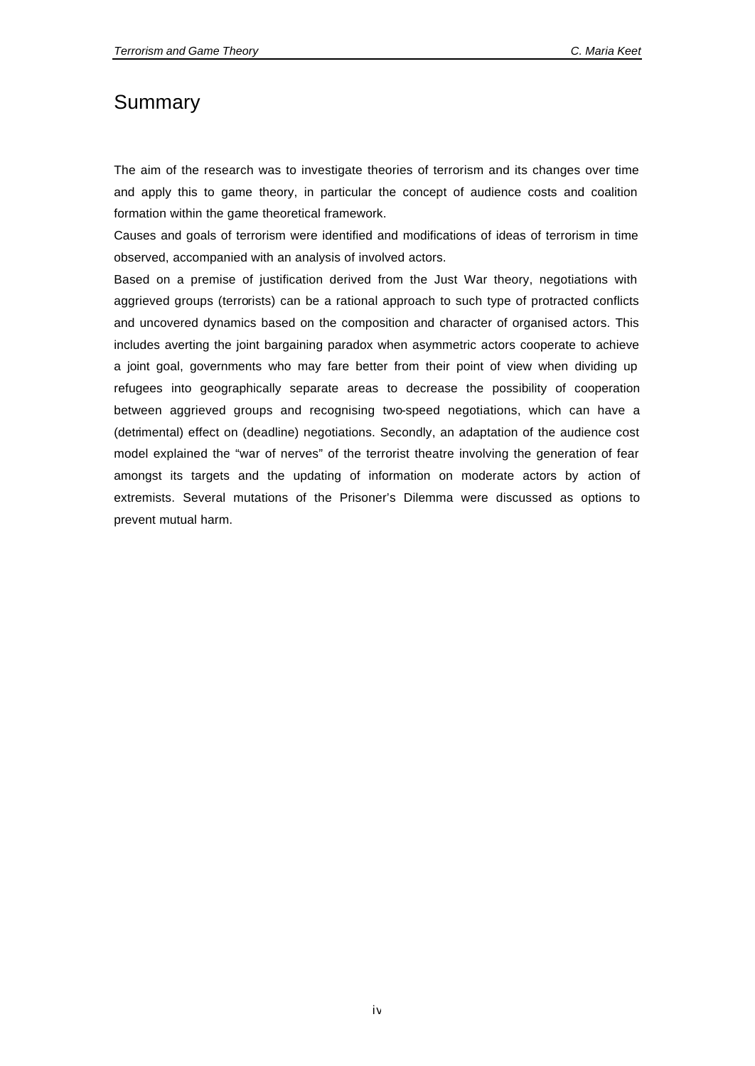# Summary

The aim of the research was to investigate theories of terrorism and its changes over time and apply this to game theory, in particular the concept of audience costs and coalition formation within the game theoretical framework.

Causes and goals of terrorism were identified and modifications of ideas of terrorism in time observed, accompanied with an analysis of involved actors.

Based on a premise of justification derived from the Just War theory, negotiations with aggrieved groups (terrorists) can be a rational approach to such type of protracted conflicts and uncovered dynamics based on the composition and character of organised actors. This includes averting the joint bargaining paradox when asymmetric actors cooperate to achieve a joint goal, governments who may fare better from their point of view when dividing up refugees into geographically separate areas to decrease the possibility of cooperation between aggrieved groups and recognising two-speed negotiations, which can have a (detrimental) effect on (deadline) negotiations. Secondly, an adaptation of the audience cost model explained the "war of nerves" of the terrorist theatre involving the generation of fear amongst its targets and the updating of information on moderate actors by action of extremists. Several mutations of the Prisoner's Dilemma were discussed as options to prevent mutual harm.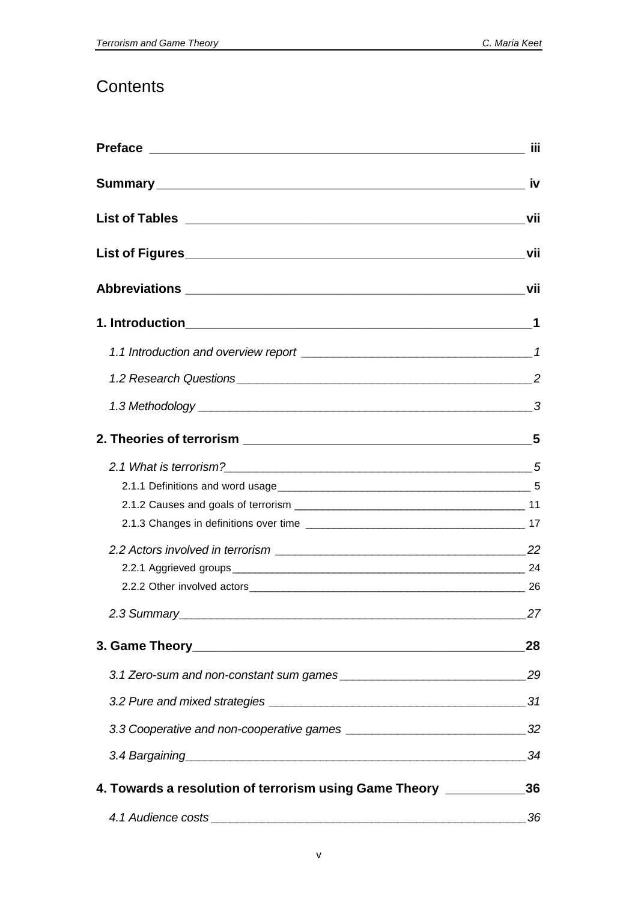# Contents

**Preface** iii

**Summary** iv

**List of Tables** vii

**List of Figures** vii

**Abbreviations** vii

**1. Introduction** 1

*1.1 Introduction and overview report* 1

*1.2 Research Questions* 2

*1.3 Methodology* 3

**2. Theories of terrorism** 5

*2.1 What is terrorism?* 5

2.1.1 Definitions and word usage 5

2.1.2 Causes and goals of terrorism 11

2.1.3 Changes in definitions over time 17

*2.2 Actors involved in terrorism* 22

2.2.1 Aggrieved groups 24

2.2.2 Other involved actors 26

*2.3 Summary* 27

**3. Game Theory** 28

*3.1 Zero-sum and non-constant sum games* 29

*3.2 Pure and mixed strategies* 31

*3.3 Cooperative and non-cooperative games* 32

*3.4 Bargaining* 34

**4. Towards a resolution of terrorism using Game Theory** 36

*4.1 Audience costs* 36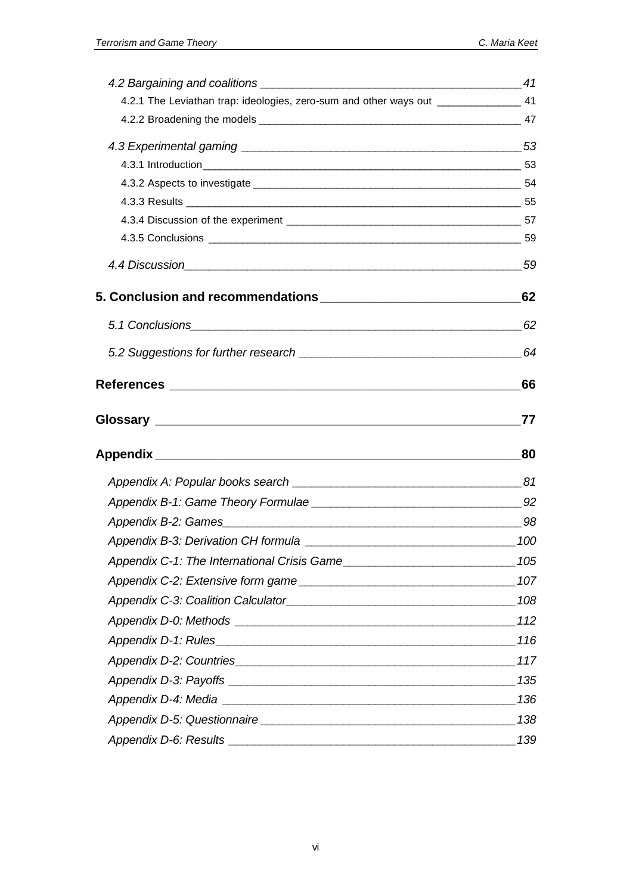*4.2 Bargaining and coalitions* ____________________ *41*

4.2.1 The Leviathan trap: ideologies, zero-sum and other ways out ____________ 41

4.2.2 Broadening the models ____________________ 47

*4.3 Experimental gaming* ____________________ *53*

4.3.1 Introduction ____________________ 53

4.3.2 Aspects to investigate ____________________ 54

4.3.3 Results ____________________ 55

4.3.4 Discussion of the experiment ____________________ 57

4.3.5 Conclusions ____________________ 59

*4.4 Discussion* ____________________ *59*

**5. Conclusion and recommendations ____________________ 62**

*5.1 Conclusions* ____________________ *62*

*5.2 Suggestions for further research* ____________________ *64*

**References ____________________ 66**

**Glossary ____________________ 77**

**Appendix ____________________ 80**

*Appendix A: Popular books search* ____________________ *81*

*Appendix B-1: Game Theory Formulae* ____________________ *92*

*Appendix B-2: Games* ____________________ *98*

*Appendix B-3: Derivation CH formula* ____________________ *100*

*Appendix C-1: The International Crisis Game* ____________________ *105*

*Appendix C-2: Extensive form game* ____________________ *107*

*Appendix C-3: Coalition Calculator* ____________________ *108*

*Appendix D-0: Methods* ____________________ *112*

*Appendix D-1: Rules* ____________________ *116*

*Appendix D-2: Countries* ____________________ *117*

*Appendix D-3: Payoffs* ____________________ *135*

*Appendix D-4: Media* ____________________ *136*

*Appendix D-5: Questionnaire* ____________________ *138*

*Appendix D-6: Results* ____________________ *139*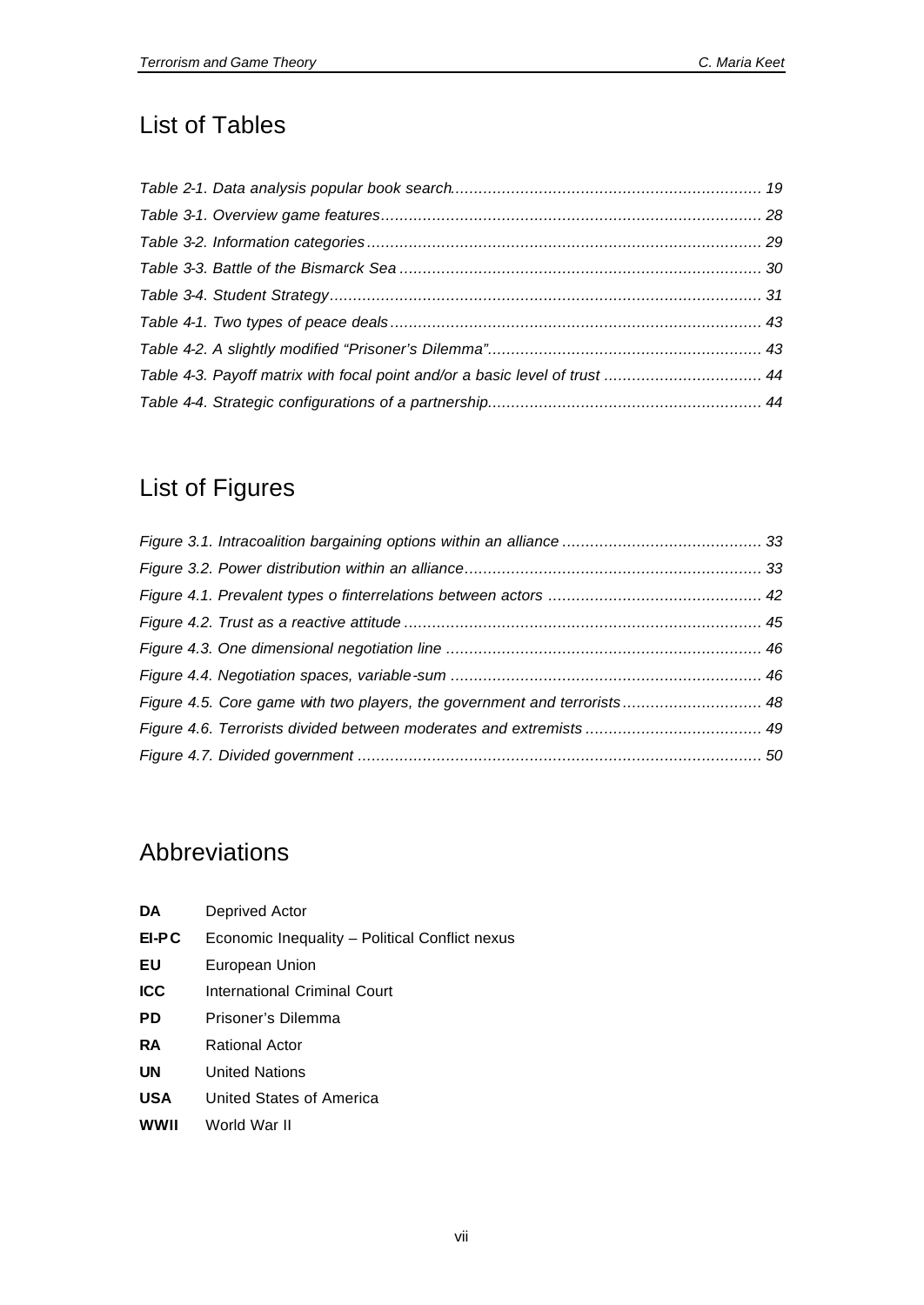## List of Tables

*Table 2-1. Data analysis popular book search* .................................................................. 19
*Table 3-1. Overview game features* ................................................................................. 28
*Table 3-2. Information categories* .................................................................................... 29
*Table 3-3. Battle of the Bismarck Sea* ............................................................................. 30
*Table 3-4. Student Strategy* ............................................................................................ 31
*Table 4-1. Two types of peace deals* ................................................................................ 43
*Table 4-2. A slightly modified "Prisoner's Dilemma"* ........................................................... 43
*Table 4-3. Payoff matrix with focal point and/or a basic level of trust* .................................. 44
*Table 4-4. Strategic configurations of a partnership* ........................................................... 44

## List of Figures

*Figure 3.1. Intracoalition bargaining options within an alliance* ........................................... 33
*Figure 3.2. Power distribution within an alliance* ................................................................ 33
*Figure 4.1. Prevalent types o finterrelations between actors* ............................................. 42
*Figure 4.2. Trust as a reactive attitude* ............................................................................ 45
*Figure 4.3. One dimensional negotiation line* ................................................................... 46
*Figure 4.4. Negotiation spaces, variable-sum* .................................................................. 46
*Figure 4.5. Core game with two players, the government and terrorists* ............................. 48
*Figure 4.6. Terrorists divided between moderates and extremists* ..................................... 49
*Figure 4.7. Divided government* ...................................................................................... 50

## Abbreviations

| | |
|---|---|
| **DA** | Deprived Actor |
| **EI-PC** | Economic Inequality – Political Conflict nexus |
| **EU** | European Union |
| **ICC** | International Criminal Court |
| **PD** | Prisoner's Dilemma |
| **RA** | Rational Actor |
| **UN** | United Nations |
| **USA** | United States of America |
| **WWII** | World War II |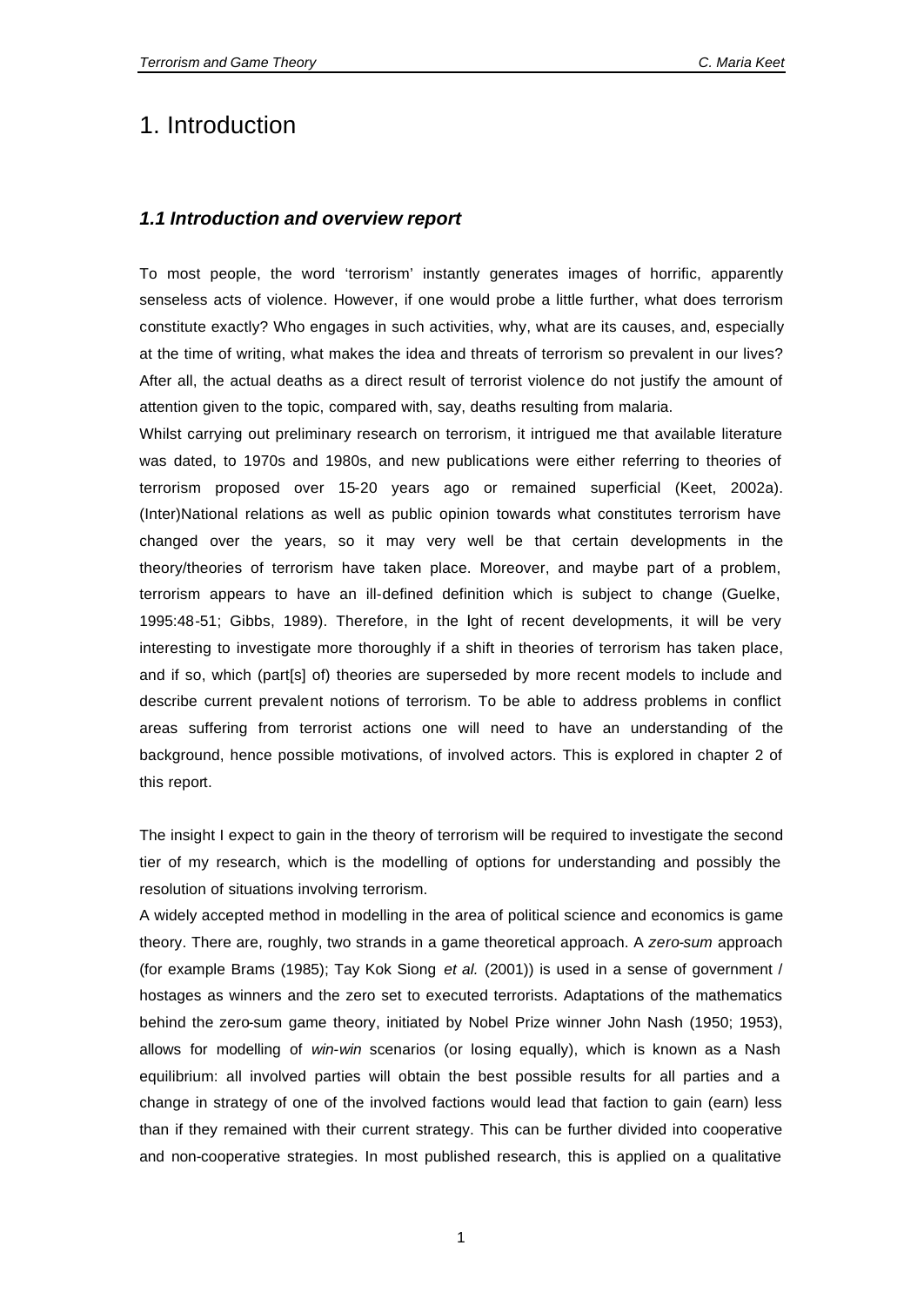# 1. Introduction

### *1.1 Introduction and overview report*

To most people, the word 'terrorism' instantly generates images of horrific, apparently senseless acts of violence. However, if one would probe a little further, what does terrorism constitute exactly? Who engages in such activities, why, what are its causes, and, especially at the time of writing, what makes the idea and threats of terrorism so prevalent in our lives? After all, the actual deaths as a direct result of terrorist violence do not justify the amount of attention given to the topic, compared with, say, deaths resulting from malaria.

Whilst carrying out preliminary research on terrorism, it intrigued me that available literature was dated, to 1970s and 1980s, and new publications were either referring to theories of terrorism proposed over 15-20 years ago or remained superficial (Keet, 2002a). (Inter)National relations as well as public opinion towards what constitutes terrorism have changed over the years, so it may very well be that certain developments in the theory/theories of terrorism have taken place. Moreover, and maybe part of a problem, terrorism appears to have an ill-defined definition which is subject to change (Guelke, 1995:48-51; Gibbs, 1989). Therefore, in the lght of recent developments, it will be very interesting to investigate more thoroughly if a shift in theories of terrorism has taken place, and if so, which (part[s] of) theories are superseded by more recent models to include and describe current prevalent notions of terrorism. To be able to address problems in conflict areas suffering from terrorist actions one will need to have an understanding of the background, hence possible motivations, of involved actors. This is explored in chapter 2 of this report.

The insight I expect to gain in the theory of terrorism will be required to investigate the second tier of my research, which is the modelling of options for understanding and possibly the resolution of situations involving terrorism.

A widely accepted method in modelling in the area of political science and economics is game theory. There are, roughly, two strands in a game theoretical approach. A *zero-sum* approach (for example Brams (1985); Tay Kok Siong *et al.* (2001)) is used in a sense of government / hostages as winners and the zero set to executed terrorists. Adaptations of the mathematics behind the zero-sum game theory, initiated by Nobel Prize winner John Nash (1950; 1953), allows for modelling of *win-win* scenarios (or losing equally), which is known as a Nash equilibrium: all involved parties will obtain the best possible results for all parties and a change in strategy of one of the involved factions would lead that faction to gain (earn) less than if they remained with their current strategy. This can be further divided into cooperative and non-cooperative strategies. In most published research, this is applied on a qualitative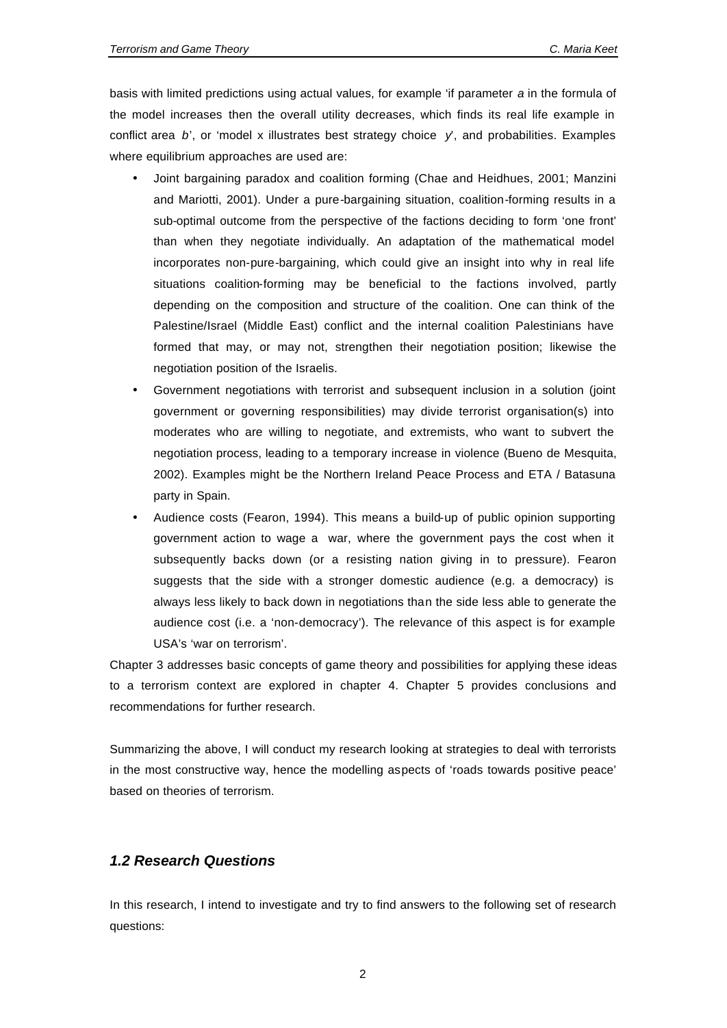basis with limited predictions using actual values, for example 'if parameter *a* in the formula of the model increases then the overall utility decreases, which finds its real life example in conflict area *b*', or 'model x illustrates best strategy choice *y*', and probabilities. Examples where equilibrium approaches are used are:

- Joint bargaining paradox and coalition forming (Chae and Heidhues, 2001; Manzini and Mariotti, 2001). Under a pure-bargaining situation, coalition-forming results in a sub-optimal outcome from the perspective of the factions deciding to form 'one front' than when they negotiate individually. An adaptation of the mathematical model incorporates non-pure-bargaining, which could give an insight into why in real life situations coalition-forming may be beneficial to the factions involved, partly depending on the composition and structure of the coalition. One can think of the Palestine/Israel (Middle East) conflict and the internal coalition Palestinians have formed that may, or may not, strengthen their negotiation position; likewise the negotiation position of the Israelis.
- Government negotiations with terrorist and subsequent inclusion in a solution (joint government or governing responsibilities) may divide terrorist organisation(s) into moderates who are willing to negotiate, and extremists, who want to subvert the negotiation process, leading to a temporary increase in violence (Bueno de Mesquita, 2002). Examples might be the Northern Ireland Peace Process and ETA / Batasuna party in Spain.
- Audience costs (Fearon, 1994). This means a build-up of public opinion supporting government action to wage a war, where the government pays the cost when it subsequently backs down (or a resisting nation giving in to pressure). Fearon suggests that the side with a stronger domestic audience (e.g. a democracy) is always less likely to back down in negotiations than the side less able to generate the audience cost (i.e. a 'non-democracy'). The relevance of this aspect is for example USA's 'war on terrorism'.

Chapter 3 addresses basic concepts of game theory and possibilities for applying these ideas to a terrorism context are explored in chapter 4. Chapter 5 provides conclusions and recommendations for further research.

Summarizing the above, I will conduct my research looking at strategies to deal with terrorists in the most constructive way, hence the modelling aspects of 'roads towards positive peace' based on theories of terrorism.

### *1.2 Research Questions*

In this research, I intend to investigate and try to find answers to the following set of research questions: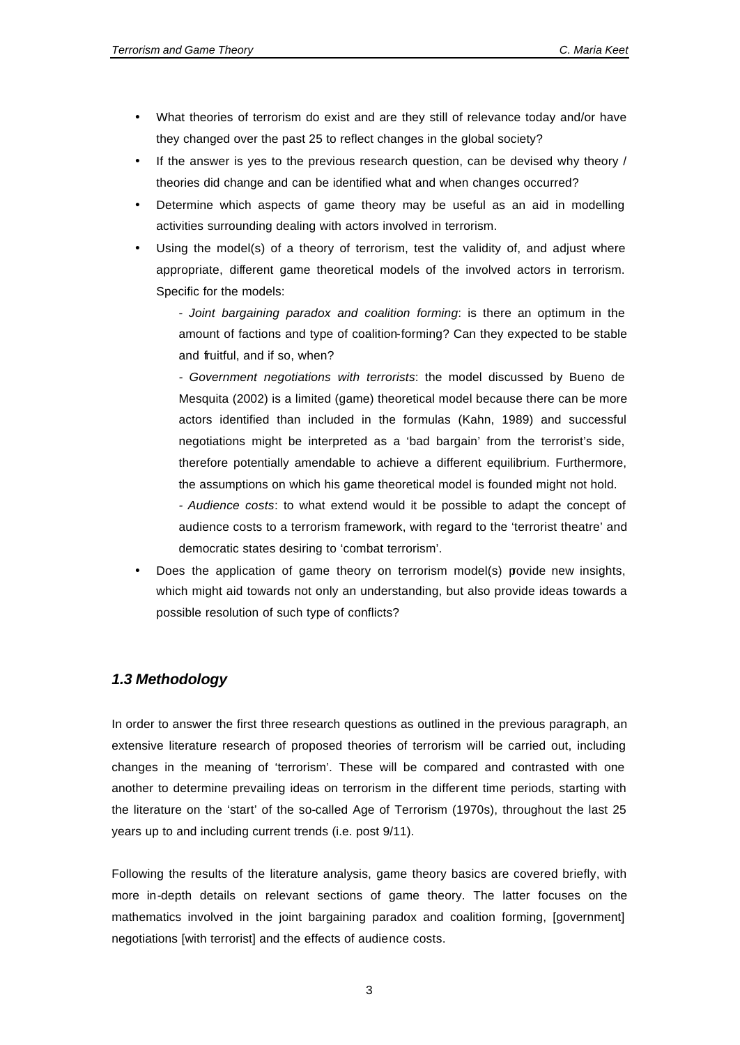- What theories of terrorism do exist and are they still of relevance today and/or have they changed over the past 25 to reflect changes in the global society?
- If the answer is yes to the previous research question, can be devised why theory / theories did change and can be identified what and when changes occurred?
- Determine which aspects of game theory may be useful as an aid in modelling activities surrounding dealing with actors involved in terrorism.
- Using the model(s) of a theory of terrorism, test the validity of, and adjust where appropriate, different game theoretical models of the involved actors in terrorism. Specific for the models:

  - *Joint bargaining paradox and coalition forming*: is there an optimum in the amount of factions and type of coalition-forming? Can they expected to be stable and fruitful, and if so, when?

  - *Government negotiations with terrorists*: the model discussed by Bueno de Mesquita (2002) is a limited (game) theoretical model because there can be more actors identified than included in the formulas (Kahn, 1989) and successful negotiations might be interpreted as a 'bad bargain' from the terrorist's side, therefore potentially amendable to achieve a different equilibrium. Furthermore, the assumptions on which his game theoretical model is founded might not hold.

  - *Audience costs*: to what extend would it be possible to adapt the concept of audience costs to a terrorism framework, with regard to the 'terrorist theatre' and democratic states desiring to 'combat terrorism'.
- Does the application of game theory on terrorism model(s) provide new insights, which might aid towards not only an understanding, but also provide ideas towards a possible resolution of such type of conflicts?

### *1.3 Methodology*

In order to answer the first three research questions as outlined in the previous paragraph, an extensive literature research of proposed theories of terrorism will be carried out, including changes in the meaning of 'terrorism'. These will be compared and contrasted with one another to determine prevailing ideas on terrorism in the different time periods, starting with the literature on the 'start' of the so-called Age of Terrorism (1970s), throughout the last 25 years up to and including current trends (i.e. post 9/11).

Following the results of the literature analysis, game theory basics are covered briefly, with more in-depth details on relevant sections of game theory. The latter focuses on the mathematics involved in the joint bargaining paradox and coalition forming, [government] negotiations [with terrorist] and the effects of audience costs.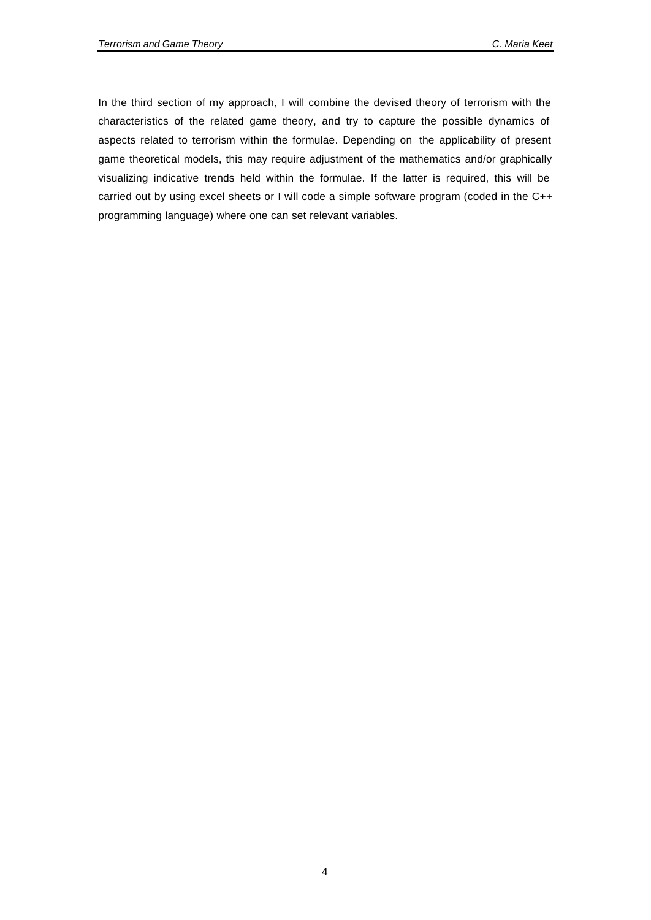In the third section of my approach, I will combine the devised theory of terrorism with the characteristics of the related game theory, and try to capture the possible dynamics of aspects related to terrorism within the formulae. Depending on the applicability of present game theoretical models, this may require adjustment of the mathematics and/or graphically visualizing indicative trends held within the formulae. If the latter is required, this will be carried out by using excel sheets or I will code a simple software program (coded in the C++ programming language) where one can set relevant variables.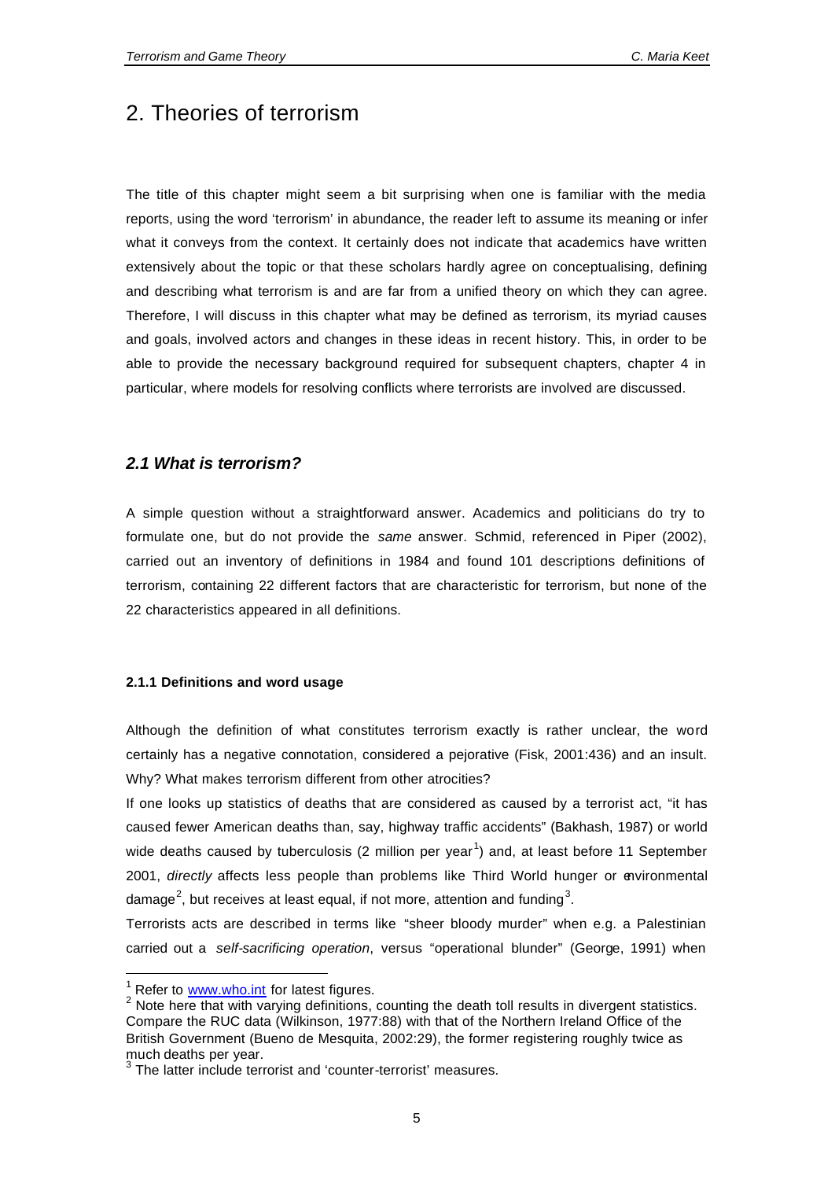# 2. Theories of terrorism

The title of this chapter might seem a bit surprising when one is familiar with the media reports, using the word 'terrorism' in abundance, the reader left to assume its meaning or infer what it conveys from the context. It certainly does not indicate that academics have written extensively about the topic or that these scholars hardly agree on conceptualising, defining and describing what terrorism is and are far from a unified theory on which they can agree. Therefore, I will discuss in this chapter what may be defined as terrorism, its myriad causes and goals, involved actors and changes in these ideas in recent history. This, in order to be able to provide the necessary background required for subsequent chapters, chapter 4 in particular, where models for resolving conflicts where terrorists are involved are discussed.

## *2.1 What is terrorism?*

A simple question without a straightforward answer. Academics and politicians do try to formulate one, but do not provide the *same* answer. Schmid, referenced in Piper (2002), carried out an inventory of definitions in 1984 and found 101 descriptions definitions of terrorism, containing 22 different factors that are characteristic for terrorism, but none of the 22 characteristics appeared in all definitions.

### 2.1.1 Definitions and word usage

Although the definition of what constitutes terrorism exactly is rather unclear, the word certainly has a negative connotation, considered a pejorative (Fisk, 2001:436) and an insult. Why? What makes terrorism different from other atrocities?

If one looks up statistics of deaths that are considered as caused by a terrorist act, "it has caused fewer American deaths than, say, highway traffic accidents" (Bakhash, 1987) or world wide deaths caused by tuberculosis (2 million per year[1]) and, at least before 11 September 2001, *directly* affects less people than problems like Third World hunger or environmental damage[2], but receives at least equal, if not more, attention and funding[3].

Terrorists acts are described in terms like "sheer bloody murder" when e.g. a Palestinian carried out a *self-sacrificing operation*, versus "operational blunder" (George, 1991) when

[1] Refer to www.who.int for latest figures.

[2] Note here that with varying definitions, counting the death toll results in divergent statistics. Compare the RUC data (Wilkinson, 1977:88) with that of the Northern Ireland Office of the British Government (Bueno de Mesquita, 2002:29), the former registering roughly twice as much deaths per year.

[3] The latter include terrorist and 'counter-terrorist' measures.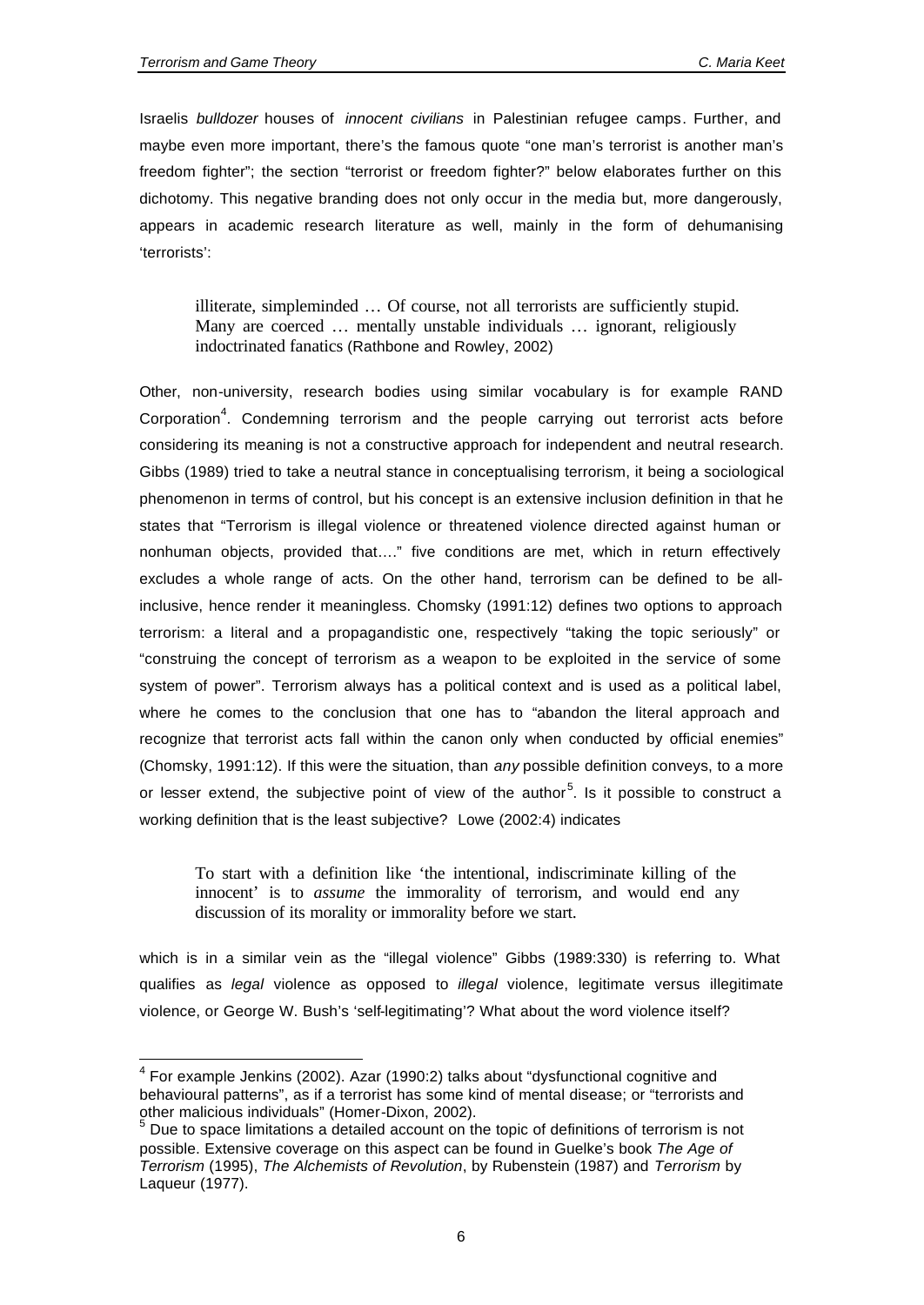Israelis *bulldozer* houses of *innocent civilians* in Palestinian refugee camps. Further, and maybe even more important, there's the famous quote "one man's terrorist is another man's freedom fighter"; the section "terrorist or freedom fighter?" below elaborates further on this dichotomy. This negative branding does not only occur in the media but, more dangerously, appears in academic research literature as well, mainly in the form of dehumanising 'terrorists':

> illiterate, simpleminded … Of course, not all terrorists are sufficiently stupid. Many are coerced … mentally unstable individuals … ignorant, religiously indoctrinated fanatics (Rathbone and Rowley, 2002)

Other, non-university, research bodies using similar vocabulary is for example RAND Corporation[4]. Condemning terrorism and the people carrying out terrorist acts before considering its meaning is not a constructive approach for independent and neutral research. Gibbs (1989) tried to take a neutral stance in conceptualising terrorism, it being a sociological phenomenon in terms of control, but his concept is an extensive inclusion definition in that he states that "Terrorism is illegal violence or threatened violence directed against human or nonhuman objects, provided that…." five conditions are met, which in return effectively excludes a whole range of acts. On the other hand, terrorism can be defined to be all-inclusive, hence render it meaningless. Chomsky (1991:12) defines two options to approach terrorism: a literal and a propagandistic one, respectively "taking the topic seriously" or "construing the concept of terrorism as a weapon to be exploited in the service of some system of power". Terrorism always has a political context and is used as a political label, where he comes to the conclusion that one has to "abandon the literal approach and recognize that terrorist acts fall within the canon only when conducted by official enemies" (Chomsky, 1991:12). If this were the situation, than *any* possible definition conveys, to a more or lesser extend, the subjective point of view of the author[5]. Is it possible to construct a working definition that is the least subjective? Lowe (2002:4) indicates

> To start with a definition like 'the intentional, indiscriminate killing of the innocent' is to *assume* the immorality of terrorism, and would end any discussion of its morality or immorality before we start.

which is in a similar vein as the "illegal violence" Gibbs (1989:330) is referring to. What qualifies as *legal* violence as opposed to *illegal* violence, legitimate versus illegitimate violence, or George W. Bush's 'self-legitimating'? What about the word violence itself?

---

[4] For example Jenkins (2002). Azar (1990:2) talks about "dysfunctional cognitive and behavioural patterns", as if a terrorist has some kind of mental disease; or "terrorists and other malicious individuals" (Homer-Dixon, 2002).

[5] Due to space limitations a detailed account on the topic of definitions of terrorism is not possible. Extensive coverage on this aspect can be found in Guelke's book *The Age of Terrorism* (1995), *The Alchemists of Revolution*, by Rubenstein (1987) and *Terrorism* by Laqueur (1977).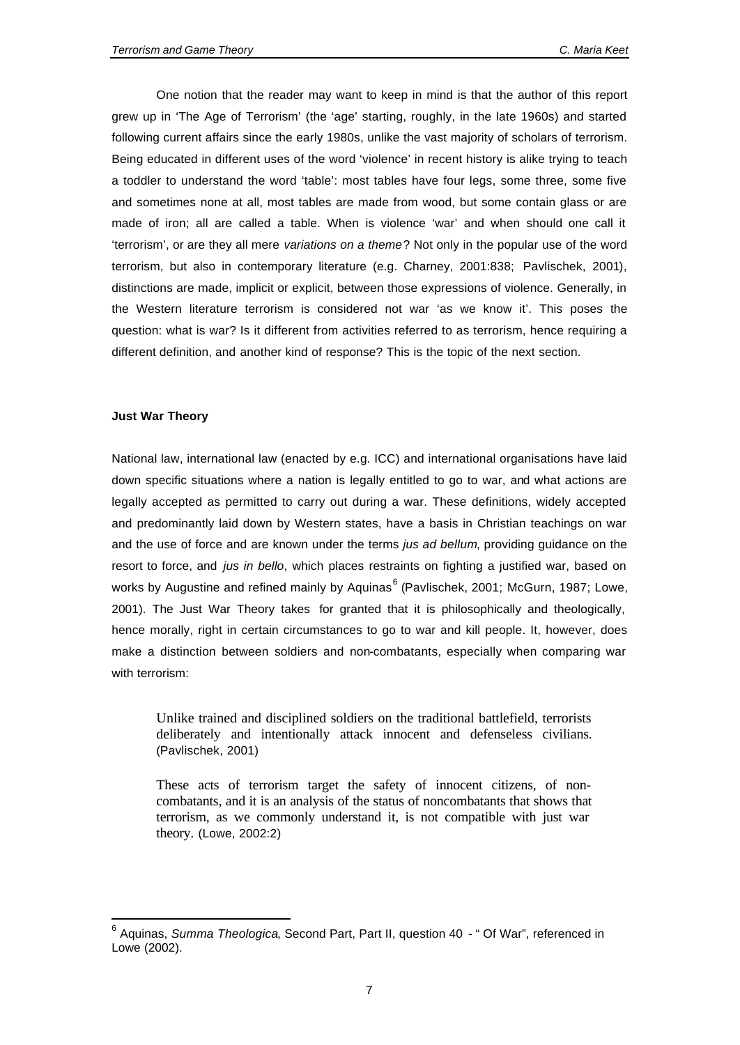One notion that the reader may want to keep in mind is that the author of this report grew up in 'The Age of Terrorism' (the 'age' starting, roughly, in the late 1960s) and started following current affairs since the early 1980s, unlike the vast majority of scholars of terrorism. Being educated in different uses of the word 'violence' in recent history is alike trying to teach a toddler to understand the word 'table': most tables have four legs, some three, some five and sometimes none at all, most tables are made from wood, but some contain glass or are made of iron; all are called a table. When is violence 'war' and when should one call it 'terrorism', or are they all mere *variations on a theme*? Not only in the popular use of the word terrorism, but also in contemporary literature (e.g. Charney, 2001:838; Pavlischek, 2001), distinctions are made, implicit or explicit, between those expressions of violence. Generally, in the Western literature terrorism is considered not war 'as we know it'. This poses the question: what is war? Is it different from activities referred to as terrorism, hence requiring a different definition, and another kind of response? This is the topic of the next section.

### Just War Theory

National law, international law (enacted by e.g. ICC) and international organisations have laid down specific situations where a nation is legally entitled to go to war, and what actions are legally accepted as permitted to carry out during a war. These definitions, widely accepted and predominantly laid down by Western states, have a basis in Christian teachings on war and the use of force and are known under the terms *jus ad bellum*, providing guidance on the resort to force, and *jus in bello*, which places restraints on fighting a justified war, based on works by Augustine and refined mainly by Aquinas[6] (Pavlischek, 2001; McGurn, 1987; Lowe, 2001). The Just War Theory takes for granted that it is philosophically and theologically, hence morally, right in certain circumstances to go to war and kill people. It, however, does make a distinction between soldiers and non-combatants, especially when comparing war with terrorism:

> Unlike trained and disciplined soldiers on the traditional battlefield, terrorists deliberately and intentionally attack innocent and defenseless civilians. (Pavlischek, 2001)

> These acts of terrorism target the safety of innocent citizens, of non-combatants, and it is an analysis of the status of noncombatants that shows that terrorism, as we commonly understand it, is not compatible with just war theory. (Lowe, 2002:2)

---

[6] Aquinas, *Summa Theologica*, Second Part, Part II, question 40 - " Of War", referenced in Lowe (2002).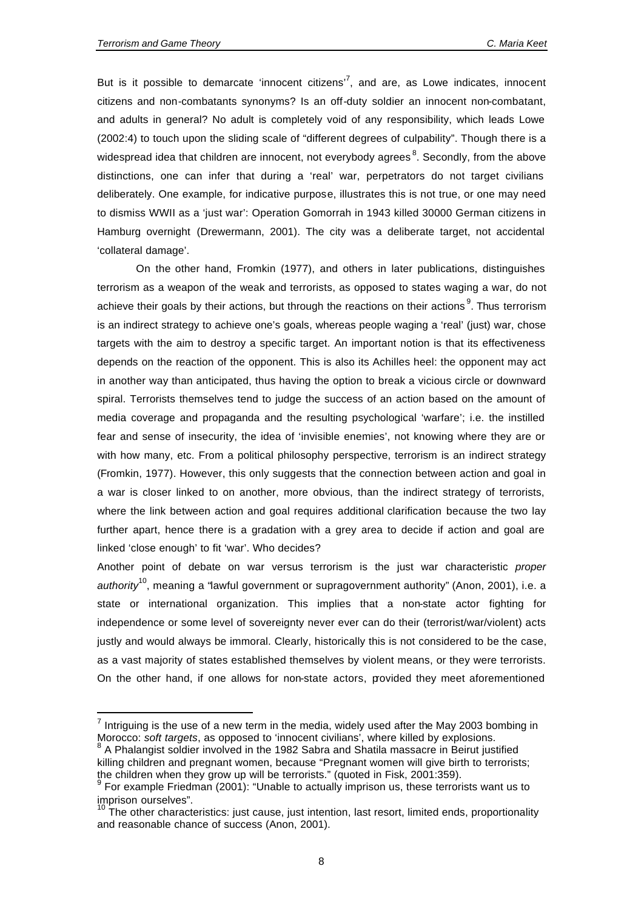But is it possible to demarcate 'innocent citizens'[7], and are, as Lowe indicates, innocent citizens and non-combatants synonyms? Is an off-duty soldier an innocent non-combatant, and adults in general? No adult is completely void of any responsibility, which leads Lowe (2002:4) to touch upon the sliding scale of "different degrees of culpability". Though there is a widespread idea that children are innocent, not everybody agrees[8]. Secondly, from the above distinctions, one can infer that during a 'real' war, perpetrators do not target civilians deliberately. One example, for indicative purpose, illustrates this is not true, or one may need to dismiss WWII as a 'just war': Operation Gomorrah in 1943 killed 30000 German citizens in Hamburg overnight (Drewermann, 2001). The city was a deliberate target, not accidental 'collateral damage'.

On the other hand, Fromkin (1977), and others in later publications, distinguishes terrorism as a weapon of the weak and terrorists, as opposed to states waging a war, do not achieve their goals by their actions, but through the reactions on their actions[9]. Thus terrorism is an indirect strategy to achieve one's goals, whereas people waging a 'real' (just) war, chose targets with the aim to destroy a specific target. An important notion is that its effectiveness depends on the reaction of the opponent. This is also its Achilles heel: the opponent may act in another way than anticipated, thus having the option to break a vicious circle or downward spiral. Terrorists themselves tend to judge the success of an action based on the amount of media coverage and propaganda and the resulting psychological 'warfare'; i.e. the instilled fear and sense of insecurity, the idea of 'invisible enemies', not knowing where they are or with how many, etc. From a political philosophy perspective, terrorism is an indirect strategy (Fromkin, 1977). However, this only suggests that the connection between action and goal in a war is closer linked to on another, more obvious, than the indirect strategy of terrorists, where the link between action and goal requires additional clarification because the two lay further apart, hence there is a gradation with a grey area to decide if action and goal are linked 'close enough' to fit 'war'. Who decides?

Another point of debate on war versus terrorism is the just war characteristic *proper authority*[10], meaning a "lawful government or supragovernment authority" (Anon, 2001), i.e. a state or international organization. This implies that a non-state actor fighting for independence or some level of sovereignty never ever can do their (terrorist/war/violent) acts justly and would always be immoral. Clearly, historically this is not considered to be the case, as a vast majority of states established themselves by violent means, or they were terrorists. On the other hand, if one allows for non-state actors, provided they meet aforementioned

---

[7] Intriguing is the use of a new term in the media, widely used after the May 2003 bombing in Morocco: *soft targets*, as opposed to 'innocent civilians', where killed by explosions.

[8] A Phalangist soldier involved in the 1982 Sabra and Shatila massacre in Beirut justified killing children and pregnant women, because "Pregnant women will give birth to terrorists; the children when they grow up will be terrorists." (quoted in Fisk, 2001:359).

[9] For example Friedman (2001): "Unable to actually imprison us, these terrorists want us to imprison ourselves".

[10] The other characteristics: just cause, just intention, last resort, limited ends, proportionality and reasonable chance of success (Anon, 2001).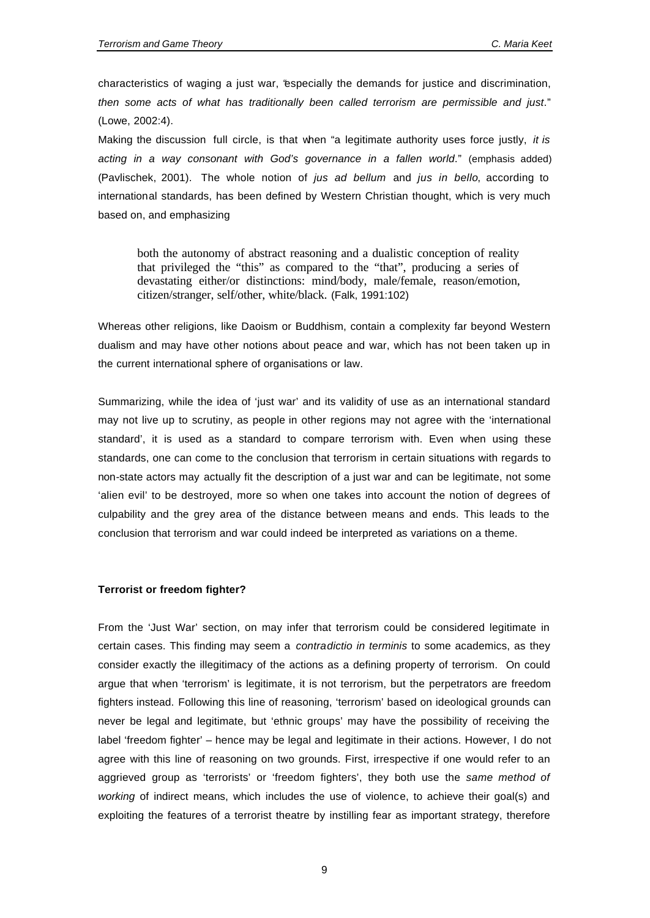characteristics of waging a just war, "especially the demands for justice and discrimination, *then some acts of what has traditionally been called terrorism are permissible and just*." (Lowe, 2002:4).

Making the discussion full circle, is that when "a legitimate authority uses force justly, *it is acting in a way consonant with God's governance in a fallen world*." (emphasis added) (Pavlischek, 2001). The whole notion of *jus ad bellum* and *jus in bello*, according to international standards, has been defined by Western Christian thought, which is very much based on, and emphasizing

> both the autonomy of abstract reasoning and a dualistic conception of reality that privileged the "this" as compared to the "that", producing a series of devastating either/or distinctions: mind/body, male/female, reason/emotion, citizen/stranger, self/other, white/black. (Falk, 1991:102)

Whereas other religions, like Daoism or Buddhism, contain a complexity far beyond Western dualism and may have other notions about peace and war, which has not been taken up in the current international sphere of organisations or law.

Summarizing, while the idea of 'just war' and its validity of use as an international standard may not live up to scrutiny, as people in other regions may not agree with the 'international standard', it is used as a standard to compare terrorism with. Even when using these standards, one can come to the conclusion that terrorism in certain situations with regards to non-state actors may actually fit the description of a just war and can be legitimate, not some 'alien evil' to be destroyed, more so when one takes into account the notion of degrees of culpability and the grey area of the distance between means and ends. This leads to the conclusion that terrorism and war could indeed be interpreted as variations on a theme.

**Terrorist or freedom fighter?**

From the 'Just War' section, on may infer that terrorism could be considered legitimate in certain cases. This finding may seem a *contradictio in terminis* to some academics, as they consider exactly the illegitimacy of the actions as a defining property of terrorism. On could argue that when 'terrorism' is legitimate, it is not terrorism, but the perpetrators are freedom fighters instead. Following this line of reasoning, 'terrorism' based on ideological grounds can never be legal and legitimate, but 'ethnic groups' may have the possibility of receiving the label 'freedom fighter' – hence may be legal and legitimate in their actions. However, I do not agree with this line of reasoning on two grounds. First, irrespective if one would refer to an aggrieved group as 'terrorists' or 'freedom fighters', they both use the *same method of working* of indirect means, which includes the use of violence, to achieve their goal(s) and exploiting the features of a terrorist theatre by instilling fear as important strategy, therefore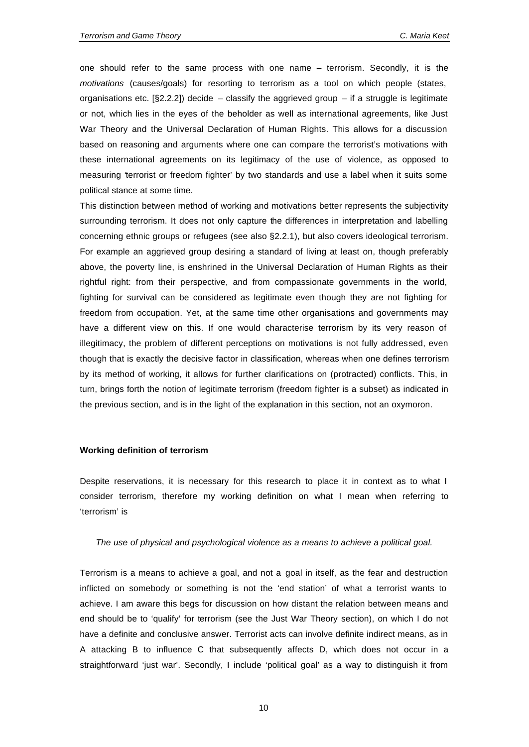one should refer to the same process with one name – terrorism. Secondly, it is the *motivations* (causes/goals) for resorting to terrorism as a tool on which people (states, organisations etc. [§2.2.2]) decide – classify the aggrieved group – if a struggle is legitimate or not, which lies in the eyes of the beholder as well as international agreements, like Just War Theory and the Universal Declaration of Human Rights. This allows for a discussion based on reasoning and arguments where one can compare the terrorist's motivations with these international agreements on its legitimacy of the use of violence, as opposed to measuring 'terrorist or freedom fighter' by two standards and use a label when it suits some political stance at some time.

This distinction between method of working and motivations better represents the subjectivity surrounding terrorism. It does not only capture the differences in interpretation and labelling concerning ethnic groups or refugees (see also §2.2.1), but also covers ideological terrorism. For example an aggrieved group desiring a standard of living at least on, though preferably above, the poverty line, is enshrined in the Universal Declaration of Human Rights as their rightful right: from their perspective, and from compassionate governments in the world, fighting for survival can be considered as legitimate even though they are not fighting for freedom from occupation. Yet, at the same time other organisations and governments may have a different view on this. If one would characterise terrorism by its very reason of illegitimacy, the problem of different perceptions on motivations is not fully addressed, even though that is exactly the decisive factor in classification, whereas when one defines terrorism by its method of working, it allows for further clarifications on (protracted) conflicts. This, in turn, brings forth the notion of legitimate terrorism (freedom fighter is a subset) as indicated in the previous section, and is in the light of the explanation in this section, not an oxymoron.

**Working definition of terrorism**

Despite reservations, it is necessary for this research to place it in context as to what I consider terrorism, therefore my working definition on what I mean when referring to 'terrorism' is

*The use of physical and psychological violence as a means to achieve a political goal.*

Terrorism is a means to achieve a goal, and not a goal in itself, as the fear and destruction inflicted on somebody or something is not the 'end station' of what a terrorist wants to achieve. I am aware this begs for discussion on how distant the relation between means and end should be to 'qualify' for terrorism (see the Just War Theory section), on which I do not have a definite and conclusive answer. Terrorist acts can involve definite indirect means, as in A attacking B to influence C that subsequently affects D, which does not occur in a straightforward 'just war'. Secondly, I include 'political goal' as a way to distinguish it from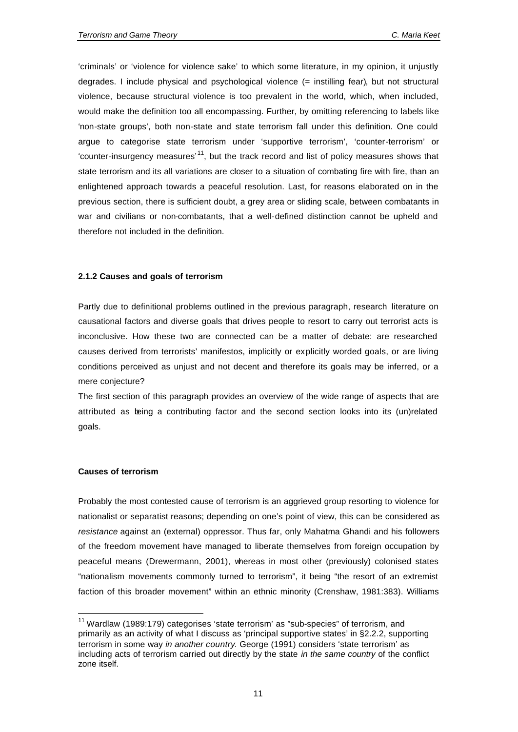'criminals' or 'violence for violence sake' to which some literature, in my opinion, it unjustly degrades. I include physical and psychological violence (= instilling fear), but not structural violence, because structural violence is too prevalent in the world, which, when included, would make the definition too all encompassing. Further, by omitting referencing to labels like 'non-state groups', both non-state and state terrorism fall under this definition. One could argue to categorise state terrorism under 'supportive terrorism', 'counter-terrorism' or 'counter-insurgency measures'[11], but the track record and list of policy measures shows that state terrorism and its all variations are closer to a situation of combating fire with fire, than an enlightened approach towards a peaceful resolution. Last, for reasons elaborated on in the previous section, there is sufficient doubt, a grey area or sliding scale, between combatants in war and civilians or non-combatants, that a well-defined distinction cannot be upheld and therefore not included in the definition.

### 2.1.2 Causes and goals of terrorism

Partly due to definitional problems outlined in the previous paragraph, research literature on causational factors and diverse goals that drives people to resort to carry out terrorist acts is inconclusive. How these two are connected can be a matter of debate: are researched causes derived from terrorists' manifestos, implicitly or explicitly worded goals, or are living conditions perceived as unjust and not decent and therefore its goals may be inferred, or a mere conjecture?

The first section of this paragraph provides an overview of the wide range of aspects that are attributed as being a contributing factor and the second section looks into its (un)related goals.

#### Causes of terrorism

Probably the most contested cause of terrorism is an aggrieved group resorting to violence for nationalist or separatist reasons; depending on one's point of view, this can be considered as *resistance* against an (external) oppressor. Thus far, only Mahatma Ghandi and his followers of the freedom movement have managed to liberate themselves from foreign occupation by peaceful means (Drewermann, 2001), whereas in most other (previously) colonised states "nationalism movements commonly turned to terrorism", it being "the resort of an extremist faction of this broader movement" within an ethnic minority (Crenshaw, 1981:383). Williams

[11] Wardlaw (1989:179) categorises 'state terrorism' as "sub-species" of terrorism, and primarily as an activity of what I discuss as 'principal supportive states' in §2.2.2, supporting terrorism in some way *in another country*. George (1991) considers 'state terrorism' as including acts of terrorism carried out directly by the state *in the same country* of the conflict zone itself.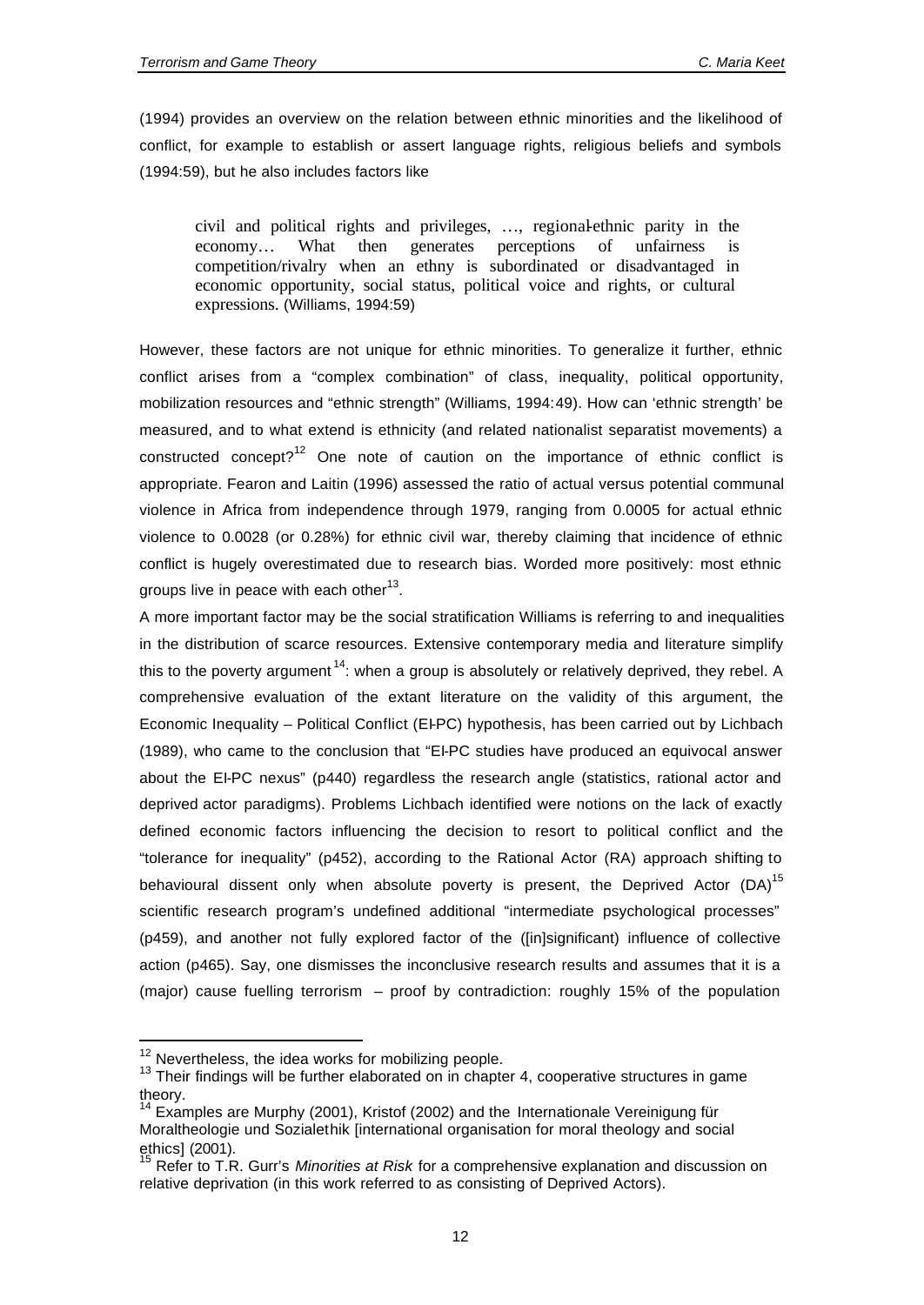(1994) provides an overview on the relation between ethnic minorities and the likelihood of conflict, for example to establish or assert language rights, religious beliefs and symbols (1994:59), but he also includes factors like

> civil and political rights and privileges, …, regional-ethnic parity in the economy… What then generates perceptions of unfairness is competition/rivalry when an ethny is subordinated or disadvantaged in economic opportunity, social status, political voice and rights, or cultural expressions. (Williams, 1994:59)

However, these factors are not unique for ethnic minorities. To generalize it further, ethnic conflict arises from a "complex combination" of class, inequality, political opportunity, mobilization resources and "ethnic strength" (Williams, 1994:49). How can 'ethnic strength' be measured, and to what extend is ethnicity (and related nationalist separatist movements) a constructed concept?[12] One note of caution on the importance of ethnic conflict is appropriate. Fearon and Laitin (1996) assessed the ratio of actual versus potential communal violence in Africa from independence through 1979, ranging from 0.0005 for actual ethnic violence to 0.0028 (or 0.28%) for ethnic civil war, thereby claiming that incidence of ethnic conflict is hugely overestimated due to research bias. Worded more positively: most ethnic groups live in peace with each other[13].

A more important factor may be the social stratification Williams is referring to and inequalities in the distribution of scarce resources. Extensive contemporary media and literature simplify this to the poverty argument[14]: when a group is absolutely or relatively deprived, they rebel. A comprehensive evaluation of the extant literature on the validity of this argument, the Economic Inequality – Political Conflict (EI-PC) hypothesis, has been carried out by Lichbach (1989), who came to the conclusion that "EI-PC studies have produced an equivocal answer about the EI-PC nexus" (p440) regardless the research angle (statistics, rational actor and deprived actor paradigms). Problems Lichbach identified were notions on the lack of exactly defined economic factors influencing the decision to resort to political conflict and the "tolerance for inequality" (p452), according to the Rational Actor (RA) approach shifting to behavioural dissent only when absolute poverty is present, the Deprived Actor (DA)[15] scientific research program's undefined additional "intermediate psychological processes" (p459), and another not fully explored factor of the ([in]significant) influence of collective action (p465). Say, one dismisses the inconclusive research results and assumes that it is a (major) cause fuelling terrorism – proof by contradiction: roughly 15% of the population

---

[12] Nevertheless, the idea works for mobilizing people.

[13] Their findings will be further elaborated on in chapter 4, cooperative structures in game theory.

[14] Examples are Murphy (2001), Kristof (2002) and the Internationale Vereinigung für Moraltheologie und Sozialethik [international organisation for moral theology and social ethics] (2001).

[15] Refer to T.R. Gurr's *Minorities at Risk* for a comprehensive explanation and discussion on relative deprivation (in this work referred to as consisting of Deprived Actors).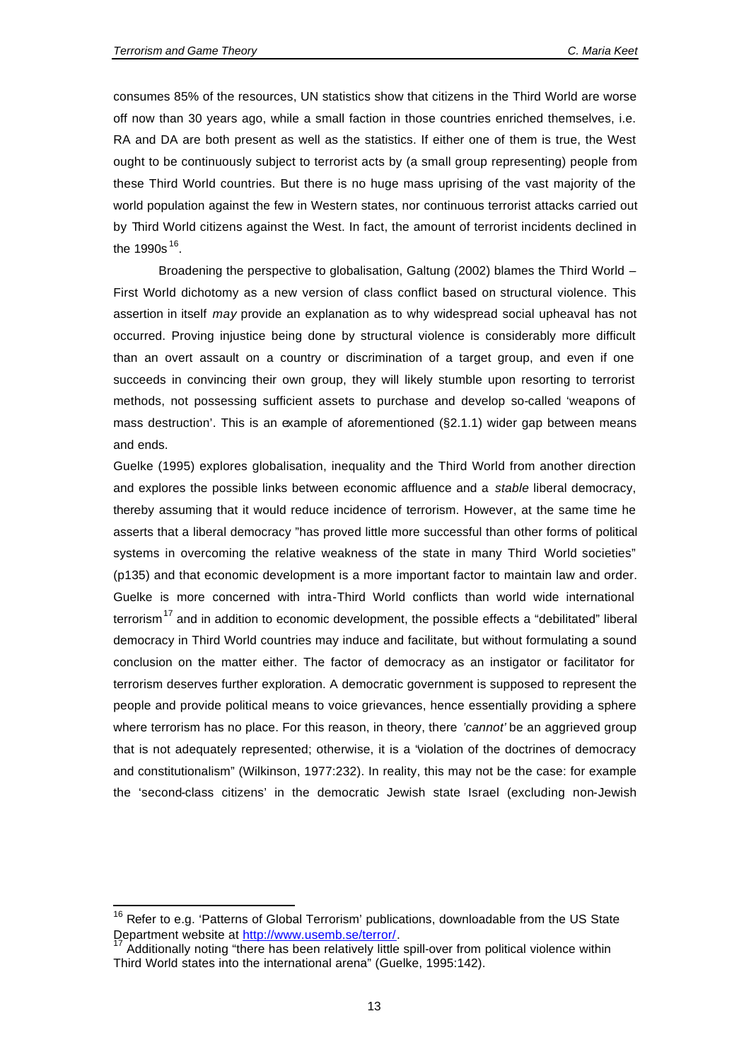consumes 85% of the resources, UN statistics show that citizens in the Third World are worse off now than 30 years ago, while a small faction in those countries enriched themselves, i.e. RA and DA are both present as well as the statistics. If either one of them is true, the West ought to be continuously subject to terrorist acts by (a small group representing) people from these Third World countries. But there is no huge mass uprising of the vast majority of the world population against the few in Western states, nor continuous terrorist attacks carried out by Third World citizens against the West. In fact, the amount of terrorist incidents declined in the 1990s[16].

Broadening the perspective to globalisation, Galtung (2002) blames the Third World – First World dichotomy as a new version of class conflict based on structural violence. This assertion in itself *may* provide an explanation as to why widespread social upheaval has not occurred. Proving injustice being done by structural violence is considerably more difficult than an overt assault on a country or discrimination of a target group, and even if one succeeds in convincing their own group, they will likely stumble upon resorting to terrorist methods, not possessing sufficient assets to purchase and develop so-called 'weapons of mass destruction'. This is an example of aforementioned (§2.1.1) wider gap between means and ends.

Guelke (1995) explores globalisation, inequality and the Third World from another direction and explores the possible links between economic affluence and a *stable* liberal democracy, thereby assuming that it would reduce incidence of terrorism. However, at the same time he asserts that a liberal democracy "has proved little more successful than other forms of political systems in overcoming the relative weakness of the state in many Third World societies" (p135) and that economic development is a more important factor to maintain law and order. Guelke is more concerned with intra-Third World conflicts than world wide international terrorism[17] and in addition to economic development, the possible effects a "debilitated" liberal democracy in Third World countries may induce and facilitate, but without formulating a sound conclusion on the matter either. The factor of democracy as an instigator or facilitator for terrorism deserves further exploration. A democratic government is supposed to represent the people and provide political means to voice grievances, hence essentially providing a sphere where terrorism has no place. For this reason, in theory, there *'cannot'* be an aggrieved group that is not adequately represented; otherwise, it is a "violation of the doctrines of democracy and constitutionalism" (Wilkinson, 1977:232). In reality, this may not be the case: for example the 'second-class citizens' in the democratic Jewish state Israel (excluding non-Jewish

---

[16] Refer to e.g. 'Patterns of Global Terrorism' publications, downloadable from the US State Department website at http://www.usemb.se/terror/.

[17] Additionally noting "there has been relatively little spill-over from political violence within Third World states into the international arena" (Guelke, 1995:142).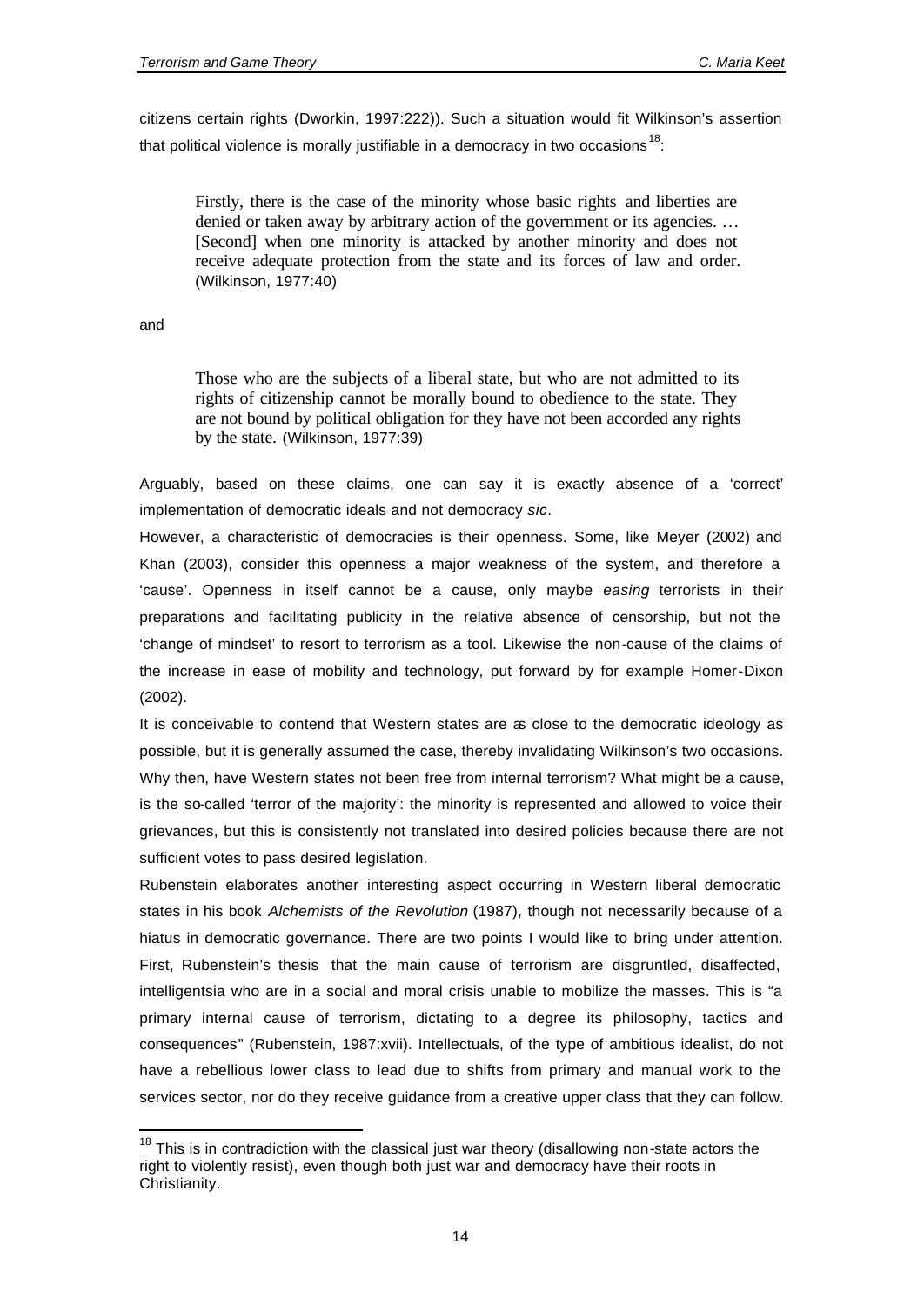citizens certain rights (Dworkin, 1997:222)). Such a situation would fit Wilkinson's assertion that political violence is morally justifiable in a democracy in two occasions[18]:

> Firstly, there is the case of the minority whose basic rights and liberties are denied or taken away by arbitrary action of the government or its agencies. … [Second] when one minority is attacked by another minority and does not receive adequate protection from the state and its forces of law and order. (Wilkinson, 1977:40)

and

> Those who are the subjects of a liberal state, but who are not admitted to its rights of citizenship cannot be morally bound to obedience to the state. They are not bound by political obligation for they have not been accorded any rights by the state. (Wilkinson, 1977:39)

Arguably, based on these claims, one can say it is exactly absence of a 'correct' implementation of democratic ideals and not democracy *sic*.

However, a characteristic of democracies is their openness. Some, like Meyer (2002) and Khan (2003), consider this openness a major weakness of the system, and therefore a 'cause'. Openness in itself cannot be a cause, only maybe *easing* terrorists in their preparations and facilitating publicity in the relative absence of censorship, but not the 'change of mindset' to resort to terrorism as a tool. Likewise the non-cause of the claims of the increase in ease of mobility and technology, put forward by for example Homer-Dixon (2002).

It is conceivable to contend that Western states are as close to the democratic ideology as possible, but it is generally assumed the case, thereby invalidating Wilkinson's two occasions. Why then, have Western states not been free from internal terrorism? What might be a cause, is the so-called 'terror of the majority': the minority is represented and allowed to voice their grievances, but this is consistently not translated into desired policies because there are not sufficient votes to pass desired legislation.

Rubenstein elaborates another interesting aspect occurring in Western liberal democratic states in his book *Alchemists of the Revolution* (1987), though not necessarily because of a hiatus in democratic governance. There are two points I would like to bring under attention. First, Rubenstein's thesis that the main cause of terrorism are disgruntled, disaffected, intelligentsia who are in a social and moral crisis unable to mobilize the masses. This is "a primary internal cause of terrorism, dictating to a degree its philosophy, tactics and consequences" (Rubenstein, 1987:xvii). Intellectuals, of the type of ambitious idealist, do not have a rebellious lower class to lead due to shifts from primary and manual work to the services sector, nor do they receive guidance from a creative upper class that they can follow.

---

[18] This is in contradiction with the classical just war theory (disallowing non-state actors the right to violently resist), even though both just war and democracy have their roots in Christianity.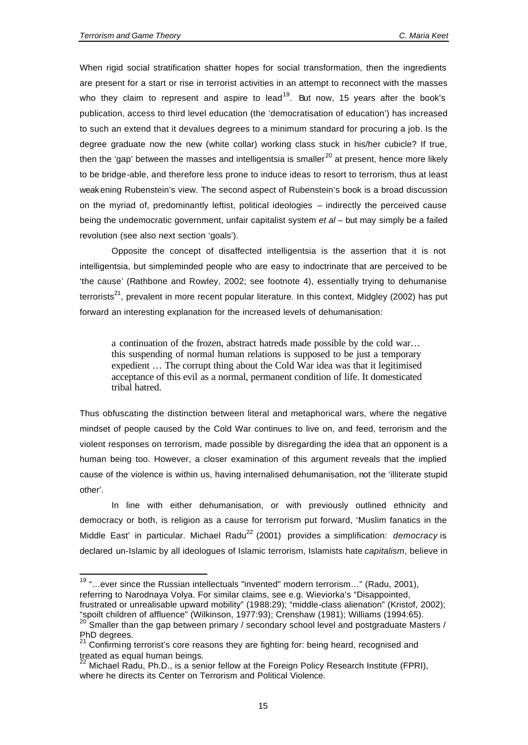When rigid social stratification shatter hopes for social transformation, then the ingredients are present for a start or rise in terrorist activities in an attempt to reconnect with the masses who they claim to represent and aspire to lead[19]. But now, 15 years after the book's publication, access to third level education (the 'democratisation of education') has increased to such an extend that it devalues degrees to a minimum standard for procuring a job. Is the degree graduate now the new (white collar) working class stuck in his/her cubicle? If true, then the 'gap' between the masses and intelligentsia is smaller[20] at present, hence more likely to be bridge-able, and therefore less prone to induce ideas to resort to terrorism, thus at least weakening Rubenstein's view. The second aspect of Rubenstein's book is a broad discussion on the myriad of, predominantly leftist, political ideologies – indirectly the perceived cause being the undemocratic government, unfair capitalist system *et al* – but may simply be a failed revolution (see also next section 'goals').

Opposite the concept of disaffected intelligentsia is the assertion that it is not intelligentsia, but simpleminded people who are easy to indoctrinate that are perceived to be 'the cause' (Rathbone and Rowley, 2002; see footnote 4), essentially trying to dehumanise terrorists[21], prevalent in more recent popular literature. In this context, Midgley (2002) has put forward an interesting explanation for the increased levels of dehumanisation:

> a continuation of the frozen, abstract hatreds made possible by the cold war… this suspending of normal human relations is supposed to be just a temporary expedient … The corrupt thing about the Cold War idea was that it legitimised acceptance of this evil as a normal, permanent condition of life. It domesticated tribal hatred.

Thus obfuscating the distinction between literal and metaphorical wars, where the negative mindset of people caused by the Cold War continues to live on, and feed, terrorism and the violent responses on terrorism, made possible by disregarding the idea that an opponent is a human being too. However, a closer examination of this argument reveals that the implied cause of the violence is within us, having internalised dehumanisation, not the 'illiterate stupid other'.

In line with either dehumanisation, or with previously outlined ethnicity and democracy or both, is religion as a cause for terrorism put forward, 'Muslim fanatics in the Middle East' in particular. Michael Radu[22] (2001) provides a simplification: *democracy* is declared un-Islamic by all ideologues of Islamic terrorism, Islamists hate *capitalism*, believe in

---

[19] "…ever since the Russian intellectuals "invented" modern terrorism…" (Radu, 2001), referring to Narodnaya Volya. For similar claims, see e.g. Wieviorka's "Disappointed, frustrated or unrealisable upward mobility" (1988:29); "middle-class alienation" (Kristof, 2002); "spoilt children of affluence" (Wilkinson, 1977:93); Crenshaw (1981); Williams (1994:65).

[20] Smaller than the gap between primary / secondary school level and postgraduate Masters / PhD degrees.

[21] Confirming terrorist's core reasons they are fighting for: being heard, recognised and treated as equal human beings.

[22] Michael Radu, Ph.D., is a senior fellow at the Foreign Policy Research Institute (FPRI), where he directs its Center on Terrorism and Political Violence.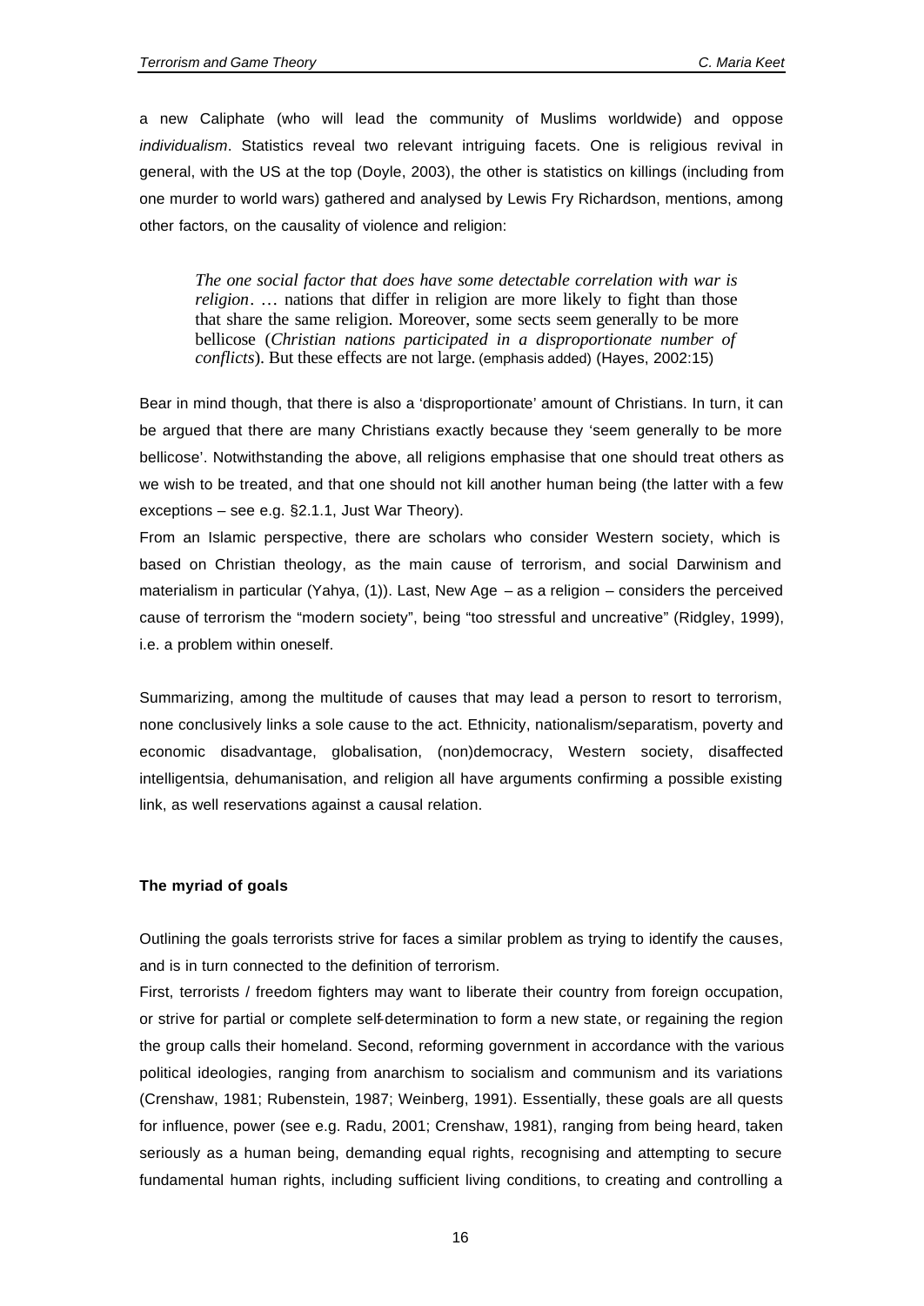a new Caliphate (who will lead the community of Muslims worldwide) and oppose *individualism*. Statistics reveal two relevant intriguing facets. One is religious revival in general, with the US at the top (Doyle, 2003), the other is statistics on killings (including from one murder to world wars) gathered and analysed by Lewis Fry Richardson, mentions, among other factors, on the causality of violence and religion:

> *The one social factor that does have some detectable correlation with war is religion*. … nations that differ in religion are more likely to fight than those that share the same religion. Moreover, some sects seem generally to be more bellicose (*Christian nations participated in a disproportionate number of conflicts*). But these effects are not large. (emphasis added) (Hayes, 2002:15)

Bear in mind though, that there is also a 'disproportionate' amount of Christians. In turn, it can be argued that there are many Christians exactly because they 'seem generally to be more bellicose'. Notwithstanding the above, all religions emphasise that one should treat others as we wish to be treated, and that one should not kill another human being (the latter with a few exceptions – see e.g. §2.1.1, Just War Theory).

From an Islamic perspective, there are scholars who consider Western society, which is based on Christian theology, as the main cause of terrorism, and social Darwinism and materialism in particular (Yahya, (1)). Last, New Age – as a religion – considers the perceived cause of terrorism the "modern society", being "too stressful and uncreative" (Ridgley, 1999), i.e. a problem within oneself.

Summarizing, among the multitude of causes that may lead a person to resort to terrorism, none conclusively links a sole cause to the act. Ethnicity, nationalism/separatism, poverty and economic disadvantage, globalisation, (non)democracy, Western society, disaffected intelligentsia, dehumanisation, and religion all have arguments confirming a possible existing link, as well reservations against a causal relation.

**The myriad of goals**

Outlining the goals terrorists strive for faces a similar problem as trying to identify the causes, and is in turn connected to the definition of terrorism.

First, terrorists / freedom fighters may want to liberate their country from foreign occupation, or strive for partial or complete self-determination to form a new state, or regaining the region the group calls their homeland. Second, reforming government in accordance with the various political ideologies, ranging from anarchism to socialism and communism and its variations (Crenshaw, 1981; Rubenstein, 1987; Weinberg, 1991). Essentially, these goals are all quests for influence, power (see e.g. Radu, 2001; Crenshaw, 1981), ranging from being heard, taken seriously as a human being, demanding equal rights, recognising and attempting to secure fundamental human rights, including sufficient living conditions, to creating and controlling a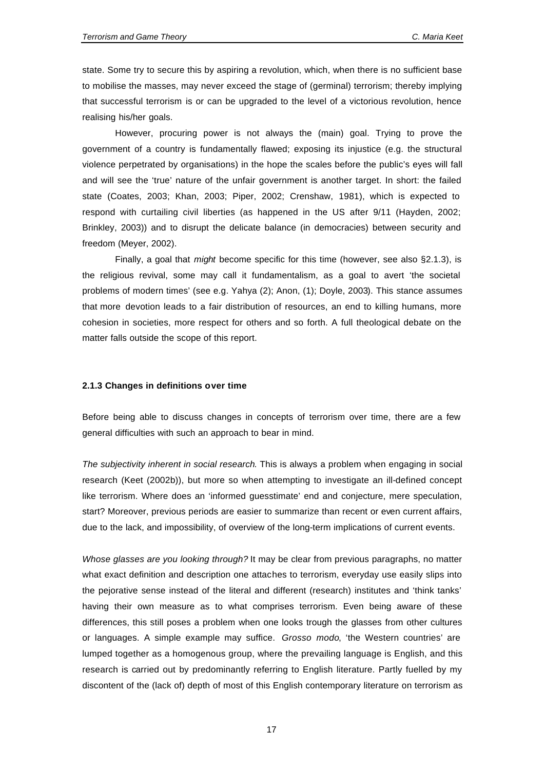state. Some try to secure this by aspiring a revolution, which, when there is no sufficient base to mobilise the masses, may never exceed the stage of (germinal) terrorism; thereby implying that successful terrorism is or can be upgraded to the level of a victorious revolution, hence realising his/her goals.

However, procuring power is not always the (main) goal. Trying to prove the government of a country is fundamentally flawed; exposing its injustice (e.g. the structural violence perpetrated by organisations) in the hope the scales before the public's eyes will fall and will see the 'true' nature of the unfair government is another target. In short: the failed state (Coates, 2003; Khan, 2003; Piper, 2002; Crenshaw, 1981), which is expected to respond with curtailing civil liberties (as happened in the US after 9/11 (Hayden, 2002; Brinkley, 2003)) and to disrupt the delicate balance (in democracies) between security and freedom (Meyer, 2002).

Finally, a goal that *might* become specific for this time (however, see also §2.1.3), is the religious revival, some may call it fundamentalism, as a goal to avert 'the societal problems of modern times' (see e.g. Yahya (2); Anon, (1); Doyle, 2003). This stance assumes that more devotion leads to a fair distribution of resources, an end to killing humans, more cohesion in societies, more respect for others and so forth. A full theological debate on the matter falls outside the scope of this report.

### 2.1.3 Changes in definitions over time

Before being able to discuss changes in concepts of terrorism over time, there are a few general difficulties with such an approach to bear in mind.

*The subjectivity inherent in social research*. This is always a problem when engaging in social research (Keet (2002b)), but more so when attempting to investigate an ill-defined concept like terrorism. Where does an 'informed guesstimate' end and conjecture, mere speculation, start? Moreover, previous periods are easier to summarize than recent or even current affairs, due to the lack, and impossibility, of overview of the long-term implications of current events.

*Whose glasses are you looking through?* It may be clear from previous paragraphs, no matter what exact definition and description one attaches to terrorism, everyday use easily slips into the pejorative sense instead of the literal and different (research) institutes and 'think tanks' having their own measure as to what comprises terrorism. Even being aware of these differences, this still poses a problem when one looks trough the glasses from other cultures or languages. A simple example may suffice. *Grosso modo*, 'the Western countries' are lumped together as a homogenous group, where the prevailing language is English, and this research is carried out by predominantly referring to English literature. Partly fuelled by my discontent of the (lack of) depth of most of this English contemporary literature on terrorism as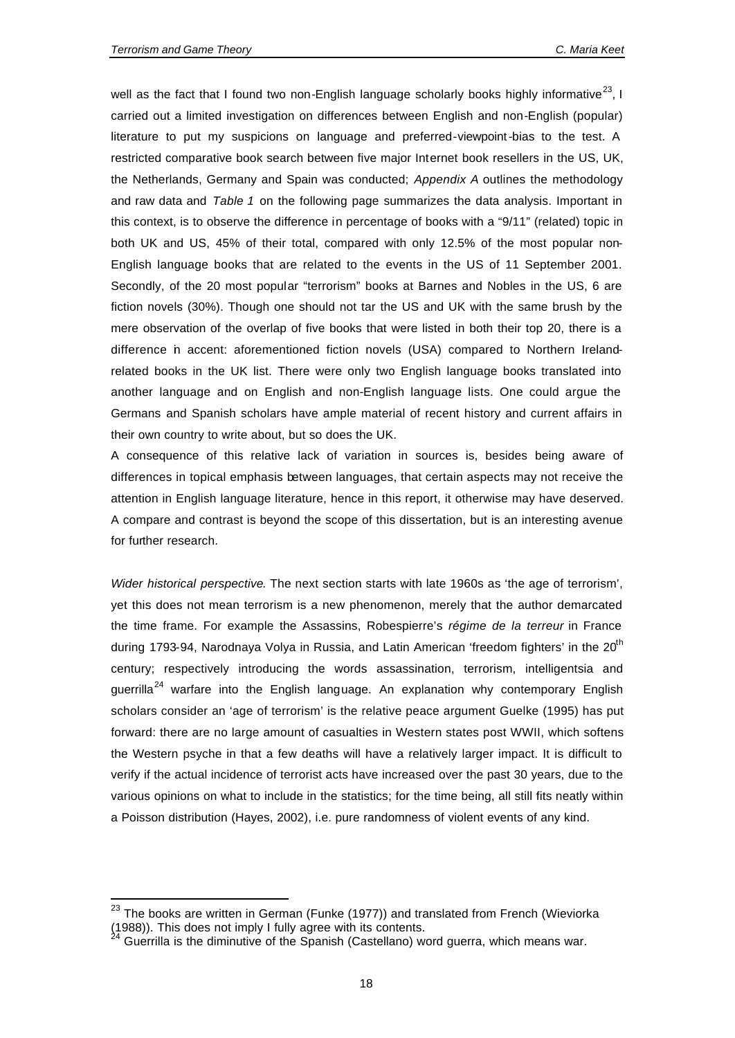well as the fact that I found two non-English language scholarly books highly informative[23], I carried out a limited investigation on differences between English and non-English (popular) literature to put my suspicions on language and preferred-viewpoint-bias to the test. A restricted comparative book search between five major Internet book resellers in the US, UK, the Netherlands, Germany and Spain was conducted; *Appendix A* outlines the methodology and raw data and *Table 1* on the following page summarizes the data analysis. Important in this context, is to observe the difference in percentage of books with a "9/11" (related) topic in both UK and US, 45% of their total, compared with only 12.5% of the most popular non-English language books that are related to the events in the US of 11 September 2001. Secondly, of the 20 most popular "terrorism" books at Barnes and Nobles in the US, 6 are fiction novels (30%). Though one should not tar the US and UK with the same brush by the mere observation of the overlap of five books that were listed in both their top 20, there is a difference in accent: aforementioned fiction novels (USA) compared to Northern Ireland-related books in the UK list. There were only two English language books translated into another language and on English and non-English language lists. One could argue the Germans and Spanish scholars have ample material of recent history and current affairs in their own country to write about, but so does the UK.

A consequence of this relative lack of variation in sources is, besides being aware of differences in topical emphasis between languages, that certain aspects may not receive the attention in English language literature, hence in this report, it otherwise may have deserved. A compare and contrast is beyond the scope of this dissertation, but is an interesting avenue for further research.

*Wider historical perspective*. The next section starts with late 1960s as 'the age of terrorism', yet this does not mean terrorism is a new phenomenon, merely that the author demarcated the time frame. For example the Assassins, Robespierre's *régime de la terreur* in France during 1793-94, Narodnaya Volya in Russia, and Latin American 'freedom fighters' in the 20[th] century; respectively introducing the words assassination, terrorism, intelligentsia and guerrilla[24] warfare into the English language. An explanation why contemporary English scholars consider an 'age of terrorism' is the relative peace argument Guelke (1995) has put forward: there are no large amount of casualties in Western states post WWII, which softens the Western psyche in that a few deaths will have a relatively larger impact. It is difficult to verify if the actual incidence of terrorist acts have increased over the past 30 years, due to the various opinions on what to include in the statistics; for the time being, all still fits neatly within a Poisson distribution (Hayes, 2002), i.e. pure randomness of violent events of any kind.

[23] The books are written in German (Funke (1977)) and translated from French (Wieviorka (1988)). This does not imply I fully agree with its contents.

[24] Guerrilla is the diminutive of the Spanish (Castellano) word guerra, which means war.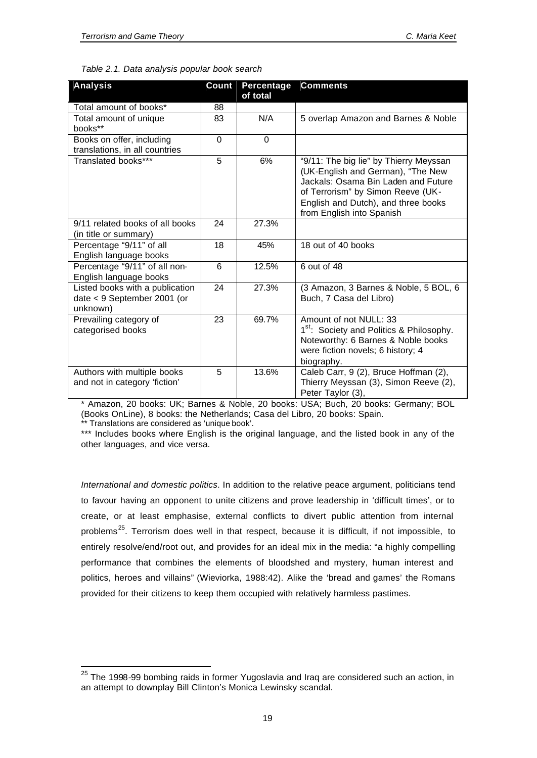*Table 2.1. Data analysis popular book search*

| Analysis | Count | Percentage of total | Comments |
|---|---|---|---|
| Total amount of books* | 88 | | |
| Total amount of unique books** | 83 | N/A | 5 overlap Amazon and Barnes & Noble |
| Books on offer, including translations, in all countries | 0 | 0 | |
| Translated books*** | 5 | 6% | "9/11: The big lie" by Thierry Meyssan (UK-English and German), "The New Jackals: Osama Bin Laden and Future of Terrorism" by Simon Reeve (UK-English and Dutch), and three books from English into Spanish |
| 9/11 related books of all books (in title or summary) | 24 | 27.3% | |
| Percentage "9/11" of all English language books | 18 | 45% | 18 out of 40 books |
| Percentage "9/11" of all non-English language books | 6 | 12.5% | 6 out of 48 |
| Listed books with a publication date < 9 September 2001 (or unknown) | 24 | 27.3% | (3 Amazon, 3 Barnes & Noble, 5 BOL, 6 Buch, 7 Casa del Libro) |
| Prevailing category of categorised books | 23 | 69.7% | Amount of not NULL: 33<br>1st: Society and Politics & Philosophy. Noteworthy: 6 Barnes & Noble books were fiction novels; 6 history; 4 biography. |
| Authors with multiple books and not in category 'fiction' | 5 | 13.6% | Caleb Carr, 9 (2), Bruce Hoffman (2), Thierry Meyssan (3), Simon Reeve (2), Peter Taylor (3), |

\* Amazon, 20 books: UK; Barnes & Noble, 20 books: USA; Buch, 20 books: Germany; BOL (Books OnLine), 8 books: the Netherlands; Casa del Libro, 20 books: Spain.

** Translations are considered as 'unique book'.

*** Includes books where English is the original language, and the listed book in any of the other languages, and vice versa.

*International and domestic politics*. In addition to the relative peace argument, politicians tend to favour having an opponent to unite citizens and prove leadership in 'difficult times', or to create, or at least emphasise, external conflicts to divert public attention from internal problems[25]. Terrorism does well in that respect, because it is difficult, if not impossible, to entirely resolve/end/root out, and provides for an ideal mix in the media: "a highly compelling performance that combines the elements of bloodshed and mystery, human interest and politics, heroes and villains" (Wieviorka, 1988:42). Alike the 'bread and games' the Romans provided for their citizens to keep them occupied with relatively harmless pastimes.

[25] The 1998-99 bombing raids in former Yugoslavia and Iraq are considered such an action, in an attempt to downplay Bill Clinton's Monica Lewinsky scandal.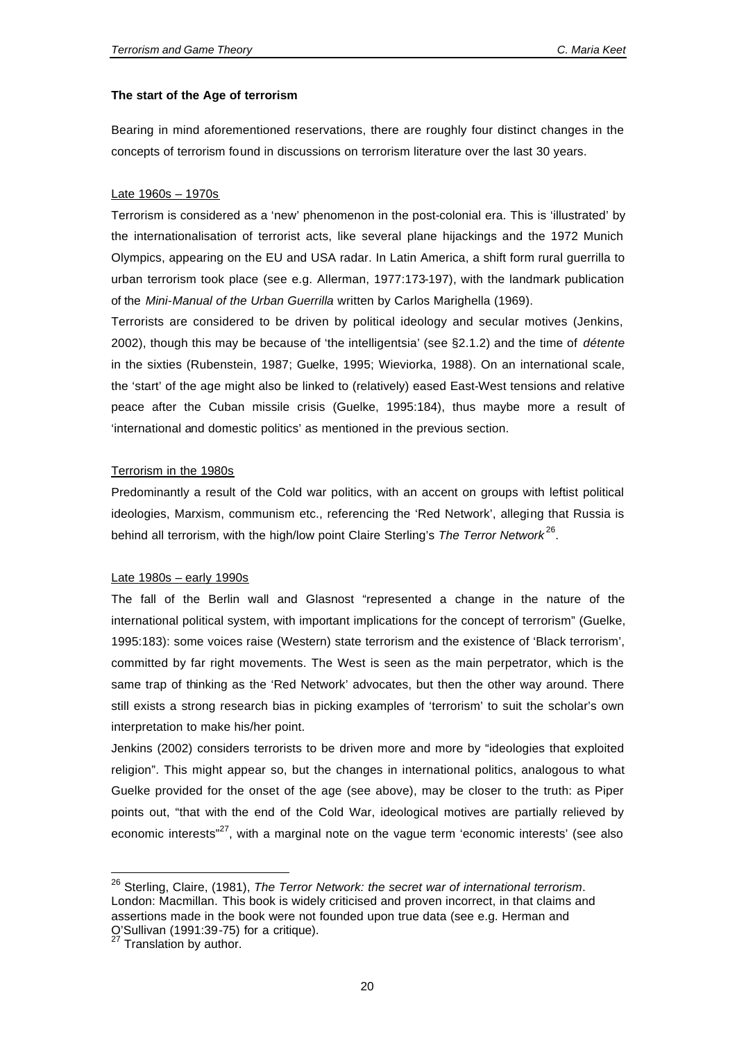**The start of the Age of terrorism**

Bearing in mind aforementioned reservations, there are roughly four distinct changes in the concepts of terrorism found in discussions on terrorism literature over the last 30 years.

Late 1960s – 1970s

Terrorism is considered as a 'new' phenomenon in the post-colonial era. This is 'illustrated' by the internationalisation of terrorist acts, like several plane hijackings and the 1972 Munich Olympics, appearing on the EU and USA radar. In Latin America, a shift form rural guerrilla to urban terrorism took place (see e.g. Allerman, 1977:173-197), with the landmark publication of the *Mini-Manual of the Urban Guerrilla* written by Carlos Marighella (1969).

Terrorists are considered to be driven by political ideology and secular motives (Jenkins, 2002), though this may be because of 'the intelligentsia' (see §2.1.2) and the time of *détente* in the sixties (Rubenstein, 1987; Guelke, 1995; Wieviorka, 1988). On an international scale, the 'start' of the age might also be linked to (relatively) eased East-West tensions and relative peace after the Cuban missile crisis (Guelke, 1995:184), thus maybe more a result of 'international and domestic politics' as mentioned in the previous section.

Terrorism in the 1980s

Predominantly a result of the Cold war politics, with an accent on groups with leftist political ideologies, Marxism, communism etc., referencing the 'Red Network', alleging that Russia is behind all terrorism, with the high/low point Claire Sterling's *The Terror Network*[26].

Late 1980s – early 1990s

The fall of the Berlin wall and Glasnost "represented a change in the nature of the international political system, with important implications for the concept of terrorism" (Guelke, 1995:183): some voices raise (Western) state terrorism and the existence of 'Black terrorism', committed by far right movements. The West is seen as the main perpetrator, which is the same trap of thinking as the 'Red Network' advocates, but then the other way around. There still exists a strong research bias in picking examples of 'terrorism' to suit the scholar's own interpretation to make his/her point.

Jenkins (2002) considers terrorists to be driven more and more by "ideologies that exploited religion". This might appear so, but the changes in international politics, analogous to what Guelke provided for the onset of the age (see above), may be closer to the truth: as Piper points out, "that with the end of the Cold War, ideological motives are partially relieved by economic interests"[27], with a marginal note on the vague term 'economic interests' (see also

---

[26] Sterling, Claire, (1981), *The Terror Network: the secret war of international terrorism*. London: Macmillan. This book is widely criticised and proven incorrect, in that claims and assertions made in the book were not founded upon true data (see e.g. Herman and O'Sullivan (1991:39-75) for a critique).

[27] Translation by author.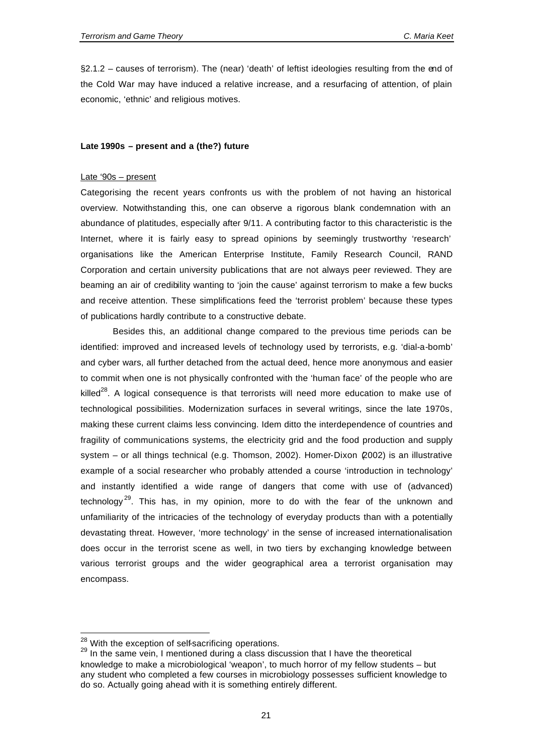§2.1.2 – causes of terrorism). The (near) 'death' of leftist ideologies resulting from the end of the Cold War may have induced a relative increase, and a resurfacing of attention, of plain economic, 'ethnic' and religious motives.

#### Late 1990s – present and a (the?) future

Late '90s – present

Categorising the recent years confronts us with the problem of not having an historical overview. Notwithstanding this, one can observe a rigorous blank condemnation with an abundance of platitudes, especially after 9/11. A contributing factor to this characteristic is the Internet, where it is fairly easy to spread opinions by seemingly trustworthy 'research' organisations like the American Enterprise Institute, Family Research Council, RAND Corporation and certain university publications that are not always peer reviewed. They are beaming an air of credibility wanting to 'join the cause' against terrorism to make a few bucks and receive attention. These simplifications feed the 'terrorist problem' because these types of publications hardly contribute to a constructive debate.

Besides this, an additional change compared to the previous time periods can be identified: improved and increased levels of technology used by terrorists, e.g. 'dial-a-bomb' and cyber wars, all further detached from the actual deed, hence more anonymous and easier to commit when one is not physically confronted with the 'human face' of the people who are killed[28]. A logical consequence is that terrorists will need more education to make use of technological possibilities. Modernization surfaces in several writings, since the late 1970s, making these current claims less convincing. Idem ditto the interdependence of countries and fragility of communications systems, the electricity grid and the food production and supply system – or all things technical (e.g. Thomson, 2002). Homer-Dixon (2002) is an illustrative example of a social researcher who probably attended a course 'introduction in technology' and instantly identified a wide range of dangers that come with use of (advanced) technology[29]. This has, in my opinion, more to do with the fear of the unknown and unfamiliarity of the intricacies of the technology of everyday products than with a potentially devastating threat. However, 'more technology' in the sense of increased internationalisation does occur in the terrorist scene as well, in two tiers by exchanging knowledge between various terrorist groups and the wider geographical area a terrorist organisation may encompass.

---

[28] With the exception of self-sacrificing operations.

[29] In the same vein, I mentioned during a class discussion that I have the theoretical knowledge to make a microbiological 'weapon', to much horror of my fellow students – but any student who completed a few courses in microbiology possesses sufficient knowledge to do so. Actually going ahead with it is something entirely different.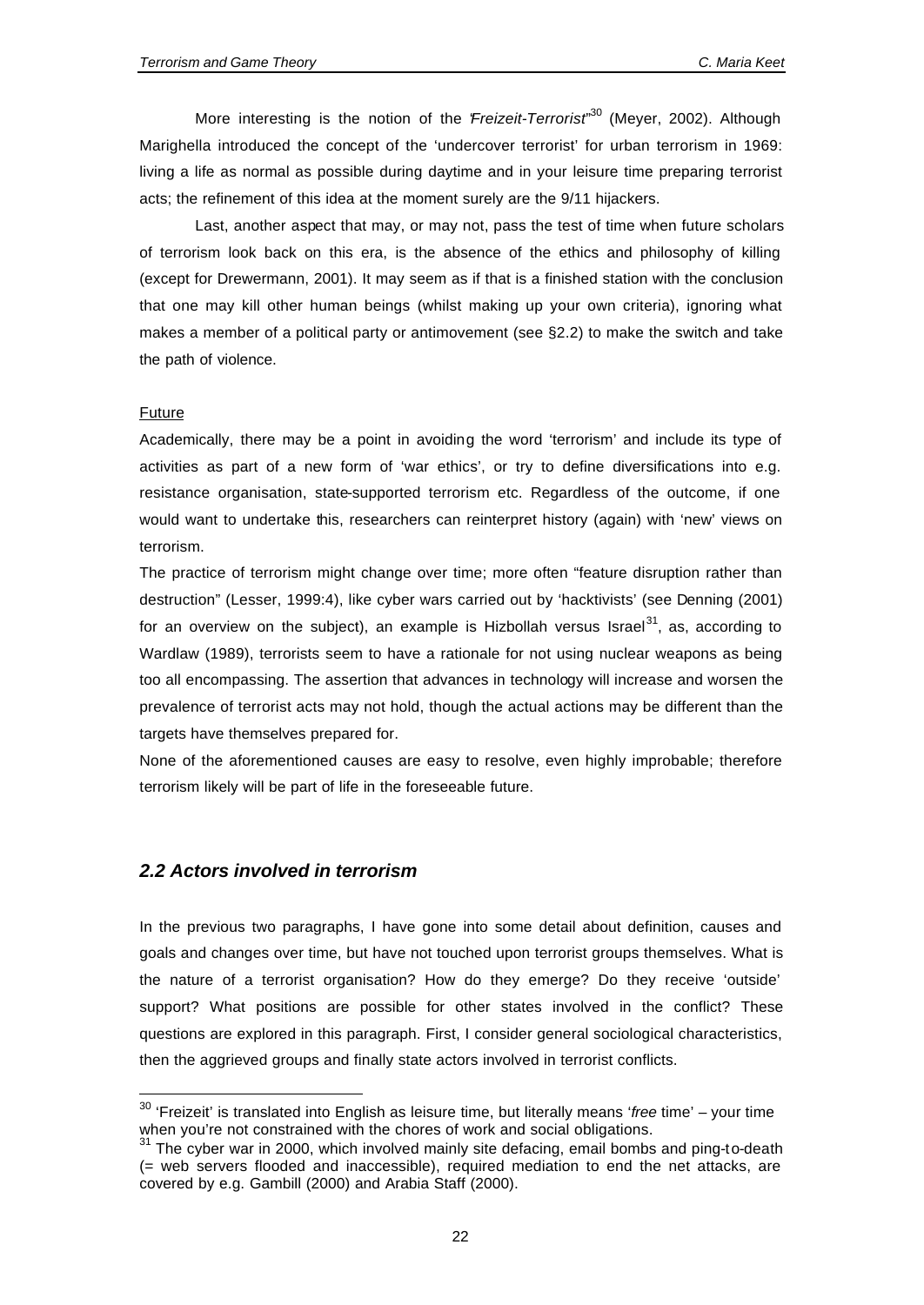More interesting is the notion of the '*Freizeit-Terrorist*'[30] (Meyer, 2002). Although Marighella introduced the concept of the 'undercover terrorist' for urban terrorism in 1969: living a life as normal as possible during daytime and in your leisure time preparing terrorist acts; the refinement of this idea at the moment surely are the 9/11 hijackers.

Last, another aspect that may, or may not, pass the test of time when future scholars of terrorism look back on this era, is the absence of the ethics and philosophy of killing (except for Drewermann, 2001). It may seem as if that is a finished station with the conclusion that one may kill other human beings (whilst making up your own criteria), ignoring what makes a member of a political party or antimovement (see §2.2) to make the switch and take the path of violence.

Future

Academically, there may be a point in avoiding the word 'terrorism' and include its type of activities as part of a new form of 'war ethics', or try to define diversifications into e.g. resistance organisation, state-supported terrorism etc. Regardless of the outcome, if one would want to undertake this, researchers can reinterpret history (again) with 'new' views on terrorism.

The practice of terrorism might change over time; more often "feature disruption rather than destruction" (Lesser, 1999:4), like cyber wars carried out by 'hacktivists' (see Denning (2001) for an overview on the subject), an example is Hizbollah versus Israel[31], as, according to Wardlaw (1989), terrorists seem to have a rationale for not using nuclear weapons as being too all encompassing. The assertion that advances in technology will increase and worsen the prevalence of terrorist acts may not hold, though the actual actions may be different than the targets have themselves prepared for.

None of the aforementioned causes are easy to resolve, even highly improbable; therefore terrorism likely will be part of life in the foreseeable future.

## *2.2 Actors involved in terrorism*

In the previous two paragraphs, I have gone into some detail about definition, causes and goals and changes over time, but have not touched upon terrorist groups themselves. What is the nature of a terrorist organisation? How do they emerge? Do they receive 'outside' support? What positions are possible for other states involved in the conflict? These questions are explored in this paragraph. First, I consider general sociological characteristics, then the aggrieved groups and finally state actors involved in terrorist conflicts.

---

[30] 'Freizeit' is translated into English as leisure time, but literally means '*free* time' – your time when you're not constrained with the chores of work and social obligations.

[31] The cyber war in 2000, which involved mainly site defacing, email bombs and ping-to-death (= web servers flooded and inaccessible), required mediation to end the net attacks, are covered by e.g. Gambill (2000) and Arabia Staff (2000).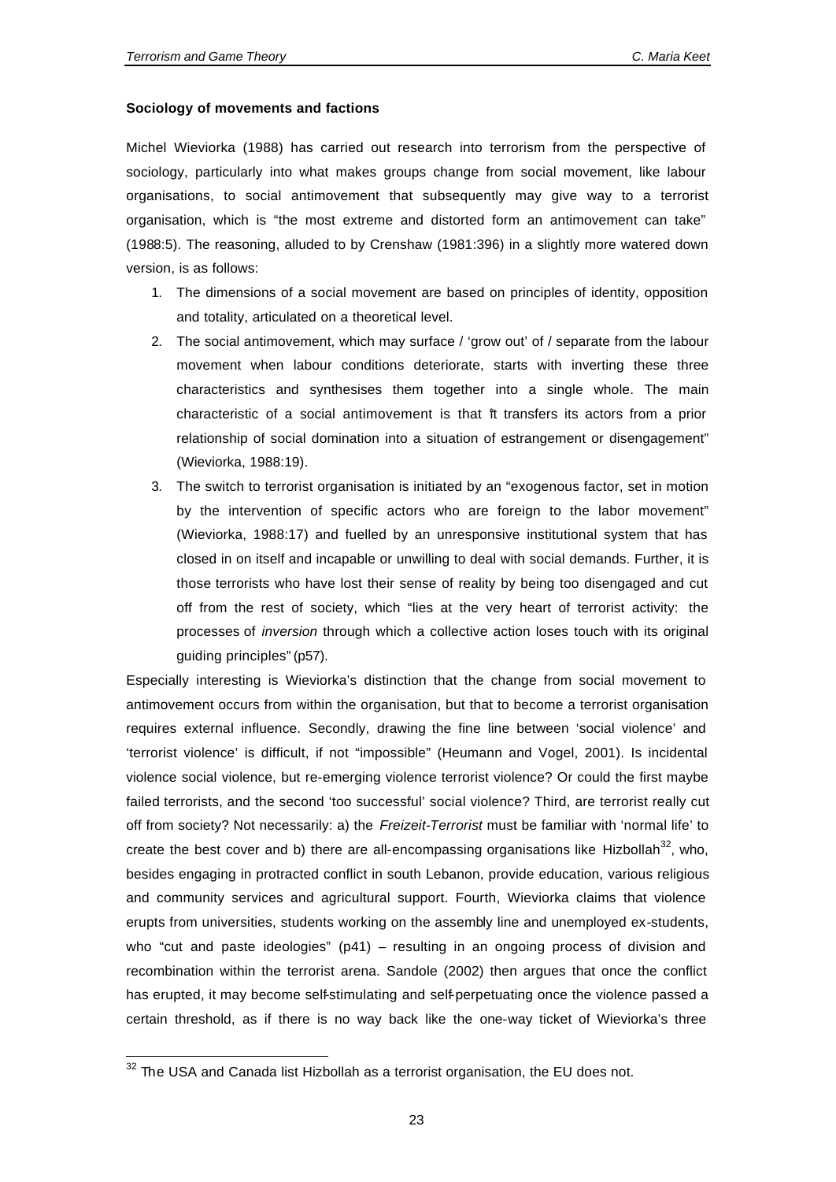**Sociology of movements and factions**

Michel Wieviorka (1988) has carried out research into terrorism from the perspective of sociology, particularly into what makes groups change from social movement, like labour organisations, to social antimovement that subsequently may give way to a terrorist organisation, which is "the most extreme and distorted form an antimovement can take" (1988:5). The reasoning, alluded to by Crenshaw (1981:396) in a slightly more watered down version, is as follows:

1. The dimensions of a social movement are based on principles of identity, opposition and totality, articulated on a theoretical level.
2. The social antimovement, which may surface / 'grow out' of / separate from the labour movement when labour conditions deteriorate, starts with inverting these three characteristics and synthesises them together into a single whole. The main characteristic of a social antimovement is that "it transfers its actors from a prior relationship of social domination into a situation of estrangement or disengagement" (Wieviorka, 1988:19).
3. The switch to terrorist organisation is initiated by an "exogenous factor, set in motion by the intervention of specific actors who are foreign to the labor movement" (Wieviorka, 1988:17) and fuelled by an unresponsive institutional system that has closed in on itself and incapable or unwilling to deal with social demands. Further, it is those terrorists who have lost their sense of reality by being too disengaged and cut off from the rest of society, which "lies at the very heart of terrorist activity: the processes of *inversion* through which a collective action loses touch with its original guiding principles" (p57).

Especially interesting is Wieviorka's distinction that the change from social movement to antimovement occurs from within the organisation, but that to become a terrorist organisation requires external influence. Secondly, drawing the fine line between 'social violence' and 'terrorist violence' is difficult, if not "impossible" (Heumann and Vogel, 2001). Is incidental violence social violence, but re-emerging violence terrorist violence? Or could the first maybe failed terrorists, and the second 'too successful' social violence? Third, are terrorist really cut off from society? Not necessarily: a) the *Freizeit-Terrorist* must be familiar with 'normal life' to create the best cover and b) there are all-encompassing organisations like Hizbollah[32], who, besides engaging in protracted conflict in south Lebanon, provide education, various religious and community services and agricultural support. Fourth, Wieviorka claims that violence erupts from universities, students working on the assembly line and unemployed ex-students, who "cut and paste ideologies" (p41) – resulting in an ongoing process of division and recombination within the terrorist arena. Sandole (2002) then argues that once the conflict has erupted, it may become self-stimulating and self-perpetuating once the violence passed a certain threshold, as if there is no way back like the one-way ticket of Wieviorka's three

[32] The USA and Canada list Hizbollah as a terrorist organisation, the EU does not.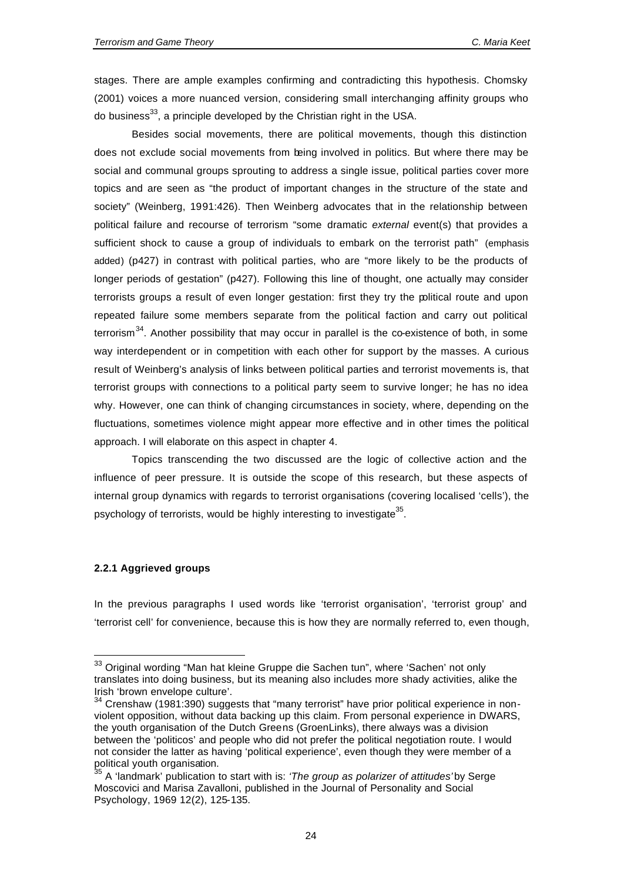stages. There are ample examples confirming and contradicting this hypothesis. Chomsky (2001) voices a more nuanced version, considering small interchanging affinity groups who do business[33], a principle developed by the Christian right in the USA.

Besides social movements, there are political movements, though this distinction does not exclude social movements from being involved in politics. But where there may be social and communal groups sprouting to address a single issue, political parties cover more topics and are seen as "the product of important changes in the structure of the state and society" (Weinberg, 1991:426). Then Weinberg advocates that in the relationship between political failure and recourse of terrorism "some dramatic *external* event(s) that provides a sufficient shock to cause a group of individuals to embark on the terrorist path" (emphasis added) (p427) in contrast with political parties, who are "more likely to be the products of longer periods of gestation" (p427). Following this line of thought, one actually may consider terrorists groups a result of even longer gestation: first they try the political route and upon repeated failure some members separate from the political faction and carry out political terrorism[34]. Another possibility that may occur in parallel is the co-existence of both, in some way interdependent or in competition with each other for support by the masses. A curious result of Weinberg's analysis of links between political parties and terrorist movements is, that terrorist groups with connections to a political party seem to survive longer; he has no idea why. However, one can think of changing circumstances in society, where, depending on the fluctuations, sometimes violence might appear more effective and in other times the political approach. I will elaborate on this aspect in chapter 4.

Topics transcending the two discussed are the logic of collective action and the influence of peer pressure. It is outside the scope of this research, but these aspects of internal group dynamics with regards to terrorist organisations (covering localised 'cells'), the psychology of terrorists, would be highly interesting to investigate[35].

### 2.2.1 Aggrieved groups

In the previous paragraphs I used words like 'terrorist organisation', 'terrorist group' and 'terrorist cell' for convenience, because this is how they are normally referred to, even though,

---

[33] Original wording "Man hat kleine Gruppe die Sachen tun", where 'Sachen' not only translates into doing business, but its meaning also includes more shady activities, alike the Irish 'brown envelope culture'.

[34] Crenshaw (1981:390) suggests that "many terrorist" have prior political experience in non-violent opposition, without data backing up this claim. From personal experience in DWARS, the youth organisation of the Dutch Greens (GroenLinks), there always was a division between the 'politicos' and people who did not prefer the political negotiation route. I would not consider the latter as having 'political experience', even though they were member of a political youth organisation.

[35] A 'landmark' publication to start with is: *'The group as polarizer of attitudes'* by Serge Moscovici and Marisa Zavalloni, published in the Journal of Personality and Social Psychology, 1969 12(2), 125-135.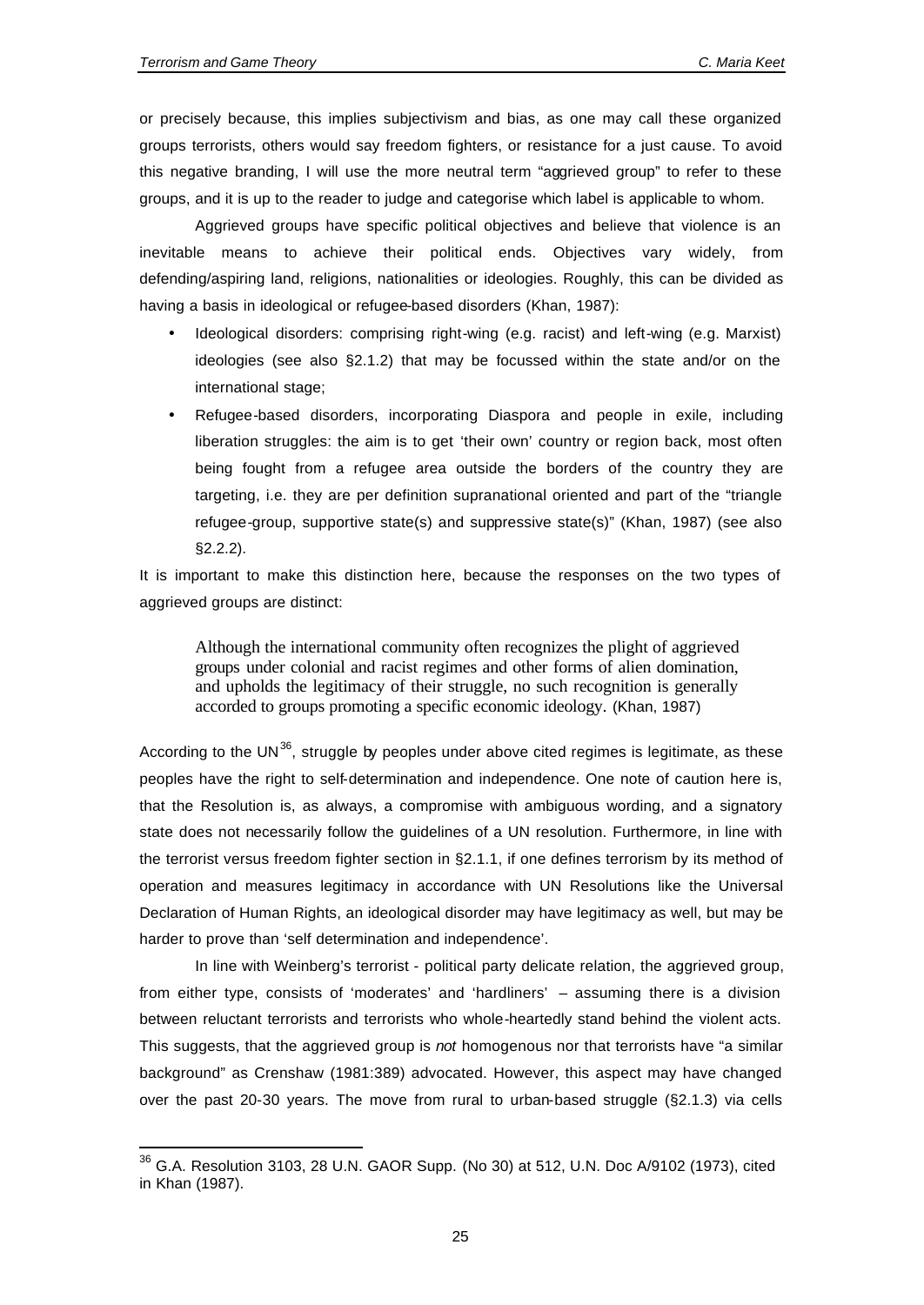or precisely because, this implies subjectivism and bias, as one may call these organized groups terrorists, others would say freedom fighters, or resistance for a just cause. To avoid this negative branding, I will use the more neutral term "aggrieved group" to refer to these groups, and it is up to the reader to judge and categorise which label is applicable to whom.

Aggrieved groups have specific political objectives and believe that violence is an inevitable means to achieve their political ends. Objectives vary widely, from defending/aspiring land, religions, nationalities or ideologies. Roughly, this can be divided as having a basis in ideological or refugee-based disorders (Khan, 1987):

- Ideological disorders: comprising right-wing (e.g. racist) and left-wing (e.g. Marxist) ideologies (see also §2.1.2) that may be focussed within the state and/or on the international stage;
- Refugee-based disorders, incorporating Diaspora and people in exile, including liberation struggles: the aim is to get 'their own' country or region back, most often being fought from a refugee area outside the borders of the country they are targeting, i.e. they are per definition supranational oriented and part of the "triangle refugee-group, supportive state(s) and suppressive state(s)" (Khan, 1987) (see also §2.2.2).

It is important to make this distinction here, because the responses on the two types of aggrieved groups are distinct:

> Although the international community often recognizes the plight of aggrieved groups under colonial and racist regimes and other forms of alien domination, and upholds the legitimacy of their struggle, no such recognition is generally accorded to groups promoting a specific economic ideology. (Khan, 1987)

According to the UN[36], struggle by peoples under above cited regimes is legitimate, as these peoples have the right to self-determination and independence. One note of caution here is, that the Resolution is, as always, a compromise with ambiguous wording, and a signatory state does not necessarily follow the guidelines of a UN resolution. Furthermore, in line with the terrorist versus freedom fighter section in §2.1.1, if one defines terrorism by its method of operation and measures legitimacy in accordance with UN Resolutions like the Universal Declaration of Human Rights, an ideological disorder may have legitimacy as well, but may be harder to prove than 'self determination and independence'.

In line with Weinberg's terrorist - political party delicate relation, the aggrieved group, from either type, consists of 'moderates' and 'hardliners' – assuming there is a division between reluctant terrorists and terrorists who whole-heartedly stand behind the violent acts. This suggests, that the aggrieved group is *not* homogenous nor that terrorists have "a similar background" as Crenshaw (1981:389) advocated. However, this aspect may have changed over the past 20-30 years. The move from rural to urban-based struggle (§2.1.3) via cells

---

[36] G.A. Resolution 3103, 28 U.N. GAOR Supp. (No 30) at 512, U.N. Doc A/9102 (1973), cited in Khan (1987).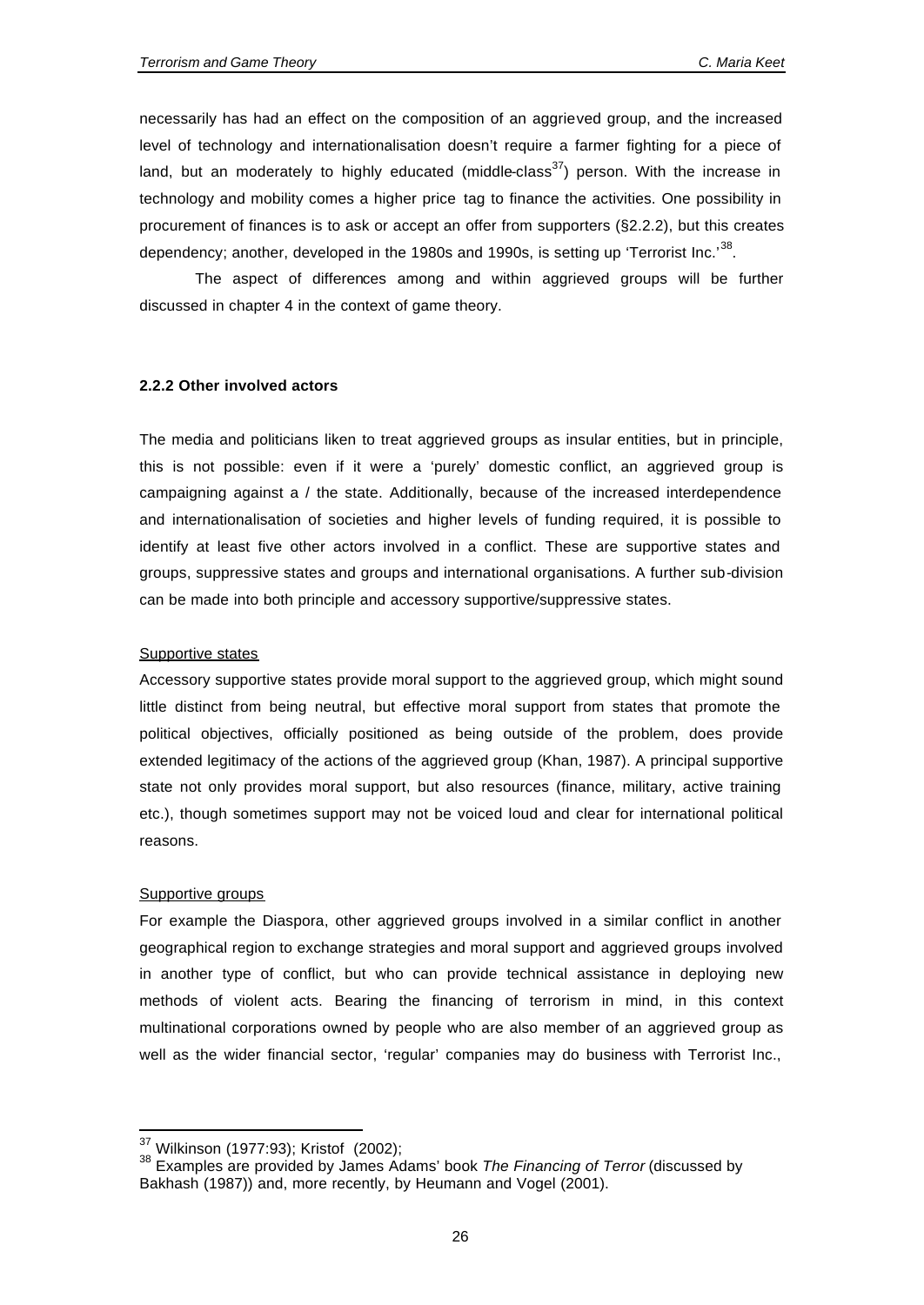necessarily has had an effect on the composition of an aggrieved group, and the increased level of technology and internationalisation doesn't require a farmer fighting for a piece of land, but an moderately to highly educated (middle-class[37]) person. With the increase in technology and mobility comes a higher price tag to finance the activities. One possibility in procurement of finances is to ask or accept an offer from supporters (§2.2.2), but this creates dependency; another, developed in the 1980s and 1990s, is setting up 'Terrorist Inc.'[38].

The aspect of differences among and within aggrieved groups will be further discussed in chapter 4 in the context of game theory.

**2.2.2 Other involved actors**

The media and politicians liken to treat aggrieved groups as insular entities, but in principle, this is not possible: even if it were a 'purely' domestic conflict, an aggrieved group is campaigning against a / the state. Additionally, because of the increased interdependence and internationalisation of societies and higher levels of funding required, it is possible to identify at least five other actors involved in a conflict. These are supportive states and groups, suppressive states and groups and international organisations. A further sub-division can be made into both principle and accessory supportive/suppressive states.

<u>Supportive states</u>

Accessory supportive states provide moral support to the aggrieved group, which might sound little distinct from being neutral, but effective moral support from states that promote the political objectives, officially positioned as being outside of the problem, does provide extended legitimacy of the actions of the aggrieved group (Khan, 1987). A principal supportive state not only provides moral support, but also resources (finance, military, active training etc.), though sometimes support may not be voiced loud and clear for international political reasons.

<u>Supportive groups</u>

For example the Diaspora, other aggrieved groups involved in a similar conflict in another geographical region to exchange strategies and moral support and aggrieved groups involved in another type of conflict, but who can provide technical assistance in deploying new methods of violent acts. Bearing the financing of terrorism in mind, in this context multinational corporations owned by people who are also member of an aggrieved group as well as the wider financial sector, 'regular' companies may do business with Terrorist Inc.,

---

[37] Wilkinson (1977:93); Kristof (2002);

[38] Examples are provided by James Adams' book *The Financing of Terror* (discussed by Bakhash (1987)) and, more recently, by Heumann and Vogel (2001).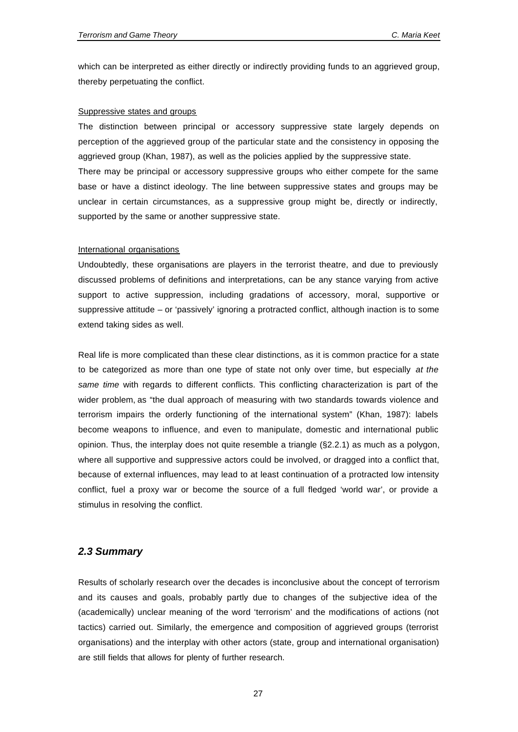which can be interpreted as either directly or indirectly providing funds to an aggrieved group, thereby perpetuating the conflict.

Suppressive states and groups

The distinction between principal or accessory suppressive state largely depends on perception of the aggrieved group of the particular state and the consistency in opposing the aggrieved group (Khan, 1987), as well as the policies applied by the suppressive state.
There may be principal or accessory suppressive groups who either compete for the same base or have a distinct ideology. The line between suppressive states and groups may be unclear in certain circumstances, as a suppressive group might be, directly or indirectly, supported by the same or another suppressive state.

International organisations

Undoubtedly, these organisations are players in the terrorist theatre, and due to previously discussed problems of definitions and interpretations, can be any stance varying from active support to active suppression, including gradations of accessory, moral, supportive or suppressive attitude – or 'passively' ignoring a protracted conflict, although inaction is to some extend taking sides as well.

Real life is more complicated than these clear distinctions, as it is common practice for a state to be categorized as more than one type of state not only over time, but especially *at the same time* with regards to different conflicts. This conflicting characterization is part of the wider problem, as "the dual approach of measuring with two standards towards violence and terrorism impairs the orderly functioning of the international system" (Khan, 1987): labels become weapons to influence, and even to manipulate, domestic and international public opinion. Thus, the interplay does not quite resemble a triangle (§2.2.1) as much as a polygon, where all supportive and suppressive actors could be involved, or dragged into a conflict that, because of external influences, may lead to at least continuation of a protracted low intensity conflict, fuel a proxy war or become the source of a full fledged 'world war', or provide a stimulus in resolving the conflict.

### *2.3 Summary*

Results of scholarly research over the decades is inconclusive about the concept of terrorism and its causes and goals, probably partly due to changes of the subjective idea of the (academically) unclear meaning of the word 'terrorism' and the modifications of actions (not tactics) carried out. Similarly, the emergence and composition of aggrieved groups (terrorist organisations) and the interplay with other actors (state, group and international organisation) are still fields that allows for plenty of further research.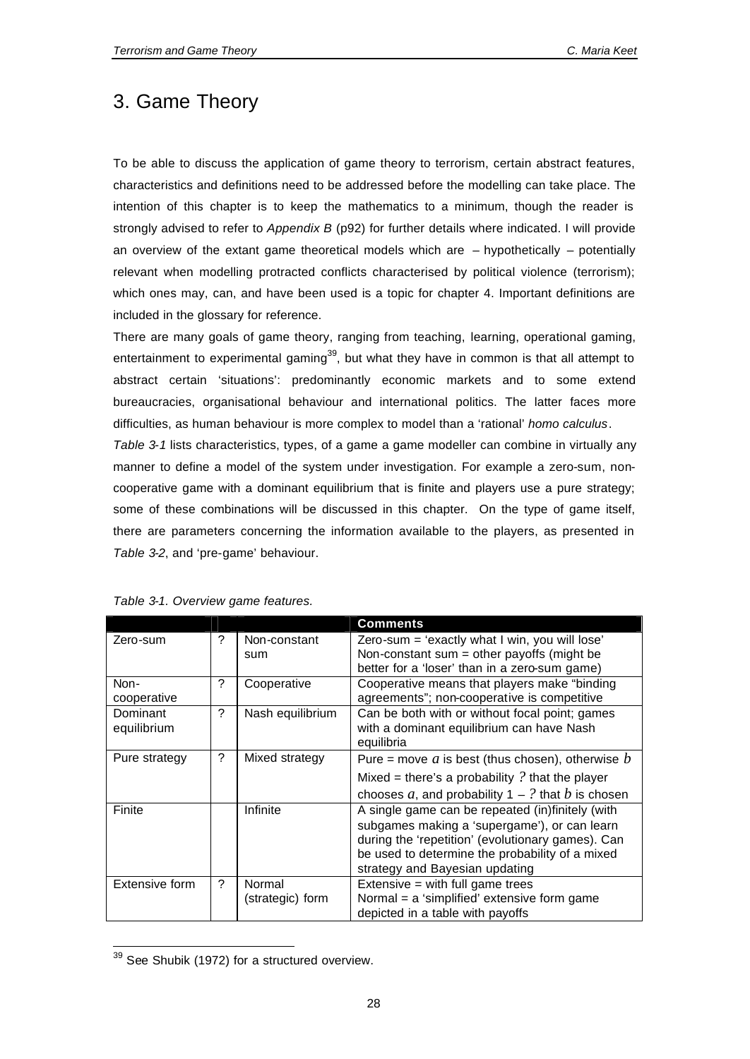# 3. Game Theory

To be able to discuss the application of game theory to terrorism, certain abstract features, characteristics and definitions need to be addressed before the modelling can take place. The intention of this chapter is to keep the mathematics to a minimum, though the reader is strongly advised to refer to *Appendix B* (p92) for further details where indicated. I will provide an overview of the extant game theoretical models which are – hypothetically – potentially relevant when modelling protracted conflicts characterised by political violence (terrorism); which ones may, can, and have been used is a topic for chapter 4. Important definitions are included in the glossary for reference.

There are many goals of game theory, ranging from teaching, learning, operational gaming, entertainment to experimental gaming[39], but what they have in common is that all attempt to abstract certain 'situations': predominantly economic markets and to some extend bureaucracies, organisational behaviour and international politics. The latter faces more difficulties, as human behaviour is more complex to model than a 'rational' *homo calculus*.

*Table 3-1* lists characteristics, types, of a game a game modeller can combine in virtually any manner to define a model of the system under investigation. For example a zero-sum, non-cooperative game with a dominant equilibrium that is finite and players use a pure strategy; some of these combinations will be discussed in this chapter. On the type of game itself, there are parameters concerning the information available to the players, as presented in *Table 3-2*, and 'pre-game' behaviour.

*Table 3-1. Overview game features.*

| | | | Comments |
|---|---|---|---|
| Zero-sum | ? | Non-constant sum | Zero-sum = 'exactly what I win, you will lose'<br>Non-constant sum = other payoffs (might be better for a 'loser' than in a zero-sum game) |
| Non-cooperative | ? | Cooperative | Cooperative means that players make "binding agreements"; non-cooperative is competitive |
| Dominant equilibrium | ? | Nash equilibrium | Can be both with or without focal point; games with a dominant equilibrium can have Nash equilibria |
| Pure strategy | ? | Mixed strategy | Pure = move $a$ is best (thus chosen), otherwise $b$<br>Mixed = there's a probability $?$ that the player chooses $a$, and probability $1 - ?$ that $b$ is chosen |
| Finite | | Infinite | A single game can be repeated (in)finitely (with subgames making a 'supergame'), or can learn during the 'repetition' (evolutionary games). Can be used to determine the probability of a mixed strategy and Bayesian updating |
| Extensive form | ? | Normal (strategic) form | Extensive = with full game trees<br>Normal = a 'simplified' extensive form game depicted in a table with payoffs |

[39] See Shubik (1972) for a structured overview.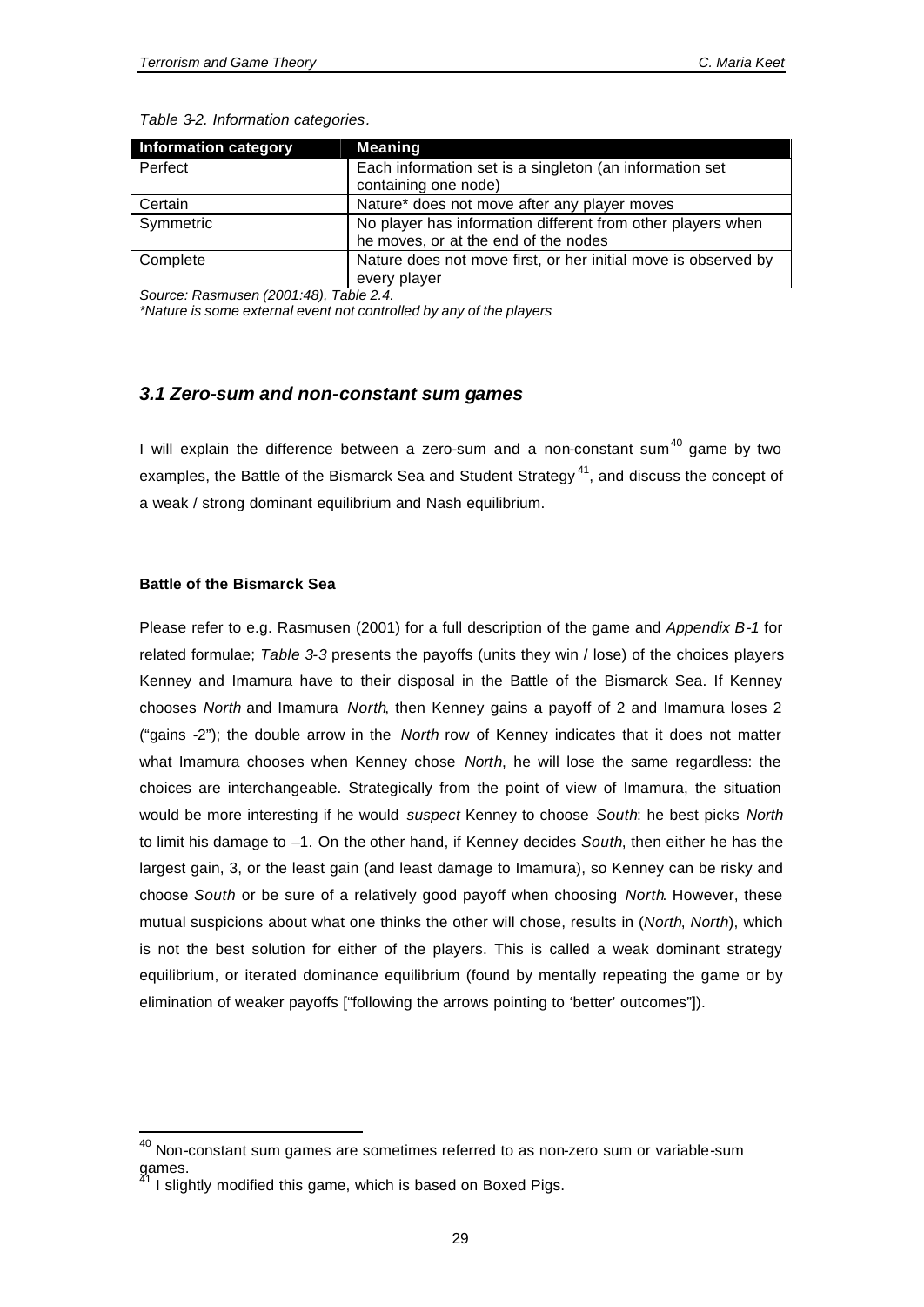*Table 3-2. Information categories.*

| Information category | Meaning |
| --- | --- |
| Perfect | Each information set is a singleton (an information set containing one node) |
| Certain | Nature* does not move after any player moves |
| Symmetric | No player has information different from other players when he moves, or at the end of the nodes |
| Complete | Nature does not move first, or her initial move is observed by every player |

*Source: Rasmusen (2001:48), Table 2.4.*

*\*Nature is some external event not controlled by any of the players*

## *3.1 Zero-sum and non-constant sum games*

I will explain the difference between a zero-sum and a non-constant sum[40] game by two examples, the Battle of the Bismarck Sea and Student Strategy[41], and discuss the concept of a weak / strong dominant equilibrium and Nash equilibrium.

#### Battle of the Bismarck Sea

Please refer to e.g. Rasmusen (2001) for a full description of the game and *Appendix B-1* for related formulae; *Table 3-3* presents the payoffs (units they win / lose) of the choices players Kenney and Imamura have to their disposal in the Battle of the Bismarck Sea. If Kenney chooses *North* and Imamura *North*, then Kenney gains a payoff of 2 and Imamura loses 2 ("gains -2"); the double arrow in the *North* row of Kenney indicates that it does not matter what Imamura chooses when Kenney chose *North*, he will lose the same regardless: the choices are interchangeable. Strategically from the point of view of Imamura, the situation would be more interesting if he would *suspect* Kenney to choose *South*: he best picks *North* to limit his damage to –1. On the other hand, if Kenney decides *South*, then either he has the largest gain, 3, or the least gain (and least damage to Imamura), so Kenney can be risky and choose *South* or be sure of a relatively good payoff when choosing *North*. However, these mutual suspicions about what one thinks the other will chose, results in (*North*, *North*), which is not the best solution for either of the players. This is called a weak dominant strategy equilibrium, or iterated dominance equilibrium (found by mentally repeating the game or by elimination of weaker payoffs ["following the arrows pointing to 'better' outcomes"]).

[40] Non-constant sum games are sometimes referred to as non-zero sum or variable-sum games.

[41] I slightly modified this game, which is based on Boxed Pigs.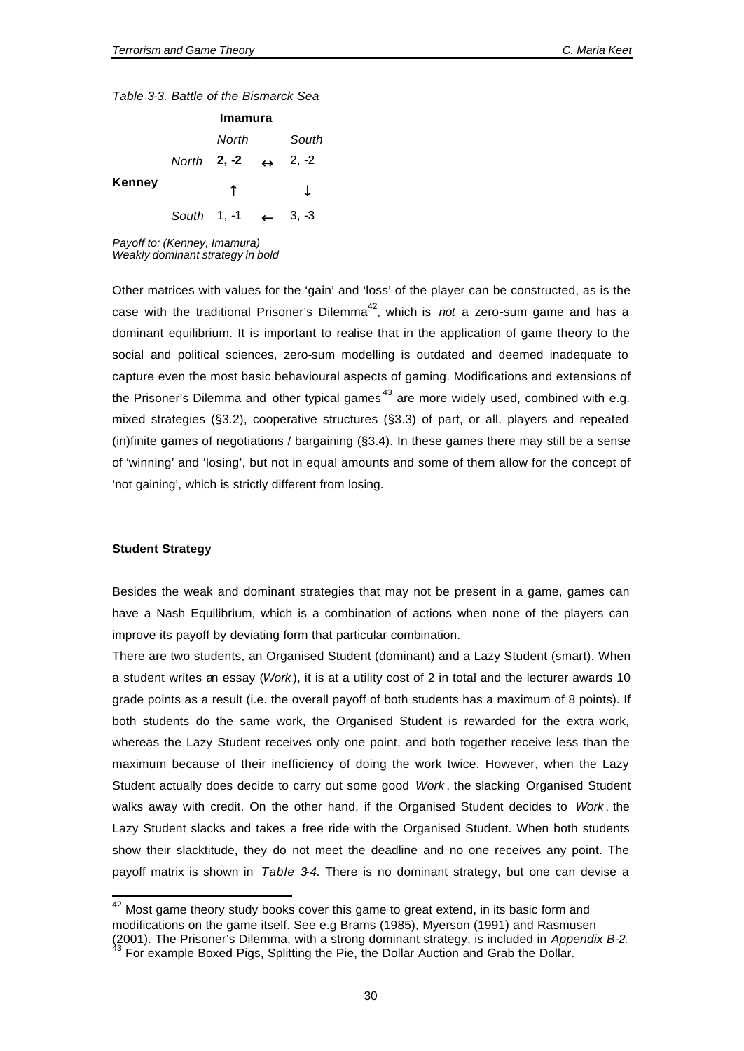*Table 3-3. Battle of the Bismarck Sea*

| | | Imamura | | |
|---|---|---|---|---|
| | | *North* | | *South* |
| **Kenney** | *North* | **2, -2** | ↔ | 2, -2 |
| | | ↑ | | ↓ |
| | *South* | 1, -1 | ← | 3, -3 |

*Payoff to: (Kenney, Imamura)*
*Weakly dominant strategy in bold*

Other matrices with values for the 'gain' and 'loss' of the player can be constructed, as is the case with the traditional Prisoner's Dilemma[42], which is *not* a zero-sum game and has a dominant equilibrium. It is important to realise that in the application of game theory to the social and political sciences, zero-sum modelling is outdated and deemed inadequate to capture even the most basic behavioural aspects of gaming. Modifications and extensions of the Prisoner's Dilemma and other typical games[43] are more widely used, combined with e.g. mixed strategies (§3.2), cooperative structures (§3.3) of part, or all, players and repeated (in)finite games of negotiations / bargaining (§3.4). In these games there may still be a sense of 'winning' and 'losing', but not in equal amounts and some of them allow for the concept of 'not gaining', which is strictly different from losing.

**Student Strategy**

Besides the weak and dominant strategies that may not be present in a game, games can have a Nash Equilibrium, which is a combination of actions when none of the players can improve its payoff by deviating form that particular combination.

There are two students, an Organised Student (dominant) and a Lazy Student (smart). When a student writes an essay (*Work*), it is at a utility cost of 2 in total and the lecturer awards 10 grade points as a result (i.e. the overall payoff of both students has a maximum of 8 points). If both students do the same work, the Organised Student is rewarded for the extra work, whereas the Lazy Student receives only one point, and both together receive less than the maximum because of their inefficiency of doing the work twice. However, when the Lazy Student actually does decide to carry out some good *Work*, the slacking Organised Student walks away with credit. On the other hand, if the Organised Student decides to *Work*, the Lazy Student slacks and takes a free ride with the Organised Student. When both students show their slacktitude, they do not meet the deadline and no one receives any point. The payoff matrix is shown in *Table 3-4*. There is no dominant strategy, but one can devise a

[42] Most game theory study books cover this game to great extend, in its basic form and modifications on the game itself. See e.g Brams (1985), Myerson (1991) and Rasmusen (2001). The Prisoner's Dilemma, with a strong dominant strategy, is included in *Appendix B-2.*

[43] For example Boxed Pigs, Splitting the Pie, the Dollar Auction and Grab the Dollar.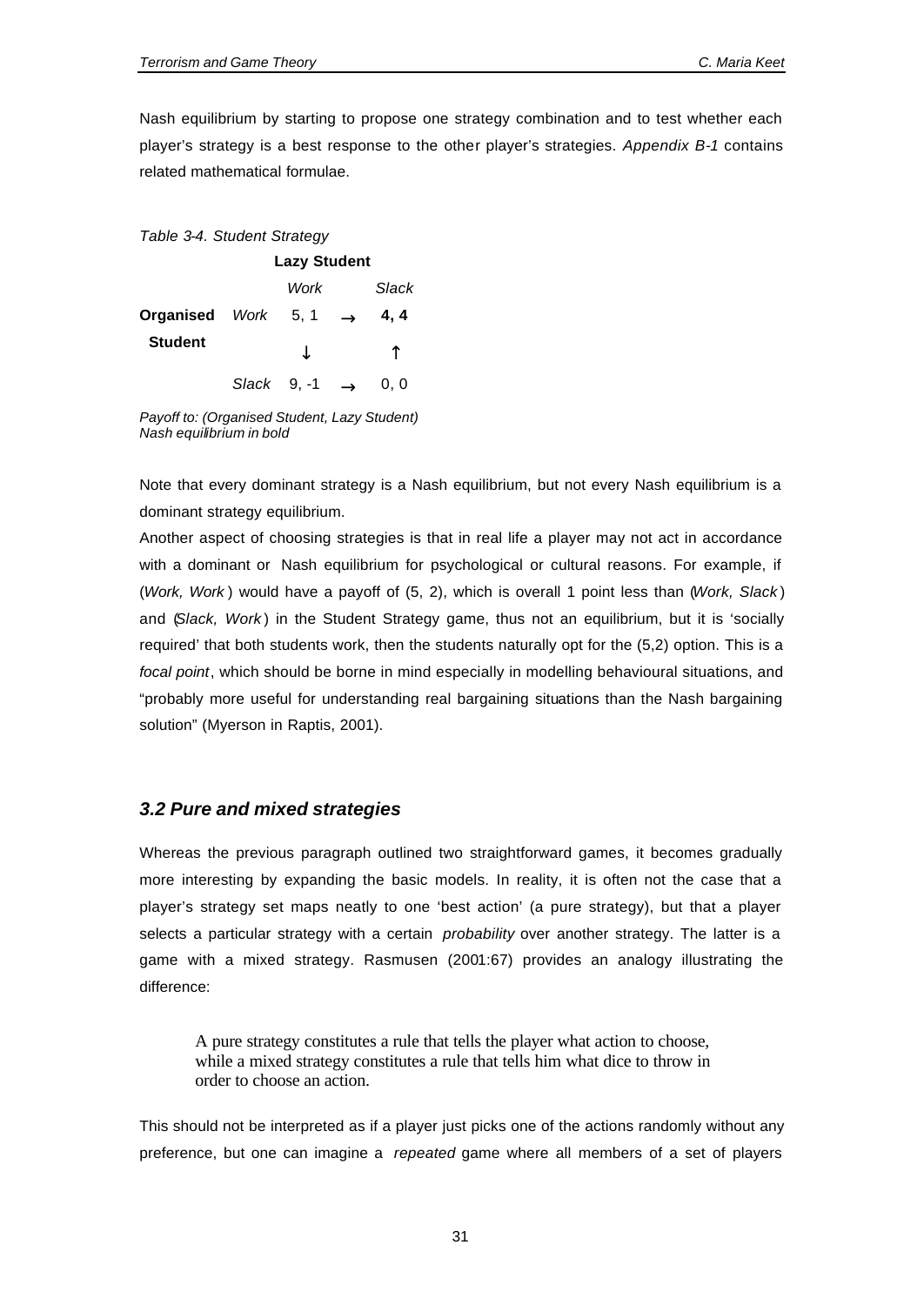Nash equilibrium by starting to propose one strategy combination and to test whether each player's strategy is a best response to the other player's strategies. *Appendix B-1* contains related mathematical formulae.

*Table 3-4. Student Strategy*

| | | **Lazy Student** | | |
|---|---|---|---|---|
| | | *Work* | | *Slack* |
| **Organised Student** | *Work* | 5, 1 | → | **4, 4** |
| | | ↓ | | ↑ |
| | *Slack* | 9, -1 | → | 0, 0 |

*Payoff to: (Organised Student, Lazy Student)*
*Nash equilibrium in bold*

Note that every dominant strategy is a Nash equilibrium, but not every Nash equilibrium is a dominant strategy equilibrium.

Another aspect of choosing strategies is that in real life a player may not act in accordance with a dominant or Nash equilibrium for psychological or cultural reasons. For example, if (*Work, Work*) would have a payoff of (5, 2), which is overall 1 point less than (*Work, Slack*) and (*Slack, Work*) in the Student Strategy game, thus not an equilibrium, but it is 'socially required' that both students work, then the students naturally opt for the (5,2) option. This is a *focal point*, which should be borne in mind especially in modelling behavioural situations, and "probably more useful for understanding real bargaining situations than the Nash bargaining solution" (Myerson in Raptis, 2001).

### *3.2 Pure and mixed strategies*

Whereas the previous paragraph outlined two straightforward games, it becomes gradually more interesting by expanding the basic models. In reality, it is often not the case that a player's strategy set maps neatly to one 'best action' (a pure strategy), but that a player selects a particular strategy with a certain *probability* over another strategy. The latter is a game with a mixed strategy. Rasmusen (2001:67) provides an analogy illustrating the difference:

> A pure strategy constitutes a rule that tells the player what action to choose, while a mixed strategy constitutes a rule that tells him what dice to throw in order to choose an action.

This should not be interpreted as if a player just picks one of the actions randomly without any preference, but one can imagine a *repeated* game where all members of a set of players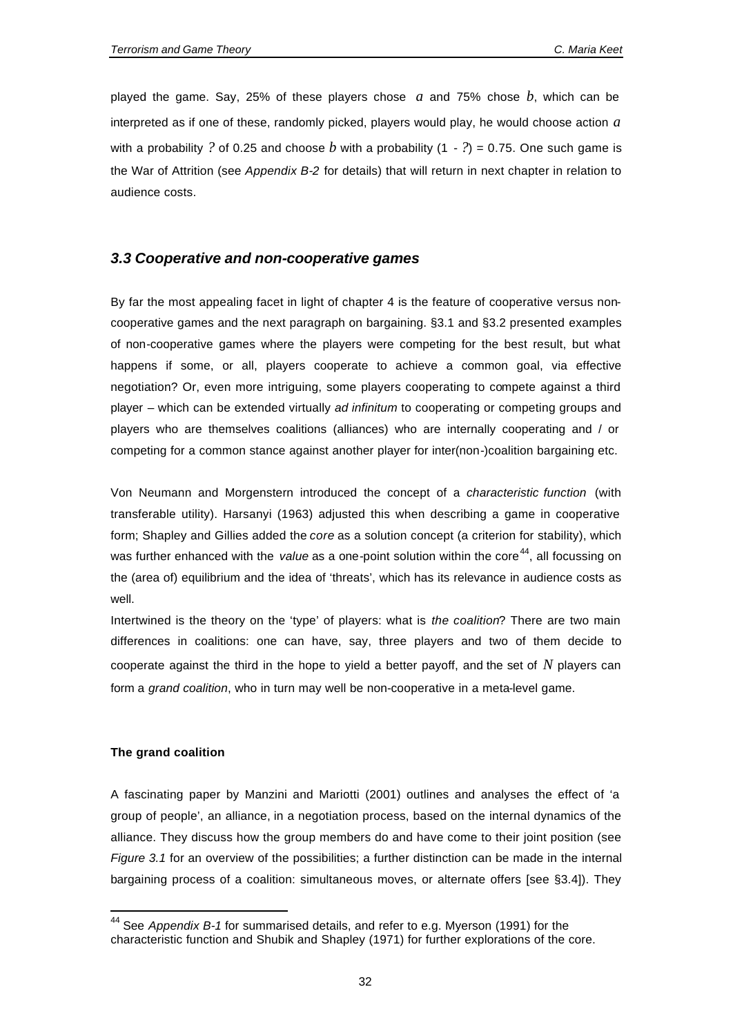played the game. Say, 25% of these players chose $a$ and 75% chose $b$, which can be interpreted as if one of these, randomly picked, players would play, he would choose action $a$ with a probability $?$ of 0.25 and choose $b$ with a probability $(1 - ?) = 0.75$. One such game is the War of Attrition (see *Appendix B-2* for details) that will return in next chapter in relation to audience costs.

### *3.3 Cooperative and non-cooperative games*

By far the most appealing facet in light of chapter 4 is the feature of cooperative versus non-cooperative games and the next paragraph on bargaining. §3.1 and §3.2 presented examples of non-cooperative games where the players were competing for the best result, but what happens if some, or all, players cooperate to achieve a common goal, via effective negotiation? Or, even more intriguing, some players cooperating to compete against a third player – which can be extended virtually *ad infinitum* to cooperating or competing groups and players who are themselves coalitions (alliances) who are internally cooperating and / or competing for a common stance against another player for inter(non-)coalition bargaining etc.

Von Neumann and Morgenstern introduced the concept of a *characteristic function* (with transferable utility). Harsanyi (1963) adjusted this when describing a game in cooperative form; Shapley and Gillies added the *core* as a solution concept (a criterion for stability), which was further enhanced with the *value* as a one-point solution within the core[44], all focussing on the (area of) equilibrium and the idea of 'threats', which has its relevance in audience costs as well.

Intertwined is the theory on the 'type' of players: what is *the coalition*? There are two main differences in coalitions: one can have, say, three players and two of them decide to cooperate against the third in the hope to yield a better payoff, and the set of $N$ players can form a *grand coalition*, who in turn may well be non-cooperative in a meta-level game.

**The grand coalition**

A fascinating paper by Manzini and Mariotti (2001) outlines and analyses the effect of 'a group of people', an alliance, in a negotiation process, based on the internal dynamics of the alliance. They discuss how the group members do and have come to their joint position (see *Figure 3.1* for an overview of the possibilities; a further distinction can be made in the internal bargaining process of a coalition: simultaneous moves, or alternate offers [see §3.4]). They

[44] See *Appendix B-1* for summarised details, and refer to e.g. Myerson (1991) for the characteristic function and Shubik and Shapley (1971) for further explorations of the core.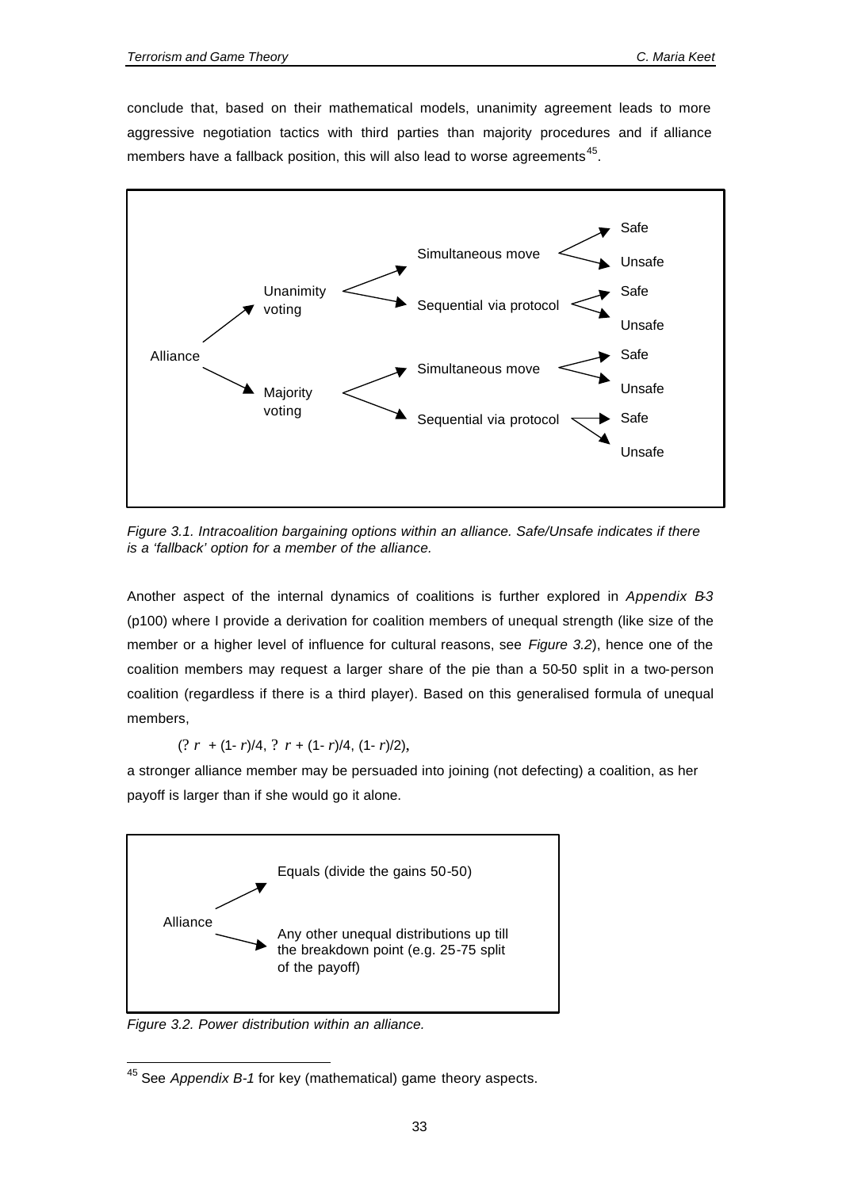conclude that, based on their mathematical models, unanimity agreement leads to more aggressive negotiation tactics with third parties than majority procedures and if alliance members have a fallback position, this will also lead to worse agreements[45].

- Alliance
  - Unanimity voting
    - Simultaneous move
      - Safe
      - Unsafe
    - Sequential via protocol
      - Safe
      - Unsafe
  - Majority voting
    - Simultaneous move
      - Safe
      - Unsafe
    - Sequential via protocol
      - Safe
      - Unsafe

*Figure 3.1. Intracoalition bargaining options within an alliance. Safe/Unsafe indicates if there is a 'fallback' option for a member of the alliance.*

Another aspect of the internal dynamics of coalitions is further explored in *Appendix B-3* (p100) where I provide a derivation for coalition members of unequal strength (like size of the member or a higher level of influence for cultural reasons, see *Figure 3.2*), hence one of the coalition members may request a larger share of the pie than a 50-50 split in a two-person coalition (regardless if there is a third player). Based on this generalised formula of unequal members,

$$(? r + (1-r)/4,\ ? r + (1-r)/4,\ (1-r)/2),$$

a stronger alliance member may be persuaded into joining (not defecting) a coalition, as her payoff is larger than if she would go it alone.

- Alliance
  - Equals (divide the gains 50-50)
  - Any other unequal distributions up till the breakdown point (e.g. 25-75 split of the payoff)

*Figure 3.2. Power distribution within an alliance.*

---

[45] See *Appendix B-1* for key (mathematical) game theory aspects.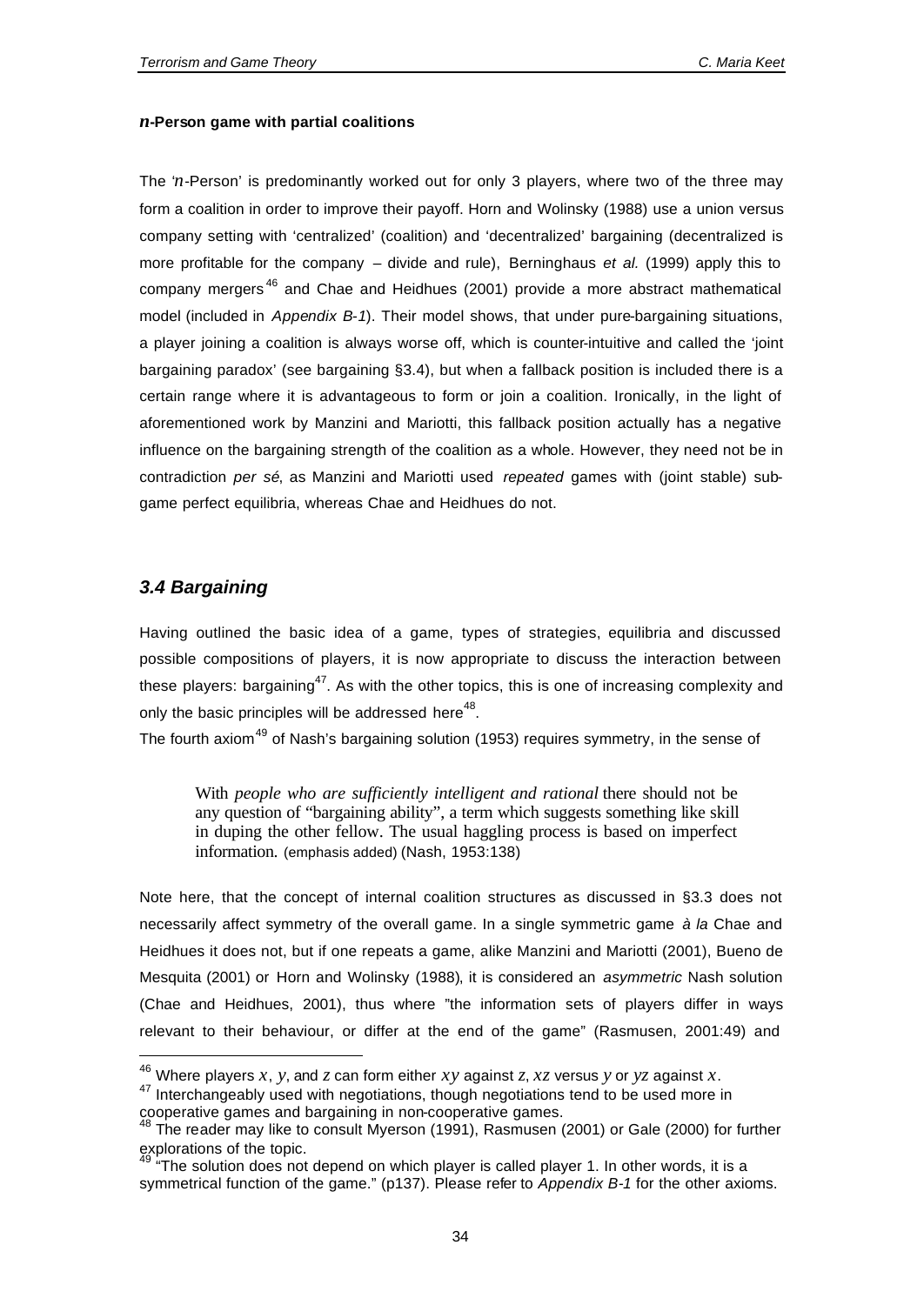#### *n*-Person game with partial coalitions

The '*n*-Person' is predominantly worked out for only 3 players, where two of the three may form a coalition in order to improve their payoff. Horn and Wolinsky (1988) use a union versus company setting with 'centralized' (coalition) and 'decentralized' bargaining (decentralized is more profitable for the company – divide and rule), Berninghaus *et al.* (1999) apply this to company mergers[46] and Chae and Heidhues (2001) provide a more abstract mathematical model (included in *Appendix B-1*). Their model shows, that under pure-bargaining situations, a player joining a coalition is always worse off, which is counter-intuitive and called the 'joint bargaining paradox' (see bargaining §3.4), but when a fallback position is included there is a certain range where it is advantageous to form or join a coalition. Ironically, in the light of aforementioned work by Manzini and Mariotti, this fallback position actually has a negative influence on the bargaining strength of the coalition as a whole. However, they need not be in contradiction *per sé*, as Manzini and Mariotti used *repeated* games with (joint stable) sub-game perfect equilibria, whereas Chae and Heidhues do not.

### *3.4 Bargaining*

Having outlined the basic idea of a game, types of strategies, equilibria and discussed possible compositions of players, it is now appropriate to discuss the interaction between these players: bargaining[47]. As with the other topics, this is one of increasing complexity and only the basic principles will be addressed here[48].

The fourth axiom[49] of Nash's bargaining solution (1953) requires symmetry, in the sense of

> With *people who are sufficiently intelligent and rational* there should not be any question of "bargaining ability", a term which suggests something like skill in duping the other fellow. The usual haggling process is based on imperfect information. (emphasis added) (Nash, 1953:138)

Note here, that the concept of internal coalition structures as discussed in §3.3 does not necessarily affect symmetry of the overall game. In a single symmetric game *à la* Chae and Heidhues it does not, but if one repeats a game, alike Manzini and Mariotti (2001), Bueno de Mesquita (2001) or Horn and Wolinsky (1988), it is considered an *asymmetric* Nash solution (Chae and Heidhues, 2001), thus where "the information sets of players differ in ways relevant to their behaviour, or differ at the end of the game" (Rasmusen, 2001:49) and

---

[46] Where players $x$, $y$, and $z$ can form either $xy$ against $z$, $xz$ versus $y$ or $yz$ against $x$.

[47] Interchangeably used with negotiations, though negotiations tend to be used more in cooperative games and bargaining in non-cooperative games.

[48] The reader may like to consult Myerson (1991), Rasmusen (2001) or Gale (2000) for further explorations of the topic.

[49] "The solution does not depend on which player is called player 1. In other words, it is a symmetrical function of the game." (p137). Please refer to *Appendix B-1* for the other axioms.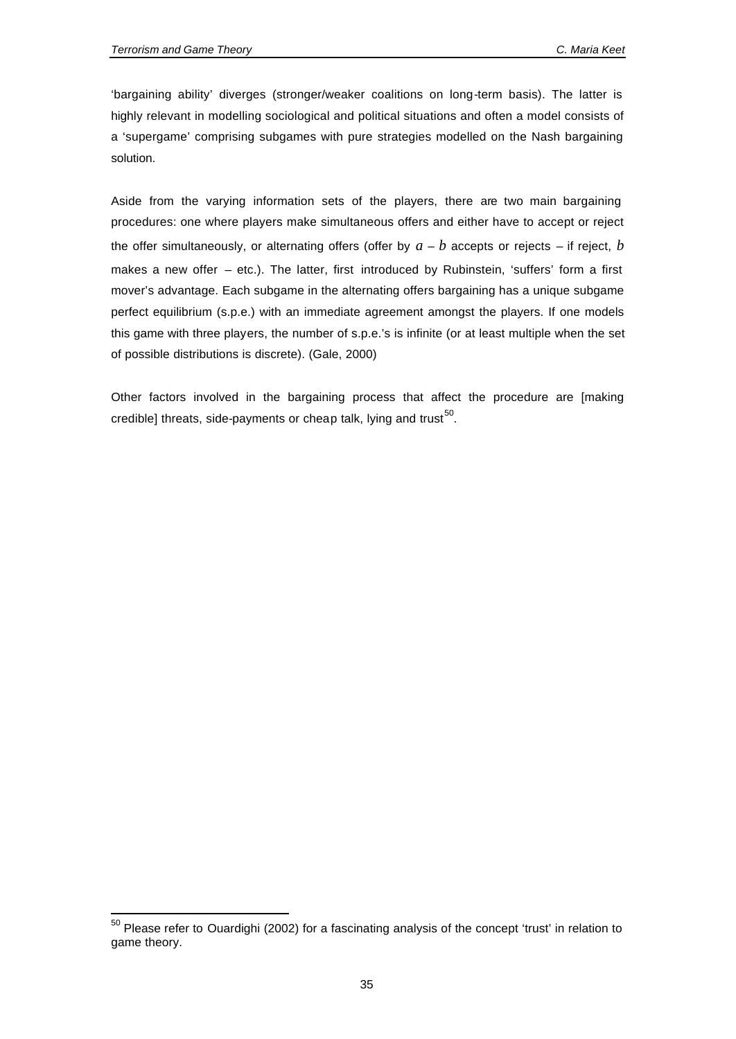'bargaining ability' diverges (stronger/weaker coalitions on long-term basis). The latter is highly relevant in modelling sociological and political situations and often a model consists of a 'supergame' comprising subgames with pure strategies modelled on the Nash bargaining solution.

Aside from the varying information sets of the players, there are two main bargaining procedures: one where players make simultaneous offers and either have to accept or reject the offer simultaneously, or alternating offers (offer by $a$ – $b$ accepts or rejects – if reject, $b$ makes a new offer – etc.). The latter, first introduced by Rubinstein, 'suffers' form a first mover's advantage. Each subgame in the alternating offers bargaining has a unique subgame perfect equilibrium (s.p.e.) with an immediate agreement amongst the players. If one models this game with three players, the number of s.p.e.'s is infinite (or at least multiple when the set of possible distributions is discrete). (Gale, 2000)

Other factors involved in the bargaining process that affect the procedure are [making credible] threats, side-payments or cheap talk, lying and trust[50].

---

[50] Please refer to Ouardighi (2002) for a fascinating analysis of the concept 'trust' in relation to game theory.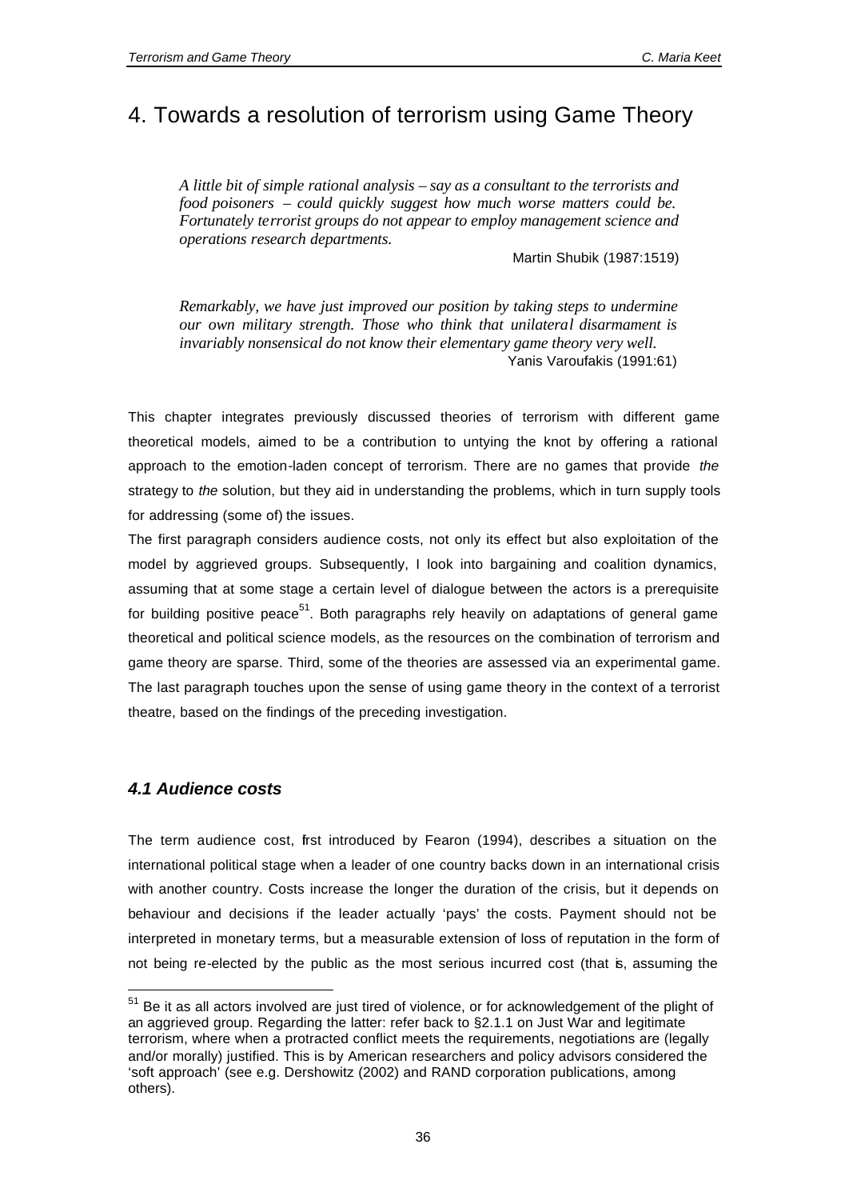# 4. Towards a resolution of terrorism using Game Theory

> *A little bit of simple rational analysis – say as a consultant to the terrorists and food poisoners – could quickly suggest how much worse matters could be. Fortunately terrorist groups do not appear to employ management science and operations research departments.*
>
> Martin Shubik (1987:1519)

> *Remarkably, we have just improved our position by taking steps to undermine our own military strength. Those who think that unilateral disarmament is invariably nonsensical do not know their elementary game theory very well.*
>
> Yanis Varoufakis (1991:61)

This chapter integrates previously discussed theories of terrorism with different game theoretical models, aimed to be a contribution to untying the knot by offering a rational approach to the emotion-laden concept of terrorism. There are no games that provide *the* strategy to *the* solution, but they aid in understanding the problems, which in turn supply tools for addressing (some of) the issues.

The first paragraph considers audience costs, not only its effect but also exploitation of the model by aggrieved groups. Subsequently, I look into bargaining and coalition dynamics, assuming that at some stage a certain level of dialogue between the actors is a prerequisite for building positive peace[51]. Both paragraphs rely heavily on adaptations of general game theoretical and political science models, as the resources on the combination of terrorism and game theory are sparse. Third, some of the theories are assessed via an experimental game. The last paragraph touches upon the sense of using game theory in the context of a terrorist theatre, based on the findings of the preceding investigation.

### *4.1 Audience costs*

The term audience cost, first introduced by Fearon (1994), describes a situation on the international political stage when a leader of one country backs down in an international crisis with another country. Costs increase the longer the duration of the crisis, but it depends on behaviour and decisions if the leader actually 'pays' the costs. Payment should not be interpreted in monetary terms, but a measurable extension of loss of reputation in the form of not being re-elected by the public as the most serious incurred cost (that is, assuming the

[51] Be it as all actors involved are just tired of violence, or for acknowledgement of the plight of an aggrieved group. Regarding the latter: refer back to §2.1.1 on Just War and legitimate terrorism, where when a protracted conflict meets the requirements, negotiations are (legally and/or morally) justified. This is by American researchers and policy advisors considered the 'soft approach' (see e.g. Dershowitz (2002) and RAND corporation publications, among others).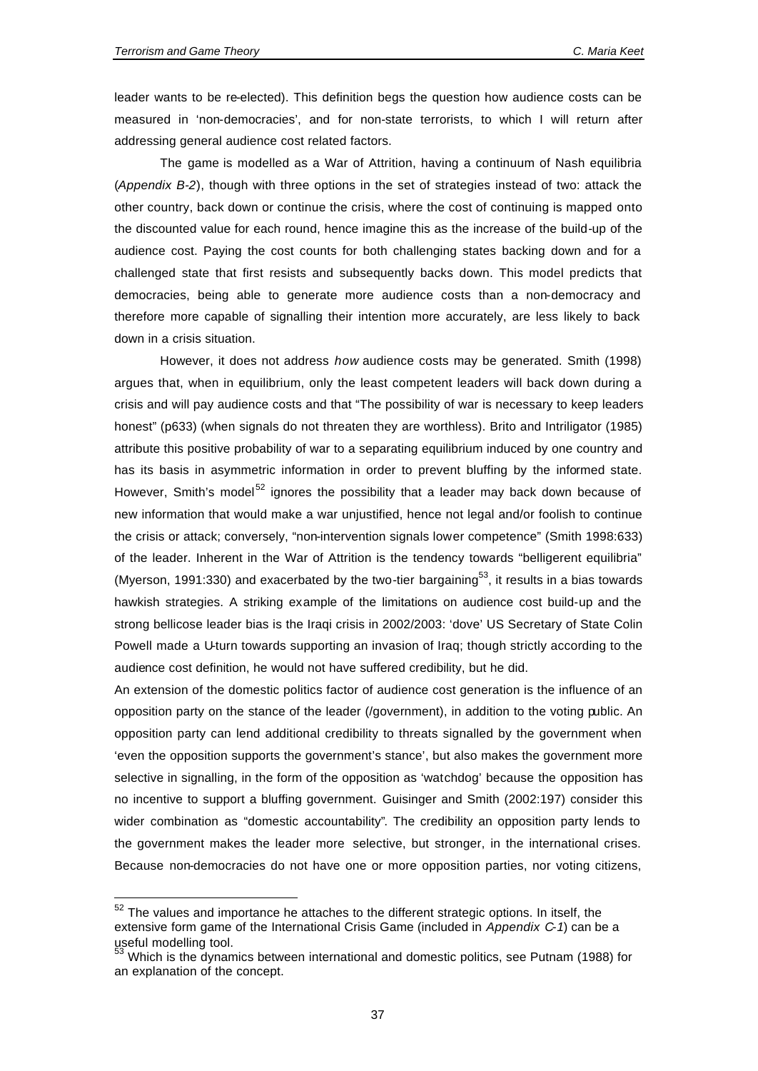leader wants to be re-elected). This definition begs the question how audience costs can be measured in 'non-democracies', and for non-state terrorists, to which I will return after addressing general audience cost related factors.

The game is modelled as a War of Attrition, having a continuum of Nash equilibria (*Appendix B-2*), though with three options in the set of strategies instead of two: attack the other country, back down or continue the crisis, where the cost of continuing is mapped onto the discounted value for each round, hence imagine this as the increase of the build-up of the audience cost. Paying the cost counts for both challenging states backing down and for a challenged state that first resists and subsequently backs down. This model predicts that democracies, being able to generate more audience costs than a non-democracy and therefore more capable of signalling their intention more accurately, are less likely to back down in a crisis situation.

However, it does not address *how* audience costs may be generated. Smith (1998) argues that, when in equilibrium, only the least competent leaders will back down during a crisis and will pay audience costs and that "The possibility of war is necessary to keep leaders honest" (p633) (when signals do not threaten they are worthless). Brito and Intriligator (1985) attribute this positive probability of war to a separating equilibrium induced by one country and has its basis in asymmetric information in order to prevent bluffing by the informed state. However, Smith's model[52] ignores the possibility that a leader may back down because of new information that would make a war unjustified, hence not legal and/or foolish to continue the crisis or attack; conversely, "non-intervention signals lower competence" (Smith 1998:633) of the leader. Inherent in the War of Attrition is the tendency towards "belligerent equilibria" (Myerson, 1991:330) and exacerbated by the two-tier bargaining[53], it results in a bias towards hawkish strategies. A striking example of the limitations on audience cost build-up and the strong bellicose leader bias is the Iraqi crisis in 2002/2003: 'dove' US Secretary of State Colin Powell made a U-turn towards supporting an invasion of Iraq; though strictly according to the audience cost definition, he would not have suffered credibility, but he did.

An extension of the domestic politics factor of audience cost generation is the influence of an opposition party on the stance of the leader (/government), in addition to the voting public. An opposition party can lend additional credibility to threats signalled by the government when 'even the opposition supports the government's stance', but also makes the government more selective in signalling, in the form of the opposition as 'watchdog' because the opposition has no incentive to support a bluffing government. Guisinger and Smith (2002:197) consider this wider combination as "domestic accountability". The credibility an opposition party lends to the government makes the leader more selective, but stronger, in the international crises. Because non-democracies do not have one or more opposition parties, nor voting citizens,

---

[52] The values and importance he attaches to the different strategic options. In itself, the extensive form game of the International Crisis Game (included in *Appendix C-1*) can be a useful modelling tool.

[53] Which is the dynamics between international and domestic politics, see Putnam (1988) for an explanation of the concept.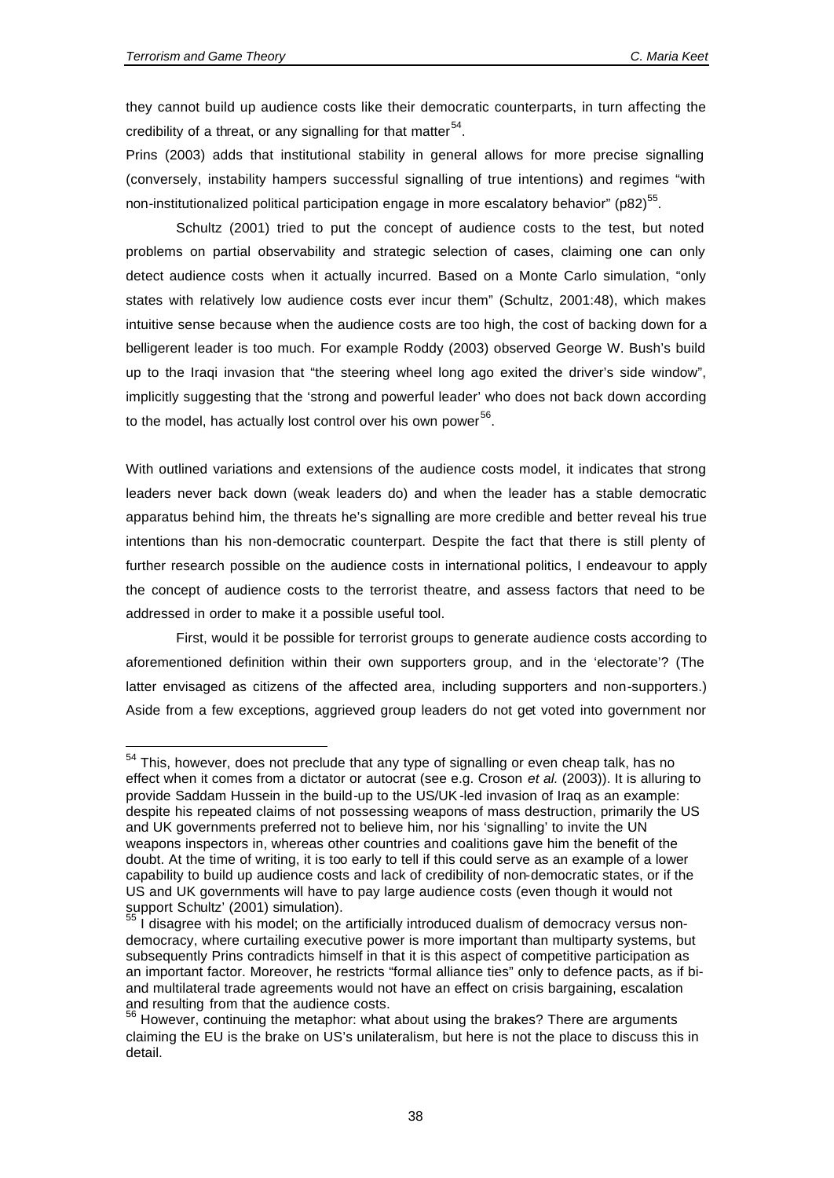they cannot build up audience costs like their democratic counterparts, in turn affecting the credibility of a threat, or any signalling for that matter[54].

Prins (2003) adds that institutional stability in general allows for more precise signalling (conversely, instability hampers successful signalling of true intentions) and regimes "with non-institutionalized political participation engage in more escalatory behavior" (p82)[55].

Schultz (2001) tried to put the concept of audience costs to the test, but noted problems on partial observability and strategic selection of cases, claiming one can only detect audience costs when it actually incurred. Based on a Monte Carlo simulation, "only states with relatively low audience costs ever incur them" (Schultz, 2001:48), which makes intuitive sense because when the audience costs are too high, the cost of backing down for a belligerent leader is too much. For example Roddy (2003) observed George W. Bush's build up to the Iraqi invasion that "the steering wheel long ago exited the driver's side window", implicitly suggesting that the 'strong and powerful leader' who does not back down according to the model, has actually lost control over his own power[56].

With outlined variations and extensions of the audience costs model, it indicates that strong leaders never back down (weak leaders do) and when the leader has a stable democratic apparatus behind him, the threats he's signalling are more credible and better reveal his true intentions than his non-democratic counterpart. Despite the fact that there is still plenty of further research possible on the audience costs in international politics, I endeavour to apply the concept of audience costs to the terrorist theatre, and assess factors that need to be addressed in order to make it a possible useful tool.

First, would it be possible for terrorist groups to generate audience costs according to aforementioned definition within their own supporters group, and in the 'electorate'? (The latter envisaged as citizens of the affected area, including supporters and non-supporters.) Aside from a few exceptions, aggrieved group leaders do not get voted into government nor

---

[54] This, however, does not preclude that any type of signalling or even cheap talk, has no effect when it comes from a dictator or autocrat (see e.g. Croson *et al.* (2003)). It is alluring to provide Saddam Hussein in the build-up to the US/UK-led invasion of Iraq as an example: despite his repeated claims of not possessing weapons of mass destruction, primarily the US and UK governments preferred not to believe him, nor his 'signalling' to invite the UN weapons inspectors in, whereas other countries and coalitions gave him the benefit of the doubt. At the time of writing, it is too early to tell if this could serve as an example of a lower capability to build up audience costs and lack of credibility of non-democratic states, or if the US and UK governments will have to pay large audience costs (even though it would not support Schultz' (2001) simulation).

[55] I disagree with his model; on the artificially introduced dualism of democracy versus non-democracy, where curtailing executive power is more important than multiparty systems, but subsequently Prins contradicts himself in that it is this aspect of competitive participation as an important factor. Moreover, he restricts "formal alliance ties" only to defence pacts, as if bi- and multilateral trade agreements would not have an effect on crisis bargaining, escalation and resulting from that the audience costs.

[56] However, continuing the metaphor: what about using the brakes? There are arguments claiming the EU is the brake on US's unilateralism, but here is not the place to discuss this in detail.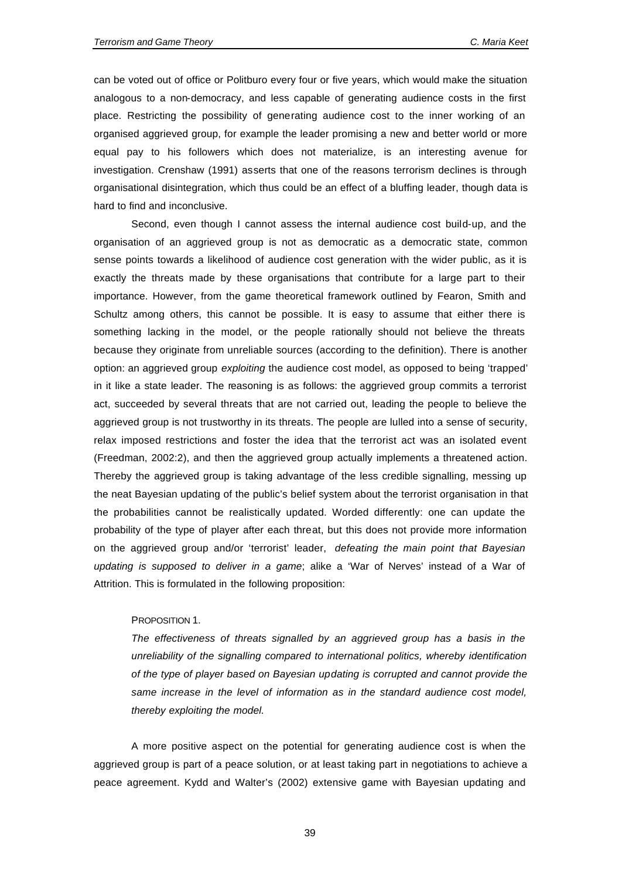can be voted out of office or Politburo every four or five years, which would make the situation analogous to a non-democracy, and less capable of generating audience costs in the first place. Restricting the possibility of generating audience cost to the inner working of an organised aggrieved group, for example the leader promising a new and better world or more equal pay to his followers which does not materialize, is an interesting avenue for investigation. Crenshaw (1991) asserts that one of the reasons terrorism declines is through organisational disintegration, which thus could be an effect of a bluffing leader, though data is hard to find and inconclusive.

Second, even though I cannot assess the internal audience cost build-up, and the organisation of an aggrieved group is not as democratic as a democratic state, common sense points towards a likelihood of audience cost generation with the wider public, as it is exactly the threats made by these organisations that contribute for a large part to their importance. However, from the game theoretical framework outlined by Fearon, Smith and Schultz among others, this cannot be possible. It is easy to assume that either there is something lacking in the model, or the people rationally should not believe the threats because they originate from unreliable sources (according to the definition). There is another option: an aggrieved group *exploiting* the audience cost model, as opposed to being 'trapped' in it like a state leader. The reasoning is as follows: the aggrieved group commits a terrorist act, succeeded by several threats that are not carried out, leading the people to believe the aggrieved group is not trustworthy in its threats. The people are lulled into a sense of security, relax imposed restrictions and foster the idea that the terrorist act was an isolated event (Freedman, 2002:2), and then the aggrieved group actually implements a threatened action. Thereby the aggrieved group is taking advantage of the less credible signalling, messing up the neat Bayesian updating of the public's belief system about the terrorist organisation in that the probabilities cannot be realistically updated. Worded differently: one can update the probability of the type of player after each threat, but this does not provide more information on the aggrieved group and/or 'terrorist' leader, *defeating the main point that Bayesian updating is supposed to deliver in a game*; alike a 'War of Nerves' instead of a War of Attrition. This is formulated in the following proposition:

PROPOSITION 1.

*The effectiveness of threats signalled by an aggrieved group has a basis in the unreliability of the signalling compared to international politics, whereby identification of the type of player based on Bayesian updating is corrupted and cannot provide the same increase in the level of information as in the standard audience cost model, thereby exploiting the model.*

A more positive aspect on the potential for generating audience cost is when the aggrieved group is part of a peace solution, or at least taking part in negotiations to achieve a peace agreement. Kydd and Walter's (2002) extensive game with Bayesian updating and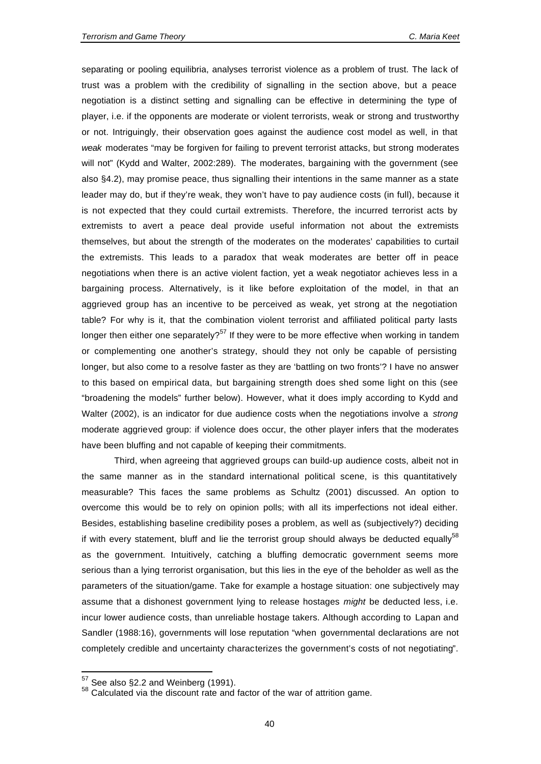separating or pooling equilibria, analyses terrorist violence as a problem of trust. The lack of trust was a problem with the credibility of signalling in the section above, but a peace negotiation is a distinct setting and signalling can be effective in determining the type of player, i.e. if the opponents are moderate or violent terrorists, weak or strong and trustworthy or not. Intriguingly, their observation goes against the audience cost model as well, in that *weak* moderates "may be forgiven for failing to prevent terrorist attacks, but strong moderates will not" (Kydd and Walter, 2002:289). The moderates, bargaining with the government (see also §4.2), may promise peace, thus signalling their intentions in the same manner as a state leader may do, but if they're weak, they won't have to pay audience costs (in full), because it is not expected that they could curtail extremists. Therefore, the incurred terrorist acts by extremists to avert a peace deal provide useful information not about the extremists themselves, but about the strength of the moderates on the moderates' capabilities to curtail the extremists. This leads to a paradox that weak moderates are better off in peace negotiations when there is an active violent faction, yet a weak negotiator achieves less in a bargaining process. Alternatively, is it like before exploitation of the model, in that an aggrieved group has an incentive to be perceived as weak, yet strong at the negotiation table? For why is it, that the combination violent terrorist and affiliated political party lasts longer then either one separately?[57] If they were to be more effective when working in tandem or complementing one another's strategy, should they not only be capable of persisting longer, but also come to a resolve faster as they are 'battling on two fronts'? I have no answer to this based on empirical data, but bargaining strength does shed some light on this (see "broadening the models" further below). However, what it does imply according to Kydd and Walter (2002), is an indicator for due audience costs when the negotiations involve a *strong* moderate aggrieved group: if violence does occur, the other player infers that the moderates have been bluffing and not capable of keeping their commitments.

Third, when agreeing that aggrieved groups can build-up audience costs, albeit not in the same manner as in the standard international political scene, is this quantitatively measurable? This faces the same problems as Schultz (2001) discussed. An option to overcome this would be to rely on opinion polls; with all its imperfections not ideal either. Besides, establishing baseline credibility poses a problem, as well as (subjectively?) deciding if with every statement, bluff and lie the terrorist group should always be deducted equally[58] as the government. Intuitively, catching a bluffing democratic government seems more serious than a lying terrorist organisation, but this lies in the eye of the beholder as well as the parameters of the situation/game. Take for example a hostage situation: one subjectively may assume that a dishonest government lying to release hostages *might* be deducted less, i.e. incur lower audience costs, than unreliable hostage takers. Although according to Lapan and Sandler (1988:16), governments will lose reputation "when governmental declarations are not completely credible and uncertainty characterizes the government's costs of not negotiating".

[57] See also §2.2 and Weinberg (1991).

[58] Calculated via the discount rate and factor of the war of attrition game.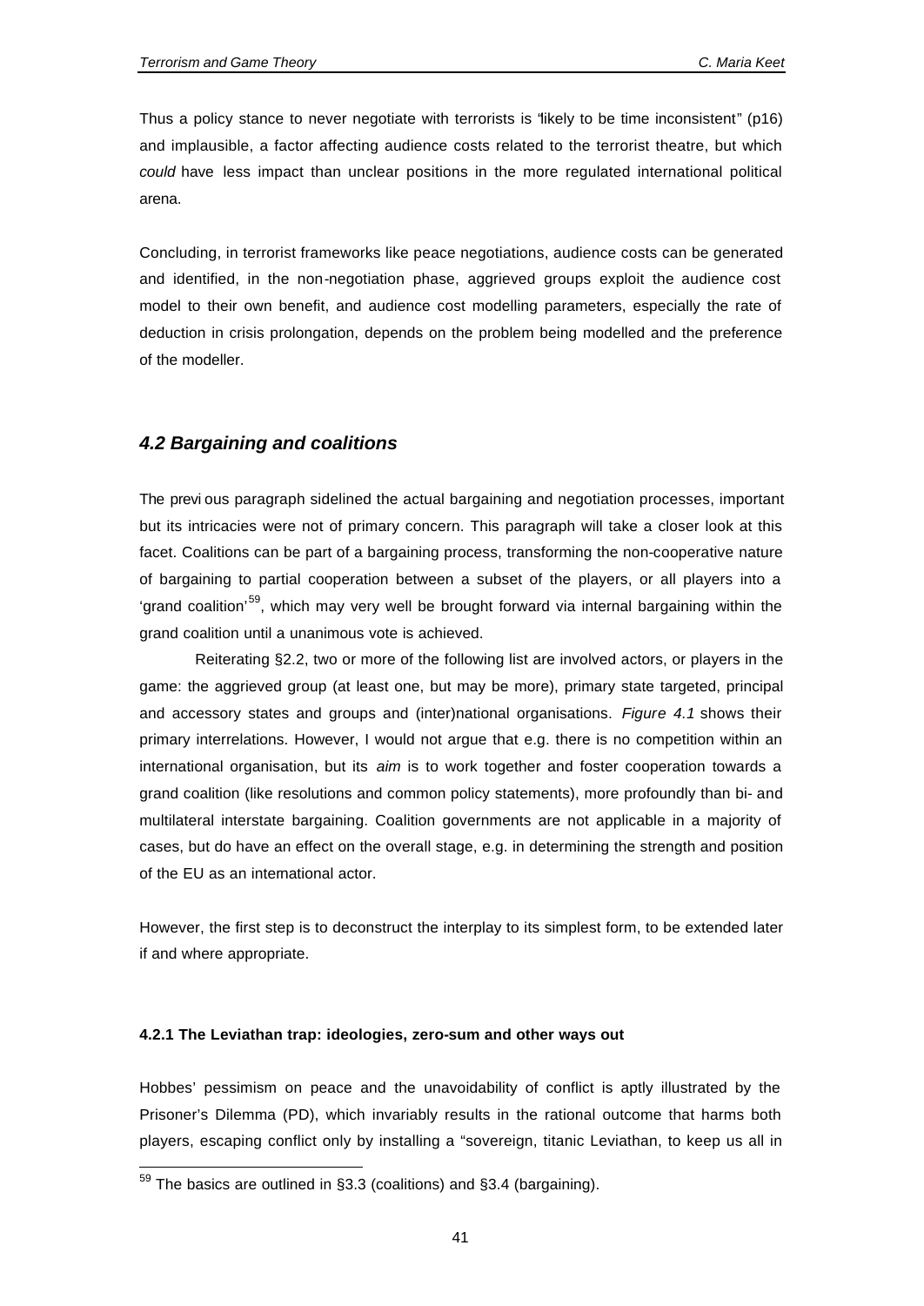Thus a policy stance to never negotiate with terrorists is "likely to be time inconsistent" (p16) and implausible, a factor affecting audience costs related to the terrorist theatre, but which *could* have less impact than unclear positions in the more regulated international political arena.

Concluding, in terrorist frameworks like peace negotiations, audience costs can be generated and identified, in the non-negotiation phase, aggrieved groups exploit the audience cost model to their own benefit, and audience cost modelling parameters, especially the rate of deduction in crisis prolongation, depends on the problem being modelled and the preference of the modeller.

## *4.2 Bargaining and coalitions*

The previous paragraph sidelined the actual bargaining and negotiation processes, important but its intricacies were not of primary concern. This paragraph will take a closer look at this facet. Coalitions can be part of a bargaining process, transforming the non-cooperative nature of bargaining to partial cooperation between a subset of the players, or all players into a 'grand coalition'[59], which may very well be brought forward via internal bargaining within the grand coalition until a unanimous vote is achieved.

Reiterating §2.2, two or more of the following list are involved actors, or players in the game: the aggrieved group (at least one, but may be more), primary state targeted, principal and accessory states and groups and (inter)national organisations. *Figure 4.1* shows their primary interrelations. However, I would not argue that e.g. there is no competition within an international organisation, but its *aim* is to work together and foster cooperation towards a grand coalition (like resolutions and common policy statements), more profoundly than bi- and multilateral interstate bargaining. Coalition governments are not applicable in a majority of cases, but do have an effect on the overall stage, e.g. in determining the strength and position of the EU as an international actor.

However, the first step is to deconstruct the interplay to its simplest form, to be extended later if and where appropriate.

#### 4.2.1 The Leviathan trap: ideologies, zero-sum and other ways out

Hobbes' pessimism on peace and the unavoidability of conflict is aptly illustrated by the Prisoner's Dilemma (PD), which invariably results in the rational outcome that harms both players, escaping conflict only by installing a "sovereign, titanic Leviathan, to keep us all in

[59] The basics are outlined in §3.3 (coalitions) and §3.4 (bargaining).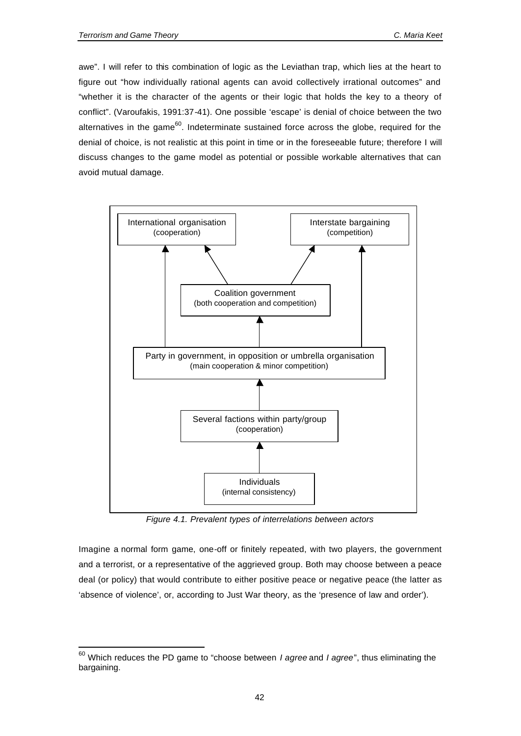awe". I will refer to this combination of logic as the Leviathan trap, which lies at the heart to figure out "how individually rational agents can avoid collectively irrational outcomes" and "whether it is the character of the agents or their logic that holds the key to a theory of conflict". (Varoufakis, 1991:37-41). One possible 'escape' is denial of choice between the two alternatives in the game[60]. Indeterminate sustained force across the globe, required for the denial of choice, is not realistic at this point in time or in the foreseeable future; therefore I will discuss changes to the game model as potential or possible workable alternatives that can avoid mutual damage.

International organisation (cooperation)

Interstate bargaining (competition)

Coalition government (both cooperation and competition)

Party in government, in opposition or umbrella organisation (main cooperation & minor competition)

Several factions within party/group (cooperation)

Individuals (internal consistency)

*Figure 4.1. Prevalent types of interrelations between actors*

Imagine a normal form game, one-off or finitely repeated, with two players, the government and a terrorist, or a representative of the aggrieved group. Both may choose between a peace deal (or policy) that would contribute to either positive peace or negative peace (the latter as 'absence of violence', or, according to Just War theory, as the 'presence of law and order').

[60] Which reduces the PD game to "choose between *I agree* and *I agree*", thus eliminating the bargaining.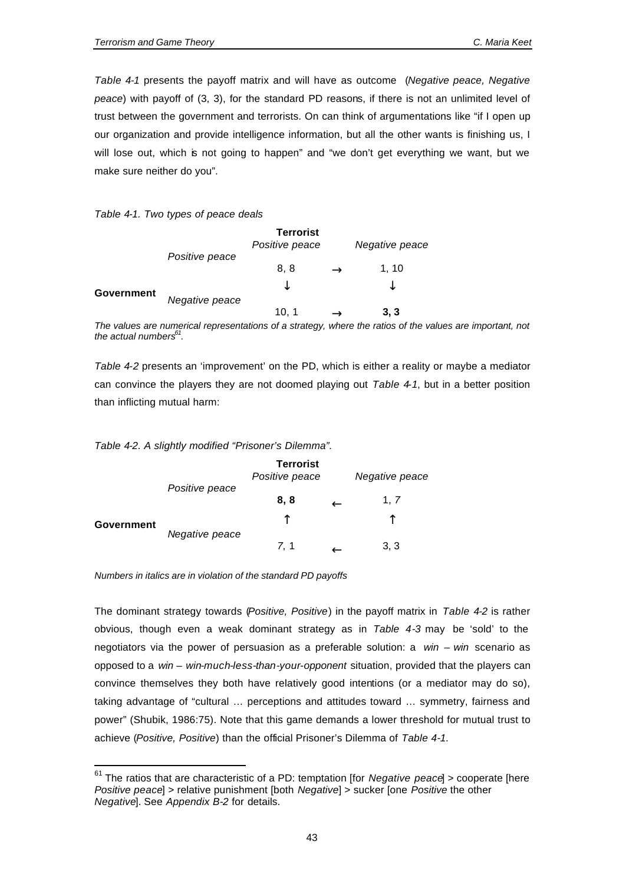*Table 4-1* presents the payoff matrix and will have as outcome (*Negative peace, Negative peace*) with payoff of (3, 3), for the standard PD reasons, if there is not an unlimited level of trust between the government and terrorists. On can think of argumentations like "if I open up our organization and provide intelligence information, but all the other wants is finishing us, I will lose out, which is not going to happen" and "we don't get everything we want, but we make sure neither do you".

*Table 4-1. Two types of peace deals*

| | | **Terrorist** *Positive peace* | | *Negative peace* |
|---|---|---|---|---|
| **Government** | *Positive peace* | 8, 8 | → | 1, 10 |
| | | ↓ | | ↓ |
| | *Negative peace* | 10, 1 | → | **3, 3** |

*The values are numerical representations of a strategy, where the ratios of the values are important, not the actual numbers*[61]*.*

*Table 4-2* presents an 'improvement' on the PD, which is either a reality or maybe a mediator can convince the players they are not doomed playing out *Table 4-1*, but in a better position than inflicting mutual harm:

*Table 4-2. A slightly modified "Prisoner's Dilemma".*

| | | **Terrorist** *Positive peace* | | *Negative peace* |
|---|---|---|---|---|
| **Government** | *Positive peace* | **8, 8** | ← | 1, *7* |
| | | ↑ | | ↑ |
| | *Negative peace* | *7*, 1 | ← | 3, 3 |

*Numbers in italics are in violation of the standard PD payoffs*

The dominant strategy towards (*Positive, Positive*) in the payoff matrix in *Table 4-2* is rather obvious, though even a weak dominant strategy as in *Table 4-3* may be 'sold' to the negotiators via the power of persuasion as a preferable solution: a *win – win* scenario as opposed to a *win – win-much-less-than-your-opponent* situation, provided that the players can convince themselves they both have relatively good intentions (or a mediator may do so), taking advantage of "cultural … perceptions and attitudes toward … symmetry, fairness and power" (Shubik, 1986:75). Note that this game demands a lower threshold for mutual trust to achieve (*Positive, Positive*) than the official Prisoner's Dilemma of *Table 4-1*.

---

[61] The ratios that are characteristic of a PD: temptation [for *Negative peace*] > cooperate [here *Positive peace*] > relative punishment [both *Negative*] > sucker [one *Positive* the other *Negative*]. See *Appendix B-2* for details.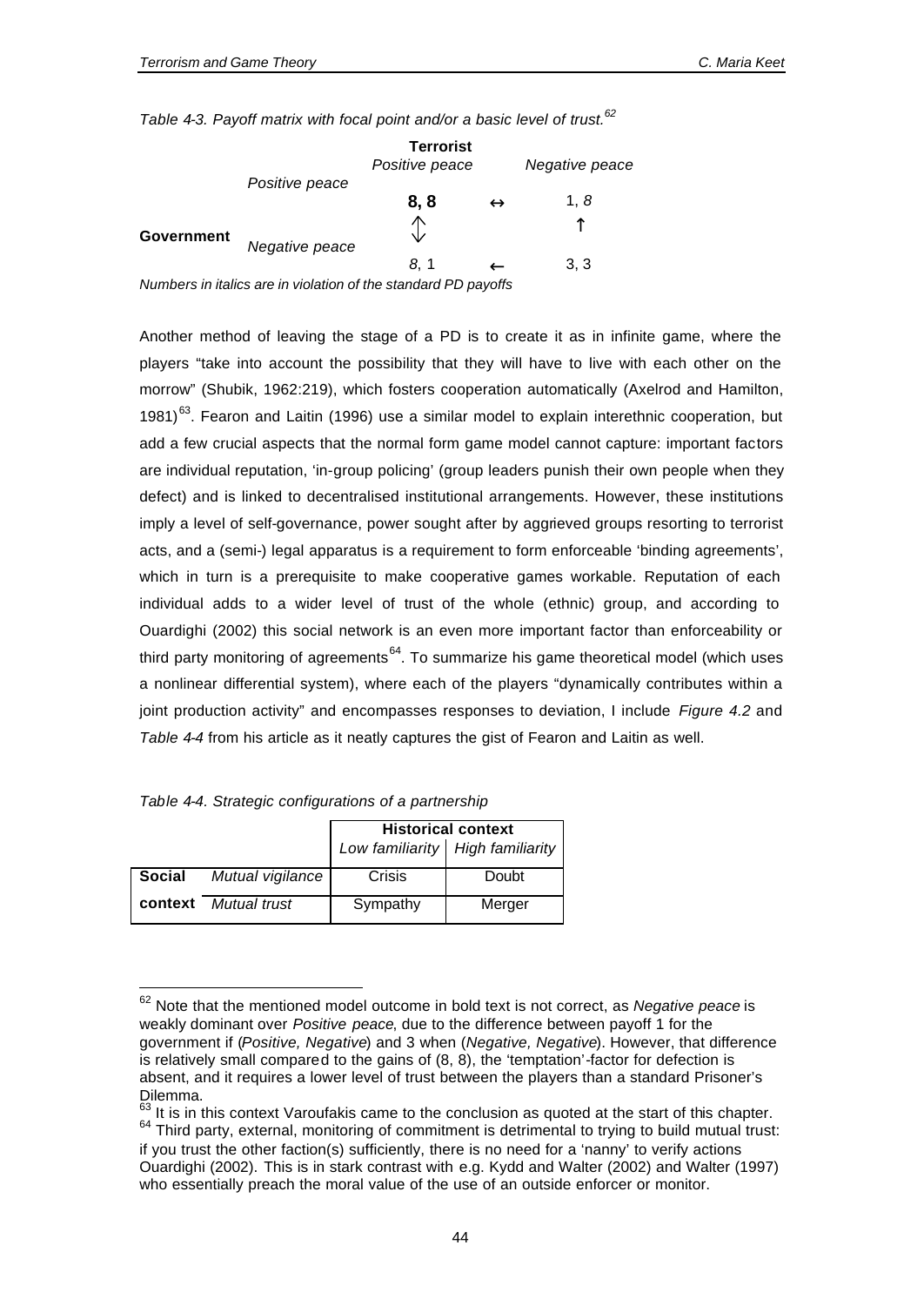*Table 4-3. Payoff matrix with focal point and/or a basic level of trust.*[62]

| | | **Terrorist** | | |
|---|---|---|---|---|
| | | *Positive peace* | | *Negative peace* |
| **Government** | *Positive peace* | **8, 8** | ↔ | 1, *8* |
| | | ⇕ | | ↑ |
| | *Negative peace* | *8*, 1 | ← | 3, 3 |

*Numbers in italics are in violation of the standard PD payoffs*

Another method of leaving the stage of a PD is to create it as in infinite game, where the players "take into account the possibility that they will have to live with each other on the morrow" (Shubik, 1962:219), which fosters cooperation automatically (Axelrod and Hamilton, 1981)[63]. Fearon and Laitin (1996) use a similar model to explain interethnic cooperation, but add a few crucial aspects that the normal form game model cannot capture: important factors are individual reputation, 'in-group policing' (group leaders punish their own people when they defect) and is linked to decentralised institutional arrangements. However, these institutions imply a level of self-governance, power sought after by aggrieved groups resorting to terrorist acts, and a (semi-) legal apparatus is a requirement to form enforceable 'binding agreements', which in turn is a prerequisite to make cooperative games workable. Reputation of each individual adds to a wider level of trust of the whole (ethnic) group, and according to Ouardighi (2002) this social network is an even more important factor than enforceability or third party monitoring of agreements[64]. To summarize his game theoretical model (which uses a nonlinear differential system), where each of the players "dynamically contributes within a joint production activity" and encompasses responses to deviation, I include *Figure 4.2* and *Table 4-4* from his article as it neatly captures the gist of Fearon and Laitin as well.

*Table 4-4. Strategic configurations of a partnership*

| | | **Historical context** | |
|---|---|---|---|
| | | *Low familiarity* | *High familiarity* |
| **Social context** | *Mutual vigilance* | Crisis | Doubt |
| | *Mutual trust* | Sympathy | Merger |

---

[62] Note that the mentioned model outcome in bold text is not correct, as *Negative peace* is weakly dominant over *Positive peace*, due to the difference between payoff 1 for the government if (*Positive, Negative*) and 3 when (*Negative, Negative*). However, that difference is relatively small compared to the gains of (8, 8), the 'temptation'-factor for defection is absent, and it requires a lower level of trust between the players than a standard Prisoner's Dilemma.

[63] It is in this context Varoufakis came to the conclusion as quoted at the start of this chapter.

[64] Third party, external, monitoring of commitment is detrimental to trying to build mutual trust: if you trust the other faction(s) sufficiently, there is no need for a 'nanny' to verify actions Ouardighi (2002). This is in stark contrast with e.g. Kydd and Walter (2002) and Walter (1997) who essentially preach the moral value of the use of an outside enforcer or monitor.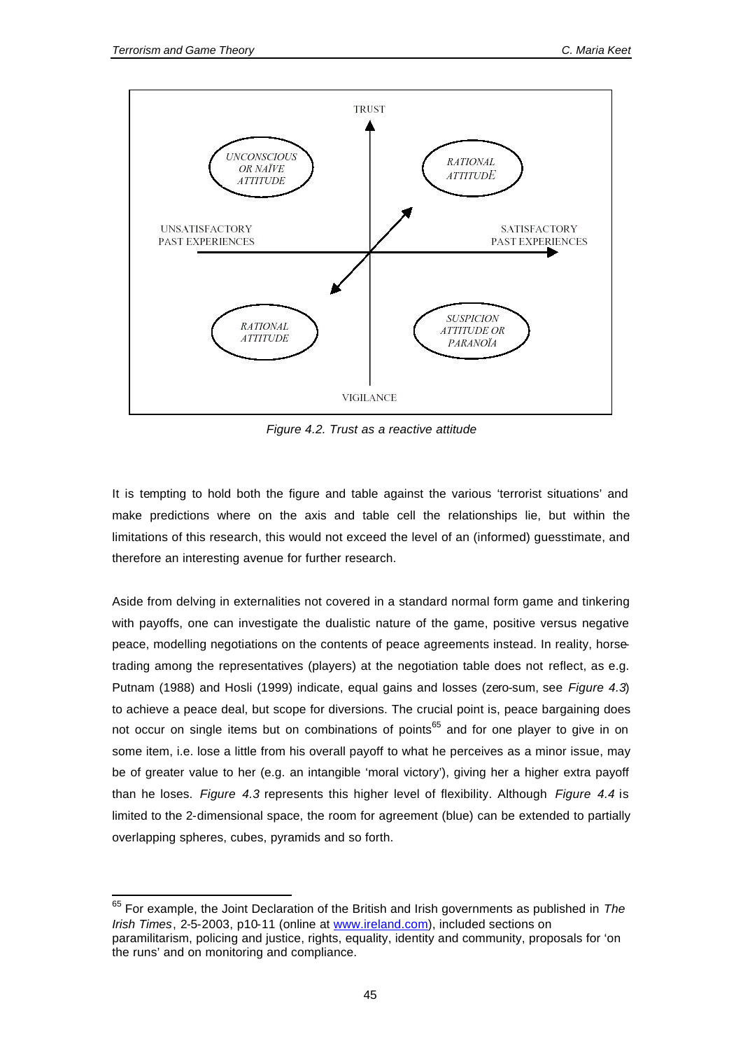TRUST

UNCONSCIOUS OR NAÏVE ATTITUDE

RATIONAL ATTITUDE

UNSATISFACTORY PAST EXPERIENCES

SATISFACTORY PAST EXPERIENCES

RATIONAL ATTITUDE

SUSPICION ATTITUDE OR PARANOÏA

VIGILANCE

*Figure 4.2. Trust as a reactive attitude*

It is tempting to hold both the figure and table against the various 'terrorist situations' and make predictions where on the axis and table cell the relationships lie, but within the limitations of this research, this would not exceed the level of an (informed) guesstimate, and therefore an interesting avenue for further research.

Aside from delving in externalities not covered in a standard normal form game and tinkering with payoffs, one can investigate the dualistic nature of the game, positive versus negative peace, modelling negotiations on the contents of peace agreements instead. In reality, horse-trading among the representatives (players) at the negotiation table does not reflect, as e.g. Putnam (1988) and Hosli (1999) indicate, equal gains and losses (zero-sum, see *Figure 4.3*) to achieve a peace deal, but scope for diversions. The crucial point is, peace bargaining does not occur on single items but on combinations of points[65] and for one player to give in on some item, i.e. lose a little from his overall payoff to what he perceives as a minor issue, may be of greater value to her (e.g. an intangible 'moral victory'), giving her a higher extra payoff than he loses. *Figure 4.3* represents this higher level of flexibility. Although *Figure 4.4* is limited to the 2-dimensional space, the room for agreement (blue) can be extended to partially overlapping spheres, cubes, pyramids and so forth.

[65] For example, the Joint Declaration of the British and Irish governments as published in *The Irish Times*, 2-5-2003, p10-11 (online at www.ireland.com), included sections on paramilitarism, policing and justice, rights, equality, identity and community, proposals for 'on the runs' and on monitoring and compliance.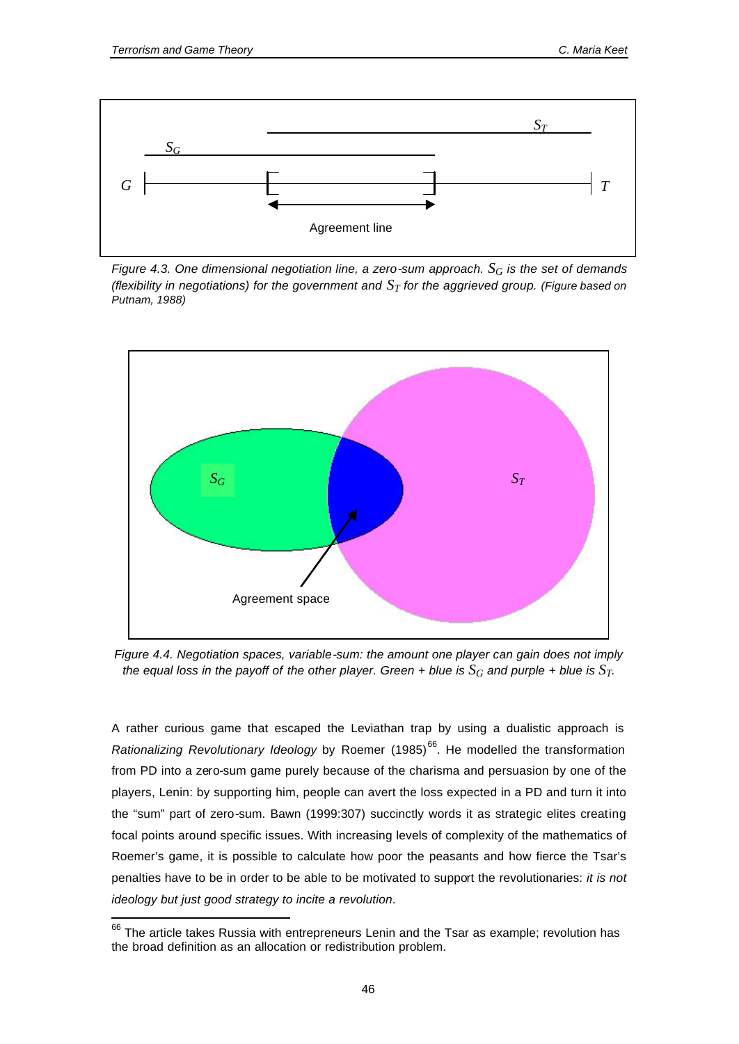Figure 4.3. One dimensional negotiation line, a zero-sum approach. $S_G$ is the set of demands (flexibility in negotiations) for the government and $S_T$ for the aggrieved group. (Figure based on Putnam, 1988)

Figure 4.4. Negotiation spaces, variable-sum: the amount one player can gain does not imply the equal loss in the payoff of the other player. Green + blue is $S_G$ and purple + blue is $S_T$.

A rather curious game that escaped the Leviathan trap by using a dualistic approach is *Rationalizing Revolutionary Ideology* by Roemer (1985)[66]. He modelled the transformation from PD into a zero-sum game purely because of the charisma and persuasion by one of the players, Lenin: by supporting him, people can avert the loss expected in a PD and turn it into the "sum" part of zero-sum. Bawn (1999:307) succinctly words it as strategic elites creating focal points around specific issues. With increasing levels of complexity of the mathematics of Roemer's game, it is possible to calculate how poor the peasants and how fierce the Tsar's penalties have to be in order to be able to be motivated to support the revolutionaries: *it is not ideology but just good strategy to incite a revolution*.

[66] The article takes Russia with entrepreneurs Lenin and the Tsar as example; revolution has the broad definition as an allocation or redistribution problem.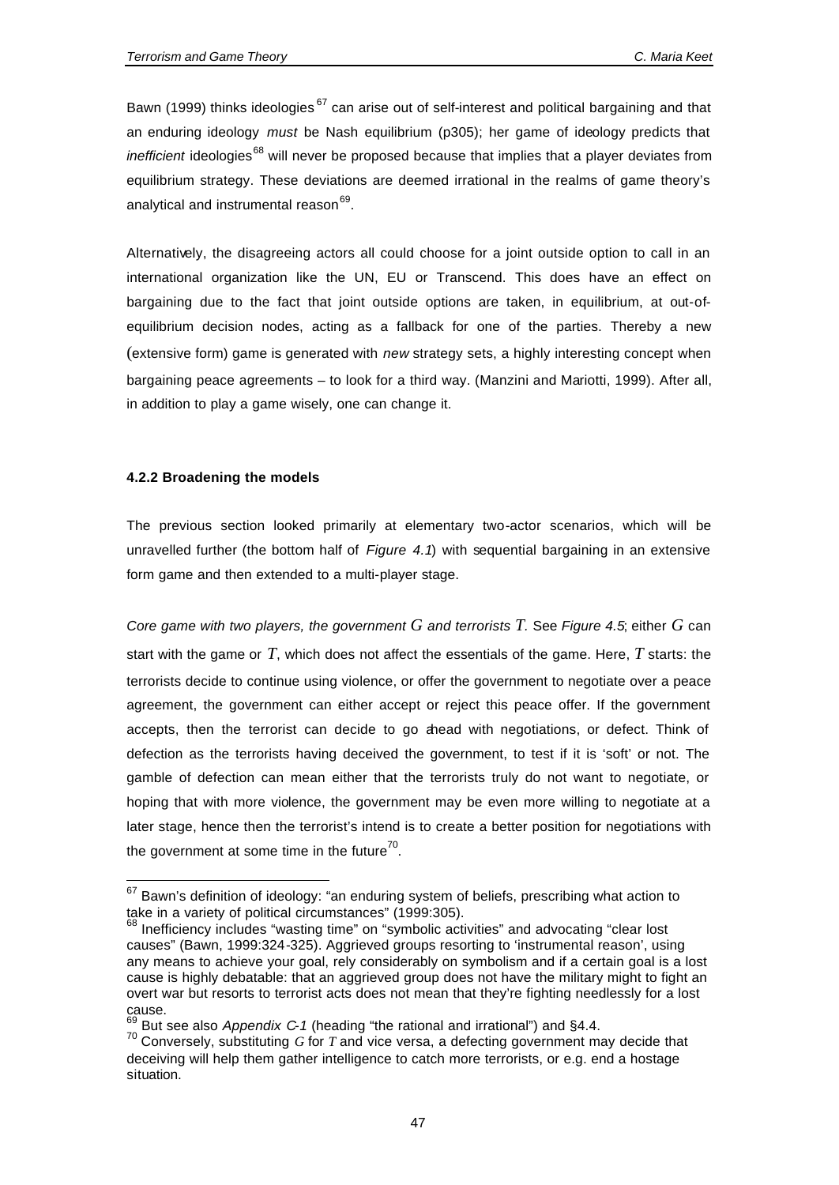Bawn (1999) thinks ideologies[67] can arise out of self-interest and political bargaining and that an enduring ideology *must* be Nash equilibrium (p305); her game of ideology predicts that *inefficient* ideologies[68] will never be proposed because that implies that a player deviates from equilibrium strategy. These deviations are deemed irrational in the realms of game theory's analytical and instrumental reason[69].

Alternatively, the disagreeing actors all could choose for a joint outside option to call in an international organization like the UN, EU or Transcend. This does have an effect on bargaining due to the fact that joint outside options are taken, in equilibrium, at out-of-equilibrium decision nodes, acting as a fallback for one of the parties. Thereby a new (extensive form) game is generated with *new* strategy sets, a highly interesting concept when bargaining peace agreements – to look for a third way. (Manzini and Mariotti, 1999). After all, in addition to play a game wisely, one can change it.

#### 4.2.2 Broadening the models

The previous section looked primarily at elementary two-actor scenarios, which will be unravelled further (the bottom half of *Figure 4.1*) with sequential bargaining in an extensive form game and then extended to a multi-player stage.

*Core game with two players, the government $G$ and terrorists $T$.* See *Figure 4.5*; either $G$ can start with the game or $T$, which does not affect the essentials of the game. Here, $T$ starts: the terrorists decide to continue using violence, or offer the government to negotiate over a peace agreement, the government can either accept or reject this peace offer. If the government accepts, then the terrorist can decide to go ahead with negotiations, or defect. Think of defection as the terrorists having deceived the government, to test if it is 'soft' or not. The gamble of defection can mean either that the terrorists truly do not want to negotiate, or hoping that with more violence, the government may be even more willing to negotiate at a later stage, hence then the terrorist's intend is to create a better position for negotiations with the government at some time in the future[70].

---

[67] Bawn's definition of ideology: "an enduring system of beliefs, prescribing what action to take in a variety of political circumstances" (1999:305).

[68] Inefficiency includes "wasting time" on "symbolic activities" and advocating "clear lost causes" (Bawn, 1999:324-325). Aggrieved groups resorting to 'instrumental reason', using any means to achieve your goal, rely considerably on symbolism and if a certain goal is a lost cause is highly debatable: that an aggrieved group does not have the military might to fight an overt war but resorts to terrorist acts does not mean that they're fighting needlessly for a lost cause.

[69] But see also *Appendix C-1* (heading "the rational and irrational") and §4.4.

[70] Conversely, substituting $G$ for $T$ and vice versa, a defecting government may decide that deceiving will help them gather intelligence to catch more terrorists, or e.g. end a hostage situation.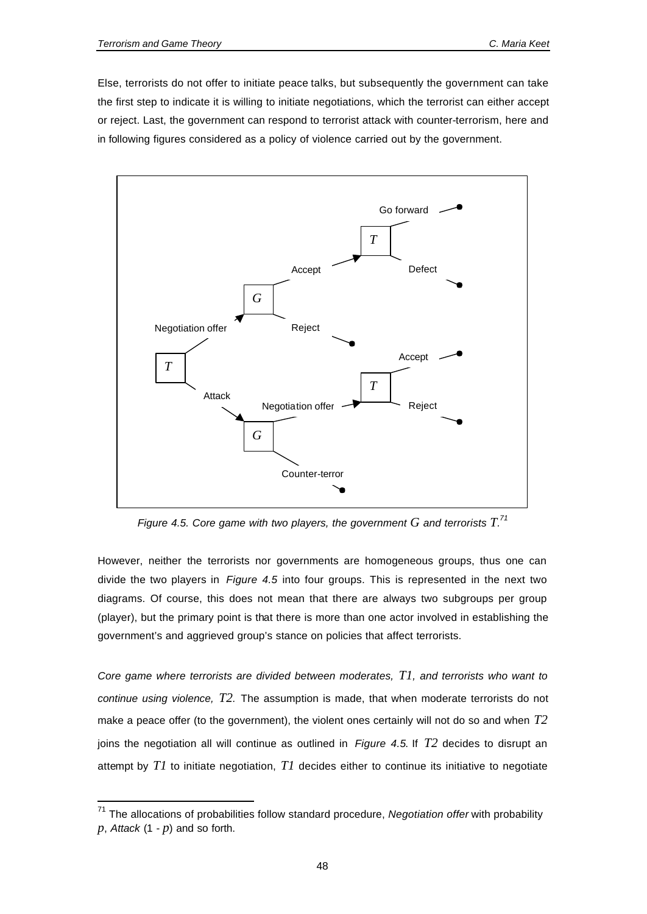Else, terrorists do not offer to initiate peace talks, but subsequently the government can take the first step to indicate it is willing to initiate negotiations, which the terrorist can either accept or reject. Last, the government can respond to terrorist attack with counter-terrorism, here and in following figures considered as a policy of violence carried out by the government.

*Figure 4.5. Core game with two players, the government $G$ and terrorists $T$.*[71]

However, neither the terrorists nor governments are homogeneous groups, thus one can divide the two players in *Figure 4.5* into four groups. This is represented in the next two diagrams. Of course, this does not mean that there are always two subgroups per group (player), but the primary point is that there is more than one actor involved in establishing the government's and aggrieved group's stance on policies that affect terrorists.

*Core game where terrorists are divided between moderates, $T1$, and terrorists who want to continue using violence, $T2$.* The assumption is made, that when moderate terrorists do not make a peace offer (to the government), the violent ones certainly will not do so and when $T2$ joins the negotiation all will continue as outlined in *Figure 4.5*. If $T2$ decides to disrupt an attempt by $T1$ to initiate negotiation, $T1$ decides either to continue its initiative to negotiate

[71] The allocations of probabilities follow standard procedure, *Negotiation offer* with probability $p$, *Attack* $(1 - p)$ and so forth.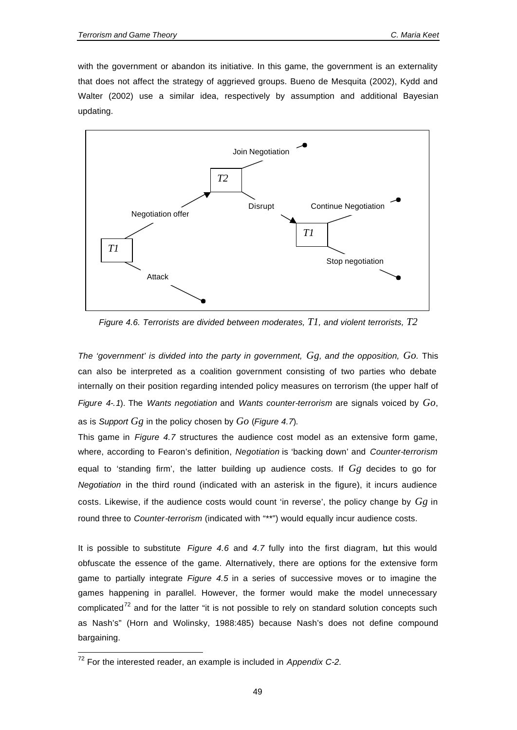with the government or abandon its initiative. In this game, the government is an externality that does not affect the strategy of aggrieved groups. Bueno de Mesquita (2002), Kydd and Walter (2002) use a similar idea, respectively by assumption and additional Bayesian updating.

*Figure 4.6. Terrorists are divided between moderates, $T1$, and violent terrorists, $T2$*

*The 'government' is divided into the party in government, $Gg$, and the opposition, $Go$.* This can also be interpreted as a coalition government consisting of two parties who debate internally on their position regarding intended policy measures on terrorism (the upper half of *Figure 4-.1*). The *Wants negotiation* and *Wants counter-terrorism* are signals voiced by $Go$, as is *Support* $Gg$ in the policy chosen by $Go$ (*Figure 4.7*).

This game in *Figure 4.7* structures the audience cost model as an extensive form game, where, according to Fearon's definition, *Negotiation* is 'backing down' and *Counter-terrorism* equal to 'standing firm', the latter building up audience costs. If $Gg$ decides to go for *Negotiation* in the third round (indicated with an asterisk in the figure), it incurs audience costs. Likewise, if the audience costs would count 'in reverse', the policy change by $Gg$ in round three to *Counter-terrorism* (indicated with "**") would equally incur audience costs.

It is possible to substitute *Figure 4.6* and *4.7* fully into the first diagram, but this would obfuscate the essence of the game. Alternatively, there are options for the extensive form game to partially integrate *Figure 4.5* in a series of successive moves or to imagine the games happening in parallel. However, the former would make the model unnecessary complicated[72] and for the latter "it is not possible to rely on standard solution concepts such as Nash's" (Horn and Wolinsky, 1988:485) because Nash's does not define compound bargaining.

[72] For the interested reader, an example is included in *Appendix C-2*.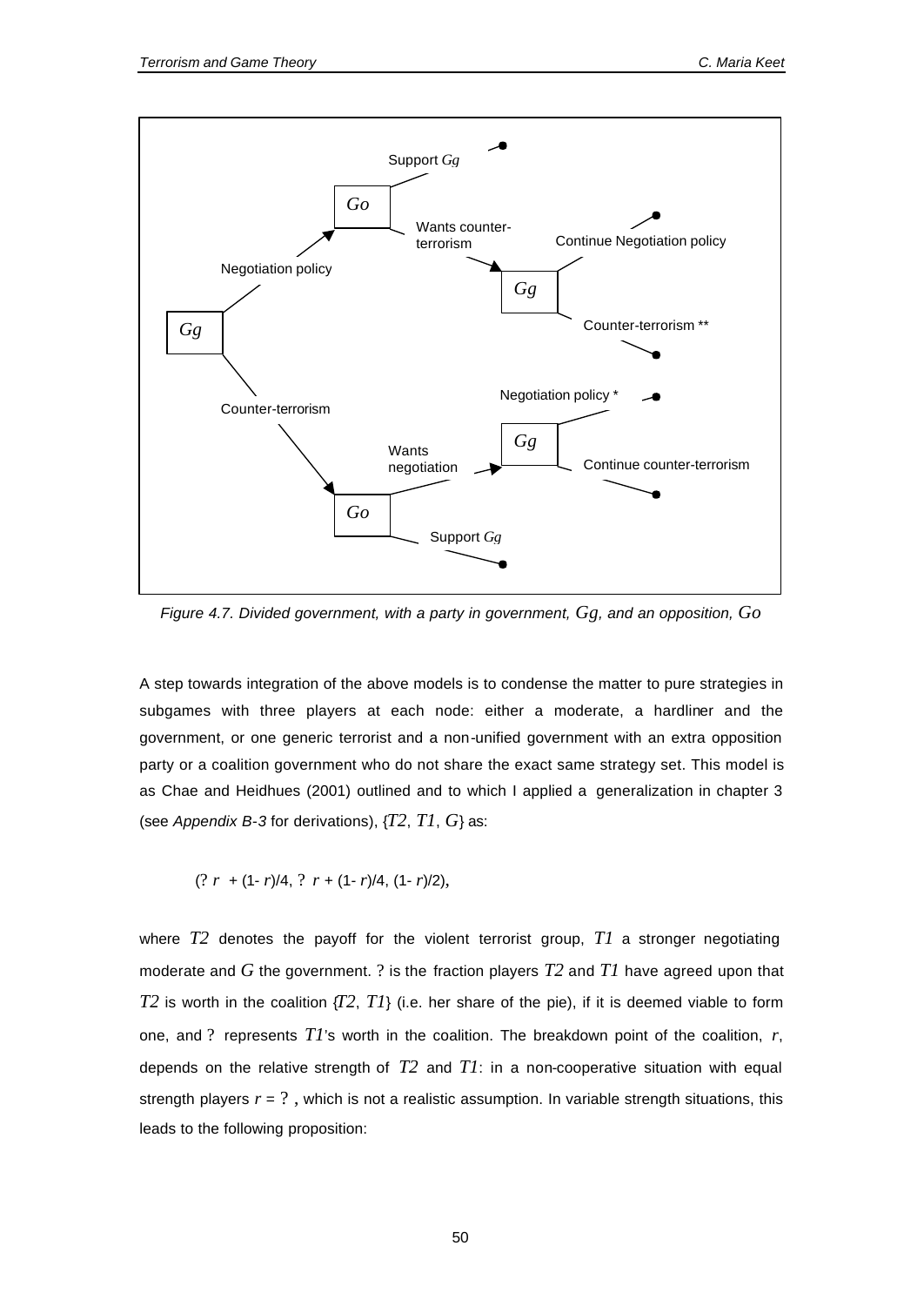*Figure 4.7. Divided government, with a party in government, $Gg$, and an opposition, $Go$*

A step towards integration of the above models is to condense the matter to pure strategies in subgames with three players at each node: either a moderate, a hardliner and the government, or one generic terrorist and a non-unified government with an extra opposition party or a coalition government who do not share the exact same strategy set. This model is as Chae and Heidhues (2001) outlined and to which I applied a generalization in chapter 3 (see *Appendix B-3* for derivations), $\{T2, T1, G\}$ as:

$$(?\, r + (1-r)/4,\ ?\, r + (1-r)/4,\ (1-r)/2),$$

where $T2$ denotes the payoff for the violent terrorist group, $T1$ a stronger negotiating moderate and $G$ the government. ? is the fraction players $T2$ and $T1$ have agreed upon that $T2$ is worth in the coalition $\{T2, T1\}$ (i.e. her share of the pie), if it is deemed viable to form one, and ? represents $T1$'s worth in the coalition. The breakdown point of the coalition, $r$, depends on the relative strength of $T2$ and $T1$: in a non-cooperative situation with equal strength players $r = ?$, which is not a realistic assumption. In variable strength situations, this leads to the following proposition: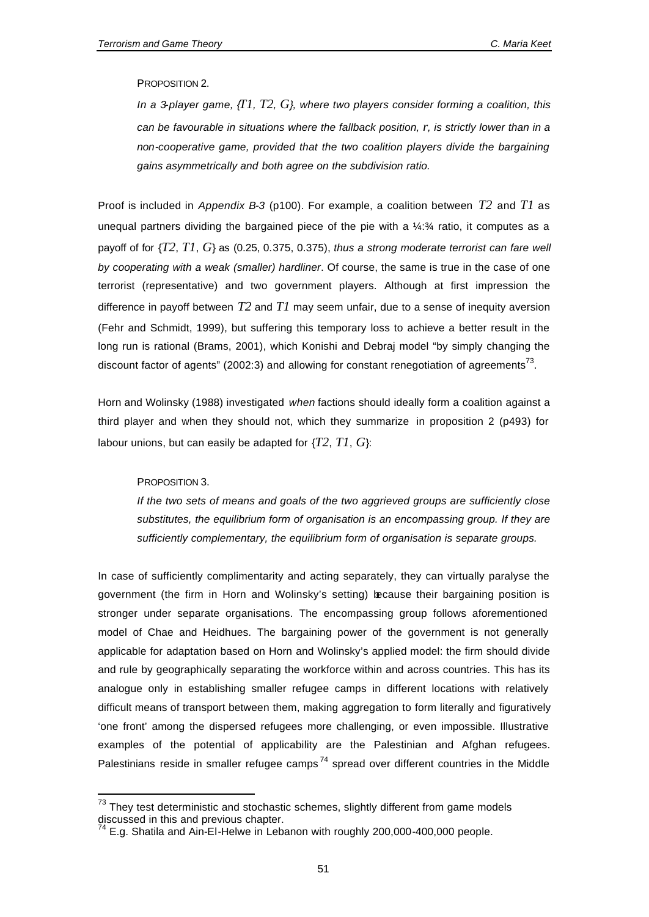PROPOSITION 2.

*In a 3-player game, {$T1$, $T2$, $G$}, where two players consider forming a coalition, this can be favourable in situations where the fallback position, $r$, is strictly lower than in a non-cooperative game, provided that the two coalition players divide the bargaining gains asymmetrically and both agree on the subdivision ratio.*

Proof is included in *Appendix B-3* (p100). For example, a coalition between $T2$ and $T1$ as unequal partners dividing the bargained piece of the pie with a ¼:¾ ratio, it computes as a payoff of for {$T2$, $T1$, $G$} as (0.25, 0.375, 0.375), *thus a strong moderate terrorist can fare well by cooperating with a weak (smaller) hardliner*. Of course, the same is true in the case of one terrorist (representative) and two government players. Although at first impression the difference in payoff between $T2$ and $T1$ may seem unfair, due to a sense of inequity aversion (Fehr and Schmidt, 1999), but suffering this temporary loss to achieve a better result in the long run is rational (Brams, 2001), which Konishi and Debraj model "by simply changing the discount factor of agents" (2002:3) and allowing for constant renegotiation of agreements[73].

Horn and Wolinsky (1988) investigated *when* factions should ideally form a coalition against a third player and when they should not, which they summarize in proposition 2 (p493) for labour unions, but can easily be adapted for {$T2$, $T1$, $G$}:

PROPOSITION 3.

*If the two sets of means and goals of the two aggrieved groups are sufficiently close substitutes, the equilibrium form of organisation is an encompassing group. If they are sufficiently complementary, the equilibrium form of organisation is separate groups.*

In case of sufficiently complimentarity and acting separately, they can virtually paralyse the government (the firm in Horn and Wolinsky's setting) because their bargaining position is stronger under separate organisations. The encompassing group follows aforementioned model of Chae and Heidhues. The bargaining power of the government is not generally applicable for adaptation based on Horn and Wolinsky's applied model: the firm should divide and rule by geographically separating the workforce within and across countries. This has its analogue only in establishing smaller refugee camps in different locations with relatively difficult means of transport between them, making aggregation to form literally and figuratively 'one front' among the dispersed refugees more challenging, or even impossible. Illustrative examples of the potential of applicability are the Palestinian and Afghan refugees. Palestinians reside in smaller refugee camps[74] spread over different countries in the Middle

---

[73] They test deterministic and stochastic schemes, slightly different from game models discussed in this and previous chapter.

[74] E.g. Shatila and Ain-El-Helwe in Lebanon with roughly 200,000-400,000 people.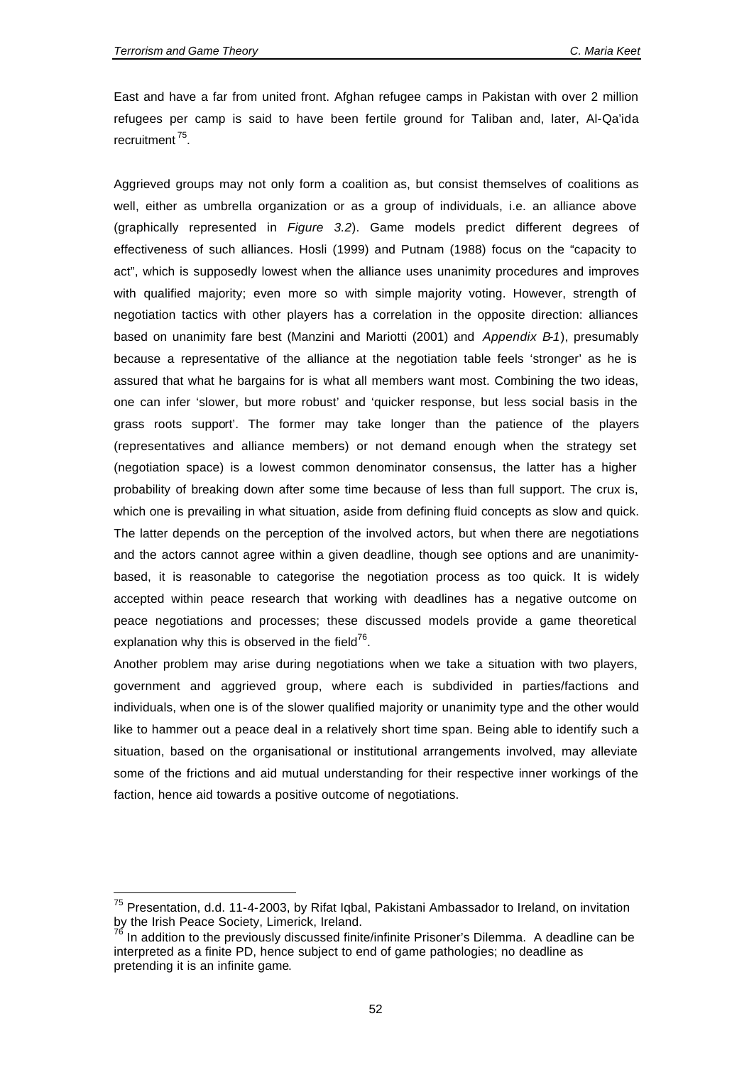East and have a far from united front. Afghan refugee camps in Pakistan with over 2 million refugees per camp is said to have been fertile ground for Taliban and, later, Al-Qa'ida recruitment[75].

Aggrieved groups may not only form a coalition as, but consist themselves of coalitions as well, either as umbrella organization or as a group of individuals, i.e. an alliance above (graphically represented in *Figure 3.2*). Game models predict different degrees of effectiveness of such alliances. Hosli (1999) and Putnam (1988) focus on the "capacity to act", which is supposedly lowest when the alliance uses unanimity procedures and improves with qualified majority; even more so with simple majority voting. However, strength of negotiation tactics with other players has a correlation in the opposite direction: alliances based on unanimity fare best (Manzini and Mariotti (2001) and *Appendix B-1*), presumably because a representative of the alliance at the negotiation table feels 'stronger' as he is assured that what he bargains for is what all members want most. Combining the two ideas, one can infer 'slower, but more robust' and 'quicker response, but less social basis in the grass roots support'. The former may take longer than the patience of the players (representatives and alliance members) or not demand enough when the strategy set (negotiation space) is a lowest common denominator consensus, the latter has a higher probability of breaking down after some time because of less than full support. The crux is, which one is prevailing in what situation, aside from defining fluid concepts as slow and quick. The latter depends on the perception of the involved actors, but when there are negotiations and the actors cannot agree within a given deadline, though see options and are unanimity-based, it is reasonable to categorise the negotiation process as too quick. It is widely accepted within peace research that working with deadlines has a negative outcome on peace negotiations and processes; these discussed models provide a game theoretical explanation why this is observed in the field[76].

Another problem may arise during negotiations when we take a situation with two players, government and aggrieved group, where each is subdivided in parties/factions and individuals, when one is of the slower qualified majority or unanimity type and the other would like to hammer out a peace deal in a relatively short time span. Being able to identify such a situation, based on the organisational or institutional arrangements involved, may alleviate some of the frictions and aid mutual understanding for their respective inner workings of the faction, hence aid towards a positive outcome of negotiations.

---

[75] Presentation, d.d. 11-4-2003, by Rifat Iqbal, Pakistani Ambassador to Ireland, on invitation by the Irish Peace Society, Limerick, Ireland.

[76] In addition to the previously discussed finite/infinite Prisoner's Dilemma. A deadline can be interpreted as a finite PD, hence subject to end of game pathologies; no deadline as pretending it is an infinite game.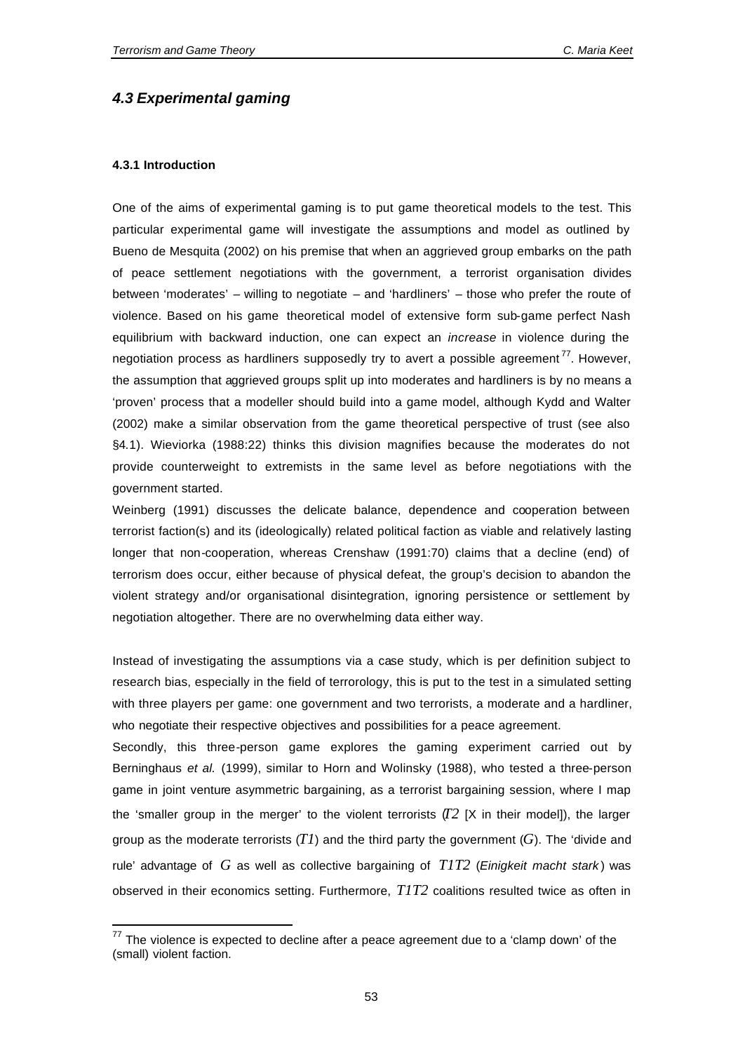## *4.3 Experimental gaming*

#### 4.3.1 Introduction

One of the aims of experimental gaming is to put game theoretical models to the test. This particular experimental game will investigate the assumptions and model as outlined by Bueno de Mesquita (2002) on his premise that when an aggrieved group embarks on the path of peace settlement negotiations with the government, a terrorist organisation divides between 'moderates' – willing to negotiate – and 'hardliners' – those who prefer the route of violence. Based on his game theoretical model of extensive form sub-game perfect Nash equilibrium with backward induction, one can expect an *increase* in violence during the negotiation process as hardliners supposedly try to avert a possible agreement[77]. However, the assumption that aggrieved groups split up into moderates and hardliners is by no means a 'proven' process that a modeller should build into a game model, although Kydd and Walter (2002) make a similar observation from the game theoretical perspective of trust (see also §4.1). Wieviorka (1988:22) thinks this division magnifies because the moderates do not provide counterweight to extremists in the same level as before negotiations with the government started.

Weinberg (1991) discusses the delicate balance, dependence and cooperation between terrorist faction(s) and its (ideologically) related political faction as viable and relatively lasting longer that non-cooperation, whereas Crenshaw (1991:70) claims that a decline (end) of terrorism does occur, either because of physical defeat, the group's decision to abandon the violent strategy and/or organisational disintegration, ignoring persistence or settlement by negotiation altogether. There are no overwhelming data either way.

Instead of investigating the assumptions via a case study, which is per definition subject to research bias, especially in the field of terrorology, this is put to the test in a simulated setting with three players per game: one government and two terrorists, a moderate and a hardliner, who negotiate their respective objectives and possibilities for a peace agreement.

Secondly, this three-person game explores the gaming experiment carried out by Berninghaus *et al.* (1999), similar to Horn and Wolinsky (1988), who tested a three-person game in joint venture asymmetric bargaining, as a terrorist bargaining session, where I map the 'smaller group in the merger' to the violent terrorists ($T2$ [X in their model]), the larger group as the moderate terrorists ($T1$) and the third party the government ($G$). The 'divide and rule' advantage of $G$ as well as collective bargaining of $T1T2$ (*Einigkeit macht stark*) was observed in their economics setting. Furthermore, $T1T2$ coalitions resulted twice as often in

[77] The violence is expected to decline after a peace agreement due to a 'clamp down' of the (small) violent faction.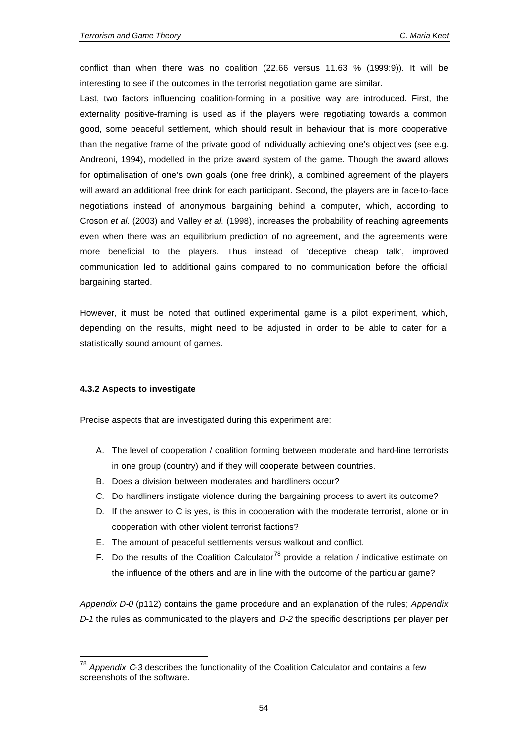conflict than when there was no coalition (22.66 versus 11.63 % (1999:9)). It will be interesting to see if the outcomes in the terrorist negotiation game are similar.

Last, two factors influencing coalition-forming in a positive way are introduced. First, the externality positive-framing is used as if the players were negotiating towards a common good, some peaceful settlement, which should result in behaviour that is more cooperative than the negative frame of the private good of individually achieving one's objectives (see e.g. Andreoni, 1994), modelled in the prize award system of the game. Though the award allows for optimalisation of one's own goals (one free drink), a combined agreement of the players will award an additional free drink for each participant. Second, the players are in face-to-face negotiations instead of anonymous bargaining behind a computer, which, according to Croson *et al.* (2003) and Valley *et al.* (1998), increases the probability of reaching agreements even when there was an equilibrium prediction of no agreement, and the agreements were more beneficial to the players. Thus instead of 'deceptive cheap talk', improved communication led to additional gains compared to no communication before the official bargaining started.

However, it must be noted that outlined experimental game is a pilot experiment, which, depending on the results, might need to be adjusted in order to be able to cater for a statistically sound amount of games.

#### 4.3.2 Aspects to investigate

Precise aspects that are investigated during this experiment are:

A. The level of cooperation / coalition forming between moderate and hard-line terrorists in one group (country) and if they will cooperate between countries.
B. Does a division between moderates and hardliners occur?
C. Do hardliners instigate violence during the bargaining process to avert its outcome?
D. If the answer to C is yes, is this in cooperation with the moderate terrorist, alone or in cooperation with other violent terrorist factions?
E. The amount of peaceful settlements versus walkout and conflict.
F. Do the results of the Coalition Calculator[78] provide a relation / indicative estimate on the influence of the others and are in line with the outcome of the particular game?

*Appendix D-0* (p112) contains the game procedure and an explanation of the rules; *Appendix D-1* the rules as communicated to the players and *D-2* the specific descriptions per player per

[78] *Appendix C-3* describes the functionality of the Coalition Calculator and contains a few screenshots of the software.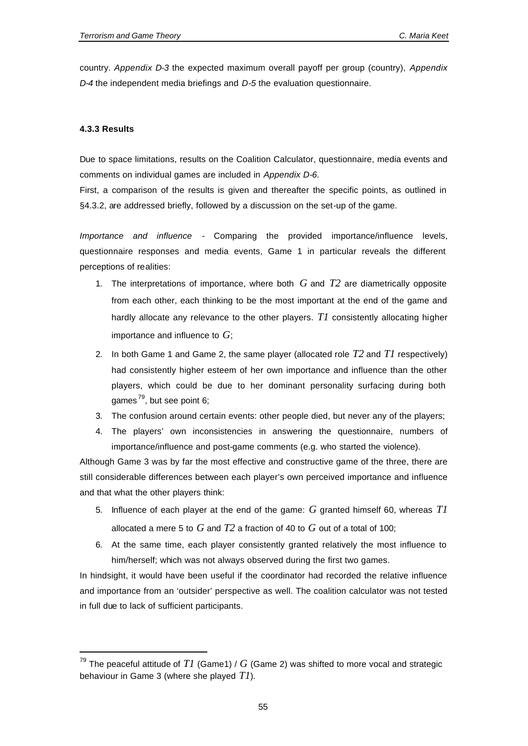country. *Appendix D-3* the expected maximum overall payoff per group (country), *Appendix D-4* the independent media briefings and *D-5* the evaluation questionnaire.

#### 4.3.3 Results

Due to space limitations, results on the Coalition Calculator, questionnaire, media events and comments on individual games are included in *Appendix D-6*.

First, a comparison of the results is given and thereafter the specific points, as outlined in §4.3.2, are addressed briefly, followed by a discussion on the set-up of the game.

*Importance and influence* - Comparing the provided importance/influence levels, questionnaire responses and media events, Game 1 in particular reveals the different perceptions of realities:

1. The interpretations of importance, where both $G$ and $T2$ are diametrically opposite from each other, each thinking to be the most important at the end of the game and hardly allocate any relevance to the other players. $T1$ consistently allocating higher importance and influence to $G$;
2. In both Game 1 and Game 2, the same player (allocated role $T2$ and $T1$ respectively) had consistently higher esteem of her own importance and influence than the other players, which could be due to her dominant personality surfacing during both games[79], but see point 6;
3. The confusion around certain events: other people died, but never any of the players;
4. The players' own inconsistencies in answering the questionnaire, numbers of importance/influence and post-game comments (e.g. who started the violence).

Although Game 3 was by far the most effective and constructive game of the three, there are still considerable differences between each player's own perceived importance and influence and that what the other players think:

5. Influence of each player at the end of the game: $G$ granted himself 60, whereas $T1$ allocated a mere 5 to $G$ and $T2$ a fraction of 40 to $G$ out of a total of 100;
6. At the same time, each player consistently granted relatively the most influence to him/herself; which was not always observed during the first two games.

In hindsight, it would have been useful if the coordinator had recorded the relative influence and importance from an 'outsider' perspective as well. The coalition calculator was not tested in full due to lack of sufficient participants.

---

[79] The peaceful attitude of $T1$ (Game1) / $G$ (Game 2) was shifted to more vocal and strategic behaviour in Game 3 (where she played $T1$).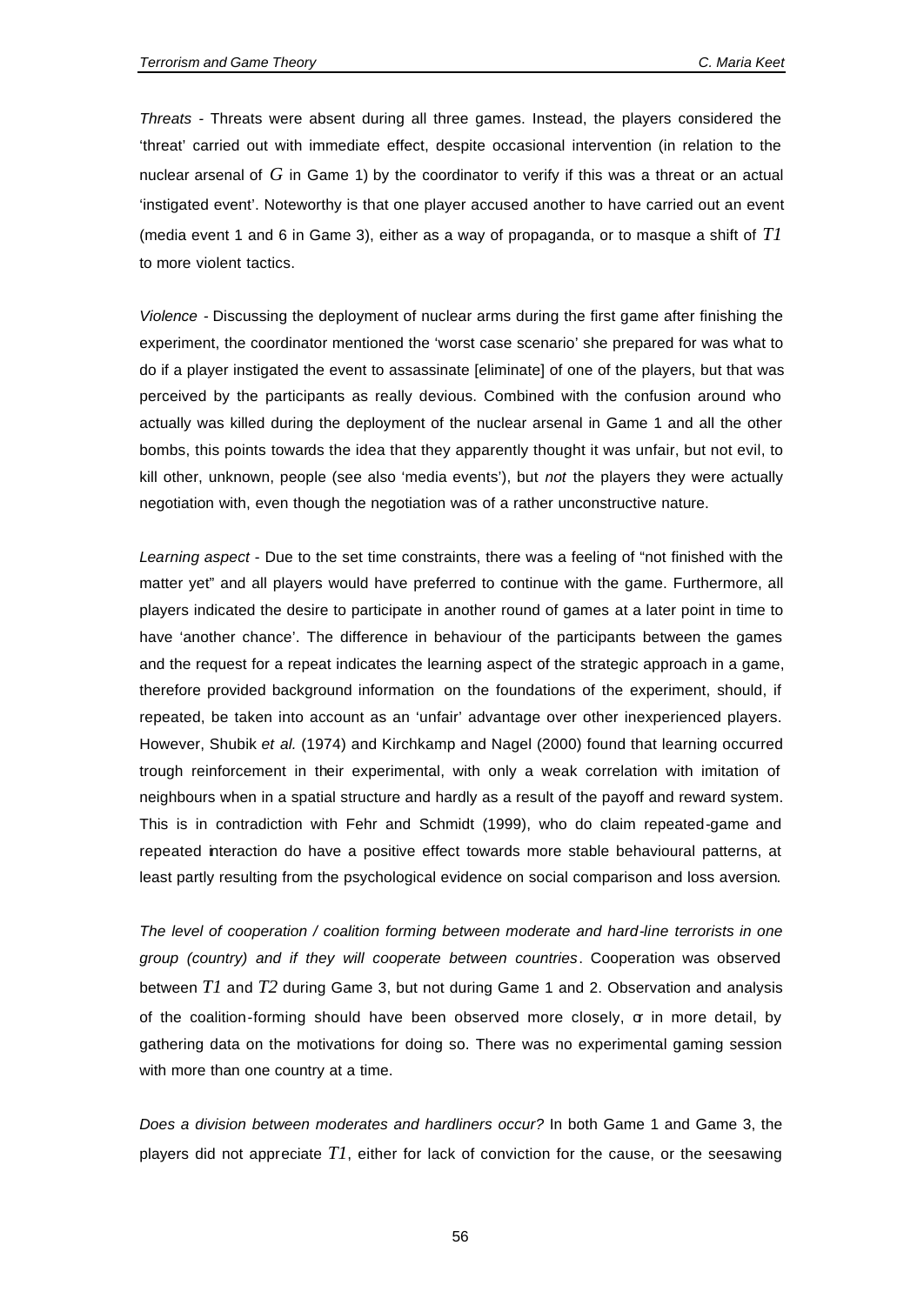*Threats* - Threats were absent during all three games. Instead, the players considered the 'threat' carried out with immediate effect, despite occasional intervention (in relation to the nuclear arsenal of $G$ in Game 1) by the coordinator to verify if this was a threat or an actual 'instigated event'. Noteworthy is that one player accused another to have carried out an event (media event 1 and 6 in Game 3), either as a way of propaganda, or to masque a shift of $T1$ to more violent tactics.

*Violence* - Discussing the deployment of nuclear arms during the first game after finishing the experiment, the coordinator mentioned the 'worst case scenario' she prepared for was what to do if a player instigated the event to assassinate [eliminate] of one of the players, but that was perceived by the participants as really devious. Combined with the confusion around who actually was killed during the deployment of the nuclear arsenal in Game 1 and all the other bombs, this points towards the idea that they apparently thought it was unfair, but not evil, to kill other, unknown, people (see also 'media events'), but *not* the players they were actually negotiation with, even though the negotiation was of a rather unconstructive nature.

*Learning aspect* - Due to the set time constraints, there was a feeling of "not finished with the matter yet" and all players would have preferred to continue with the game. Furthermore, all players indicated the desire to participate in another round of games at a later point in time to have 'another chance'. The difference in behaviour of the participants between the games and the request for a repeat indicates the learning aspect of the strategic approach in a game, therefore provided background information on the foundations of the experiment, should, if repeated, be taken into account as an 'unfair' advantage over other inexperienced players. However, Shubik *et al.* (1974) and Kirchkamp and Nagel (2000) found that learning occurred trough reinforcement in their experimental, with only a weak correlation with imitation of neighbours when in a spatial structure and hardly as a result of the payoff and reward system. This is in contradiction with Fehr and Schmidt (1999), who do claim repeated-game and repeated interaction do have a positive effect towards more stable behavioural patterns, at least partly resulting from the psychological evidence on social comparison and loss aversion.

*The level of cooperation / coalition forming between moderate and hard-line terrorists in one group (country) and if they will cooperate between countries*. Cooperation was observed between $T1$ and $T2$ during Game 3, but not during Game 1 and 2. Observation and analysis of the coalition-forming should have been observed more closely, or in more detail, by gathering data on the motivations for doing so. There was no experimental gaming session with more than one country at a time.

*Does a division between moderates and hardliners occur?* In both Game 1 and Game 3, the players did not appreciate $T1$, either for lack of conviction for the cause, or the seesawing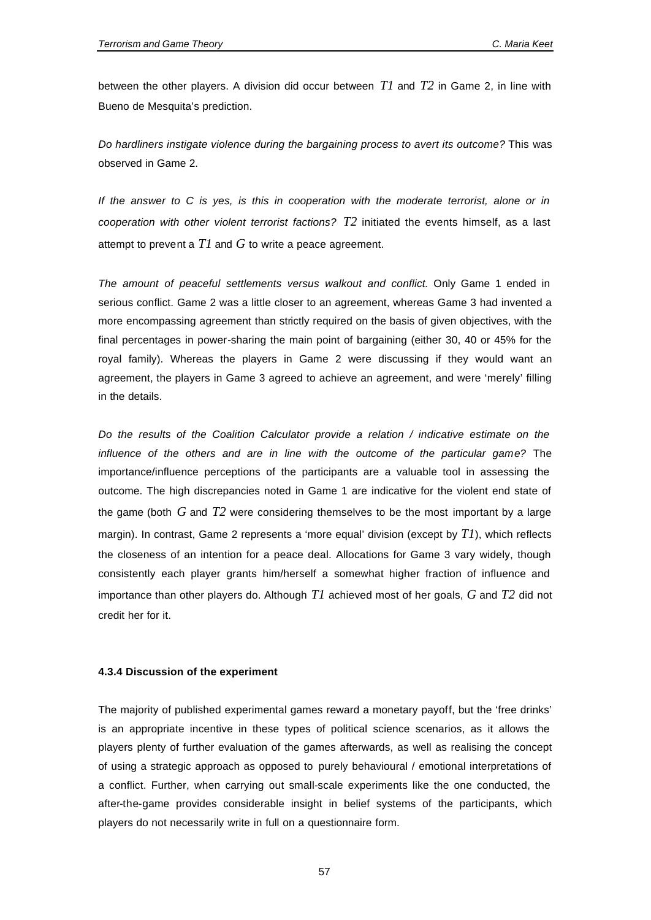between the other players. A division did occur between $T1$ and $T2$ in Game 2, in line with Bueno de Mesquita's prediction.

*Do hardliners instigate violence during the bargaining process to avert its outcome?* This was observed in Game 2.

*If the answer to C is yes, is this in cooperation with the moderate terrorist, alone or in cooperation with other violent terrorist factions?* $T2$ initiated the events himself, as a last attempt to prevent a $T1$ and $G$ to write a peace agreement.

*The amount of peaceful settlements versus walkout and conflict.* Only Game 1 ended in serious conflict. Game 2 was a little closer to an agreement, whereas Game 3 had invented a more encompassing agreement than strictly required on the basis of given objectives, with the final percentages in power-sharing the main point of bargaining (either 30, 40 or 45% for the royal family). Whereas the players in Game 2 were discussing if they would want an agreement, the players in Game 3 agreed to achieve an agreement, and were 'merely' filling in the details.

*Do the results of the Coalition Calculator provide a relation / indicative estimate on the influence of the others and are in line with the outcome of the particular game?* The importance/influence perceptions of the participants are a valuable tool in assessing the outcome. The high discrepancies noted in Game 1 are indicative for the violent end state of the game (both $G$ and $T2$ were considering themselves to be the most important by a large margin). In contrast, Game 2 represents a 'more equal' division (except by $T1$), which reflects the closeness of an intention for a peace deal. Allocations for Game 3 vary widely, though consistently each player grants him/herself a somewhat higher fraction of influence and importance than other players do. Although $T1$ achieved most of her goals, $G$ and $T2$ did not credit her for it.

#### 4.3.4 Discussion of the experiment

The majority of published experimental games reward a monetary payoff, but the 'free drinks' is an appropriate incentive in these types of political science scenarios, as it allows the players plenty of further evaluation of the games afterwards, as well as realising the concept of using a strategic approach as opposed to purely behavioural / emotional interpretations of a conflict. Further, when carrying out small-scale experiments like the one conducted, the after-the-game provides considerable insight in belief systems of the participants, which players do not necessarily write in full on a questionnaire form.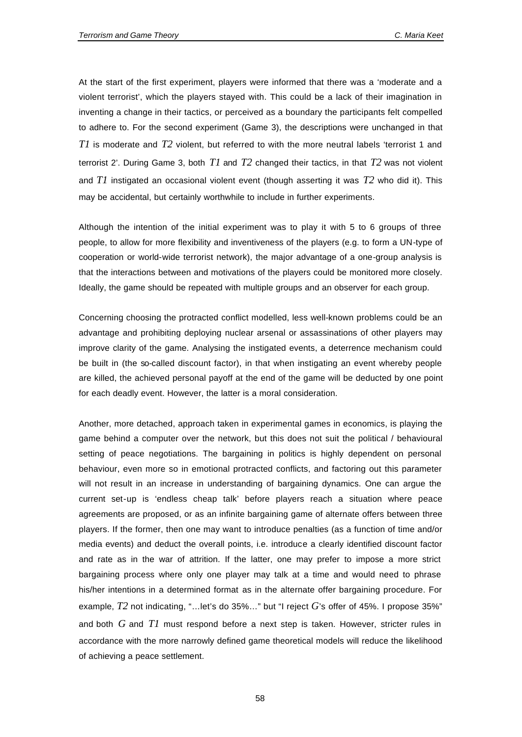At the start of the first experiment, players were informed that there was a 'moderate and a violent terrorist', which the players stayed with. This could be a lack of their imagination in inventing a change in their tactics, or perceived as a boundary the participants felt compelled to adhere to. For the second experiment (Game 3), the descriptions were unchanged in that $T1$ is moderate and $T2$ violent, but referred to with the more neutral labels 'terrorist 1 and terrorist 2'. During Game 3, both $T1$ and $T2$ changed their tactics, in that $T2$ was not violent and $T1$ instigated an occasional violent event (though asserting it was $T2$ who did it). This may be accidental, but certainly worthwhile to include in further experiments.

Although the intention of the initial experiment was to play it with 5 to 6 groups of three people, to allow for more flexibility and inventiveness of the players (e.g. to form a UN-type of cooperation or world-wide terrorist network), the major advantage of a one-group analysis is that the interactions between and motivations of the players could be monitored more closely. Ideally, the game should be repeated with multiple groups and an observer for each group.

Concerning choosing the protracted conflict modelled, less well-known problems could be an advantage and prohibiting deploying nuclear arsenal or assassinations of other players may improve clarity of the game. Analysing the instigated events, a deterrence mechanism could be built in (the so-called discount factor), in that when instigating an event whereby people are killed, the achieved personal payoff at the end of the game will be deducted by one point for each deadly event. However, the latter is a moral consideration.

Another, more detached, approach taken in experimental games in economics, is playing the game behind a computer over the network, but this does not suit the political / behavioural setting of peace negotiations. The bargaining in politics is highly dependent on personal behaviour, even more so in emotional protracted conflicts, and factoring out this parameter will not result in an increase in understanding of bargaining dynamics. One can argue the current set-up is 'endless cheap talk' before players reach a situation where peace agreements are proposed, or as an infinite bargaining game of alternate offers between three players. If the former, then one may want to introduce penalties (as a function of time and/or media events) and deduct the overall points, i.e. introduce a clearly identified discount factor and rate as in the war of attrition. If the latter, one may prefer to impose a more strict bargaining process where only one player may talk at a time and would need to phrase his/her intentions in a determined format as in the alternate offer bargaining procedure. For example, $T2$ not indicating, "…let's do 35%…" but "I reject $G$'s offer of 45%. I propose 35%" and both $G$ and $T1$ must respond before a next step is taken. However, stricter rules in accordance with the more narrowly defined game theoretical models will reduce the likelihood of achieving a peace settlement.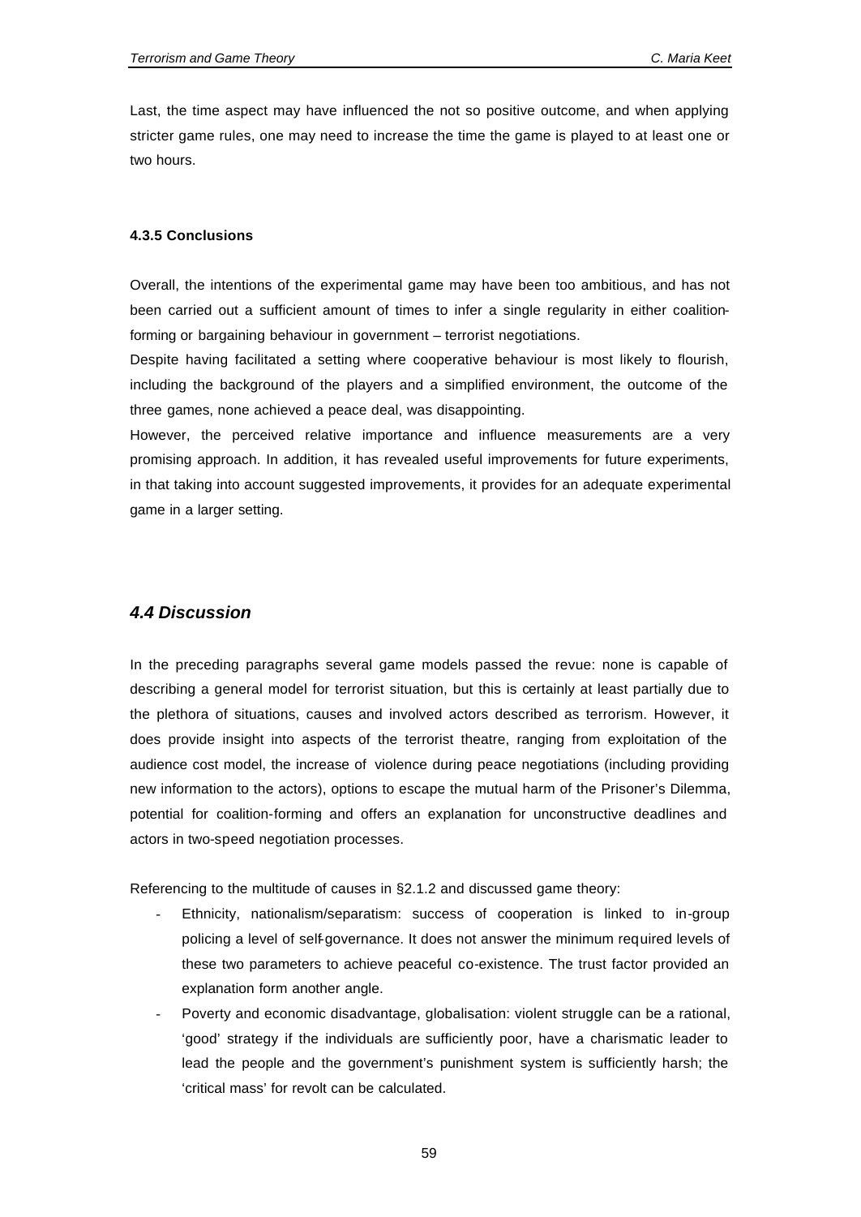Last, the time aspect may have influenced the not so positive outcome, and when applying stricter game rules, one may need to increase the time the game is played to at least one or two hours.

#### 4.3.5 Conclusions

Overall, the intentions of the experimental game may have been too ambitious, and has not been carried out a sufficient amount of times to infer a single regularity in either coalition-forming or bargaining behaviour in government – terrorist negotiations.

Despite having facilitated a setting where cooperative behaviour is most likely to flourish, including the background of the players and a simplified environment, the outcome of the three games, none achieved a peace deal, was disappointing.

However, the perceived relative importance and influence measurements are a very promising approach. In addition, it has revealed useful improvements for future experiments, in that taking into account suggested improvements, it provides for an adequate experimental game in a larger setting.

### *4.4 Discussion*

In the preceding paragraphs several game models passed the revue: none is capable of describing a general model for terrorist situation, but this is certainly at least partially due to the plethora of situations, causes and involved actors described as terrorism. However, it does provide insight into aspects of the terrorist theatre, ranging from exploitation of the audience cost model, the increase of violence during peace negotiations (including providing new information to the actors), options to escape the mutual harm of the Prisoner's Dilemma, potential for coalition-forming and offers an explanation for unconstructive deadlines and actors in two-speed negotiation processes.

Referencing to the multitude of causes in §2.1.2 and discussed game theory:

- Ethnicity, nationalism/separatism: success of cooperation is linked to in-group policing a level of self-governance. It does not answer the minimum required levels of these two parameters to achieve peaceful co-existence. The trust factor provided an explanation form another angle.
- Poverty and economic disadvantage, globalisation: violent struggle can be a rational, 'good' strategy if the individuals are sufficiently poor, have a charismatic leader to lead the people and the government's punishment system is sufficiently harsh; the 'critical mass' for revolt can be calculated.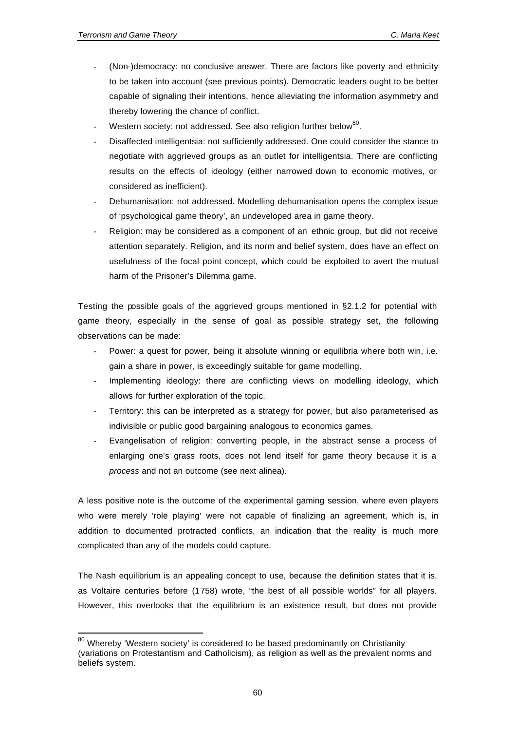- (Non-)democracy: no conclusive answer. There are factors like poverty and ethnicity to be taken into account (see previous points). Democratic leaders ought to be better capable of signaling their intentions, hence alleviating the information asymmetry and thereby lowering the chance of conflict.
- Western society: not addressed. See also religion further below[80].
- Disaffected intelligentsia: not sufficiently addressed. One could consider the stance to negotiate with aggrieved groups as an outlet for intelligentsia. There are conflicting results on the effects of ideology (either narrowed down to economic motives, or considered as inefficient).
- Dehumanisation: not addressed. Modelling dehumanisation opens the complex issue of 'psychological game theory', an undeveloped area in game theory.
- Religion: may be considered as a component of an ethnic group, but did not receive attention separately. Religion, and its norm and belief system, does have an effect on usefulness of the focal point concept, which could be exploited to avert the mutual harm of the Prisoner's Dilemma game.

Testing the possible goals of the aggrieved groups mentioned in §2.1.2 for potential with game theory, especially in the sense of goal as possible strategy set, the following observations can be made:

- Power: a quest for power, being it absolute winning or equilibria where both win, i.e. gain a share in power, is exceedingly suitable for game modelling.
- Implementing ideology: there are conflicting views on modelling ideology, which allows for further exploration of the topic.
- Territory: this can be interpreted as a strategy for power, but also parameterised as indivisible or public good bargaining analogous to economics games.
- Evangelisation of religion: converting people, in the abstract sense a process of enlarging one's grass roots, does not lend itself for game theory because it is a *process* and not an outcome (see next alinea).

A less positive note is the outcome of the experimental gaming session, where even players who were merely 'role playing' were not capable of finalizing an agreement, which is, in addition to documented protracted conflicts, an indication that the reality is much more complicated than any of the models could capture.

The Nash equilibrium is an appealing concept to use, because the definition states that it is, as Voltaire centuries before (1758) wrote, "the best of all possible worlds" for all players. However, this overlooks that the equilibrium is an existence result, but does not provide

[80] Whereby 'Western society' is considered to be based predominantly on Christianity (variations on Protestantism and Catholicism), as religion as well as the prevalent norms and beliefs system.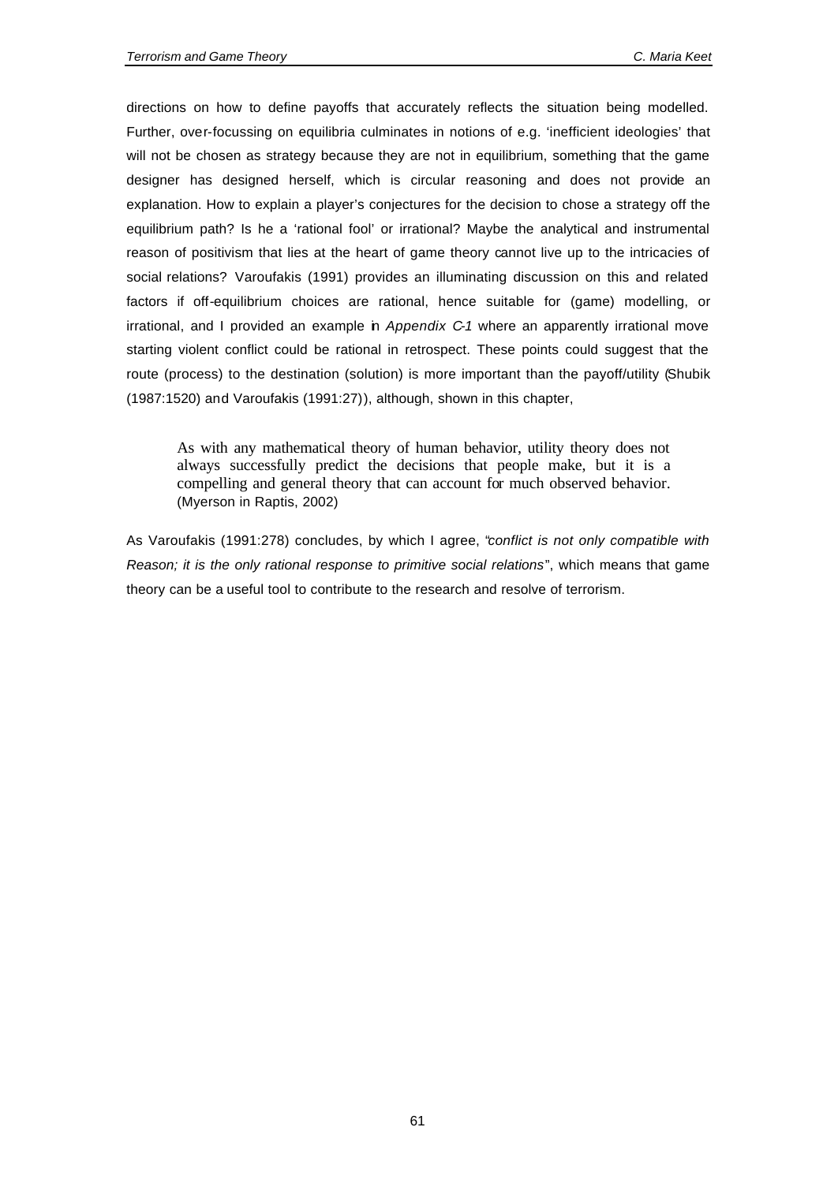directions on how to define payoffs that accurately reflects the situation being modelled. Further, over-focussing on equilibria culminates in notions of e.g. 'inefficient ideologies' that will not be chosen as strategy because they are not in equilibrium, something that the game designer has designed herself, which is circular reasoning and does not provide an explanation. How to explain a player's conjectures for the decision to chose a strategy off the equilibrium path? Is he a 'rational fool' or irrational? Maybe the analytical and instrumental reason of positivism that lies at the heart of game theory cannot live up to the intricacies of social relations? Varoufakis (1991) provides an illuminating discussion on this and related factors if off-equilibrium choices are rational, hence suitable for (game) modelling, or irrational, and I provided an example in *Appendix C-1* where an apparently irrational move starting violent conflict could be rational in retrospect. These points could suggest that the route (process) to the destination (solution) is more important than the payoff/utility (Shubik (1987:1520) and Varoufakis (1991:27)), although, shown in this chapter,

> As with any mathematical theory of human behavior, utility theory does not always successfully predict the decisions that people make, but it is a compelling and general theory that can account for much observed behavior. (Myerson in Raptis, 2002)

As Varoufakis (1991:278) concludes, by which I agree, "*conflict is not only compatible with Reason; it is the only rational response to primitive social relations*", which means that game theory can be a useful tool to contribute to the research and resolve of terrorism.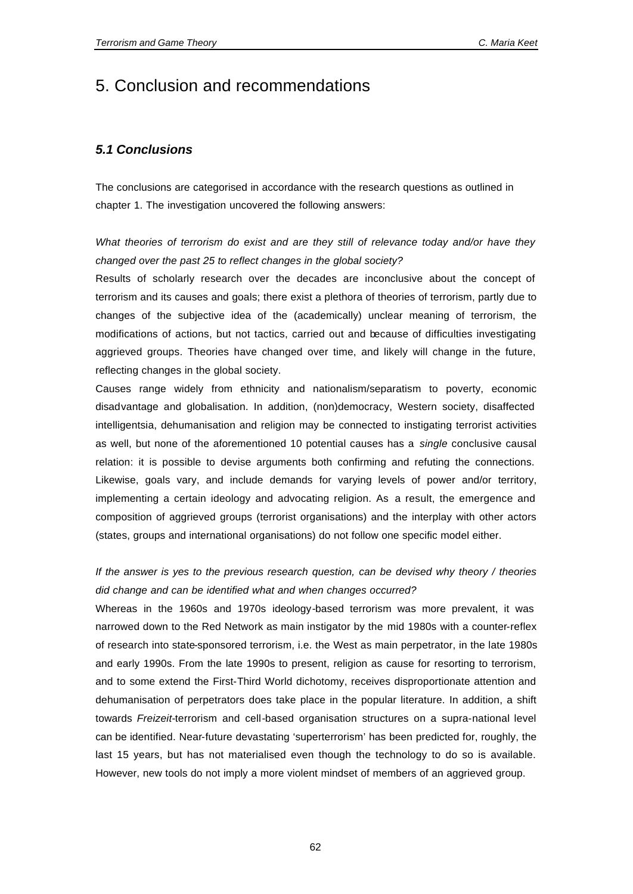# 5. Conclusion and recommendations

## *5.1 Conclusions*

The conclusions are categorised in accordance with the research questions as outlined in chapter 1. The investigation uncovered the following answers:

*What theories of terrorism do exist and are they still of relevance today and/or have they changed over the past 25 to reflect changes in the global society?*

Results of scholarly research over the decades are inconclusive about the concept of terrorism and its causes and goals; there exist a plethora of theories of terrorism, partly due to changes of the subjective idea of the (academically) unclear meaning of terrorism, the modifications of actions, but not tactics, carried out and because of difficulties investigating aggrieved groups. Theories have changed over time, and likely will change in the future, reflecting changes in the global society.

Causes range widely from ethnicity and nationalism/separatism to poverty, economic disadvantage and globalisation. In addition, (non)democracy, Western society, disaffected intelligentsia, dehumanisation and religion may be connected to instigating terrorist activities as well, but none of the aforementioned 10 potential causes has a *single* conclusive causal relation: it is possible to devise arguments both confirming and refuting the connections. Likewise, goals vary, and include demands for varying levels of power and/or territory, implementing a certain ideology and advocating religion. As a result, the emergence and composition of aggrieved groups (terrorist organisations) and the interplay with other actors (states, groups and international organisations) do not follow one specific model either.

*If the answer is yes to the previous research question, can be devised why theory / theories did change and can be identified what and when changes occurred?*

Whereas in the 1960s and 1970s ideology-based terrorism was more prevalent, it was narrowed down to the Red Network as main instigator by the mid 1980s with a counter-reflex of research into state-sponsored terrorism, i.e. the West as main perpetrator, in the late 1980s and early 1990s. From the late 1990s to present, religion as cause for resorting to terrorism, and to some extend the First-Third World dichotomy, receives disproportionate attention and dehumanisation of perpetrators does take place in the popular literature. In addition, a shift towards *Freizeit*-terrorism and cell-based organisation structures on a supra-national level can be identified. Near-future devastating 'superterrorism' has been predicted for, roughly, the last 15 years, but has not materialised even though the technology to do so is available. However, new tools do not imply a more violent mindset of members of an aggrieved group.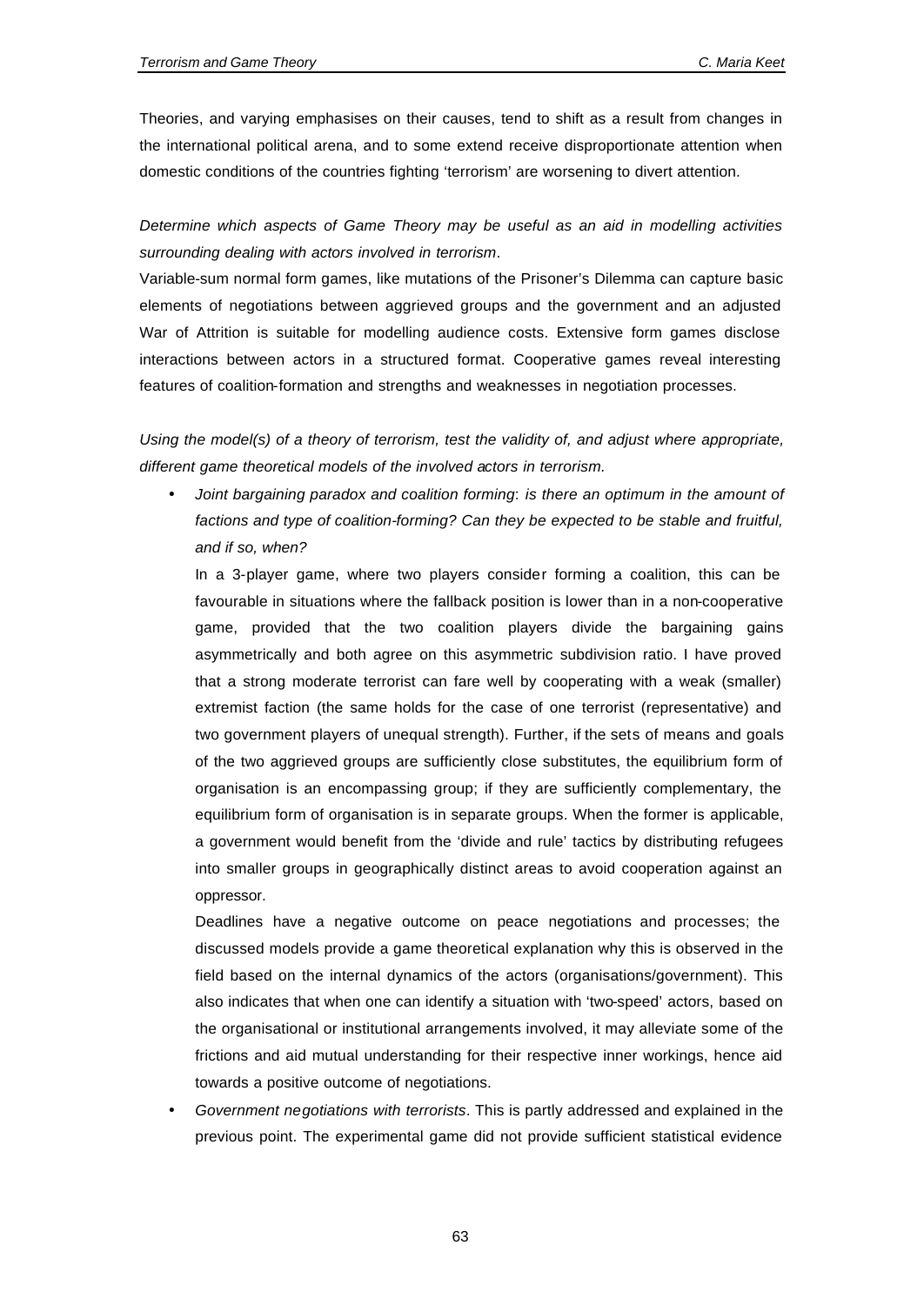Theories, and varying emphasises on their causes, tend to shift as a result from changes in the international political arena, and to some extend receive disproportionate attention when domestic conditions of the countries fighting 'terrorism' are worsening to divert attention.

*Determine which aspects of Game Theory may be useful as an aid in modelling activities surrounding dealing with actors involved in terrorism*.

Variable-sum normal form games, like mutations of the Prisoner's Dilemma can capture basic elements of negotiations between aggrieved groups and the government and an adjusted War of Attrition is suitable for modelling audience costs. Extensive form games disclose interactions between actors in a structured format. Cooperative games reveal interesting features of coalition-formation and strengths and weaknesses in negotiation processes.

*Using the model(s) of a theory of terrorism, test the validity of, and adjust where appropriate, different game theoretical models of the involved actors in terrorism.*

- *Joint bargaining paradox and coalition forming*: *is there an optimum in the amount of factions and type of coalition-forming? Can they be expected to be stable and fruitful, and if so, when?*

  In a 3-player game, where two players consider forming a coalition, this can be favourable in situations where the fallback position is lower than in a non-cooperative game, provided that the two coalition players divide the bargaining gains asymmetrically and both agree on this asymmetric subdivision ratio. I have proved that a strong moderate terrorist can fare well by cooperating with a weak (smaller) extremist faction (the same holds for the case of one terrorist (representative) and two government players of unequal strength). Further, if the sets of means and goals of the two aggrieved groups are sufficiently close substitutes, the equilibrium form of organisation is an encompassing group; if they are sufficiently complementary, the equilibrium form of organisation is in separate groups. When the former is applicable, a government would benefit from the 'divide and rule' tactics by distributing refugees into smaller groups in geographically distinct areas to avoid cooperation against an oppressor.

  Deadlines have a negative outcome on peace negotiations and processes; the discussed models provide a game theoretical explanation why this is observed in the field based on the internal dynamics of the actors (organisations/government). This also indicates that when one can identify a situation with 'two-speed' actors, based on the organisational or institutional arrangements involved, it may alleviate some of the frictions and aid mutual understanding for their respective inner workings, hence aid towards a positive outcome of negotiations.

- *Government negotiations with terrorists*. This is partly addressed and explained in the previous point. The experimental game did not provide sufficient statistical evidence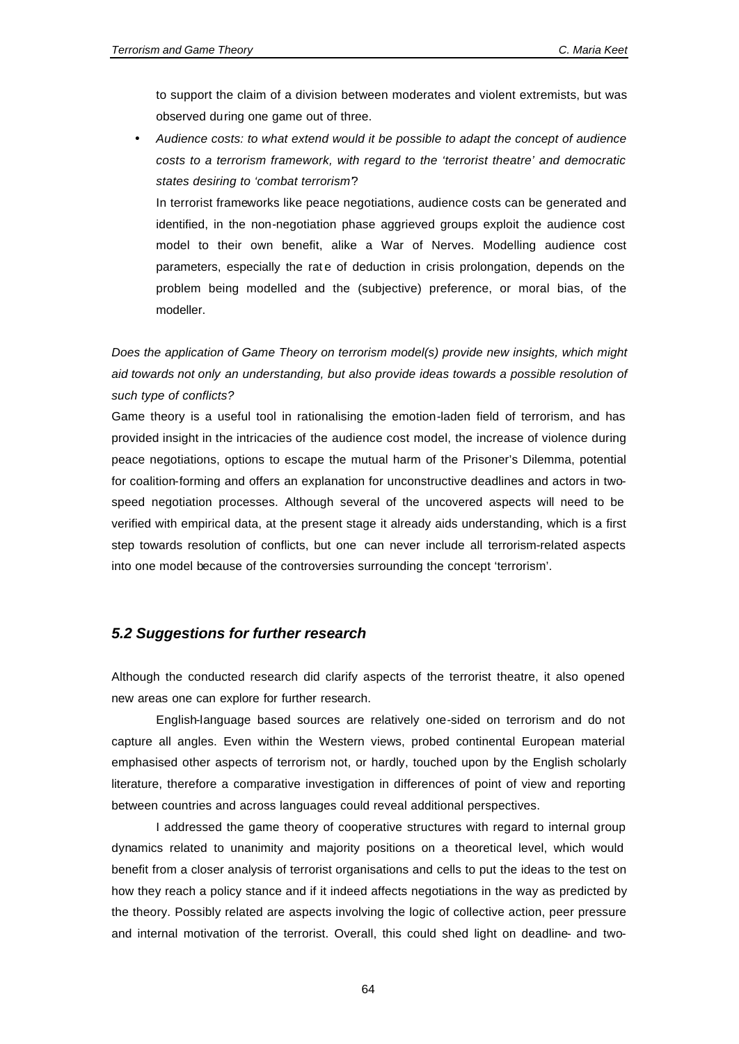to support the claim of a division between moderates and violent extremists, but was observed during one game out of three.

- *Audience costs: to what extend would it be possible to adapt the concept of audience costs to a terrorism framework, with regard to the 'terrorist theatre' and democratic states desiring to 'combat terrorism'?*

  In terrorist frameworks like peace negotiations, audience costs can be generated and identified, in the non-negotiation phase aggrieved groups exploit the audience cost model to their own benefit, alike a War of Nerves. Modelling audience cost parameters, especially the rate of deduction in crisis prolongation, depends on the problem being modelled and the (subjective) preference, or moral bias, of the modeller.

*Does the application of Game Theory on terrorism model(s) provide new insights, which might aid towards not only an understanding, but also provide ideas towards a possible resolution of such type of conflicts?*

Game theory is a useful tool in rationalising the emotion-laden field of terrorism, and has provided insight in the intricacies of the audience cost model, the increase of violence during peace negotiations, options to escape the mutual harm of the Prisoner's Dilemma, potential for coalition-forming and offers an explanation for unconstructive deadlines and actors in two-speed negotiation processes. Although several of the uncovered aspects will need to be verified with empirical data, at the present stage it already aids understanding, which is a first step towards resolution of conflicts, but one can never include all terrorism-related aspects into one model because of the controversies surrounding the concept 'terrorism'.

### *5.2 Suggestions for further research*

Although the conducted research did clarify aspects of the terrorist theatre, it also opened new areas one can explore for further research.

English-language based sources are relatively one-sided on terrorism and do not capture all angles. Even within the Western views, probed continental European material emphasised other aspects of terrorism not, or hardly, touched upon by the English scholarly literature, therefore a comparative investigation in differences of point of view and reporting between countries and across languages could reveal additional perspectives.

I addressed the game theory of cooperative structures with regard to internal group dynamics related to unanimity and majority positions on a theoretical level, which would benefit from a closer analysis of terrorist organisations and cells to put the ideas to the test on how they reach a policy stance and if it indeed affects negotiations in the way as predicted by the theory. Possibly related are aspects involving the logic of collective action, peer pressure and internal motivation of the terrorist. Overall, this could shed light on deadline- and two-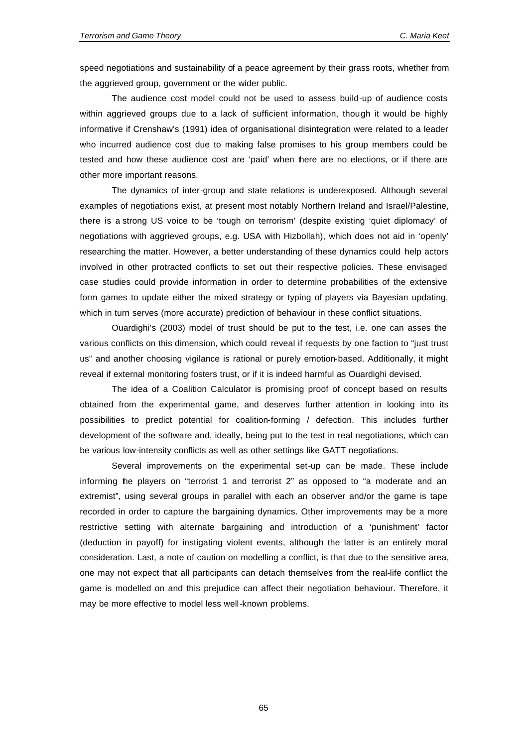speed negotiations and sustainability of a peace agreement by their grass roots, whether from the aggrieved group, government or the wider public.

The audience cost model could not be used to assess build-up of audience costs within aggrieved groups due to a lack of sufficient information, though it would be highly informative if Crenshaw's (1991) idea of organisational disintegration were related to a leader who incurred audience cost due to making false promises to his group members could be tested and how these audience cost are 'paid' when there are no elections, or if there are other more important reasons.

The dynamics of inter-group and state relations is underexposed. Although several examples of negotiations exist, at present most notably Northern Ireland and Israel/Palestine, there is a strong US voice to be 'tough on terrorism' (despite existing 'quiet diplomacy' of negotiations with aggrieved groups, e.g. USA with Hizbollah), which does not aid in 'openly' researching the matter. However, a better understanding of these dynamics could help actors involved in other protracted conflicts to set out their respective policies. These envisaged case studies could provide information in order to determine probabilities of the extensive form games to update either the mixed strategy or typing of players via Bayesian updating, which in turn serves (more accurate) prediction of behaviour in these conflict situations.

Ouardighi's (2003) model of trust should be put to the test, i.e. one can asses the various conflicts on this dimension, which could reveal if requests by one faction to "just trust us" and another choosing vigilance is rational or purely emotion-based. Additionally, it might reveal if external monitoring fosters trust, or if it is indeed harmful as Ouardighi devised.

The idea of a Coalition Calculator is promising proof of concept based on results obtained from the experimental game, and deserves further attention in looking into its possibilities to predict potential for coalition-forming / defection. This includes further development of the software and, ideally, being put to the test in real negotiations, which can be various low-intensity conflicts as well as other settings like GATT negotiations.

Several improvements on the experimental set-up can be made. These include informing the players on "terrorist 1 and terrorist 2" as opposed to "a moderate and an extremist", using several groups in parallel with each an observer and/or the game is tape recorded in order to capture the bargaining dynamics. Other improvements may be a more restrictive setting with alternate bargaining and introduction of a 'punishment' factor (deduction in payoff) for instigating violent events, although the latter is an entirely moral consideration. Last, a note of caution on modelling a conflict, is that due to the sensitive area, one may not expect that all participants can detach themselves from the real-life conflict the game is modelled on and this prejudice can affect their negotiation behaviour. Therefore, it may be more effective to model less well-known problems.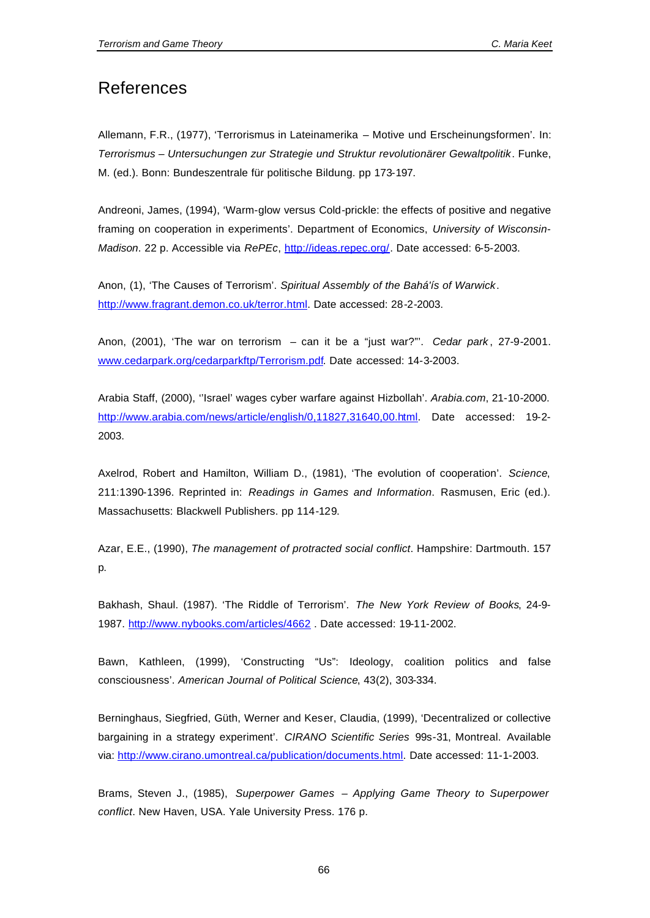# References

Allemann, F.R., (1977), 'Terrorismus in Lateinamerika – Motive und Erscheinungsformen'. In: *Terrorismus – Untersuchungen zur Strategie und Struktur revolutionärer Gewaltpolitik*. Funke, M. (ed.). Bonn: Bundeszentrale für politische Bildung. pp 173-197.

Andreoni, James, (1994), 'Warm-glow versus Cold-prickle: the effects of positive and negative framing on cooperation in experiments'. Department of Economics, *University of Wisconsin-Madison*. 22 p. Accessible via *RePEc*, http://ideas.repec.org/. Date accessed: 6-5-2003.

Anon, (1), 'The Causes of Terrorism'. *Spiritual Assembly of the Bahá'ís of Warwick*. http://www.fragrant.demon.co.uk/terror.html. Date accessed: 28-2-2003.

Anon, (2001), 'The war on terrorism – can it be a "just war?"'. *Cedar park*, 27-9-2001. www.cedarpark.org/cedarparkftp/Terrorism.pdf. Date accessed: 14-3-2003.

Arabia Staff, (2000), ''Israel' wages cyber warfare against Hizbollah'. *Arabia.com*, 21-10-2000. http://www.arabia.com/news/article/english/0,11827,31640,00.html. Date accessed: 19-2-2003.

Axelrod, Robert and Hamilton, William D., (1981), 'The evolution of cooperation'. *Science*, 211:1390-1396. Reprinted in: *Readings in Games and Information*. Rasmusen, Eric (ed.). Massachusetts: Blackwell Publishers. pp 114-129.

Azar, E.E., (1990), *The management of protracted social conflict*. Hampshire: Dartmouth. 157 p.

Bakhash, Shaul. (1987). 'The Riddle of Terrorism'. *The New York Review of Books*, 24-9-1987. http://www.nybooks.com/articles/4662 . Date accessed: 19-11-2002.

Bawn, Kathleen, (1999), 'Constructing "Us": Ideology, coalition politics and false consciousness'. *American Journal of Political Science*, 43(2), 303-334.

Berninghaus, Siegfried, Güth, Werner and Keser, Claudia, (1999), 'Decentralized or collective bargaining in a strategy experiment'. *CIRANO Scientific Series* 99s-31, Montreal. Available via: http://www.cirano.umontreal.ca/publication/documents.html. Date accessed: 11-1-2003.

Brams, Steven J., (1985), *Superpower Games – Applying Game Theory to Superpower conflict*. New Haven, USA. Yale University Press. 176 p.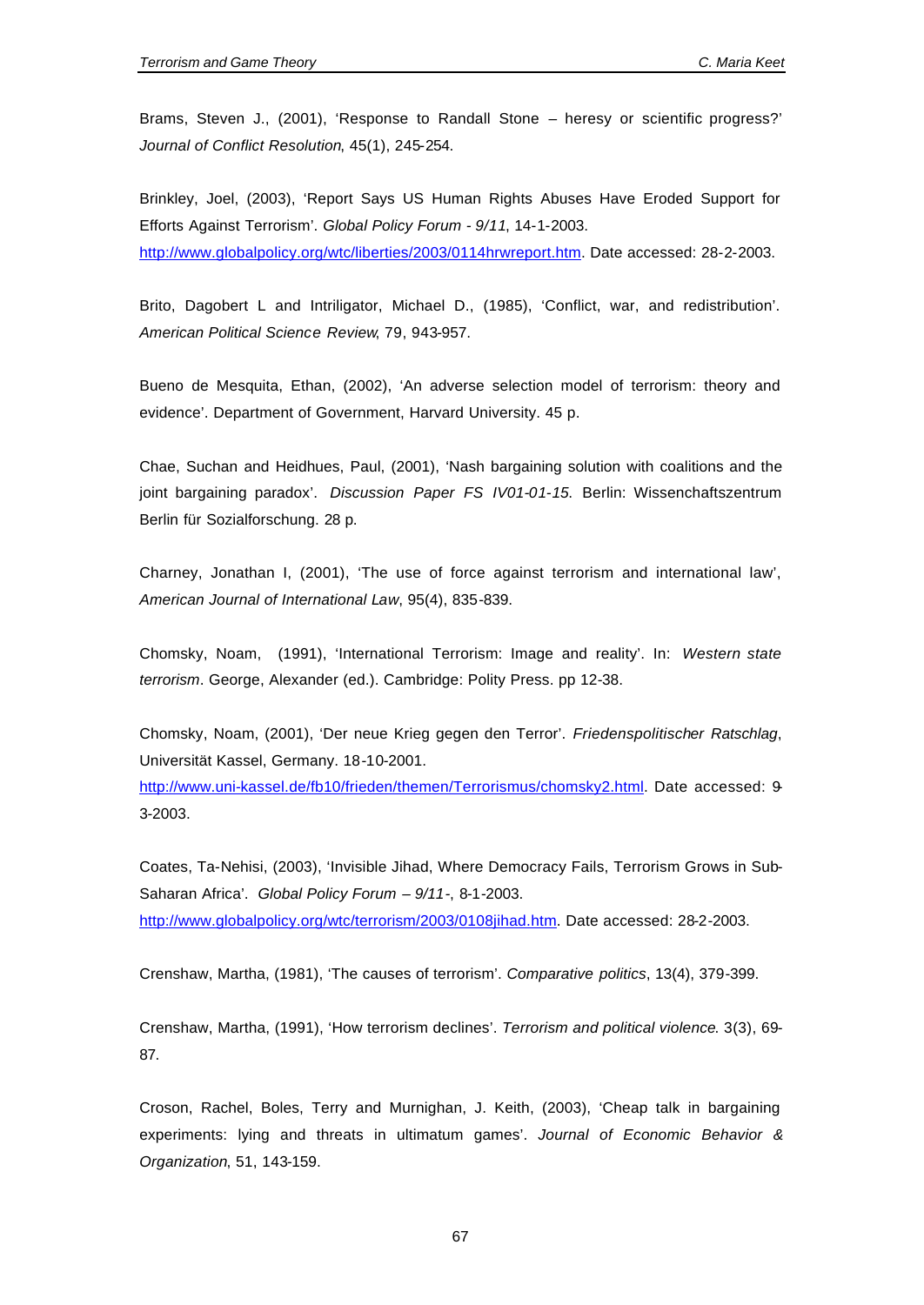Brams, Steven J., (2001), 'Response to Randall Stone – heresy or scientific progress?' *Journal of Conflict Resolution*, 45(1), 245-254.

Brinkley, Joel, (2003), 'Report Says US Human Rights Abuses Have Eroded Support for Efforts Against Terrorism'. *Global Policy Forum - 9/11*, 14-1-2003. http://www.globalpolicy.org/wtc/liberties/2003/0114hrwreport.htm. Date accessed: 28-2-2003.

Brito, Dagobert L and Intriligator, Michael D., (1985), 'Conflict, war, and redistribution'. *American Political Science Review*, 79, 943-957.

Bueno de Mesquita, Ethan, (2002), 'An adverse selection model of terrorism: theory and evidence'. Department of Government, Harvard University. 45 p.

Chae, Suchan and Heidhues, Paul, (2001), 'Nash bargaining solution with coalitions and the joint bargaining paradox'. *Discussion Paper FS IV01-01-15*. Berlin: Wissenchaftszentrum Berlin für Sozialforschung. 28 p.

Charney, Jonathan I, (2001), 'The use of force against terrorism and international law', *American Journal of International Law*, 95(4), 835-839.

Chomsky, Noam, (1991), 'International Terrorism: Image and reality'. In: *Western state terrorism*. George, Alexander (ed.). Cambridge: Polity Press. pp 12-38.

Chomsky, Noam, (2001), 'Der neue Krieg gegen den Terror'. *Friedenspolitischer Ratschlag*, Universität Kassel, Germany. 18-10-2001. http://www.uni-kassel.de/fb10/frieden/themen/Terrorismus/chomsky2.html. Date accessed: 9-3-2003.

Coates, Ta-Nehisi, (2003), 'Invisible Jihad, Where Democracy Fails, Terrorism Grows in Sub-Saharan Africa'. *Global Policy Forum – 9/11-*, 8-1-2003. http://www.globalpolicy.org/wtc/terrorism/2003/0108jihad.htm. Date accessed: 28-2-2003.

Crenshaw, Martha, (1981), 'The causes of terrorism'. *Comparative politics*, 13(4), 379-399.

Crenshaw, Martha, (1991), 'How terrorism declines'. *Terrorism and political violence*. 3(3), 69-87.

Croson, Rachel, Boles, Terry and Murnighan, J. Keith, (2003), 'Cheap talk in bargaining experiments: lying and threats in ultimatum games'. *Journal of Economic Behavior & Organization*, 51, 143-159.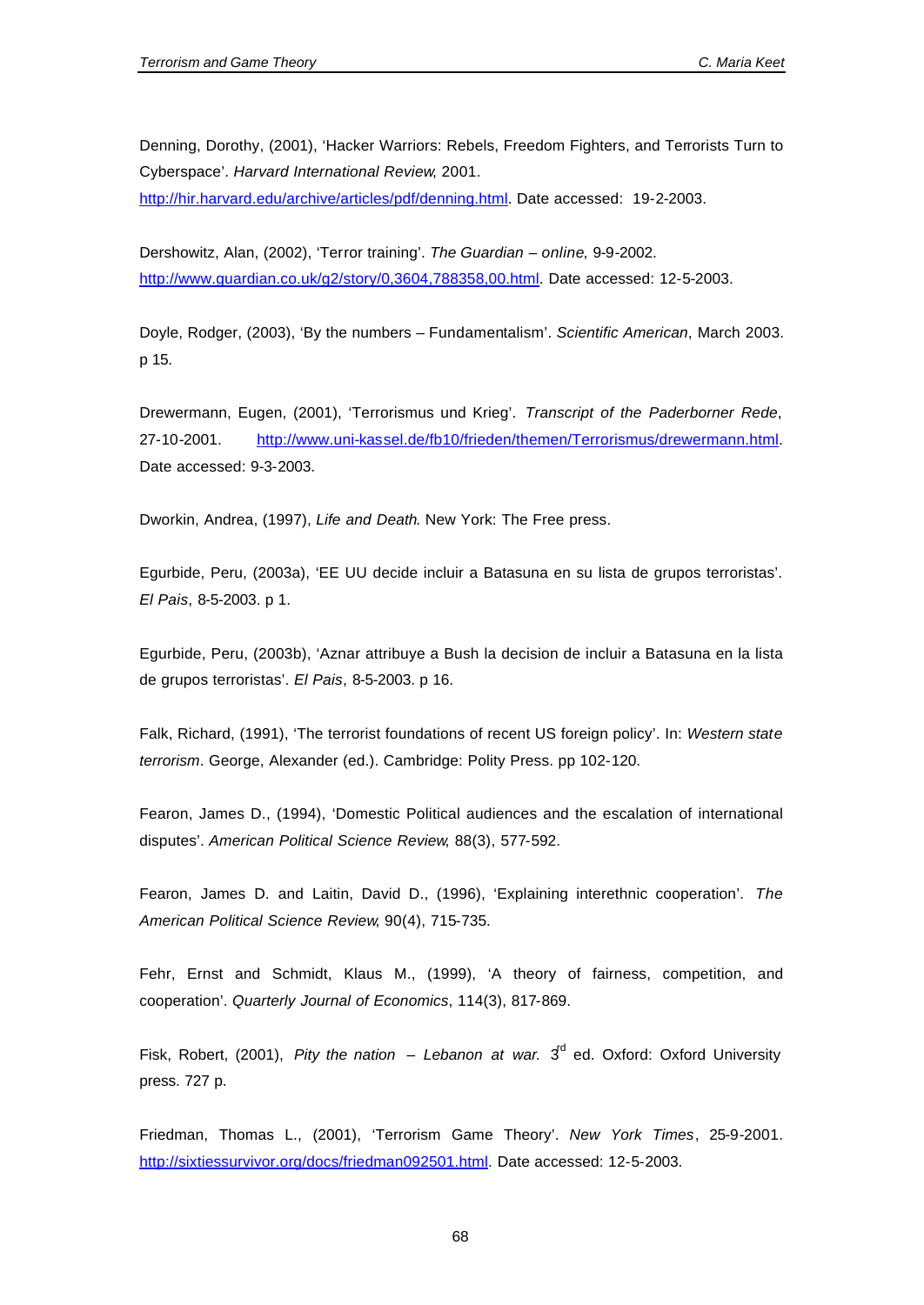Denning, Dorothy, (2001), 'Hacker Warriors: Rebels, Freedom Fighters, and Terrorists Turn to Cyberspace'. *Harvard International Review*, 2001. http://hir.harvard.edu/archive/articles/pdf/denning.html. Date accessed: 19-2-2003.

Dershowitz, Alan, (2002), 'Terror training'. *The Guardian – online*, 9-9-2002. http://www.guardian.co.uk/g2/story/0,3604,788358,00.html. Date accessed: 12-5-2003.

Doyle, Rodger, (2003), 'By the numbers – Fundamentalism'. *Scientific American*, March 2003. p 15.

Drewermann, Eugen, (2001), 'Terrorismus und Krieg'. *Transcript of the Paderborner Rede*, 27-10-2001. http://www.uni-kassel.de/fb10/frieden/themen/Terrorismus/drewermann.html. Date accessed: 9-3-2003.

Dworkin, Andrea, (1997), *Life and Death*. New York: The Free press.

Egurbide, Peru, (2003a), 'EE UU decide incluir a Batasuna en su lista de grupos terroristas'. *El Pais*, 8-5-2003. p 1.

Egurbide, Peru, (2003b), 'Aznar attribuye a Bush la decision de incluir a Batasuna en la lista de grupos terroristas'. *El Pais*, 8-5-2003. p 16.

Falk, Richard, (1991), 'The terrorist foundations of recent US foreign policy'. In: *Western state terrorism*. George, Alexander (ed.). Cambridge: Polity Press. pp 102-120.

Fearon, James D., (1994), 'Domestic Political audiences and the escalation of international disputes'. *American Political Science Review*, 88(3), 577-592.

Fearon, James D. and Laitin, David D., (1996), 'Explaining interethnic cooperation'. *The American Political Science Review*, 90(4), 715-735.

Fehr, Ernst and Schmidt, Klaus M., (1999), 'A theory of fairness, competition, and cooperation'. *Quarterly Journal of Economics*, 114(3), 817-869.

Fisk, Robert, (2001), *Pity the nation – Lebanon at war*. 3rd ed. Oxford: Oxford University press. 727 p.

Friedman, Thomas L., (2001), 'Terrorism Game Theory'. *New York Times*, 25-9-2001. http://sixtiessurvivor.org/docs/friedman092501.html. Date accessed: 12-5-2003.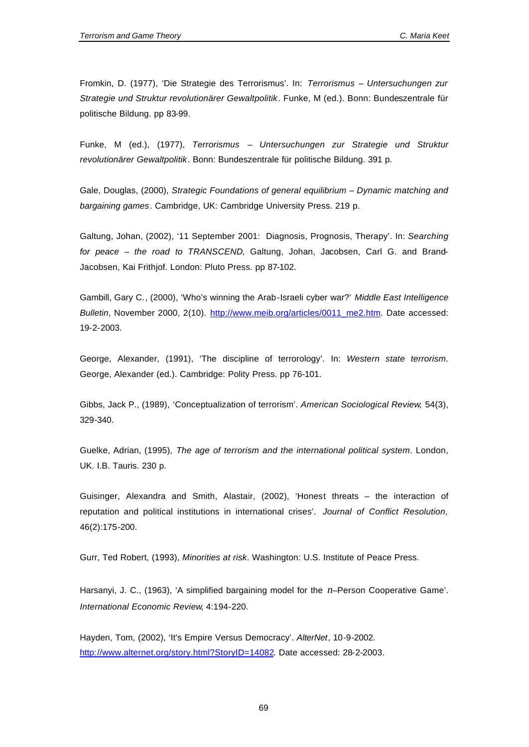Fromkin, D. (1977), 'Die Strategie des Terrorismus'. In: *Terrorismus – Untersuchungen zur Strategie und Struktur revolutionärer Gewaltpolitik*. Funke, M (ed.). Bonn: Bundeszentrale für politische Bildung. pp 83-99.

Funke, M (ed.), (1977), *Terrorismus – Untersuchungen zur Strategie und Struktur revolutionärer Gewaltpolitik*. Bonn: Bundeszentrale für politische Bildung. 391 p.

Gale, Douglas, (2000), *Strategic Foundations of general equilibrium – Dynamic matching and bargaining games*. Cambridge, UK: Cambridge University Press. 219 p.

Galtung, Johan, (2002), '11 September 2001: Diagnosis, Prognosis, Therapy'. In: *Searching for peace – the road to TRANSCEND*, Galtung, Johan, Jacobsen, Carl G. and Brand-Jacobsen, Kai Frithjof. London: Pluto Press. pp 87-102.

Gambill, Gary C., (2000), 'Who's winning the Arab-Israeli cyber war?' *Middle East Intelligence Bulletin*, November 2000, 2(10). http://www.meib.org/articles/0011_me2.htm. Date accessed: 19-2-2003.

George, Alexander, (1991), 'The discipline of terrorology'. In: *Western state terrorism*. George, Alexander (ed.). Cambridge: Polity Press. pp 76-101.

Gibbs, Jack P., (1989), 'Conceptualization of terrorism'. *American Sociological Review*, 54(3), 329-340.

Guelke, Adrian, (1995), *The age of terrorism and the international political system*. London, UK. I.B. Tauris. 230 p.

Guisinger, Alexandra and Smith, Alastair, (2002), 'Honest threats – the interaction of reputation and political institutions in international crises'. *Journal of Conflict Resolution*, 46(2):175-200.

Gurr, Ted Robert, (1993), *Minorities at risk*. Washington: U.S. Institute of Peace Press.

Harsanyi, J. C., (1963), 'A simplified bargaining model for the $n$–Person Cooperative Game'. *International Economic Review*, 4:194-220.

Hayden, Tom, (2002), 'It's Empire Versus Democracy'. *AlterNet*, 10-9-2002. http://www.alternet.org/story.html?StoryID=14082. Date accessed: 28-2-2003.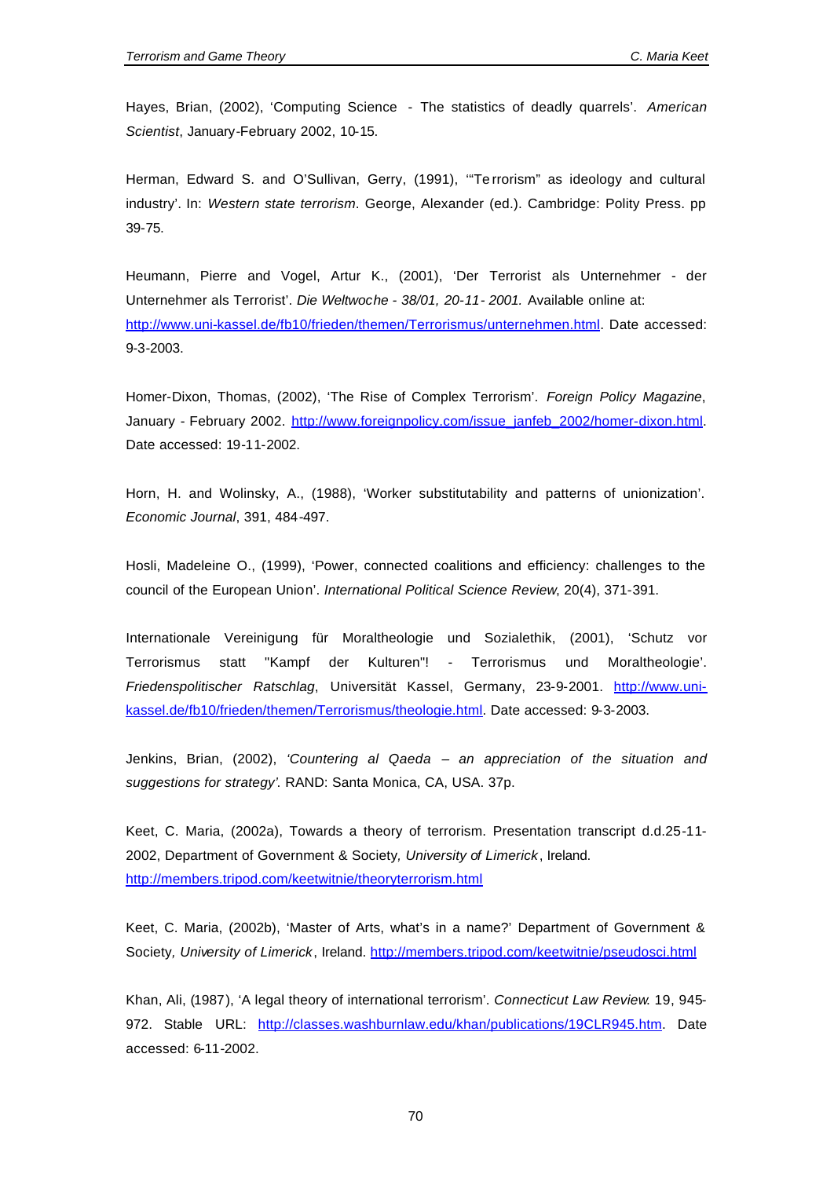Hayes, Brian, (2002), 'Computing Science - The statistics of deadly quarrels'. *American Scientist*, January-February 2002, 10-15.

Herman, Edward S. and O'Sullivan, Gerry, (1991), '"Terrorism" as ideology and cultural industry'. In: *Western state terrorism*. George, Alexander (ed.). Cambridge: Polity Press. pp 39-75.

Heumann, Pierre and Vogel, Artur K., (2001), 'Der Terrorist als Unternehmer - der Unternehmer als Terrorist'. *Die Weltwoche - 38/01, 20-11- 2001.* Available online at: http://www.uni-kassel.de/fb10/frieden/themen/Terrorismus/unternehmen.html. Date accessed: 9-3-2003.

Homer-Dixon, Thomas, (2002), 'The Rise of Complex Terrorism'. *Foreign Policy Magazine*, January - February 2002. http://www.foreignpolicy.com/issue_janfeb_2002/homer-dixon.html. Date accessed: 19-11-2002.

Horn, H. and Wolinsky, A., (1988), 'Worker substitutability and patterns of unionization'. *Economic Journal*, 391, 484-497.

Hosli, Madeleine O., (1999), 'Power, connected coalitions and efficiency: challenges to the council of the European Union'. *International Political Science Review*, 20(4), 371-391.

Internationale Vereinigung für Moraltheologie und Sozialethik, (2001), 'Schutz vor Terrorismus statt "Kampf der Kulturen"! - Terrorismus und Moraltheologie'. *Friedenspolitischer Ratschlag*, Universität Kassel, Germany, 23-9-2001. http://www.uni-kassel.de/fb10/frieden/themen/Terrorismus/theologie.html. Date accessed: 9-3-2003.

Jenkins, Brian, (2002), *'Countering al Qaeda – an appreciation of the situation and suggestions for strategy'.* RAND: Santa Monica, CA, USA. 37p.

Keet, C. Maria, (2002a), Towards a theory of terrorism. Presentation transcript d.d.25-11-2002, Department of Government & Society, *University of Limerick*, Ireland. http://members.tripod.com/keetwitnie/theoryterrorism.html

Keet, C. Maria, (2002b), 'Master of Arts, what's in a name?' Department of Government & Society*, University of Limerick*, Ireland. http://members.tripod.com/keetwitnie/pseudosci.html

Khan, Ali, (1987), 'A legal theory of international terrorism'. *Connecticut Law Review*. 19, 945-972. Stable URL: http://classes.washburnlaw.edu/khan/publications/19CLR945.htm. Date accessed: 6-11-2002.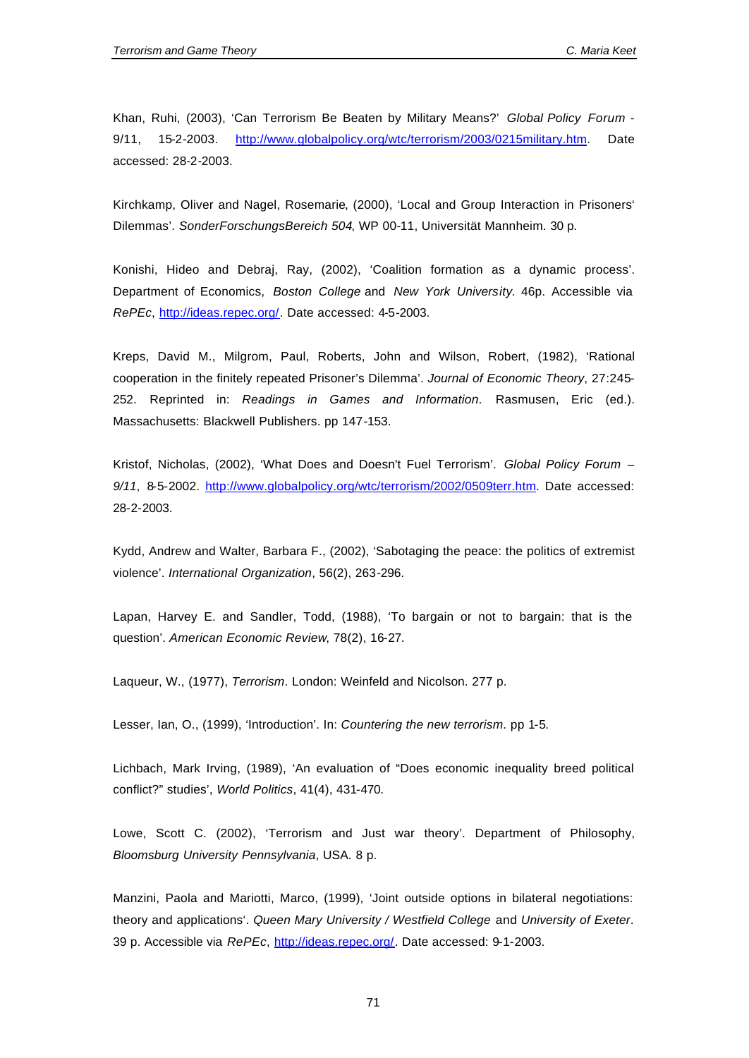Khan, Ruhi, (2003), 'Can Terrorism Be Beaten by Military Means?' *Global Policy Forum - 9/11*, 15-2-2003. http://www.globalpolicy.org/wtc/terrorism/2003/0215military.htm. Date accessed: 28-2-2003.

Kirchkamp, Oliver and Nagel, Rosemarie, (2000), 'Local and Group Interaction in Prisoners' Dilemmas'. *SonderForschungsBereich 504*, WP 00-11, Universität Mannheim. 30 p.

Konishi, Hideo and Debraj, Ray, (2002), 'Coalition formation as a dynamic process'. Department of Economics, *Boston College* and *New York University*. 46p. Accessible via *RePEc*, http://ideas.repec.org/. Date accessed: 4-5-2003.

Kreps, David M., Milgrom, Paul, Roberts, John and Wilson, Robert, (1982), 'Rational cooperation in the finitely repeated Prisoner's Dilemma'. *Journal of Economic Theory*, 27:245-252. Reprinted in: *Readings in Games and Information*. Rasmusen, Eric (ed.). Massachusetts: Blackwell Publishers. pp 147-153.

Kristof, Nicholas, (2002), 'What Does and Doesn't Fuel Terrorism'. *Global Policy Forum – 9/11*, 8-5-2002. http://www.globalpolicy.org/wtc/terrorism/2002/0509terr.htm. Date accessed: 28-2-2003.

Kydd, Andrew and Walter, Barbara F., (2002), 'Sabotaging the peace: the politics of extremist violence'. *International Organization*, 56(2), 263-296.

Lapan, Harvey E. and Sandler, Todd, (1988), 'To bargain or not to bargain: that is the question'. *American Economic Review*, 78(2), 16-27.

Laqueur, W., (1977), *Terrorism*. London: Weinfeld and Nicolson. 277 p.

Lesser, Ian, O., (1999), 'Introduction'. In: *Countering the new terrorism*. pp 1-5.

Lichbach, Mark Irving, (1989), 'An evaluation of "Does economic inequality breed political conflict?" studies', *World Politics*, 41(4), 431-470.

Lowe, Scott C. (2002), 'Terrorism and Just war theory'. Department of Philosophy, *Bloomsburg University Pennsylvania*, USA. 8 p.

Manzini, Paola and Mariotti, Marco, (1999), 'Joint outside options in bilateral negotiations: theory and applications'. *Queen Mary University / Westfield College* and *University of Exeter*. 39 p. Accessible via *RePEc*, http://ideas.repec.org/. Date accessed: 9-1-2003.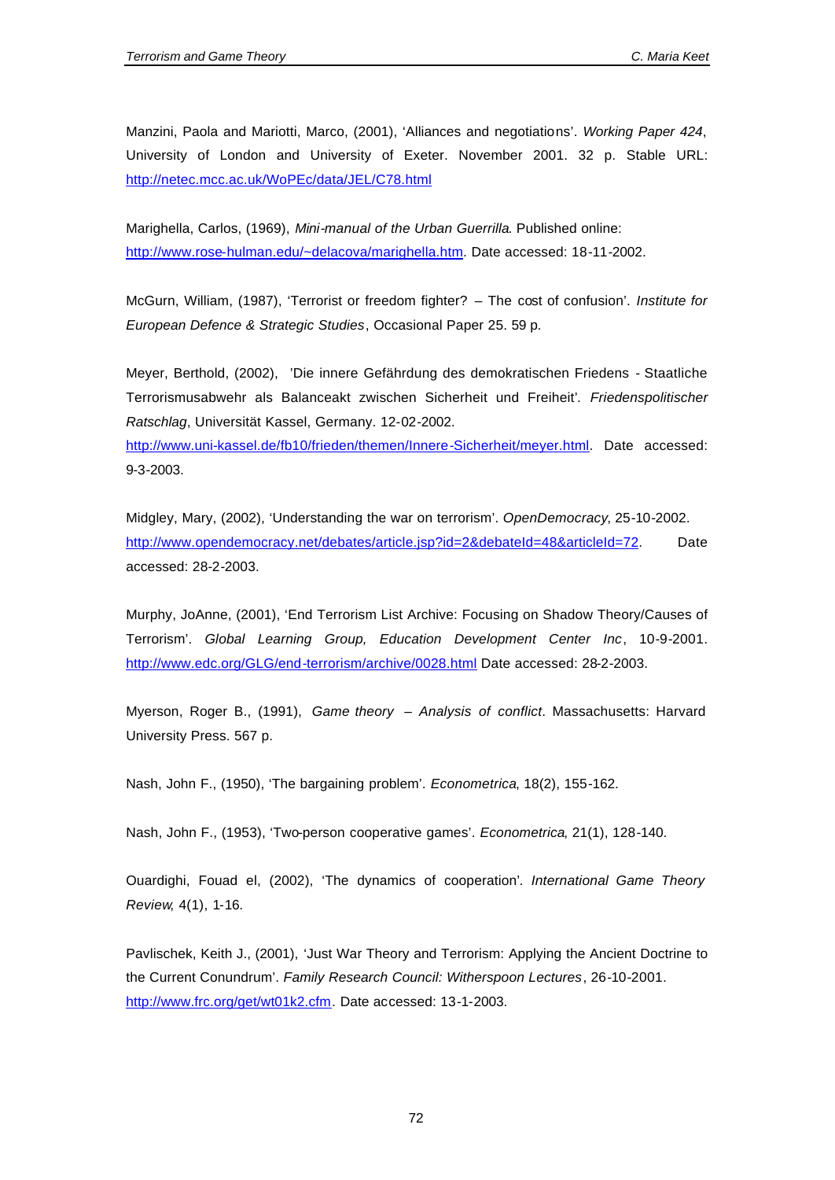Manzini, Paola and Mariotti, Marco, (2001), 'Alliances and negotiations'. *Working Paper 424*, University of London and University of Exeter. November 2001. 32 p. Stable URL: http://netec.mcc.ac.uk/WoPEc/data/JEL/C78.html

Marighella, Carlos, (1969), *Mini-manual of the Urban Guerrilla*. Published online: http://www.rose-hulman.edu/~delacova/marighella.htm. Date accessed: 18-11-2002.

McGurn, William, (1987), 'Terrorist or freedom fighter? – The cost of confusion'. *Institute for European Defence & Strategic Studies*, Occasional Paper 25. 59 p.

Meyer, Berthold, (2002), 'Die innere Gefährdung des demokratischen Friedens - Staatliche Terrorismusabwehr als Balanceakt zwischen Sicherheit und Freiheit'. *Friedenspolitischer Ratschlag*, Universität Kassel, Germany. 12-02-2002. http://www.uni-kassel.de/fb10/frieden/themen/Innere-Sicherheit/meyer.html. Date accessed: 9-3-2003.

Midgley, Mary, (2002), 'Understanding the war on terrorism'. *OpenDemocracy*, 25-10-2002. http://www.opendemocracy.net/debates/article.jsp?id=2&debateId=48&articleId=72. Date accessed: 28-2-2003.

Murphy, JoAnne, (2001), 'End Terrorism List Archive: Focusing on Shadow Theory/Causes of Terrorism'. *Global Learning Group, Education Development Center Inc*, 10-9-2001. http://www.edc.org/GLG/end-terrorism/archive/0028.html Date accessed: 28-2-2003.

Myerson, Roger B., (1991), *Game theory – Analysis of conflict*. Massachusetts: Harvard University Press. 567 p.

Nash, John F., (1950), 'The bargaining problem'. *Econometrica*, 18(2), 155-162.

Nash, John F., (1953), 'Two-person cooperative games'. *Econometrica*, 21(1), 128-140.

Ouardighi, Fouad el, (2002), 'The dynamics of cooperation'. *International Game Theory Review*, 4(1), 1-16.

Pavlischek, Keith J., (2001), 'Just War Theory and Terrorism: Applying the Ancient Doctrine to the Current Conundrum'. *Family Research Council: Witherspoon Lectures*, 26-10-2001. http://www.frc.org/get/wt01k2.cfm. Date accessed: 13-1-2003.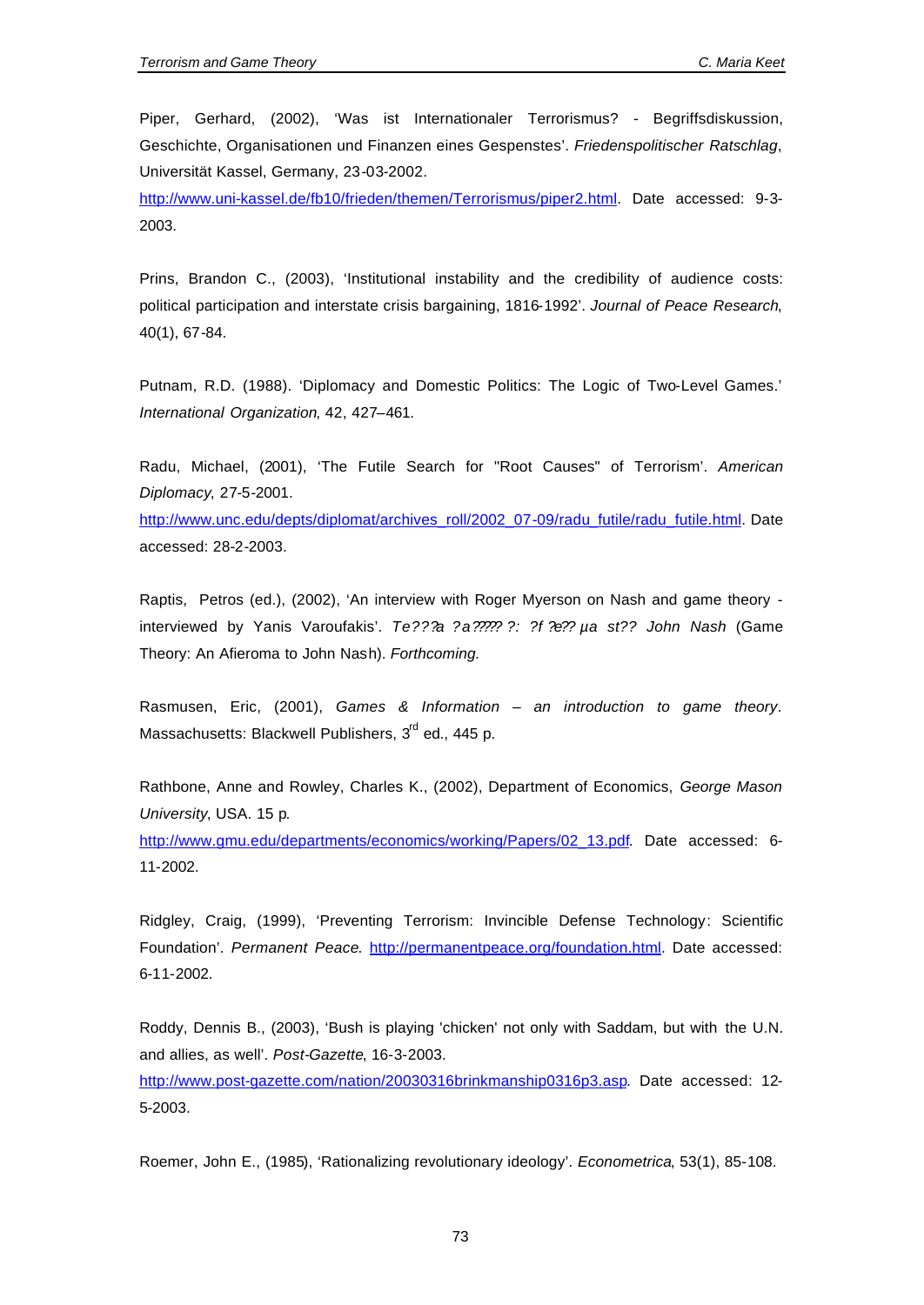Piper, Gerhard, (2002), 'Was ist Internationaler Terrorismus? - Begriffsdiskussion, Geschichte, Organisationen und Finanzen eines Gespenstes'. *Friedenspolitischer Ratschlag*, Universität Kassel, Germany, 23-03-2002.
http://www.uni-kassel.de/fb10/frieden/themen/Terrorismus/piper2.html. Date accessed: 9-3-2003.

Prins, Brandon C., (2003), 'Institutional instability and the credibility of audience costs: political participation and interstate crisis bargaining, 1816-1992'. *Journal of Peace Research*, 40(1), 67-84.

Putnam, R.D. (1988). 'Diplomacy and Domestic Politics: The Logic of Two-Level Games.' *International Organization*, 42, 427–461.

Radu, Michael, (2001), 'The Futile Search for "Root Causes" of Terrorism'. *American Diplomacy*, 27-5-2001.
http://www.unc.edu/depts/diplomat/archives_roll/2002_07-09/radu_futile/radu_futile.html. Date accessed: 28-2-2003.

Raptis, Petros (ed.), (2002), 'An interview with Roger Myerson on Nash and game theory - interviewed by Yanis Varoufakis'. *Te???a ?a????? ?: ?f ?e?? µa st?? John Nash* (Game Theory: An Afieroma to John Nash). *Forthcoming.*

Rasmusen, Eric, (2001), *Games & Information – an introduction to game theory*. Massachusetts: Blackwell Publishers, 3rd ed., 445 p.

Rathbone, Anne and Rowley, Charles K., (2002), Department of Economics, *George Mason University*, USA. 15 p.
http://www.gmu.edu/departments/economics/working/Papers/02_13.pdf. Date accessed: 6-11-2002.

Ridgley, Craig, (1999), 'Preventing Terrorism: Invincible Defense Technology: Scientific Foundation'. *Permanent Peace*. http://permanentpeace.org/foundation.html. Date accessed: 6-11-2002.

Roddy, Dennis B., (2003), 'Bush is playing 'chicken' not only with Saddam, but with the U.N. and allies, as well'. *Post-Gazette*, 16-3-2003.
http://www.post-gazette.com/nation/20030316brinkmanship0316p3.asp. Date accessed: 12-5-2003.

Roemer, John E., (1985), 'Rationalizing revolutionary ideology'. *Econometrica*, 53(1), 85-108.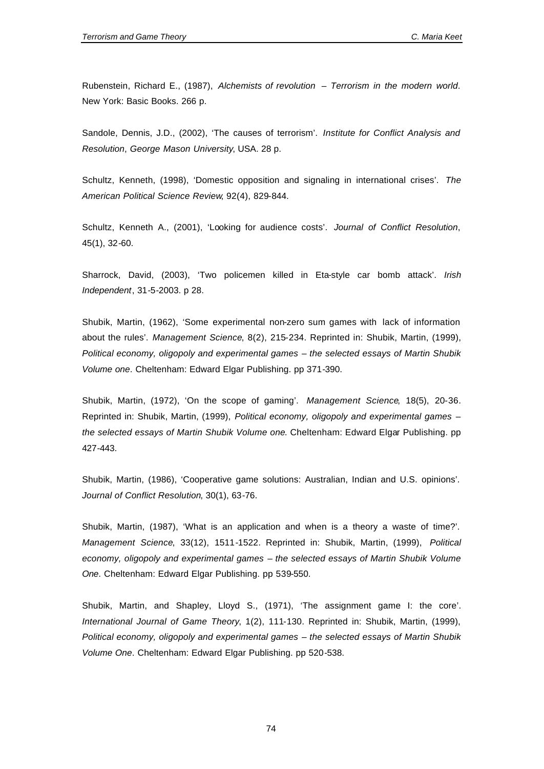Rubenstein, Richard E., (1987), *Alchemists of revolution – Terrorism in the modern world*. New York: Basic Books. 266 p.

Sandole, Dennis, J.D., (2002), 'The causes of terrorism'. *Institute for Conflict Analysis and Resolution*, *George Mason University*, USA. 28 p.

Schultz, Kenneth, (1998), 'Domestic opposition and signaling in international crises'. *The American Political Science Review*, 92(4), 829-844.

Schultz, Kenneth A., (2001), 'Looking for audience costs'. *Journal of Conflict Resolution*, 45(1), 32-60.

Sharrock, David, (2003), 'Two policemen killed in Eta-style car bomb attack'. *Irish Independent*, 31-5-2003. p 28.

Shubik, Martin, (1962), 'Some experimental non-zero sum games with lack of information about the rules'. *Management Science*, 8(2), 215-234. Reprinted in: Shubik, Martin, (1999), *Political economy, oligopoly and experimental games – the selected essays of Martin Shubik Volume one*. Cheltenham: Edward Elgar Publishing. pp 371-390.

Shubik, Martin, (1972), 'On the scope of gaming'. *Management Science*, 18(5), 20-36. Reprinted in: Shubik, Martin, (1999), *Political economy, oligopoly and experimental games – the selected essays of Martin Shubik Volume one*. Cheltenham: Edward Elgar Publishing. pp 427-443.

Shubik, Martin, (1986), 'Cooperative game solutions: Australian, Indian and U.S. opinions'. *Journal of Conflict Resolution*, 30(1), 63-76.

Shubik, Martin, (1987), 'What is an application and when is a theory a waste of time?'. *Management Science*, 33(12), 1511-1522. Reprinted in: Shubik, Martin, (1999), *Political economy, oligopoly and experimental games – the selected essays of Martin Shubik Volume One*. Cheltenham: Edward Elgar Publishing. pp 539-550.

Shubik, Martin, and Shapley, Lloyd S., (1971), 'The assignment game I: the core'. *International Journal of Game Theory*, 1(2), 111-130. Reprinted in: Shubik, Martin, (1999), *Political economy, oligopoly and experimental games – the selected essays of Martin Shubik Volume One*. Cheltenham: Edward Elgar Publishing. pp 520-538.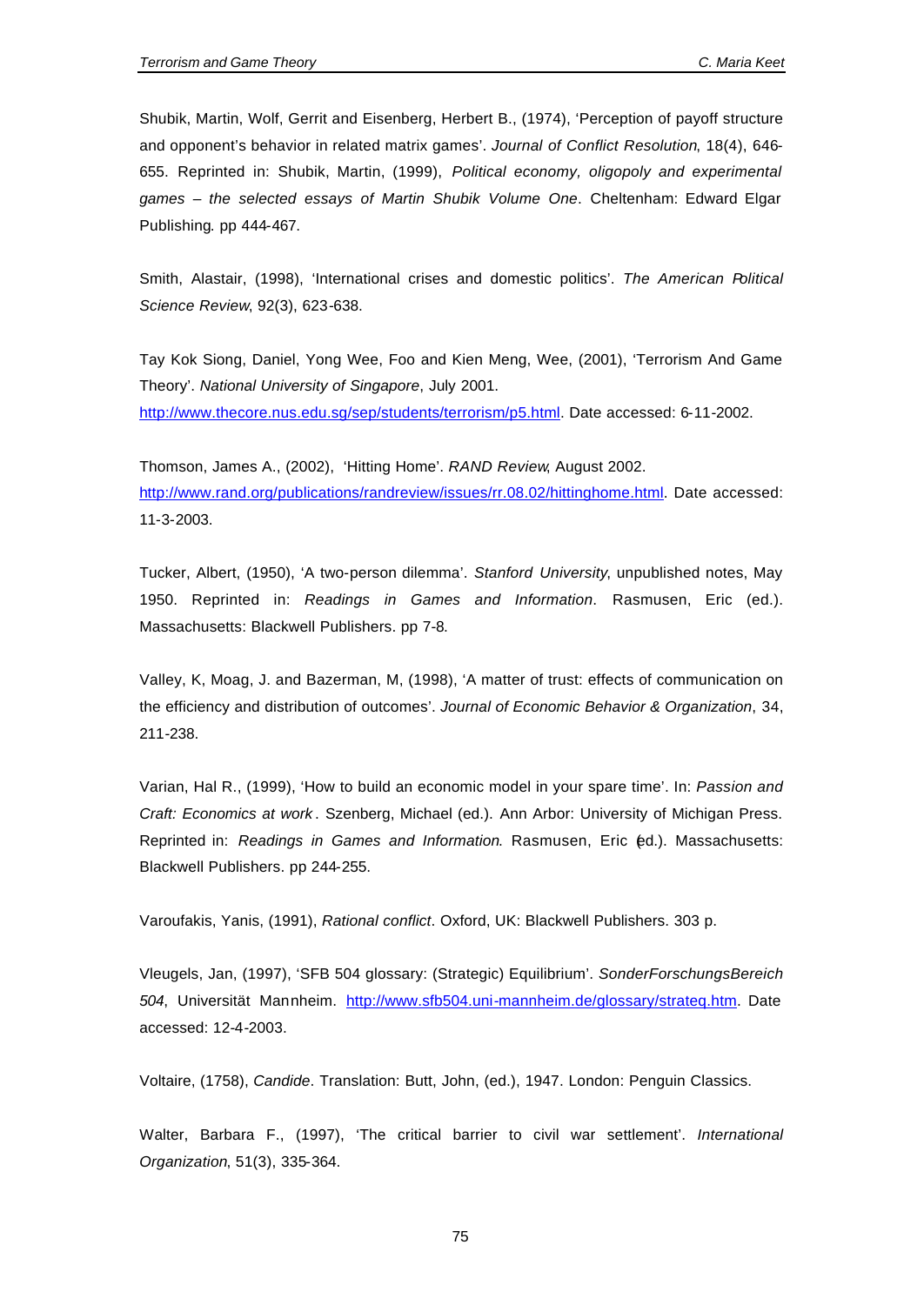Shubik, Martin, Wolf, Gerrit and Eisenberg, Herbert B., (1974), 'Perception of payoff structure and opponent's behavior in related matrix games'. *Journal of Conflict Resolution*, 18(4), 646-655. Reprinted in: Shubik, Martin, (1999), *Political economy, oligopoly and experimental games – the selected essays of Martin Shubik Volume One*. Cheltenham: Edward Elgar Publishing. pp 444-467.

Smith, Alastair, (1998), 'International crises and domestic politics'. *The American Political Science Review*, 92(3), 623-638.

Tay Kok Siong, Daniel, Yong Wee, Foo and Kien Meng, Wee, (2001), 'Terrorism And Game Theory'. *National University of Singapore*, July 2001. http://www.thecore.nus.edu.sg/sep/students/terrorism/p5.html. Date accessed: 6-11-2002.

Thomson, James A., (2002), 'Hitting Home'. *RAND Review*, August 2002. http://www.rand.org/publications/randreview/issues/rr.08.02/hittinghome.html. Date accessed: 11-3-2003.

Tucker, Albert, (1950), 'A two-person dilemma'. *Stanford University*, unpublished notes, May 1950. Reprinted in: *Readings in Games and Information*. Rasmusen, Eric (ed.). Massachusetts: Blackwell Publishers. pp 7-8.

Valley, K, Moag, J. and Bazerman, M, (1998), 'A matter of trust: effects of communication on the efficiency and distribution of outcomes'. *Journal of Economic Behavior & Organization*, 34, 211-238.

Varian, Hal R., (1999), 'How to build an economic model in your spare time'. In: *Passion and Craft: Economics at work*. Szenberg, Michael (ed.). Ann Arbor: University of Michigan Press. Reprinted in: *Readings in Games and Information*. Rasmusen, Eric (ed.). Massachusetts: Blackwell Publishers. pp 244-255.

Varoufakis, Yanis, (1991), *Rational conflict*. Oxford, UK: Blackwell Publishers. 303 p.

Vleugels, Jan, (1997), 'SFB 504 glossary: (Strategic) Equilibrium'. *SonderForschungsBereich 504*, Universität Mannheim. http://www.sfb504.uni-mannheim.de/glossary/strateq.htm. Date accessed: 12-4-2003.

Voltaire, (1758), *Candide*. Translation: Butt, John, (ed.), 1947. London: Penguin Classics.

Walter, Barbara F., (1997), 'The critical barrier to civil war settlement'. *International Organization*, 51(3), 335-364.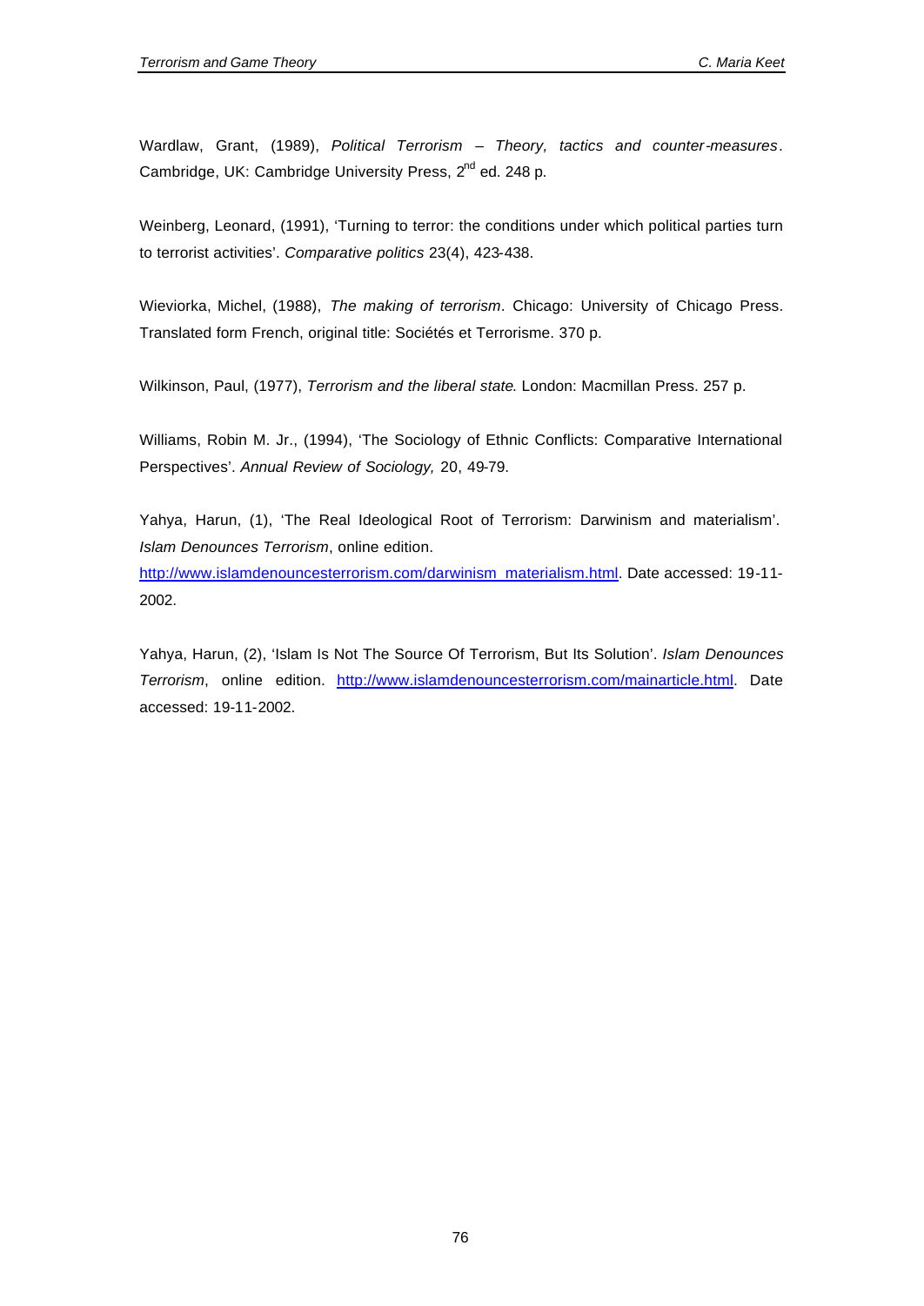Wardlaw, Grant, (1989), *Political Terrorism – Theory, tactics and counter-measures*. Cambridge, UK: Cambridge University Press, 2nd ed. 248 p.

Weinberg, Leonard, (1991), 'Turning to terror: the conditions under which political parties turn to terrorist activities'. *Comparative politics* 23(4), 423-438.

Wieviorka, Michel, (1988), *The making of terrorism*. Chicago: University of Chicago Press. Translated form French, original title: Sociétés et Terrorisme. 370 p.

Wilkinson, Paul, (1977), *Terrorism and the liberal state*. London: Macmillan Press. 257 p.

Williams, Robin M. Jr., (1994), 'The Sociology of Ethnic Conflicts: Comparative International Perspectives'. *Annual Review of Sociology,* 20, 49-79.

Yahya, Harun, (1), 'The Real Ideological Root of Terrorism: Darwinism and materialism'. *Islam Denounces Terrorism*, online edition. http://www.islamdenouncesterrorism.com/darwinism_materialism.html. Date accessed: 19-11-2002.

Yahya, Harun, (2), 'Islam Is Not The Source Of Terrorism, But Its Solution'. *Islam Denounces Terrorism*, online edition. http://www.islamdenouncesterrorism.com/mainarticle.html. Date accessed: 19-11-2002.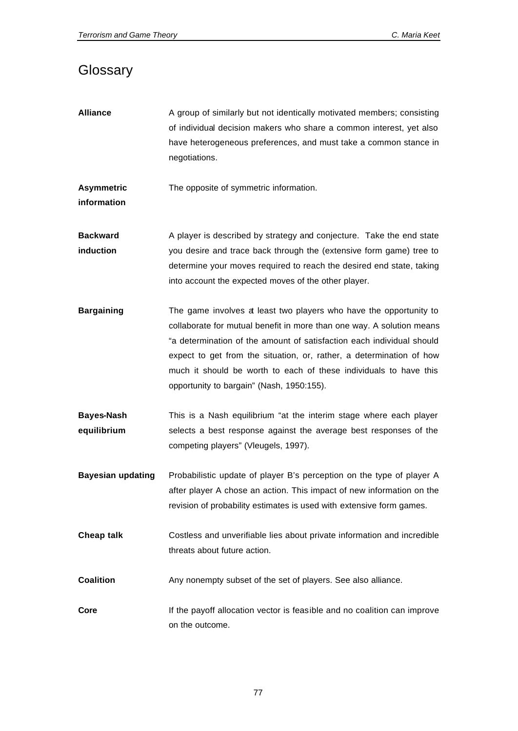# Glossary

**Alliance** A group of similarly but not identically motivated members; consisting of individual decision makers who share a common interest, yet also have heterogeneous preferences, and must take a common stance in negotiations.

**Asymmetric information** The opposite of symmetric information.

**Backward induction** A player is described by strategy and conjecture. Take the end state you desire and trace back through the (extensive form game) tree to determine your moves required to reach the desired end state, taking into account the expected moves of the other player.

**Bargaining** The game involves at least two players who have the opportunity to collaborate for mutual benefit in more than one way. A solution means "a determination of the amount of satisfaction each individual should expect to get from the situation, or, rather, a determination of how much it should be worth to each of these individuals to have this opportunity to bargain" (Nash, 1950:155).

**Bayes-Nash equilibrium** This is a Nash equilibrium "at the interim stage where each player selects a best response against the average best responses of the competing players" (Vleugels, 1997).

**Bayesian updating** Probabilistic update of player B's perception on the type of player A after player A chose an action. This impact of new information on the revision of probability estimates is used with extensive form games.

**Cheap talk** Costless and unverifiable lies about private information and incredible threats about future action.

**Coalition** Any nonempty subset of the set of players. See also alliance.

**Core** If the payoff allocation vector is feasible and no coalition can improve on the outcome.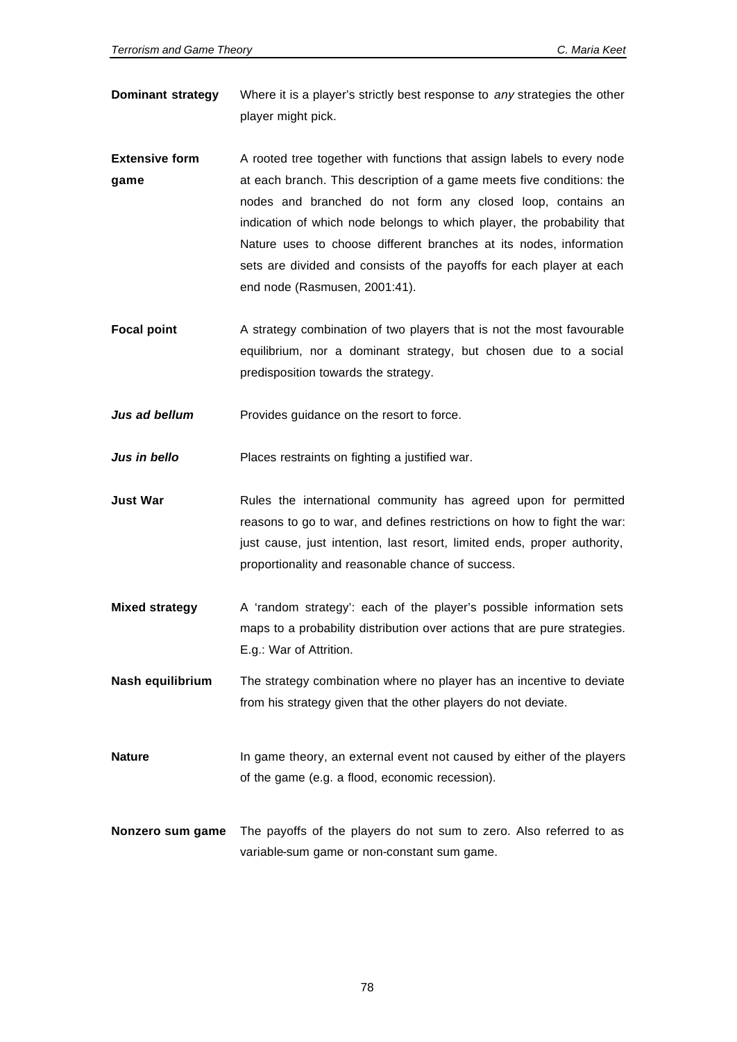**Dominant strategy** Where it is a player's strictly best response to *any* strategies the other player might pick.

**Extensive form game** A rooted tree together with functions that assign labels to every node at each branch. This description of a game meets five conditions: the nodes and branched do not form any closed loop, contains an indication of which node belongs to which player, the probability that Nature uses to choose different branches at its nodes, information sets are divided and consists of the payoffs for each player at each end node (Rasmusen, 2001:41).

**Focal point** A strategy combination of two players that is not the most favourable equilibrium, nor a dominant strategy, but chosen due to a social predisposition towards the strategy.

***Jus ad bellum*** Provides guidance on the resort to force.

***Jus in bello*** Places restraints on fighting a justified war.

**Just War** Rules the international community has agreed upon for permitted reasons to go to war, and defines restrictions on how to fight the war: just cause, just intention, last resort, limited ends, proper authority, proportionality and reasonable chance of success.

**Mixed strategy** A 'random strategy': each of the player's possible information sets maps to a probability distribution over actions that are pure strategies. E.g.: War of Attrition.

**Nash equilibrium** The strategy combination where no player has an incentive to deviate from his strategy given that the other players do not deviate.

**Nature** In game theory, an external event not caused by either of the players of the game (e.g. a flood, economic recession).

**Nonzero sum game** The payoffs of the players do not sum to zero. Also referred to as variable-sum game or non-constant sum game.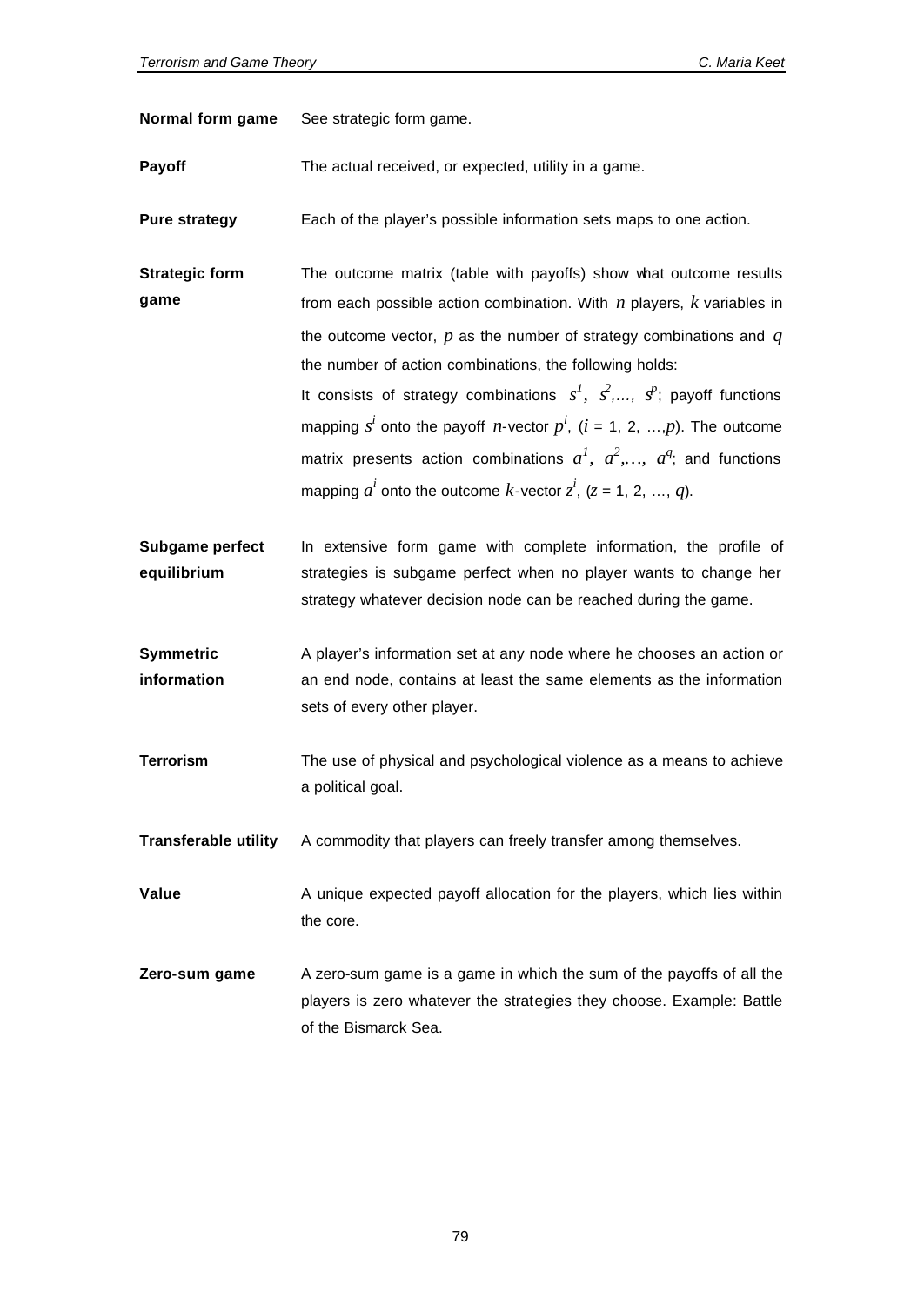**Normal form game** See strategic form game.

**Payoff** The actual received, or expected, utility in a game.

**Pure strategy** Each of the player's possible information sets maps to one action.

**Strategic form game** The outcome matrix (table with payoffs) show what outcome results from each possible action combination. With $n$ players, $k$ variables in the outcome vector, $p$ as the number of strategy combinations and $q$ the number of action combinations, the following holds:
It consists of strategy combinations $s^1, s^2, \ldots, s^p$; payoff functions mapping $s^i$ onto the payoff $n$-vector $p^i$, ($i$ = 1, 2, …,$p$). The outcome matrix presents action combinations $a^1, a^2, \ldots, a^q$; and functions mapping $a^i$ onto the outcome $k$-vector $z^i$, ($z$ = 1, 2, …, $q$).

**Subgame perfect equilibrium** In extensive form game with complete information, the profile of strategies is subgame perfect when no player wants to change her strategy whatever decision node can be reached during the game.

**Symmetric information** A player's information set at any node where he chooses an action or an end node, contains at least the same elements as the information sets of every other player.

**Terrorism** The use of physical and psychological violence as a means to achieve a political goal.

**Transferable utility** A commodity that players can freely transfer among themselves.

**Value** A unique expected payoff allocation for the players, which lies within the core.

**Zero-sum game** A zero-sum game is a game in which the sum of the payoffs of all the players is zero whatever the strategies they choose. Example: Battle of the Bismarck Sea.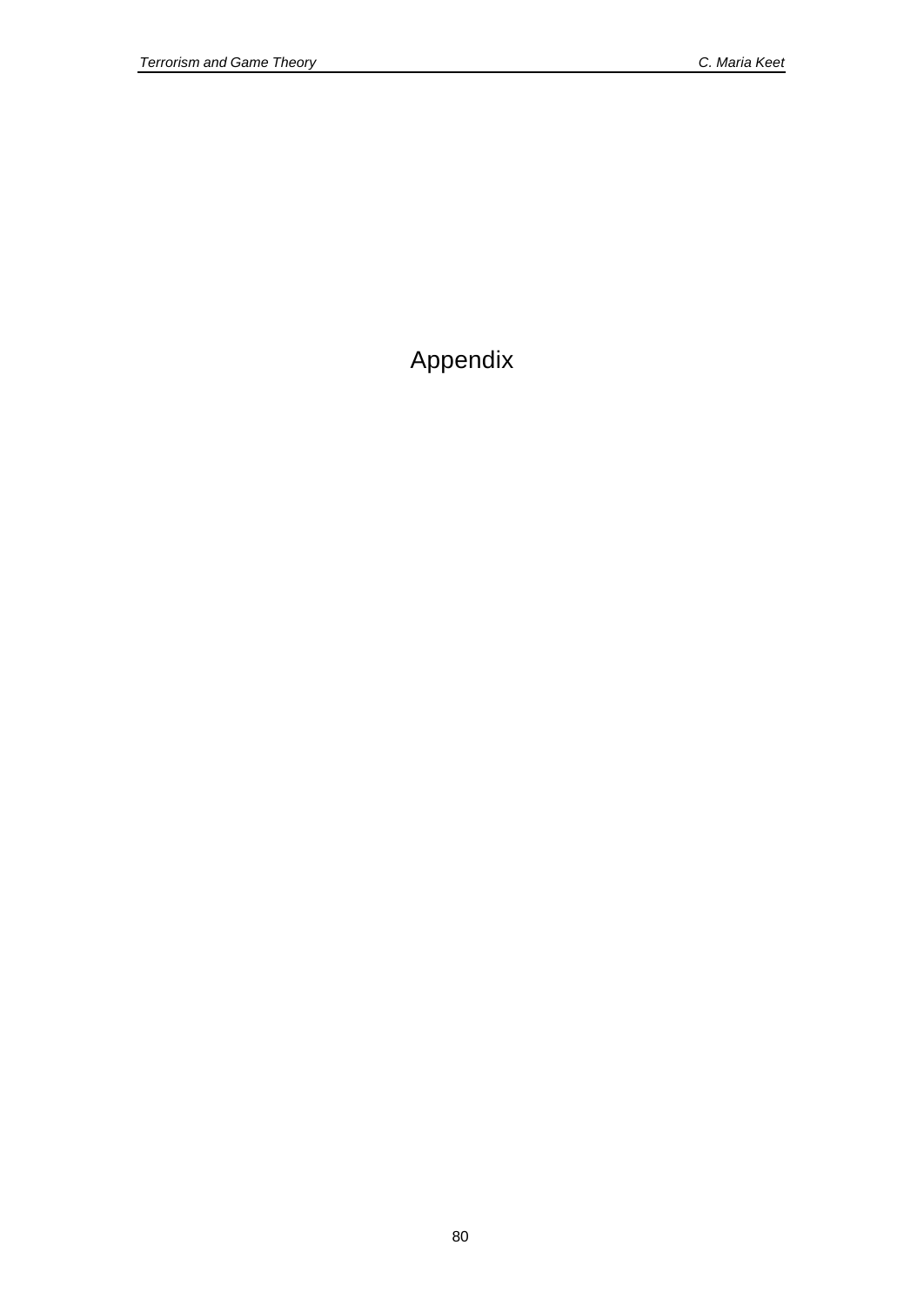# Appendix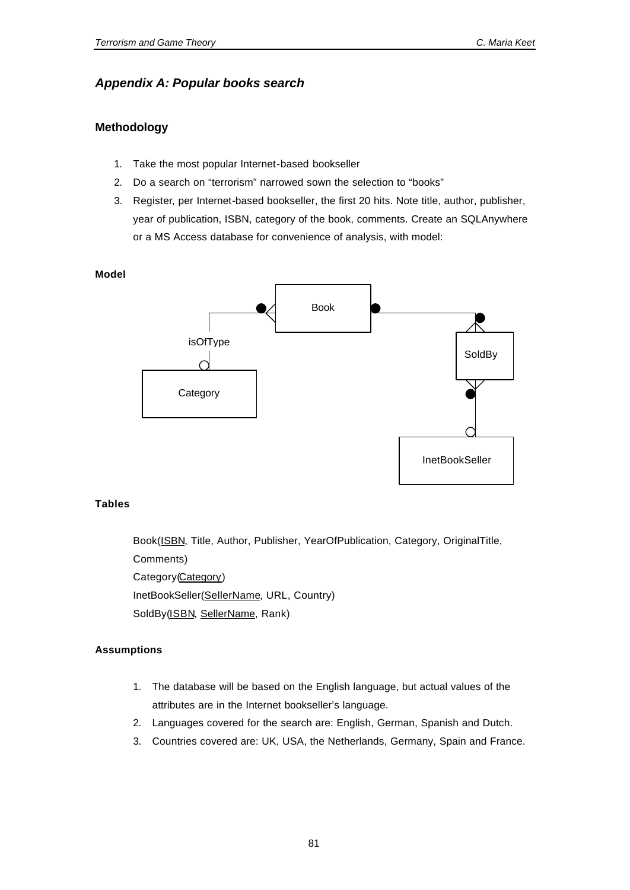## *Appendix A: Popular books search*

### Methodology

1. Take the most popular Internet-based bookseller
2. Do a search on "terrorism" narrowed sown the selection to "books"
3. Register, per Internet-based bookseller, the first 20 hits. Note title, author, publisher, year of publication, ISBN, category of the book, comments. Create an SQLAnywhere or a MS Access database for convenience of analysis, with model:

#### Model

Book

isOfType

Category

SoldBy

InetBookSeller

#### Tables

Book(<u>ISBN</u>, Title, Author, Publisher, YearOfPublication, Category, OriginalTitle, Comments)
Category(<u>Category</u>)
InetBookSeller(<u>SellerName</u>, URL, Country)
SoldBy(<u>ISBN</u>, <u>SellerName</u>, Rank)

#### Assumptions

1. The database will be based on the English language, but actual values of the attributes are in the Internet bookseller's language.
2. Languages covered for the search are: English, German, Spanish and Dutch.
3. Countries covered are: UK, USA, the Netherlands, Germany, Spain and France.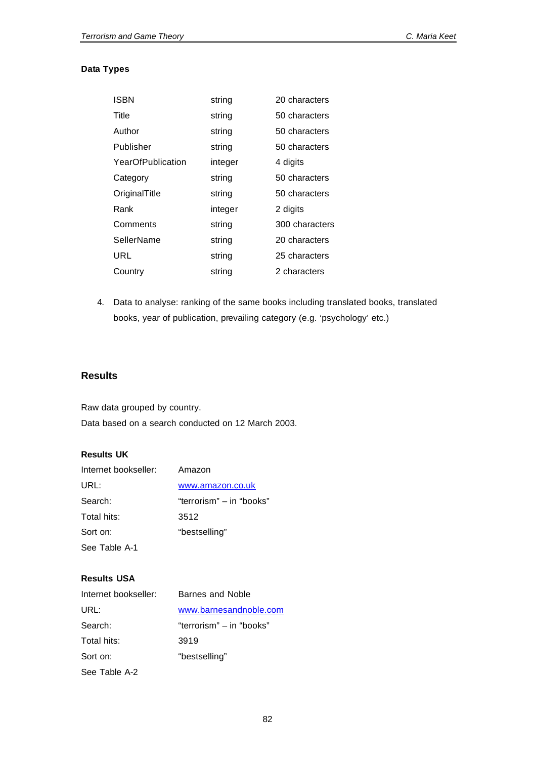**Data Types**

| | | |
|---|---|---|
| ISBN | string | 20 characters |
| Title | string | 50 characters |
| Author | string | 50 characters |
| Publisher | string | 50 characters |
| YearOfPublication | integer | 4 digits |
| Category | string | 50 characters |
| OriginalTitle | string | 50 characters |
| Rank | integer | 2 digits |
| Comments | string | 300 characters |
| SellerName | string | 20 characters |
| URL | string | 25 characters |
| Country | string | 2 characters |

4. Data to analyse: ranking of the same books including translated books, translated books, year of publication, prevailing category (e.g. 'psychology' etc.)

## Results

Raw data grouped by country.
Data based on a search conducted on 12 March 2003.

**Results UK**

| | |
|---|---|
| Internet bookseller: | Amazon |
| URL: | www.amazon.co.uk |
| Search: | "terrorism" – in "books" |
| Total hits: | 3512 |
| Sort on: | "bestselling" |

See Table A-1

**Results USA**

| | |
|---|---|
| Internet bookseller: | Barnes and Noble |
| URL: | www.barnesandnoble.com |
| Search: | "terrorism" – in "books" |
| Total hits: | 3919 |
| Sort on: | "bestselling" |

See Table A-2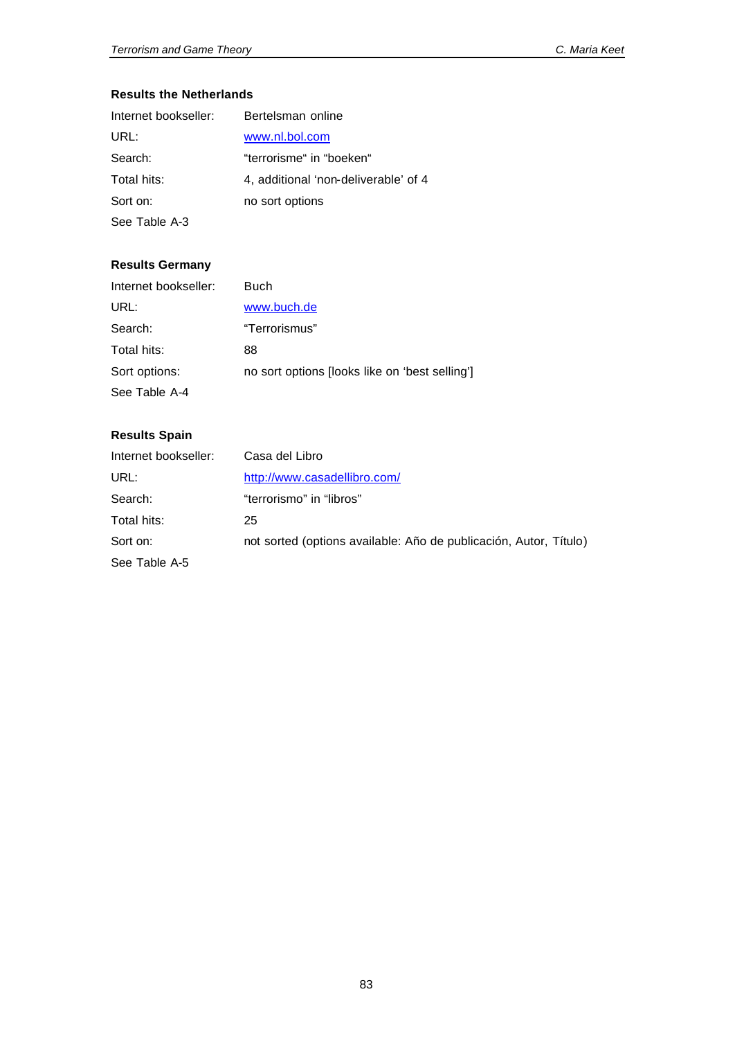**Results the Netherlands**

Internet bookseller: Bertelsman online

URL: www.nl.bol.com

Search: “terrorisme“ in “boeken“

Total hits: 4, additional ‘non-deliverable’ of 4

Sort on: no sort options

See Table A-3

**Results Germany**

Internet bookseller: Buch

URL: www.buch.de

Search: “Terrorismus”

Total hits: 88

Sort options: no sort options [looks like on ‘best selling’]

See Table A-4

**Results Spain**

Internet bookseller: Casa del Libro

URL: http://www.casadellibro.com/

Search: “terrorismo” in “libros”

Total hits: 25

Sort on: not sorted (options available: Año de publicación, Autor, Título)

See Table A-5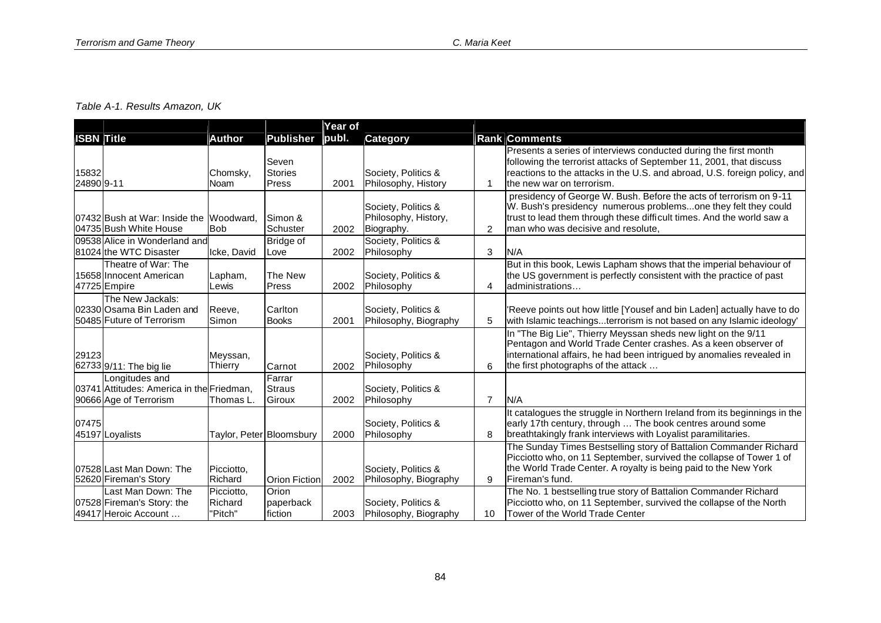*Table A-1. Results Amazon, UK*

| ISBN | Title | Author | Publisher | Year of publ. | Category | Rank | Comments |
|---|---|---|---|---|---|---|---|
| 15832 24890 | 9-11 | Chomsky, Noam | Seven Stories Press | 2001 | Society, Politics & Philosophy, History | 1 | Presents a series of interviews conducted during the first month following the terrorist attacks of September 11, 2001, that discuss reactions to the attacks in the U.S. and abroad, U.S. foreign policy, and the new war on terrorism. |
| 07432 04735 | Bush at War: Inside the Bush White House | Woodward, Bob | Simon & Schuster | 2002 | Society, Politics & Philosophy, History, Biography. | 2 | presidency of George W. Bush. Before the acts of terrorism on 9-11 W. Bush's presidency numerous problems...one they felt they could trust to lead them through these difficult times. And the world saw a man who was decisive and resolute, |
| 09538 81024 | Alice in Wonderland and the WTC Disaster | Icke, David | Bridge of Love | 2002 | Society, Politics & Philosophy | 3 | N/A |
| 15658 47725 | Theatre of War: The Innocent American Empire | Lapham, Lewis | The New Press | 2002 | Society, Politics & Philosophy | 4 | But in this book, Lewis Lapham shows that the imperial behaviour of the US government is perfectly consistent with the practice of past administrations… |
| 02330 50485 | The New Jackals: Osama Bin Laden and Future of Terrorism | Reeve, Simon | Carlton Books | 2001 | Society, Politics & Philosophy, Biography | 5 | 'Reeve points out how little [Yousef and bin Laden] actually have to do with Islamic teachings...terrorism is not based on any Islamic ideology' |
| 29123 62733 | 9/11: The big lie | Meyssan, Thierry | Carnot | 2002 | Society, Politics & Philosophy | 6 | In "The Big Lie", Thierry Meyssan sheds new light on the 9/11 Pentagon and World Trade Center crashes. As a keen observer of international affairs, he had been intrigued by anomalies revealed in the first photographs of the attack … |
| 03741 90666 | Longitudes and Attitudes: America in the Age of Terrorism | Friedman, Thomas L. | Farrar Straus Giroux | 2002 | Society, Politics & Philosophy | 7 | N/A |
| 07475 45197 | Loyalists | Taylor, Peter | Bloomsbury | 2000 | Society, Politics & Philosophy | 8 | It catalogues the struggle in Northern Ireland from its beginnings in the early 17th century, through … The book centres around some breathtakingly frank interviews with Loyalist paramilitaries. |
| 07528 52620 | Last Man Down: The Fireman's Story | Picciotto, Richard | Orion Fiction | 2002 | Society, Politics & Philosophy, Biography | 9 | The Sunday Times Bestselling story of Battalion Commander Richard Picciotto who, on 11 September, survived the collapse of Tower 1 of the World Trade Center. A royalty is being paid to the New York Fireman's fund. |
| 07528 49417 | Last Man Down: The Fireman's Story: the Heroic Account … | Picciotto, Richard "Pitch" | Orion paperback fiction | 2003 | Society, Politics & Philosophy, Biography | 10 | The No. 1 bestselling true story of Battalion Commander Richard Picciotto who, on 11 September, survived the collapse of the North Tower of the World Trade Center |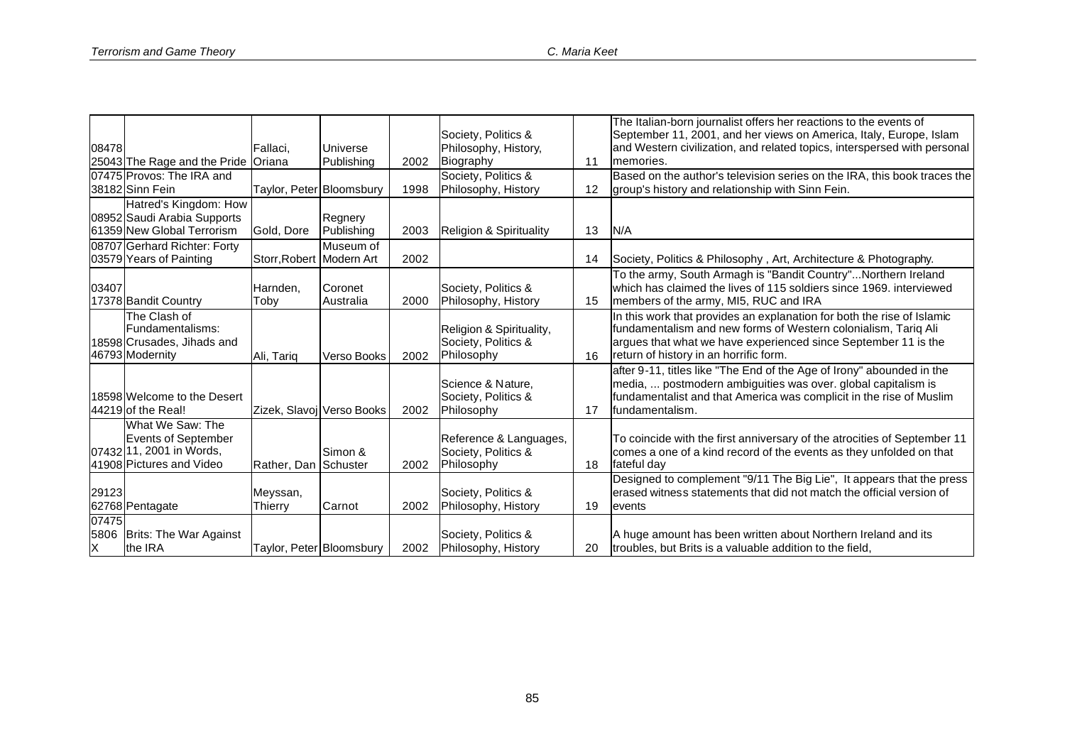| | | | | | | | |
|---|---|---|---|---|---|---|---|
| 0847825043 | The Rage and the Pride | Fallaci, Oriana | Universe Publishing | 2002 | Society, Politics & Philosophy, History, Biography | 11 | The Italian-born journalist offers her reactions to the events of September 11, 2001, and her views on America, Italy, Europe, Islam and Western civilization, and related topics, interspersed with personal memories. |
| 0747538182 | Provos: The IRA and Sinn Fein | Taylor, Peter | Bloomsbury | 1998 | Society, Politics & Philosophy, History | 12 | Based on the author's television series on the IRA, this book traces the group's history and relationship with Sinn Fein. |
| 0895261359 | Hatred's Kingdom: How Saudi Arabia Supports New Global Terrorism | Gold, Dore | Regnery Publishing | 2003 | Religion & Spirituality | 13 | N/A |
| 0870703579 | Gerhard Richter: Forty Years of Painting | Storr,Robert | Museum of Modern Art | 2002 | | 14 | Society, Politics & Philosophy , Art, Architecture & Photography. |
| 0340717378 | Bandit Country | Harnden, Toby | Coronet Australia | 2000 | Society, Politics & Philosophy, History | 15 | To the army, South Armagh is "Bandit Country"...Northern Ireland which has claimed the lives of 115 soldiers since 1969. interviewed members of the army, MI5, RUC and IRA |
| 1859846793 | The Clash of Fundamentalisms: Crusades, Jihads and Modernity | Ali, Tariq | Verso Books | 2002 | Religion & Spirituality, Society, Politics & Philosophy | 16 | In this work that provides an explanation for both the rise of Islamic fundamentalism and new forms of Western colonialism, Tariq Ali argues that what we have experienced since September 11 is the return of history in an horrific form. |
| 1859844219 | Welcome to the Desert of the Real! | Zizek, Slavoj | Verso Books | 2002 | Science & Nature, Society, Politics & Philosophy | 17 | after 9-11, titles like "The End of the Age of Irony" abounded in the media, ... postmodern ambiguities was over. global capitalism is fundamentalist and that America was complicit in the rise of Muslim fundamentalism. |
| 0743241908 | What We Saw: The Events of September 11, 2001 in Words, Pictures and Video | Rather, Dan | Simon & Schuster | 2002 | Reference & Languages, Society, Politics & Philosophy | 18 | To coincide with the first anniversary of the atrocities of September 11 comes a one of a kind record of the events as they unfolded on that fateful day |
| 2912362768 | Pentagate | Meyssan, Thierry | Carnot | 2002 | Society, Politics & Philosophy, History | 19 | Designed to complement "9/11 The Big Lie", It appears that the press erased witness statements that did not match the official version of events |
| 074755806X | Brits: The War Against the IRA | Taylor, Peter | Bloomsbury | 2002 | Society, Politics & Philosophy, History | 20 | A huge amount has been written about Northern Ireland and its troubles, but Brits is a valuable addition to the field, |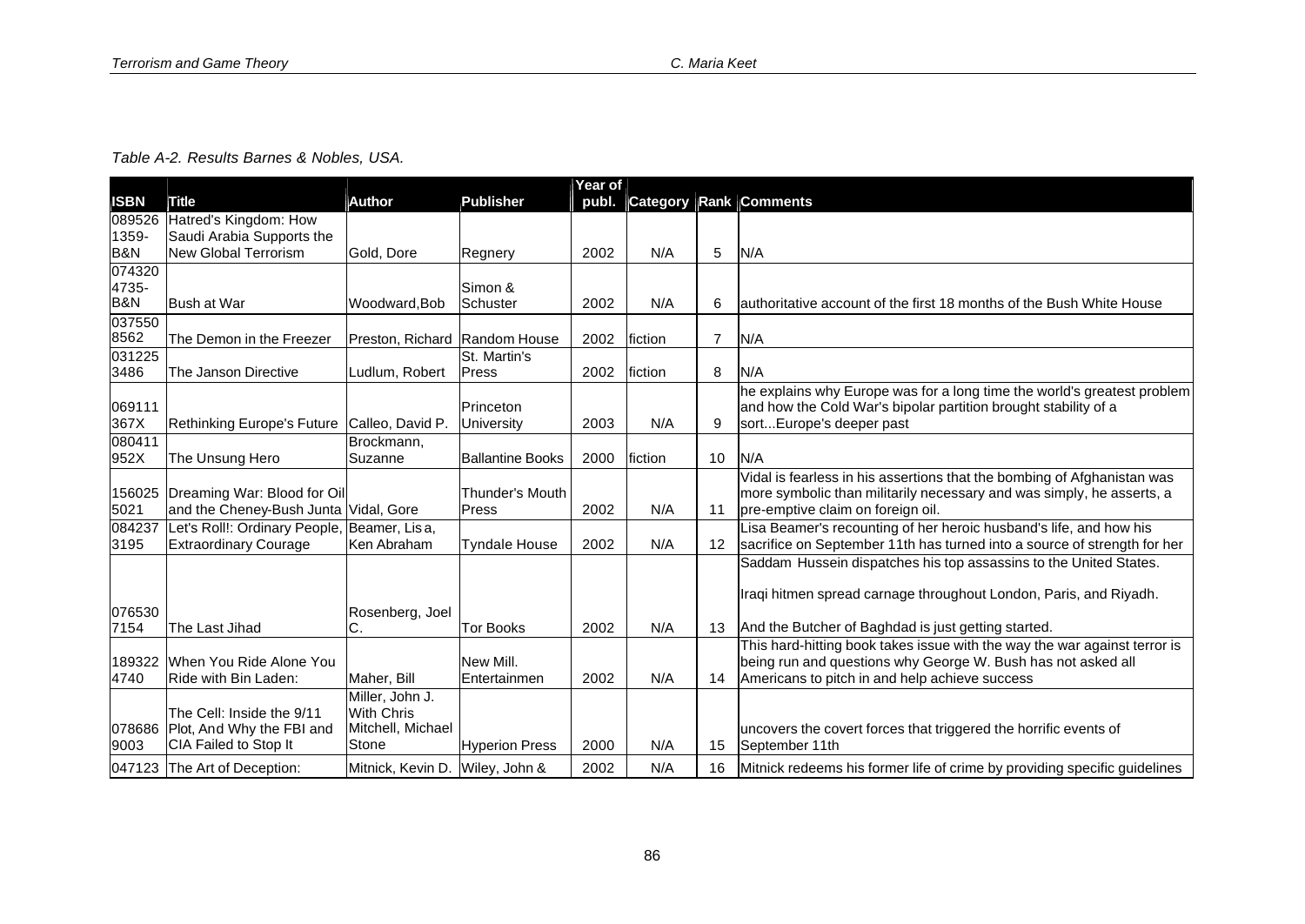*Table A-2. Results Barnes & Nobles, USA.*

| ISBN | Title | Author | Publisher | Year of publ. | Category | Rank | Comments |
|---|---|---|---|---|---|---|---|
| 0895261359-B&N | Hatred's Kingdom: How Saudi Arabia Supports the New Global Terrorism | Gold, Dore | Regnery | 2002 | N/A | 5 | N/A |
| 0743204735-B&N | Bush at War | Woodward,Bob | Simon & Schuster | 2002 | N/A | 6 | authoritative account of the first 18 months of the Bush White House |
| 0375508562 | The Demon in the Freezer | Preston, Richard | Random House | 2002 | fiction | 7 | N/A |
| 0312253486 | The Janson Directive | Ludlum, Robert | St. Martin's Press | 2002 | fiction | 8 | N/A |
| 069111367X | Rethinking Europe's Future | Calleo, David P. | Princeton University | 2003 | N/A | 9 | he explains why Europe was for a long time the world's greatest problem and how the Cold War's bipolar partition brought stability of a sort...Europe's deeper past |
| 080411952X | The Unsung Hero | Brockmann, Suzanne | Ballantine Books | 2000 | fiction | 10 | N/A |
| 1560255021 | Dreaming War: Blood for Oil and the Cheney-Bush Junta | Vidal, Gore | Thunder's Mouth Press | 2002 | N/A | 11 | Vidal is fearless in his assertions that the bombing of Afghanistan was more symbolic than militarily necessary and was simply, he asserts, a pre-emptive claim on foreign oil. |
| 0842373195 | Let's Roll!: Ordinary People, Extraordinary Courage | Beamer, Lisa, Ken Abraham | Tyndale House | 2002 | N/A | 12 | Lisa Beamer's recounting of her heroic husband's life, and how his sacrifice on September 11th has turned into a source of strength for her |
| 0765307154 | The Last Jihad | Rosenberg, Joel C. | Tor Books | 2002 | N/A | 13 | Saddam Hussein dispatches his top assassins to the United States. Iraqi hitmen spread carnage throughout London, Paris, and Riyadh. And the Butcher of Baghdad is just getting started. |
| 1893224740 | When You Ride Alone You Ride with Bin Laden: | Maher, Bill | New Mill. Entertainmen | 2002 | N/A | 14 | This hard-hitting book takes issue with the way the war against terror is being run and questions why George W. Bush has not asked all Americans to pitch in and help achieve success |
| 0786869003 | The Cell: Inside the 9/11 Plot, And Why the FBI and CIA Failed to Stop It | Miller, John J. With Chris Mitchell, Michael Stone | Hyperion Press | 2000 | N/A | 15 | uncovers the covert forces that triggered the horrific events of September 11th |
| 047123 | The Art of Deception: | Mitnick, Kevin D. | Wiley, John & | 2002 | N/A | 16 | Mitnick redeems his former life of crime by providing specific guidelines |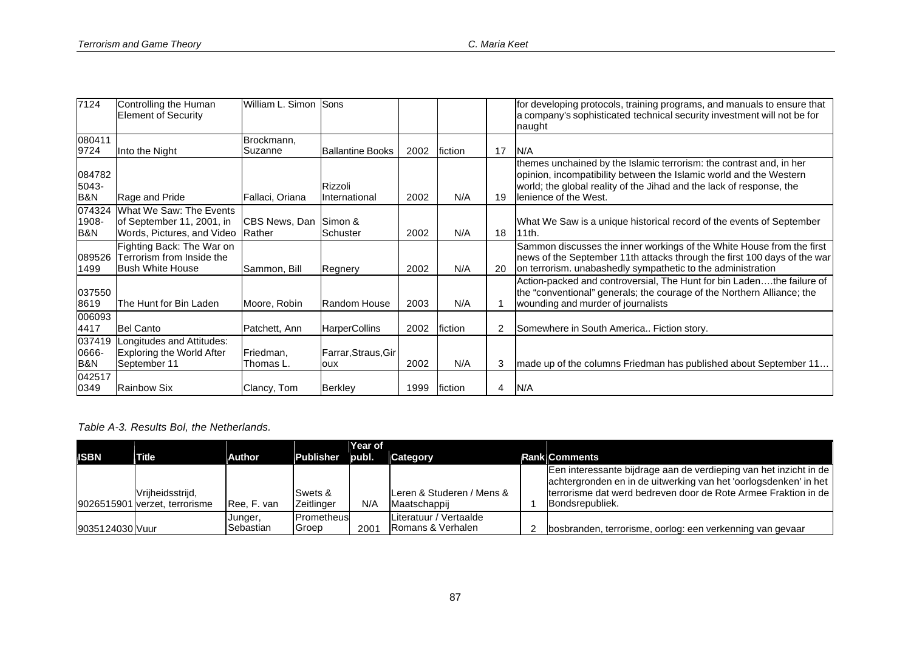| | | | | | | | |
|---|---|---|---|---|---|---|---|
| 7124 | Controlling the Human Element of Security | William L. Simon | Sons | | | | for developing protocols, training programs, and manuals to ensure that a company's sophisticated technical security investment will not be for naught |
| 0804119724 | Into the Night | Brockmann, Suzanne | Ballantine Books | 2002 | fiction | 17 | N/A |
| 0847825043-B&N | Rage and Pride | Fallaci, Oriana | Rizzoli International | 2002 | N/A | 19 | themes unchained by the Islamic terrorism: the contrast and, in her opinion, incompatibility between the Islamic world and the Western world; the global reality of the Jihad and the lack of response, the lenience of the West. |
| 0743241908-B&N | What We Saw: The Events of September 11, 2001, in Words, Pictures, and Video | CBS News, Dan Rather | Simon & Schuster | 2002 | N/A | 18 | What We Saw is a unique historical record of the events of September 11th. |
| 0895261499 | Fighting Back: The War on Terrorism from Inside the Bush White House | Sammon, Bill | Regnery | 2002 | N/A | 20 | Sammon discusses the inner workings of the White House from the first news of the September 11th attacks through the first 100 days of the war on terrorism. unabashedly sympathetic to the administration |
| 0375508619 | The Hunt for Bin Laden | Moore, Robin | Random House | 2003 | N/A | 1 | Action-packed and controversial, The Hunt for bin Laden….the failure of the "conventional" generals; the courage of the Northern Alliance; the wounding and murder of journalists |
| 0060934417 | Bel Canto | Patchett, Ann | HarperCollins | 2002 | fiction | 2 | Somewhere in South America.. Fiction story. |
| 0374190666-B&N | Longitudes and Attitudes: Exploring the World After September 11 | Friedman, Thomas L. | Farrar,Straus,Giroux | 2002 | N/A | 3 | made up of the columns Friedman has published about September 11… |
| 0425170349 | Rainbow Six | Clancy, Tom | Berkley | 1999 | fiction | 4 | N/A |

*Table A-3. Results Bol, the Netherlands.*

| ISBN | Title | Author | Publisher | Year of publ. | Category | Rank | Comments |
|---|---|---|---|---|---|---|---|
| 9026515901 | Vrijheidsstrijd, verzet, terrorisme | Ree, F. van | Swets & Zeitlinger | N/A | Leren & Studeren / Mens & Maatschappij | 1 | Een interessante bijdrage aan de verdieping van het inzicht in de achtergronden en in de uitwerking van het 'oorlogsdenken' in het terrorisme dat werd bedreven door de Rote Armee Fraktion in de Bondsrepubliek. |
| 9035124030 | Vuur | Junger, Sebastian | Prometheus Groep | 2001 | Literatuur / Vertaalde Romans & Verhalen | 2 | bosbranden, terrorisme, oorlog: een verkenning van gevaar |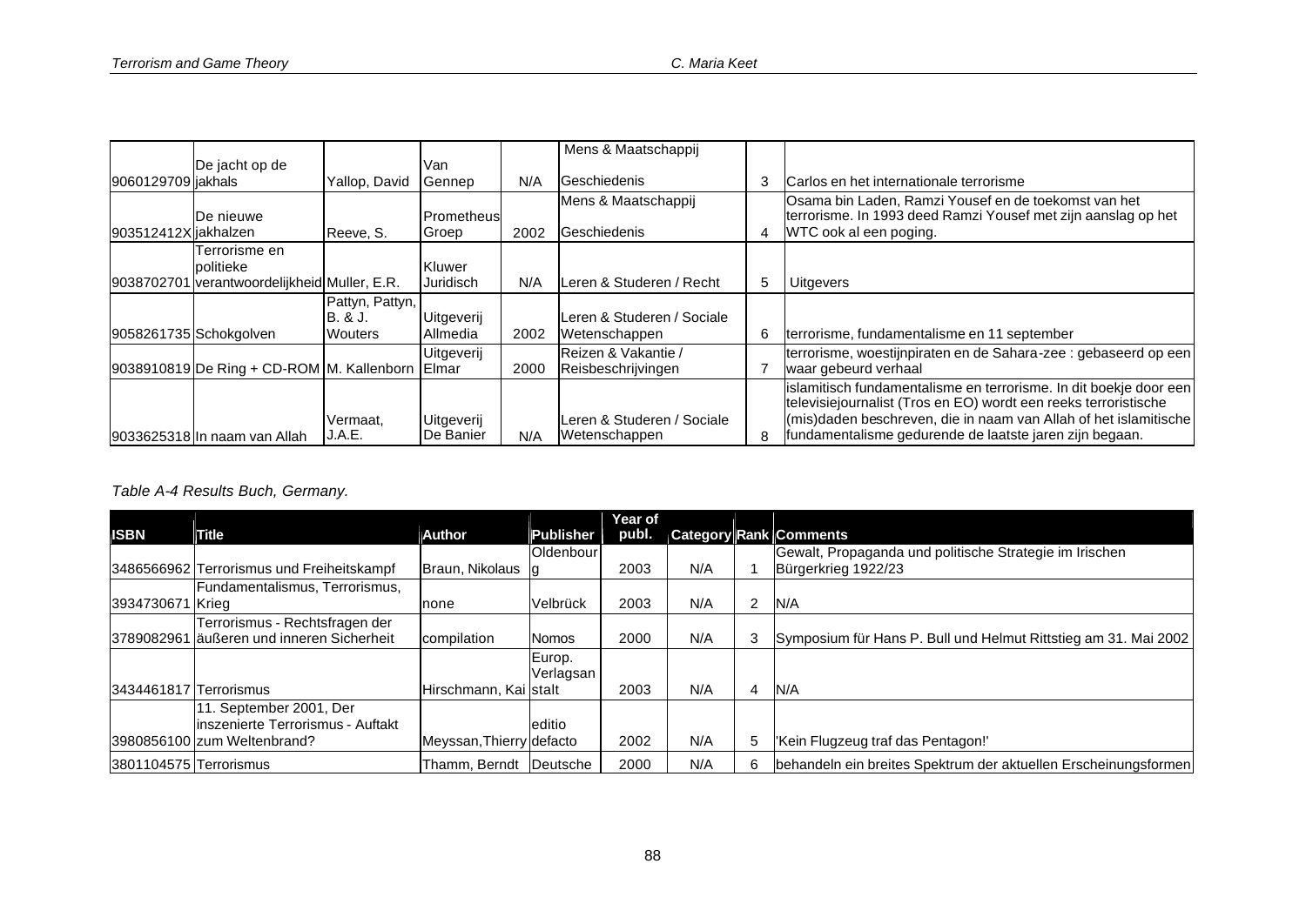| | | | | | | | |
|---|---|---|---|---|---|---|---|
| 9060129709 | De jacht op de jakhals | Yallop, David | Van Gennep | N/A | Mens & Maatschappij Geschiedenis | 3 | Carlos en het internationale terrorisme |
| 903512412X | De nieuwe jakhalzen | Reeve, S. | Prometheus Groep | 2002 | Mens & Maatschappij Geschiedenis | 4 | Osama bin Laden, Ramzi Yousef en de toekomst van het terrorisme. In 1993 deed Ramzi Yousef met zijn aanslag op het WTC ook al een poging. |
| 9038702701 | Terrorisme en politieke verantwoordelijkheid | Muller, E.R. | Kluwer Juridisch | N/A | Leren & Studeren / Recht | 5 | Uitgevers |
| 9058261735 | Schokgolven | Pattyn, Pattyn, B. & J. Wouters | Uitgeverij Allmedia | 2002 | Leren & Studeren / Sociale Wetenschappen | 6 | terrorisme, fundamentalisme en 11 september |
| 9038910819 | De Ring + CD-ROM | M. Kallenborn | Uitgeverij Elmar | 2000 | Reizen & Vakantie / Reisbeschrijvingen | 7 | terrorisme, woestijnpiraten en de Sahara-zee : gebaseerd op een waar gebeurd verhaal |
| 9033625318 | In naam van Allah | Vermaat, J.A.E. | Uitgeverij De Banier | N/A | Leren & Studeren / Sociale Wetenschappen | 8 | islamitisch fundamentalisme en terrorisme. In dit boekje door een televisiejournalist (Tros en EO) wordt een reeks terroristische (mis)daden beschreven, die in naam van Allah het islamitische fundamentalisme gedurende de laatste jaren zijn begaan. |

*Table A-4 Results Buch, Germany.*

| ISBN | Title | Author | Publisher | Year of publ. | Category | Rank | Comments |
|---|---|---|---|---|---|---|---|
| 3486566962 | Terrorismus und Freiheitskampf | Braun, Nikolaus | Oldenbourg | 2003 | N/A | 1 | Gewalt, Propaganda und politische Strategie im Irischen Bürgerkrieg 1922/23 |
| 3934730671 | Fundamentalismus, Terrorismus, Krieg | none | Velbrück | 2003 | N/A | 2 | N/A |
| 3789082961 | Terrorismus - Rechtsfragen der äußeren und inneren Sicherheit | compilation | Nomos | 2000 | N/A | 3 | Symposium für Hans P. Bull und Helmut Rittstieg am 31. Mai 2002 |
| 3434461817 | Terrorismus | Hirschmann, Kai | Europ. Verlagsanstalt | 2003 | N/A | 4 | N/A |
| 3980856100 | 11. September 2001, Der inszenierte Terrorismus - Auftakt zum Weltenbrand? | Meyssan, Thierry | editio defacto | 2002 | N/A | 5 | 'Kein Flugzeug traf das Pentagon!' |
| 3801104575 | Terrorismus | Thamm, Berndt | Deutsche | 2000 | N/A | 6 | behandeln ein breites Spektrum der aktuellen Erscheinungsformen |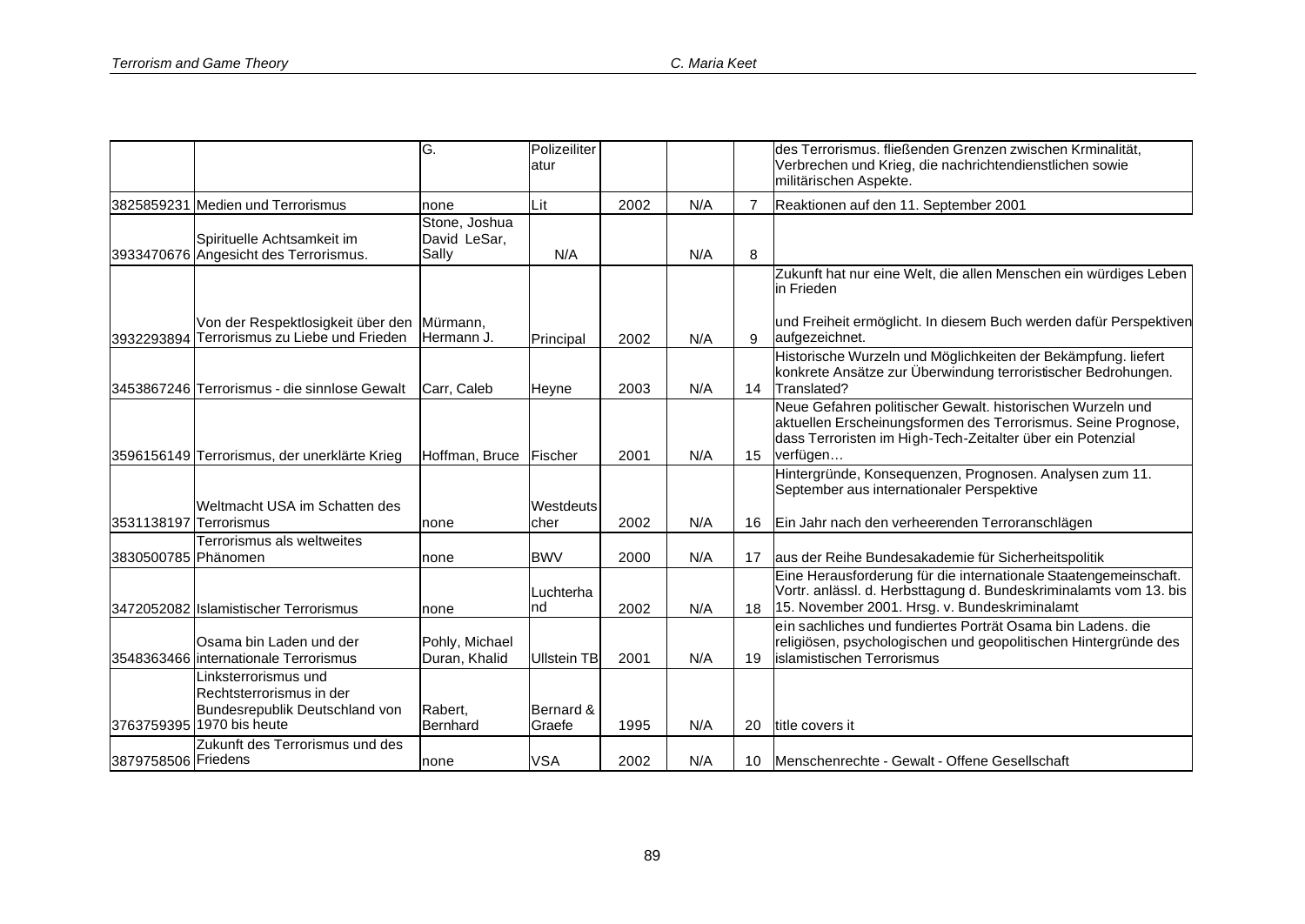| | | | | | | | |
|---|---|---|---|---|---|---|---|
| | | G. | Polizeiliteratur | | | | des Terrorismus. fließenden Grenzen zwischen Krminalität, Verbrechen und Krieg, die nachrichtendienstlichen sowie militärischen Aspekte. |
| 3825859231 | Medien und Terrorismus | none | Lit | 2002 | N/A | 7 | Reaktionen auf den 11. September 2001 |
| 3933470676 | Spirituelle Achtsamkeit im Angesicht des Terrorismus. | Stone, Joshua David LeSar, Sally | N/A | | N/A | 8 | |
| 3932293894 | Von der Respektlosigkeit über den Terrorismus zu Liebe und Frieden | Mürmann, Hermann J. | Principal | 2002 | N/A | 9 | Zukunft hat nur eine Welt, die allen Menschen ein würdiges Leben in Frieden und Freiheit ermöglicht. In diesem Buch werden dafür Perspektiven aufgezeichnet. |
| 3453867246 | Terrorismus - die sinnlose Gewalt | Carr, Caleb | Heyne | 2003 | N/A | 14 | Historische Wurzeln und Möglichkeiten der Bekämpfung. liefert konkrete Ansätze zur Überwindung terroristischer Bedrohungen. Translated? |
| 3596156149 | Terrorismus, der unerklärte Krieg | Hoffman, Bruce | Fischer | 2001 | N/A | 15 | Neue Gefahren politischer Gewalt. historischen Wurzeln und aktuellen Erscheinungsformen des Terrorismus. Seine Prognose, dass Terroristen im High-Tech-Zeitalter über ein Potenzial verfügen… |
| 3531138197 | Weltmacht USA im Schatten des Terrorismus | none | Westdeutscher | 2002 | N/A | 16 | Hintergründe, Konsequenzen, Prognosen. Analysen zum 11. September aus internationaler Perspektive Ein Jahr nach den verheerenden Terroranschlägen |
| 3830500785 | Terrorismus als weltweites Phänomen | none | BWV | 2000 | N/A | 17 | aus der Reihe Bundesakademie für Sicherheitspolitik |
| 3472052082 | Islamistischer Terrorismus | none | Luchterhand | 2002 | N/A | 18 | Eine Herausforderung für die internationale Staatengemeinschaft. Vortr. anlässl. d. Herbsttagung d. Bundeskriminalamts vom 13. bis 15. November 2001. Hrsg. v. Bundeskriminalamt |
| 3548363466 | Osama bin Laden und der internationale Terrorismus | Pohly, Michael Duran, Khalid | Ullstein TB | 2001 | N/A | 19 | ein sachliches und fundiertes Porträt Osama bin Ladens. die religiösen, psychologischen und geopolitischen Hintergründe des islamistischen Terrorismus |
| 3763759395 | Linksterrorismus und Rechtsterrorismus in der Bundesrepublik Deutschland von 1970 bis heute | Rabert, Bernhard | Bernard & Graefe | 1995 | N/A | 20 | title covers it |
| 3879758506 | Zukunft des Terrorismus und des Friedens | none | VSA | 2002 | N/A | 10 | Menschenrechte - Gewalt - Offene Gesellschaft |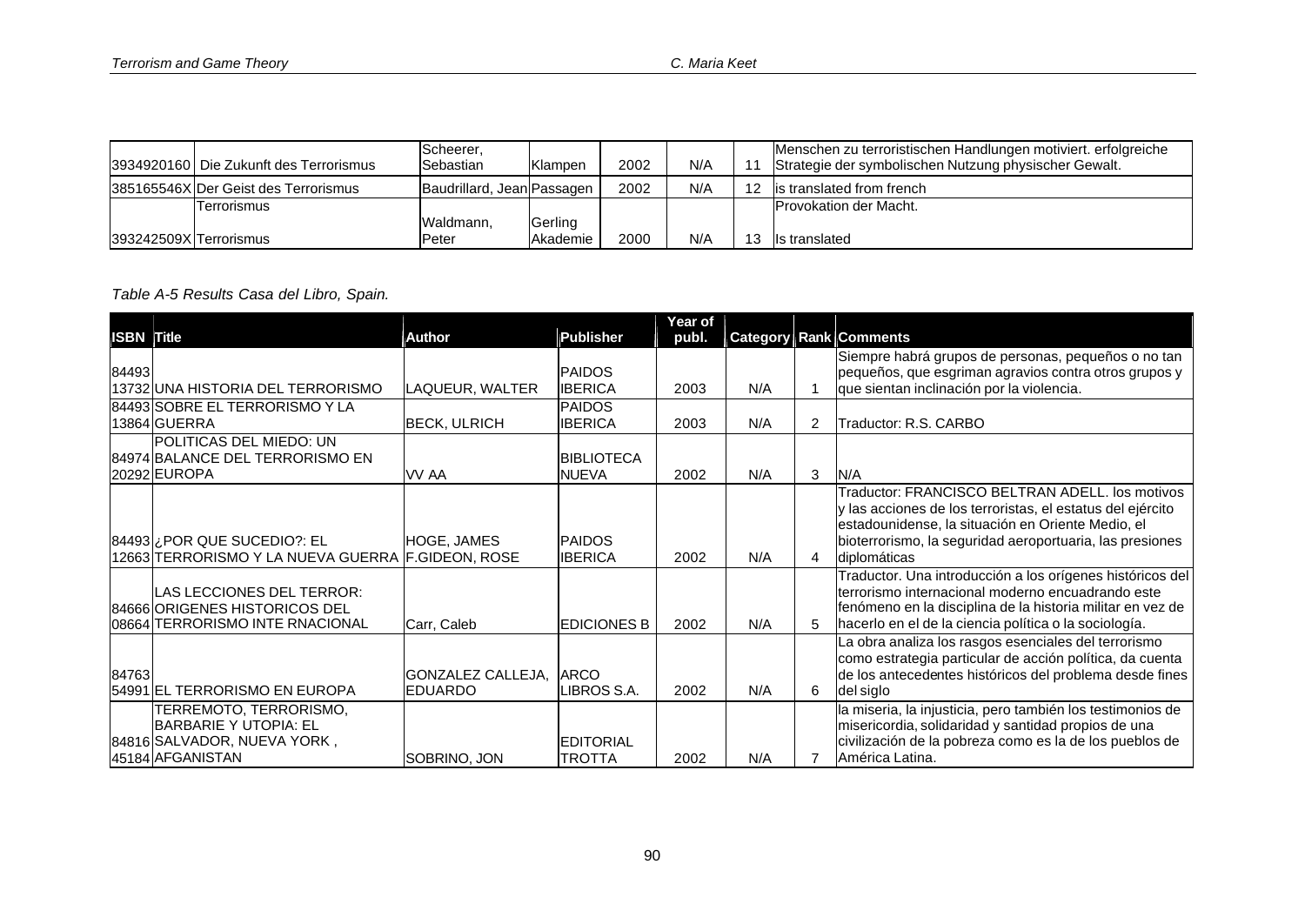| | | | | | | | |
|---|---|---|---|---|---|---|---|
| 3934920160 | Die Zukunft des Terrorismus | Scheerer, Sebastian | Klampen | 2002 | N/A | 11 | Menschen zu terroristischen Handlungen motiviert. erfolgreiche Strategie der symbolischen Nutzung physischer Gewalt. |
| 385165546X | Der Geist des Terrorismus | Baudrillard, Jean | Passagen | 2002 | N/A | 12 | is translated from french |
| 393242509X | Terrorismus Terrorismus | Waldmann, Peter | Gerling Akademie | 2000 | N/A | 13 | Provokation der Macht. Is translated |

*Table A-5 Results Casa del Libro, Spain.*

| ISBN | Title | Author | Publisher | Year of publ. | Category | Rank | Comments |
|---|---|---|---|---|---|---|---|
| 8449313732 | UNA HISTORIA DEL TERRORISMO | LAQUEUR, WALTER | PAIDOS IBERICA | 2003 | N/A | 1 | Siempre habrá grupos de personas, pequeños o no tan pequeños, que esgriman agravios contra otros grupos y que sientan inclinación por la violencia. |
| 8449313864 | SOBRE EL TERRORISMO Y LA GUERRA | BECK, ULRICH | PAIDOS IBERICA | 2003 | N/A | 2 | Traductor: R.S. CARBO |
| 8497420292 | POLITICAS DEL MIEDO: UN BALANCE DEL TERRORISMO EN EUROPA | VV AA | BIBLIOTECA NUEVA | 2002 | N/A | 3 | N/A |
| 8449312663 | ¿POR QUE SUCEDIO?: EL TERRORISMO Y LA NUEVA GUERRA | HOGE, JAMES F.GIDEON, ROSE | PAIDOS IBERICA | 2002 | N/A | 4 | Traductor: FRANCISCO BELTRAN ADELL. los motivos y las acciones de los terroristas, el estatus del ejército estadounidense, la situación en Oriente Medio, el bioterrorismo, la seguridad aeroportuaria, las presiones diplomáticas |
| 8466608664 | LAS LECCIONES DEL TERROR: ORIGENES HISTORICOS DEL TERRORISMO INTE RNACIONAL | Carr, Caleb | EDICIONES B | 2002 | N/A | 5 | Traductor. Una introducción a los orígenes históricos del terrorismo internacional moderno encuadrando este fenómeno en la disciplina de la historia militar en vez de hacerlo en el de la ciencia política o la sociología. |
| 8476354991 | EL TERRORISMO EN EUROPA | GONZALEZ CALLEJA, EDUARDO | ARCO LIBROS S.A. | 2002 | N/A | 6 | La obra analiza los rasgos esenciales del terrorismo como estrategia particular de acción política, da cuenta de los antecedentes históricos del problema desde fines del siglo |
| 8481645184 | TERREMOTO, TERRORISMO, BARBARIE Y UTOPIA: EL SALVADOR, NUEVA YORK , AFGANISTAN | SOBRINO, JON | EDITORIAL TROTTA | 2002 | N/A | 7 | la miseria, la injusticia, pero también los testimonios de misericordia, solidaridad y santidad propios de una civilización de la pobreza como es la de los pueblos de América Latina. |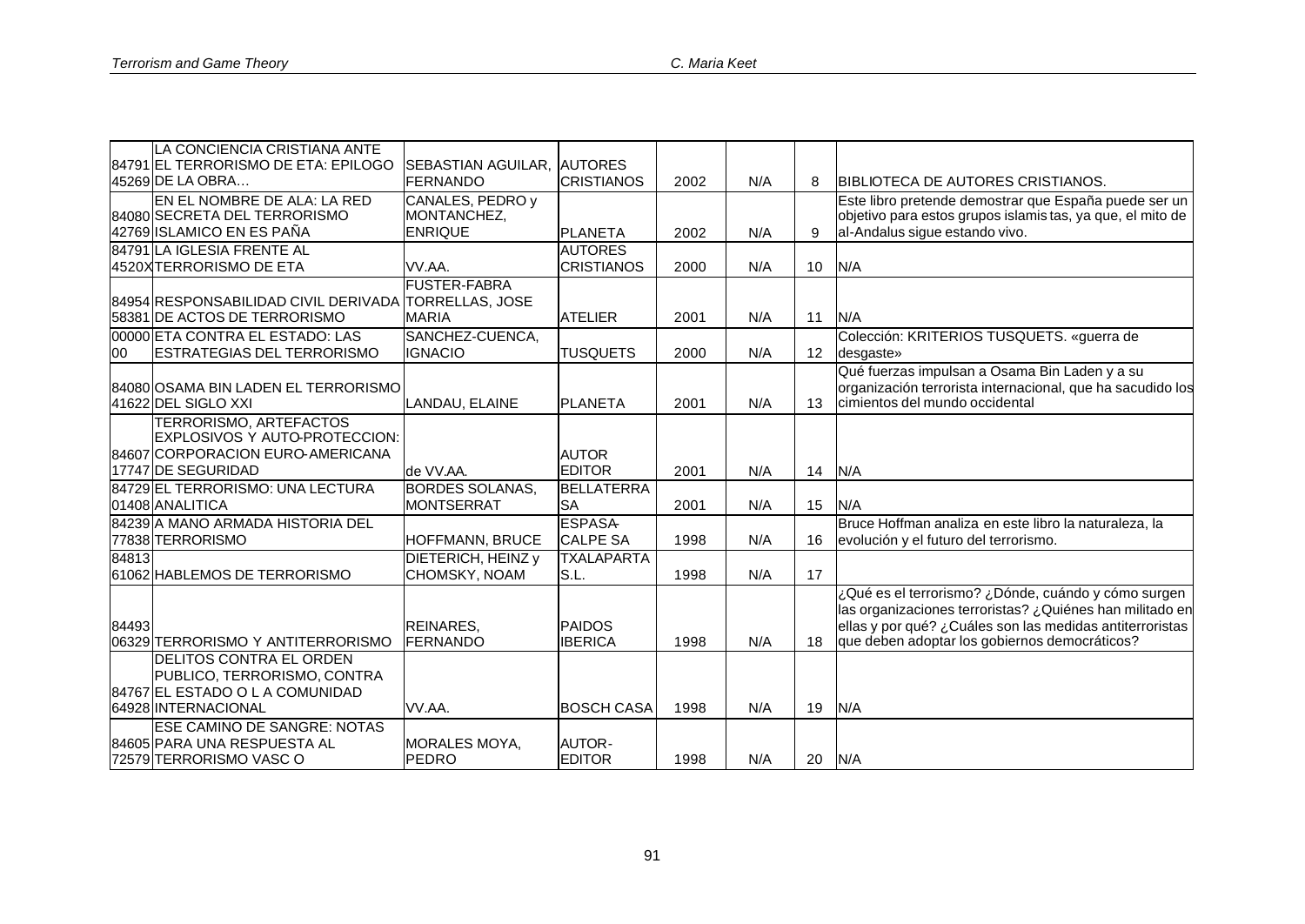| | | | | | | | |
|---|---|---|---|---|---|---|---|
| 84791 45269 | LA CONCIENCIA CRISTIANA ANTE EL TERRORISMO DE ETA: EPILOGO DE LA OBRA… | SEBASTIAN AGUILAR, FERNANDO | AUTORES CRISTIANOS | 2002 | N/A | 8 | BIBLIOTECA DE AUTORES CRISTIANOS. |
| 84080 42769 | EN EL NOMBRE DE ALA: LA RED SECRETA DEL TERRORISMO ISLAMICO EN ES PAÑA | CANALES, PEDRO y MONTANCHEZ, ENRIQUE | PLANETA | 2002 | N/A | 9 | Este libro pretende demostrar que España puede ser un objetivo para estos grupos islamis tas, ya que, el mito de al-Andalus sigue estando vivo. |
| 84791 4520X | LA IGLESIA FRENTE AL TERRORISMO DE ETA | VV.AA. | AUTORES CRISTIANOS | 2000 | N/A | 10 | N/A |
| 84954 58381 | RESPONSABILIDAD CIVIL DERIVADA DE ACTOS DE TERRORISMO | FUSTER-FABRA TORRELLAS, JOSE MARIA | ATELIER | 2001 | N/A | 11 | N/A |
| 00000 00 | ETA CONTRA EL ESTADO: LAS ESTRATEGIAS DEL TERRORISMO | SANCHEZ-CUENCA, IGNACIO | TUSQUETS | 2000 | N/A | 12 | Colección: KRITERIOS TUSQUETS. «guerra de desgaste» |
| 84080 41622 | OSAMA BIN LADEN EL TERRORISMO DEL SIGLO XXI | LANDAU, ELAINE | PLANETA | 2001 | N/A | 13 | Qué fuerzas impulsan a Osama Bin Laden y a su organización terrorista internacional, que ha sacudido los cimientos del mundo occidental |
| 84607 17747 | TERRORISMO, ARTEFACTOS EXPLOSIVOS Y AUTO-PROTECCION: CORPORACION EURO-AMERICANA DE SEGURIDAD | de VV.AA. | AUTOR EDITOR | 2001 | N/A | 14 | N/A |
| 84729 01408 | EL TERRORISMO: UNA LECTURA ANALITICA | BORDES SOLANAS, MONTSERRAT | BELLATERRA SA | 2001 | N/A | 15 | N/A |
| 84239 77838 | A MANO ARMADA HISTORIA DEL TERRORISMO | HOFFMANN, BRUCE | ESPASA-CALPE SA | 1998 | N/A | 16 | Bruce Hoffman analiza en este libro la naturaleza, la evolución y el futuro del terrorismo. |
| 84813 61062 | HABLEMOS DE TERRORISMO | DIETERICH, HEINZ y CHOMSKY, NOAM | TXALAPARTA S.L. | 1998 | N/A | 17 | |
| 84493 06329 | TERRORISMO Y ANTITERRORISMO | REINARES, FERNANDO | PAIDOS IBERICA | 1998 | N/A | 18 | ¿Qué es el terrorismo? ¿Dónde, cuándo y cómo surgen las organizaciones terroristas? ¿Quiénes han militado en ellas y por qué? ¿Cuáles son las medidas antiterroristas que deben adoptar los gobiernos democráticos? |
| 84767 64928 | DELITOS CONTRA EL ORDEN PUBLICO, TERRORISMO, CONTRA EL ESTADO O L A COMUNIDAD INTERNACIONAL | VV.AA. | BOSCH CASA | 1998 | N/A | 19 | N/A |
| 84605 72579 | ESE CAMINO DE SANGRE: NOTAS PARA UNA RESPUESTA AL TERRORISMO VASC O | MORALES MOYA, PEDRO | AUTOR-EDITOR | 1998 | N/A | 20 | N/A |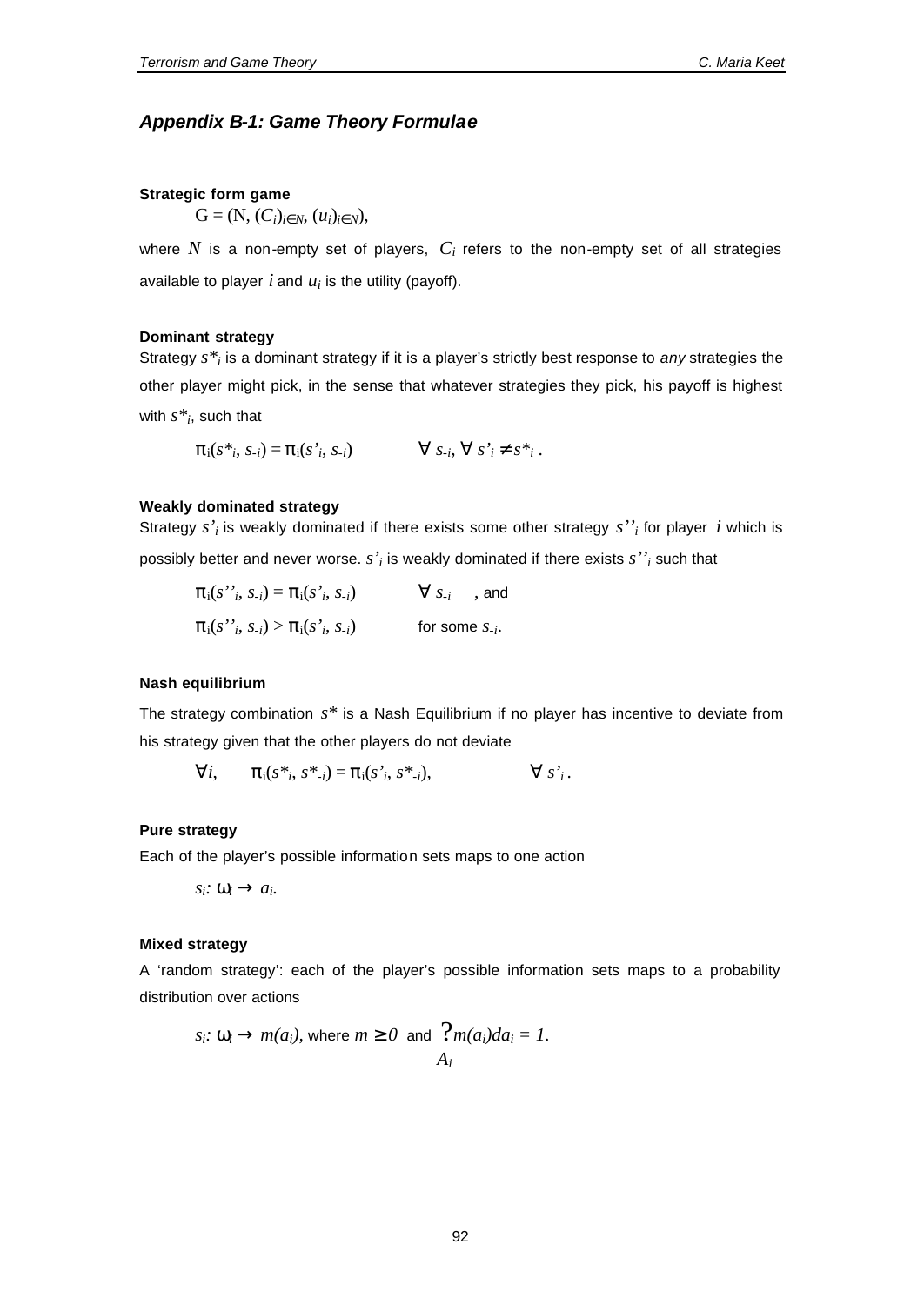## *Appendix B-1: Game Theory Formulae*

**Strategic form game**

$$G = (N, (C_i)_{i \in N}, (u_i)_{i \in N}),$$

where $N$ is a non-empty set of players, $C_i$ refers to the non-empty set of all strategies available to player $i$ and $u_i$ is the utility (payoff).

**Dominant strategy**

Strategy $s^*_i$ is a dominant strategy if it is a player's strictly best response to *any* strategies the other player might pick, in the sense that whatever strategies they pick, his payoff is highest with $s^*_i$, such that

$$\pi_i(s^*_i, s_{-i}) = \pi_i(s'_i, s_{-i}) \qquad \forall\, s_{-i}, \forall\, s'_i \neq s^*_i .$$

**Weakly dominated strategy**

Strategy $s'_i$ is weakly dominated if there exists some other strategy $s''_i$ for player $i$ which is possibly better and never worse. $s'_i$ is weakly dominated if there exists $s''_i$ such that

$$\pi_i(s''_i, s_{-i}) = \pi_i(s'_i, s_{-i}) \qquad \forall\, s_{-i} \quad \text{, and}$$

$$\pi_i(s''_i, s_{-i}) > \pi_i(s'_i, s_{-i}) \qquad \text{for some } s_{-i}.$$

**Nash equilibrium**

The strategy combination $s^*$ is a Nash Equilibrium if no player has incentive to deviate from his strategy given that the other players do not deviate

$$\forall i, \qquad \pi_i(s^*_i, s^*_{-i}) = \pi_i(s'_i, s^*_{-i}), \qquad \forall\, s'_i .$$

**Pure strategy**

Each of the player's possible information sets maps to one action

$$s_i: \omega_i \rightarrow a_i.$$

**Mixed strategy**

A 'random strategy': each of the player's possible information sets maps to a probability distribution over actions

$$s_i: \omega_i \rightarrow m(a_i), \text{ where } m \geq 0 \text{ and } \int_{A_i} m(a_i)da_i = 1.$$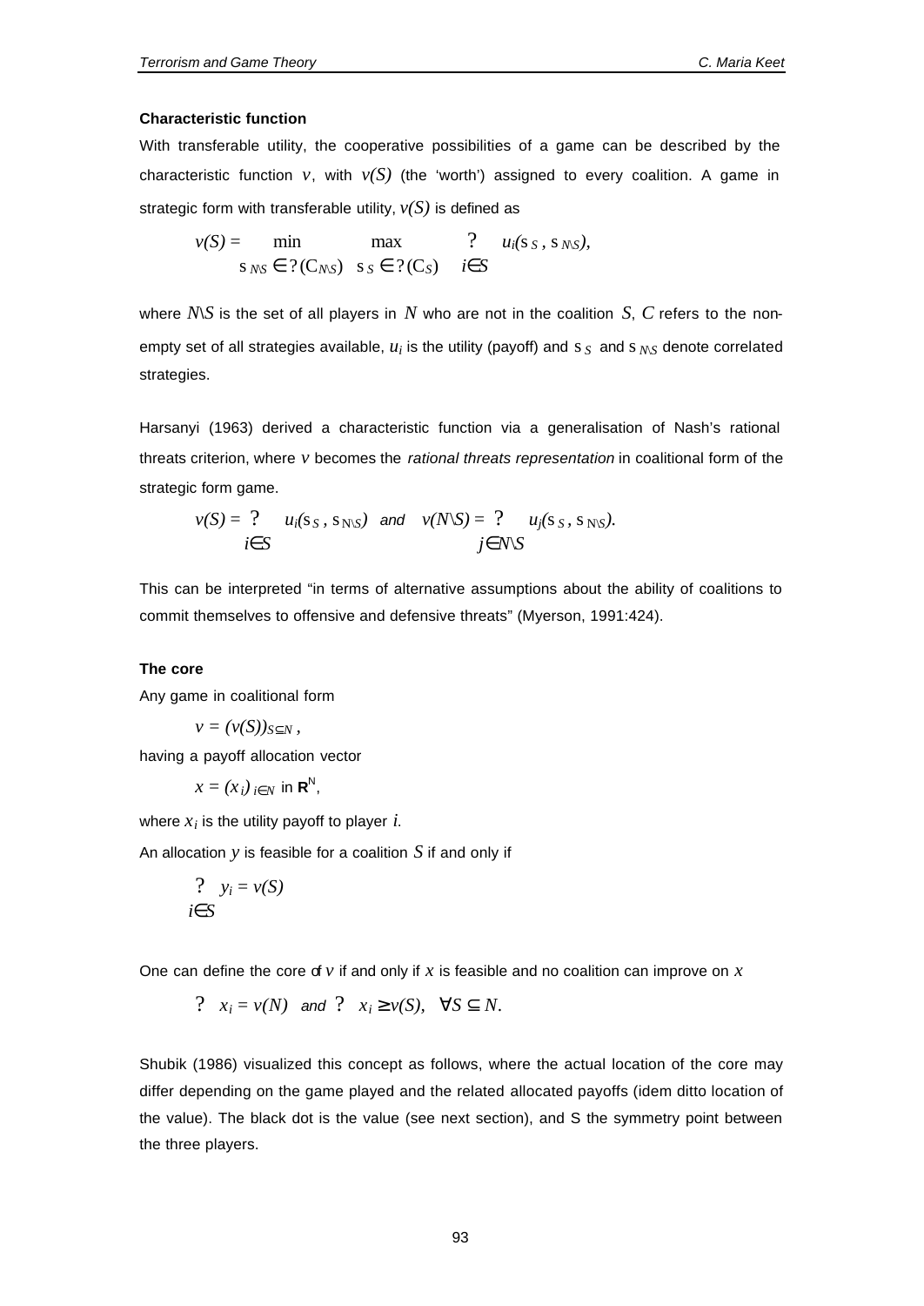#### Characteristic function

With transferable utility, the cooperative possibilities of a game can be described by the characteristic function $v$, with $v(S)$ (the 'worth') assigned to every coalition. A game in strategic form with transferable utility, $v(S)$ is defined as

$$v(S) = \min_{\sigma_{N\setminus S} \in \Delta(C_{N\setminus S})} \max_{\sigma_S \in \Delta(C_S)} \sum_{i \in S} u_i(\sigma_S, \sigma_{N\setminus S}),$$

where $N\setminus S$ is the set of all players in $N$ who are not in the coalition $S$, $C$ refers to the non-empty set of all strategies available, $u_i$ is the utility (payoff) and $\sigma_S$ and $\sigma_{N\setminus S}$ denote correlated strategies.

Harsanyi (1963) derived a characteristic function via a generalisation of Nash's rational threats criterion, where $v$ becomes the *rational threats representation* in coalitional form of the strategic form game.

$$v(S) = \sum_{i \in S} u_i(\sigma_S, \sigma_{N\setminus S}) \quad \text{and} \quad v(N\setminus S) = \sum_{j \in N\setminus S} u_j(\sigma_S, \sigma_{N\setminus S}).$$

This can be interpreted "in terms of alternative assumptions about the ability of coalitions to commit themselves to offensive and defensive threats" (Myerson, 1991:424).

#### The core

Any game in coalitional form

$$v = (v(S))_{S \subseteq N},$$

having a payoff allocation vector

$$x = (x_i)_{i \in N} \text{ in } \mathbf{R}^N,$$

where $x_i$ is the utility payoff to player $i$.

An allocation $y$ is feasible for a coalition $S$ if and only if

$$\sum_{i \in S} y_i = v(S)$$

One can define the core of $v$ if and only if $x$ is feasible and no coalition can improve on $x$

$$\sum x_i = v(N) \quad \text{and} \quad \sum x_i \geq v(S), \quad \forall S \subseteq N.$$

Shubik (1986) visualized this concept as follows, where the actual location of the core may differ depending on the game played and the related allocated payoffs (idem ditto location of the value). The black dot is the value (see next section), and S the symmetry point between the three players.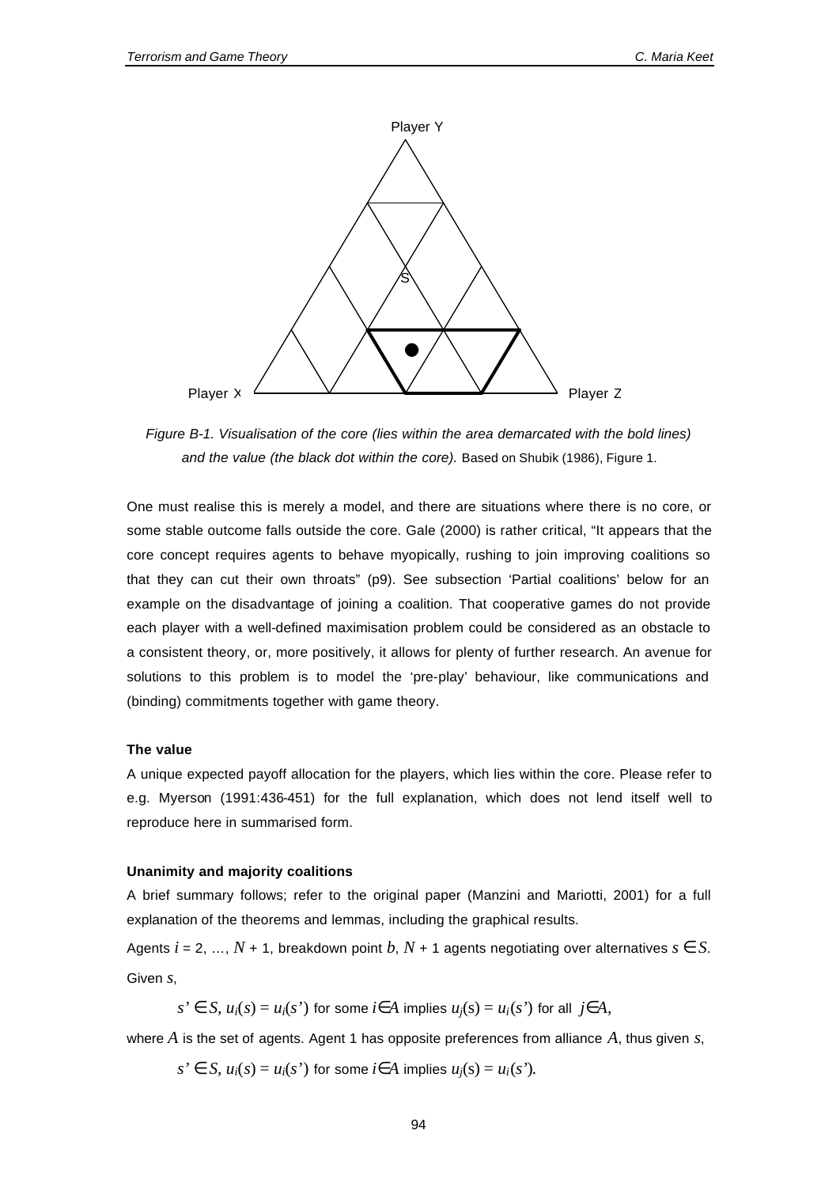Player Y

S

Player X Player Z

*Figure B-1. Visualisation of the core (lies within the area demarcated with the bold lines) and the value (the black dot within the core).* Based on Shubik (1986), Figure 1.

One must realise this is merely a model, and there are situations where there is no core, or some stable outcome falls outside the core. Gale (2000) is rather critical, "It appears that the core concept requires agents to behave myopically, rushing to join improving coalitions so that they can cut their own throats" (p9). See subsection 'Partial coalitions' below for an example on the disadvantage of joining a coalition. That cooperative games do not provide each player with a well-defined maximisation problem could be considered as an obstacle to a consistent theory, or, more positively, it allows for plenty of further research. An avenue for solutions to this problem is to model the 'pre-play' behaviour, like communications and (binding) commitments together with game theory.

**The value**

A unique expected payoff allocation for the players, which lies within the core. Please refer to e.g. Myerson (1991:436-451) for the full explanation, which does not lend itself well to reproduce here in summarised form.

**Unanimity and majority coalitions**

A brief summary follows; refer to the original paper (Manzini and Mariotti, 2001) for a full explanation of the theorems and lemmas, including the graphical results.

Agents $i = 2, \ldots, N + 1$, breakdown point $b$, $N + 1$ agents negotiating over alternatives $s \in S$. Given $s$,

$$s' \in S, u_i(s) = u_i(s') \text{ for some } i \in A \text{ implies } u_j(s) = u_i(s') \text{ for all } j \in A,$$

where $A$ is the set of agents. Agent 1 has opposite preferences from alliance $A$, thus given $s$,

$$s' \in S, u_i(s) = u_i(s') \text{ for some } i \in A \text{ implies } u_j(s) = u_i(s').$$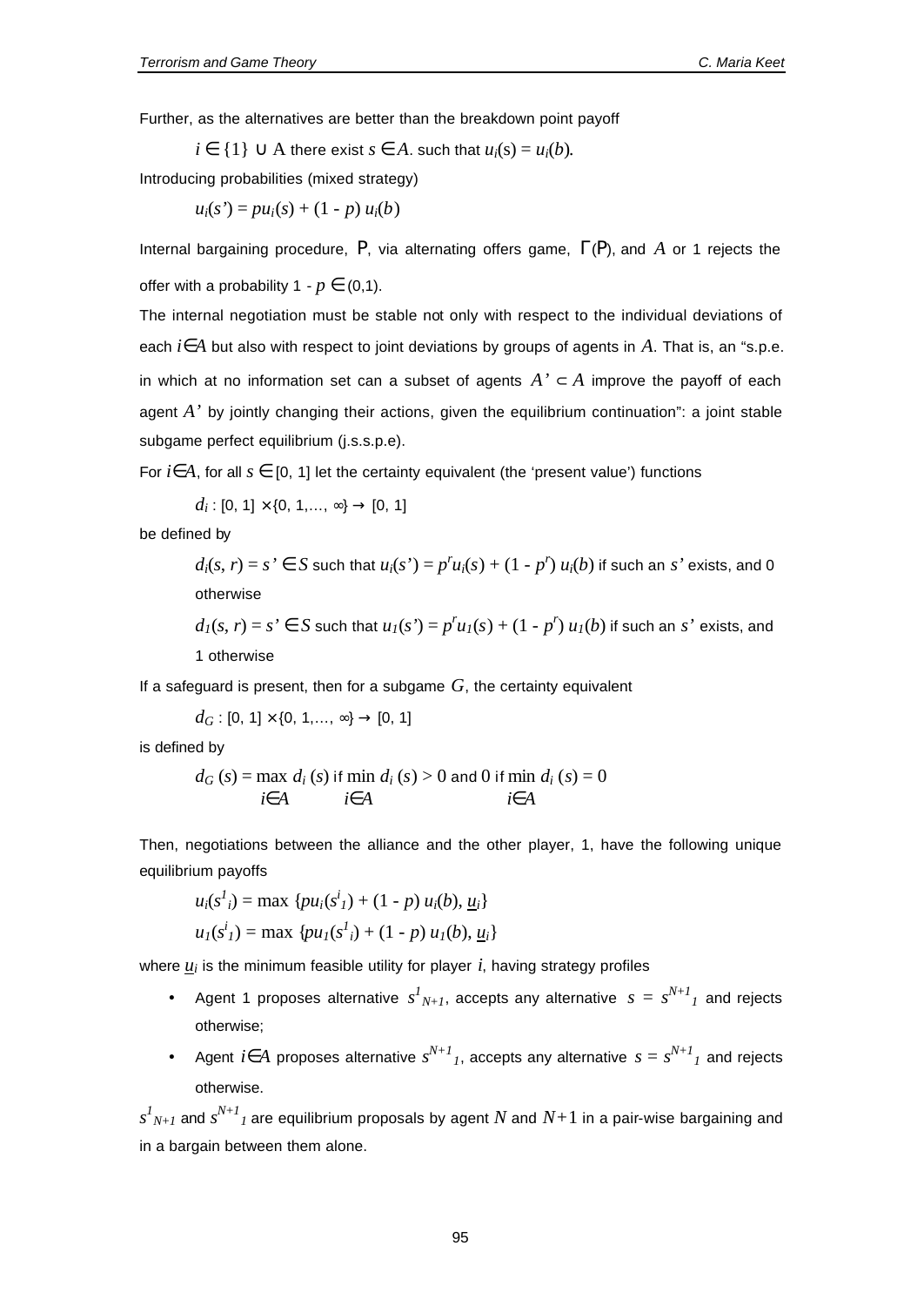Further, as the alternatives are better than the breakdown point payoff

$i \in \{1\} \cup A$ there exist $s \in A$. such that $u_i(s) = u_i(b)$.

Introducing probabilities (mixed strategy)

$$u_i(s') = pu_i(s) + (1 - p)\, u_i(b)$$

Internal bargaining procedure, P, via alternating offers game, Γ(P), and $A$ or 1 rejects the offer with a probability $1 - p \in (0,1)$.

The internal negotiation must be stable not only with respect to the individual deviations of each $i \in A$ but also with respect to joint deviations by groups of agents in $A$. That is, an "s.p.e. in which at no information set can a subset of agents $A' \subset A$ improve the payoff of each agent $A'$ by jointly changing their actions, given the equilibrium continuation": a joint stable subgame perfect equilibrium (j.s.s.p.e).

For $i \in A$, for all $s \in [0, 1]$ let the certainty equivalent (the 'present value') functions

$$d_i : [0, 1] \times \{0, 1, \ldots, \infty\} \rightarrow [0, 1]$$

be defined by

$d_i(s, r) = s' \in S$ such that $u_i(s') = p^r u_i(s) + (1 - p^r)\, u_i(b)$ if such an $s'$ exists, and 0 otherwise

$d_1(s, r) = s' \in S$ such that $u_1(s') = p^r u_1(s) + (1 - p^r)\, u_1(b)$ if such an $s'$ exists, and 1 otherwise

If a safeguard is present, then for a subgame $G$, the certainty equivalent

$$d_G : [0, 1] \times \{0, 1, \ldots, \infty\} \rightarrow [0, 1]$$

is defined by

$$d_G(s) = \max_{i \in A} d_i(s) \text{ if } \min_{i \in A} d_i(s) > 0 \text{ and } 0 \text{ if } \min_{i \in A} d_i(s) = 0$$

Then, negotiations between the alliance and the other player, 1, have the following unique equilibrium payoffs

$$u_i(s^1{}_i) = \max\{pu_i(s^i{}_1) + (1 - p)\, u_i(b), \underline{u}_i\}$$

$$u_1(s^i{}_1) = \max\{pu_1(s^1{}_i) + (1 - p)\, u_1(b), \underline{u}_i\}$$

where $\underline{u}_i$ is the minimum feasible utility for player $i$, having strategy profiles

- Agent 1 proposes alternative $s^1{}_{N+1}$, accepts any alternative $s = s^{N+1}{}_1$ and rejects otherwise;
- Agent $i \in A$ proposes alternative $s^{N+1}{}_1$, accepts any alternative $s = s^{N+1}{}_1$ and rejects otherwise.

$s^1{}_{N+1}$ and $s^{N+1}{}_1$ are equilibrium proposals by agent $N$ and $N+1$ in a pair-wise bargaining and in a bargain between them alone.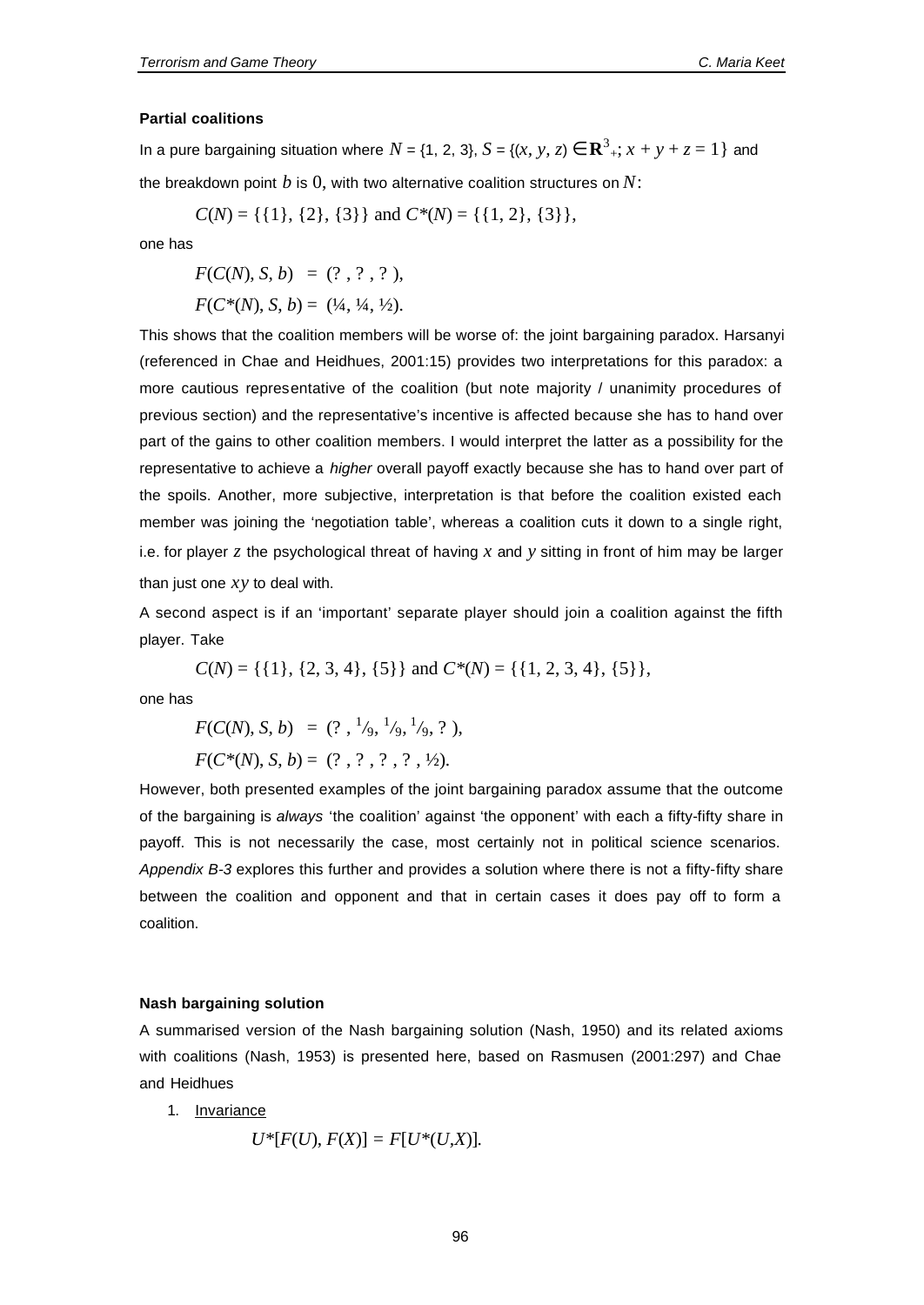**Partial coalitions**

In a pure bargaining situation where $N = \{1, 2, 3\}$, $S = \{(x, y, z) \in \mathbf{R}^3_+;\ x + y + z = 1\}$ and the breakdown point $b$ is $0$, with two alternative coalition structures on $N$:

$$C(N) = \{\{1\}, \{2\}, \{3\}\} \text{ and } C^*(N) = \{\{1, 2\}, \{3\}\},$$

one has

$$F(C(N), S, b) = (?\ , ?\ , ?\ ),$$

$$F(C^*(N), S, b) = (\tfrac{1}{4}, \tfrac{1}{4}, \tfrac{1}{2}).$$

This shows that the coalition members will be worse of: the joint bargaining paradox. Harsanyi (referenced in Chae and Heidhues, 2001:15) provides two interpretations for this paradox: a more cautious representative of the coalition (but note majority / unanimity procedures of previous section) and the representative's incentive is affected because she has to hand over part of the gains to other coalition members. I would interpret the latter as a possibility for the representative to achieve a *higher* overall payoff exactly because she has to hand over part of the spoils. Another, more subjective, interpretation is that before the coalition existed each member was joining the 'negotiation table', whereas a coalition cuts it down to a single right, i.e. for player $z$ the psychological threat of having $x$ and $y$ sitting in front of him may be larger than just one $xy$ to deal with.

A second aspect is if an 'important' separate player should join a coalition against the fifth player. Take

$$C(N) = \{\{1\}, \{2, 3, 4\}, \{5\}\} \text{ and } C^*(N) = \{\{1, 2, 3, 4\}, \{5\}\},$$

one has

$$F(C(N), S, b) = (?\ , \tfrac{1}{9}, \tfrac{1}{9}, \tfrac{1}{9}, ?\ ),$$

$$F(C^*(N), S, b) = (?\ , ?\ , ?\ , ?\ , \tfrac{1}{2}).$$

However, both presented examples of the joint bargaining paradox assume that the outcome of the bargaining is *always* 'the coalition' against 'the opponent' with each a fifty-fifty share in payoff. This is not necessarily the case, most certainly not in political science scenarios. *Appendix B-3* explores this further and provides a solution where there is not a fifty-fifty share between the coalition and opponent and that in certain cases it does pay off to form a coalition.

**Nash bargaining solution**

A summarised version of the Nash bargaining solution (Nash, 1950) and its related axioms with coalitions (Nash, 1953) is presented here, based on Rasmusen (2001:297) and Chae and Heidhues

1. Invariance

$$U^*[F(U), F(X)] = F[U^*(U,X)].$$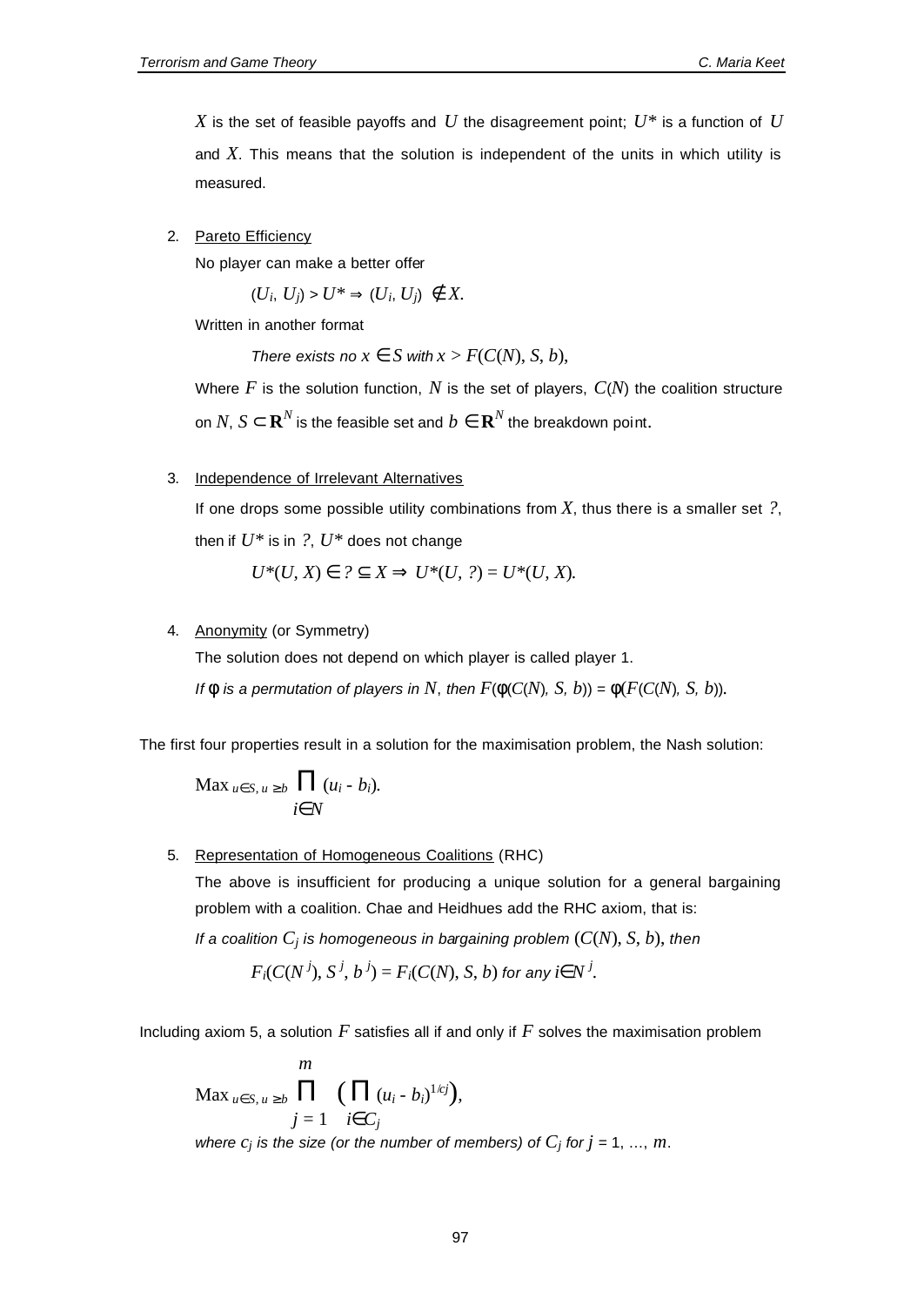$X$ is the set of feasible payoffs and $U$ the disagreement point; $U^*$ is a function of $U$ and $X$. This means that the solution is independent of the units in which utility is measured.

2. Pareto Efficiency

   No player can make a better offer

   $(U_i, U_j) > U^* \Rightarrow (U_i, U_j) \notin X.$

   Written in another format

   *There exists no* $x \in S$ *with* $x > F(C(N), S, b)$,

   Where $F$ is the solution function, $N$ is the set of players, $C(N)$ the coalition structure on $N$, $S \subset \mathbf{R}^N$ is the feasible set and $b \in \mathbf{R}^N$ the breakdown point.

3. Independence of Irrelevant Alternatives

   If one drops some possible utility combinations from $X$, thus there is a smaller set $?$, then if $U^*$ is in $?$, $U^*$ does not change

   $U^*(U, X) \in ? \subseteq X \Rightarrow U^*(U, ?) = U^*(U, X).$

4. Anonymity (or Symmetry)

   The solution does not depend on which player is called player 1.

   *If* $\phi$ *is a permutation of players in* $N$, *then* $F(\phi(C(N), S, b)) = \phi(F(C(N), S, b))$.

The first four properties result in a solution for the maximisation problem, the Nash solution:

$$\text{Max}_{u \in S,\, u \geq b} \prod_{i \in N} (u_i - b_i).$$

5. Representation of Homogeneous Coalitions (RHC)

   The above is insufficient for producing a unique solution for a general bargaining problem with a coalition. Chae and Heidhues add the RHC axiom, that is:

   *If a coalition* $C_j$ *is homogeneous in bargaining problem* $(C(N), S, b)$, *then*

   $F_i(C(N^j), S^j, b^j) = F_i(C(N), S, b)$ *for any* $i \in N^j$.

Including axiom 5, a solution $F$ satisfies all if and only if $F$ solves the maximisation problem

$$\text{Max}_{u \in S,\, u \geq b} \prod_{j=1}^{m} \Big( \prod_{i \in C_j} (u_i - b_i)^{1/c_j} \Big),$$

*where* $c_j$ *is the size (or the number of members) of* $C_j$ *for* $j = 1, \ldots, m$.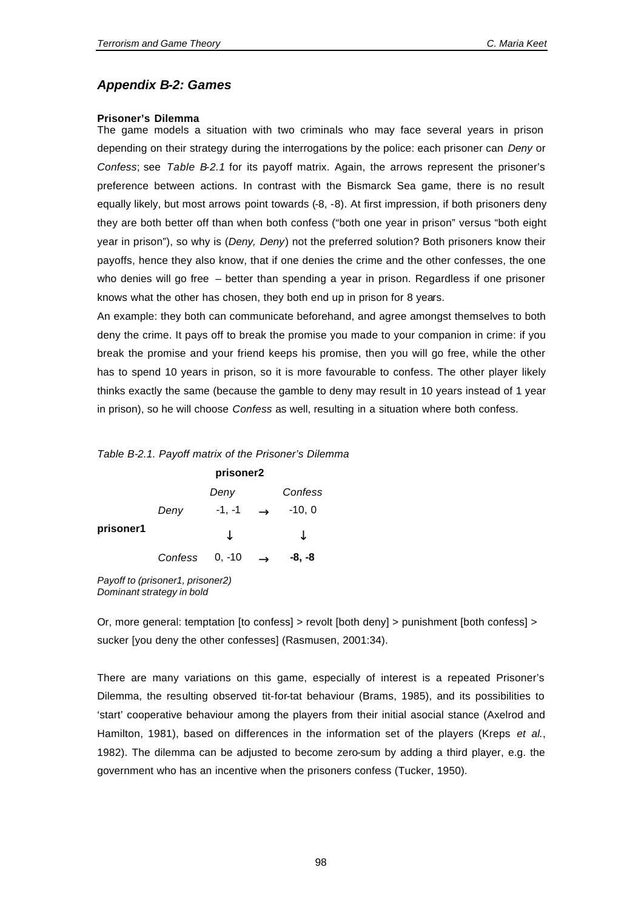## *Appendix B-2: Games*

**Prisoner's Dilemma**

The game models a situation with two criminals who may face several years in prison depending on their strategy during the interrogations by the police: each prisoner can *Deny* or *Confess*; see *Table B-2.1* for its payoff matrix. Again, the arrows represent the prisoner's preference between actions. In contrast with the Bismarck Sea game, there is no result equally likely, but most arrows point towards (-8, -8). At first impression, if both prisoners deny they are both better off than when both confess ("both one year in prison" versus "both eight year in prison"), so why is (*Deny, Deny*) not the preferred solution? Both prisoners know their payoffs, hence they also know, that if one denies the crime and the other confesses, the one who denies will go free – better than spending a year in prison. Regardless if one prisoner knows what the other has chosen, they both end up in prison for 8 years.

An example: they both can communicate beforehand, and agree amongst themselves to both deny the crime. It pays off to break the promise you made to your companion in crime: if you break the promise and your friend keeps his promise, then you will go free, while the other has to spend 10 years in prison, so it is more favourable to confess. The other player likely thinks exactly the same (because the gamble to deny may result in 10 years instead of 1 year in prison), so he will choose *Confess* as well, resulting in a situation where both confess.

*Table B-2.1. Payoff matrix of the Prisoner's Dilemma*

| | | **prisoner2** | | |
|---|---|---|---|---|
| | | *Deny* | | *Confess* |
| **prisoner1** | *Deny* | -1, -1 | → | -10, 0 |
| | | ↓ | | ↓ |
| | *Confess* | 0, -10 | → | **-8, -8** |

*Payoff to (prisoner1, prisoner2)*
*Dominant strategy in bold*

Or, more general: temptation [to confess] > revolt [both deny] > punishment [both confess] > sucker [you deny the other confesses] (Rasmusen, 2001:34).

There are many variations on this game, especially of interest is a repeated Prisoner's Dilemma, the resulting observed tit-for-tat behaviour (Brams, 1985), and its possibilities to 'start' cooperative behaviour among the players from their initial asocial stance (Axelrod and Hamilton, 1981), based on differences in the information set of the players (Kreps *et al.*, 1982). The dilemma can be adjusted to become zero-sum by adding a third player, e.g. the government who has an incentive when the prisoners confess (Tucker, 1950).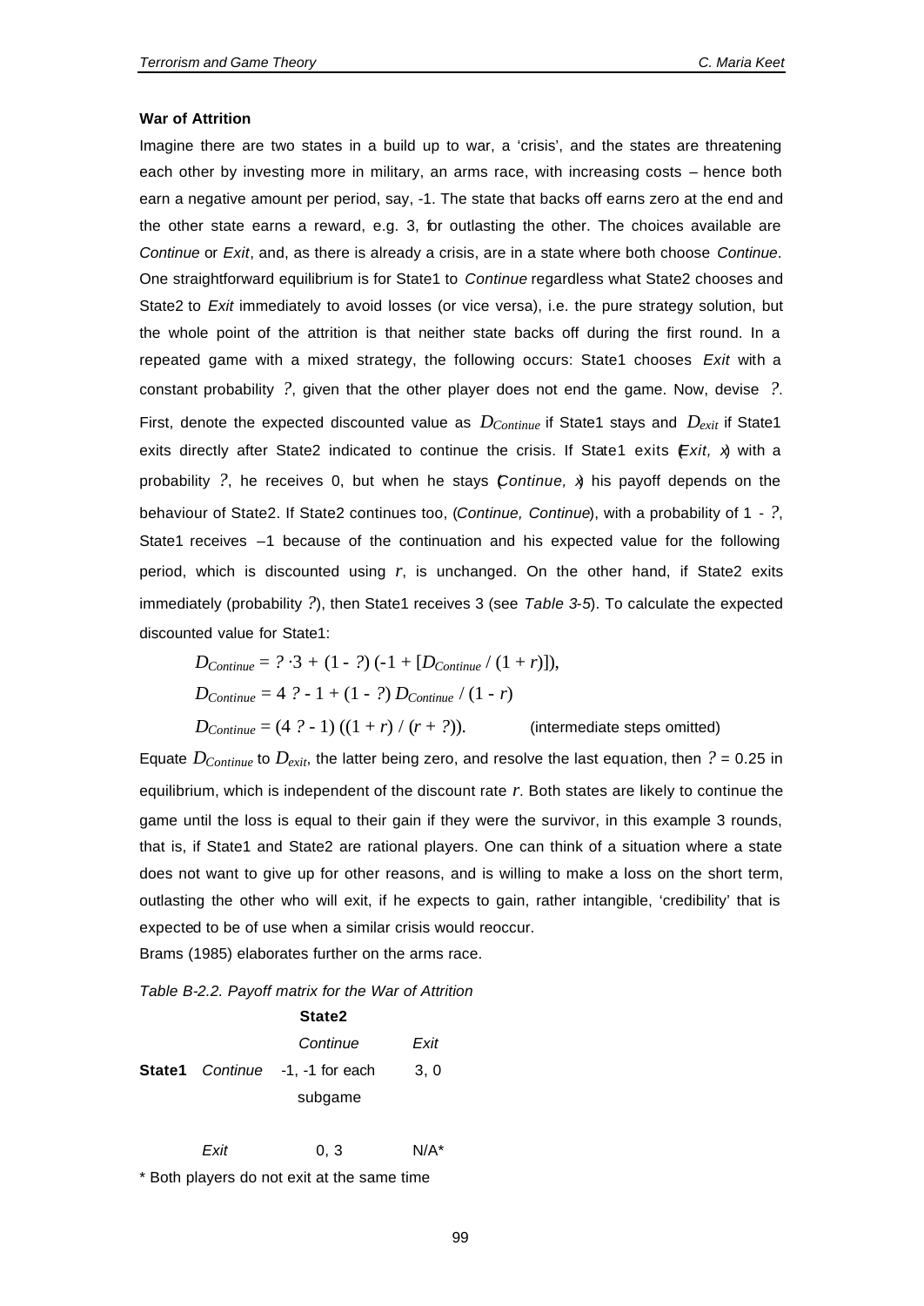#### War of Attrition

Imagine there are two states in a build up to war, a 'crisis', and the states are threatening each other by investing more in military, an arms race, with increasing costs – hence both earn a negative amount per period, say, -1. The state that backs off earns zero at the end and the other state earns a reward, e.g. 3, for outlasting the other. The choices available are *Continue* or *Exit*, and, as there is already a crisis, are in a state where both choose *Continue*. One straightforward equilibrium is for State1 to *Continue* regardless what State2 chooses and State2 to *Exit* immediately to avoid losses (or vice versa), i.e. the pure strategy solution, but the whole point of the attrition is that neither state backs off during the first round. In a repeated game with a mixed strategy, the following occurs: State1 chooses *Exit* with a constant probability $?$, given that the other player does not end the game. Now, devise $?$. First, denote the expected discounted value as $D_{Continue}$ if State1 stays and $D_{exit}$ if State1 exits directly after State2 indicated to continue the crisis. If State1 exits (*Exit, x*) with a probability $?$, he receives 0, but when he stays (*Continue, x*) his payoff depends on the behaviour of State2. If State2 continues too, (*Continue, Continue*), with a probability of 1 - $?$, State1 receives –1 because of the continuation and his expected value for the following period, which is discounted using $r$, is unchanged. On the other hand, if State2 exits immediately (probability $?$), then State1 receives 3 (see *Table 3-5*). To calculate the expected discounted value for State1:

$$D_{Continue} = ? \cdot 3 + (1 - ?)\,(-1 + [D_{Continue} / (1 + r)]),$$

$$D_{Continue} = 4\,? - 1 + (1 - ?)\,D_{Continue} / (1 - r)$$

$$D_{Continue} = (4\,? - 1)\,((1 + r) / (r + ?)).$$ (intermediate steps omitted)

Equate $D_{Continue}$ to $D_{exit}$, the latter being zero, and resolve the last equation, then $?$ = 0.25 in equilibrium, which is independent of the discount rate $r$. Both states are likely to continue the game until the loss is equal to their gain if they were the survivor, in this example 3 rounds, that is, if State1 and State2 are rational players. One can think of a situation where a state does not want to give up for other reasons, and is willing to make a loss on the short term, outlasting the other who will exit, if he expects to gain, rather intangible, 'credibility' that is expected to be of use when a similar crisis would reoccur.

Brams (1985) elaborates further on the arms race.

*Table B-2.2. Payoff matrix for the War of Attrition*

| | | **State2** | |
|---|---|---|---|
| | | *Continue* | *Exit* |
| **State1** | *Continue* | -1, -1 for each subgame | 3, 0 |
| | *Exit* | 0, 3 | N/A* |

\* Both players do not exit at the same time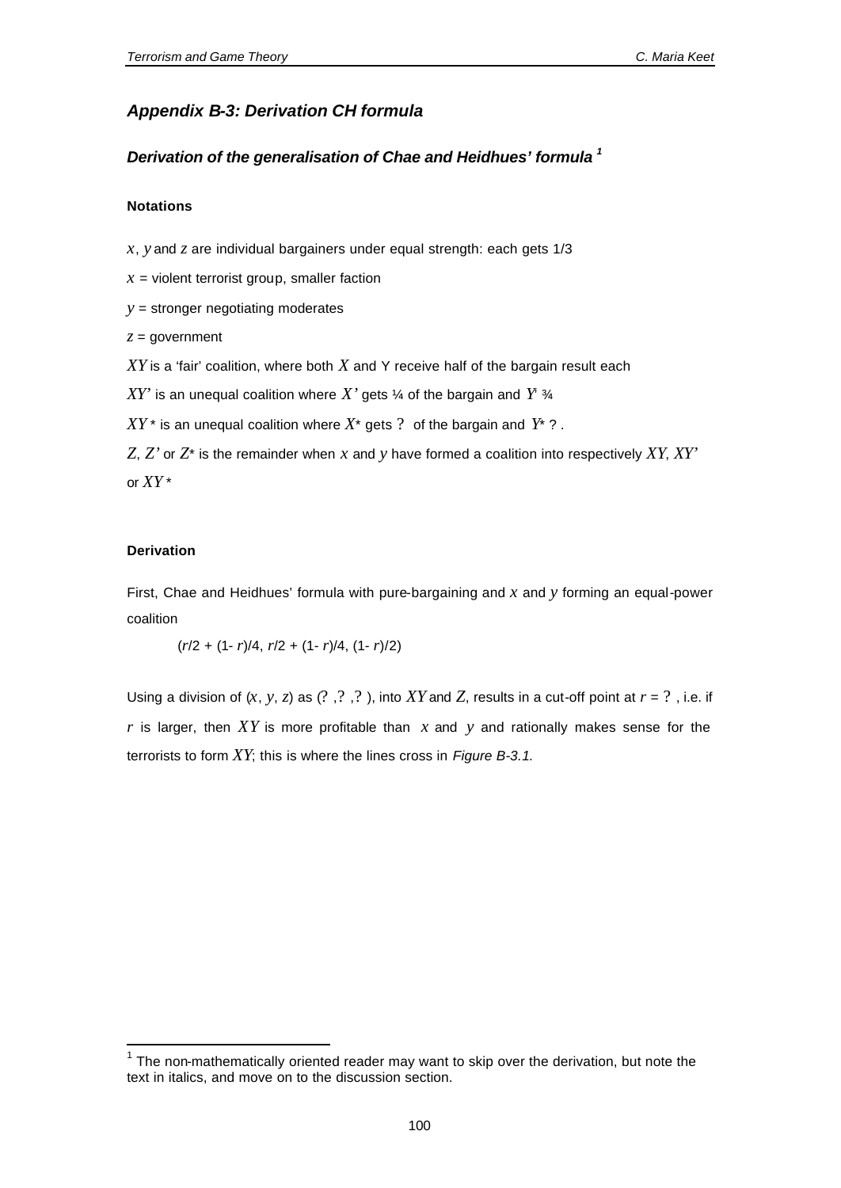## *Appendix B-3: Derivation CH formula*

### *Derivation of the generalisation of Chae and Heidhues' formula* [1]

#### Notations

$x$, $y$ and $z$ are individual bargainers under equal strength: each gets 1/3

$x$ = violent terrorist group, smaller faction

$y$ = stronger negotiating moderates

$z$ = government

$XY$ is a 'fair' coalition, where both $X$ and Y receive half of the bargain result each

$XY'$ is an unequal coalition where $X'$ gets ¼ of the bargain and $Y'$ ¾

$XY^*$ is an unequal coalition where $X^*$ gets ? of the bargain and $Y^*$ ? .

$Z$, $Z'$ or $Z^*$ is the remainder when $x$ and $y$ have formed a coalition into respectively $XY$, $XY'$ or $XY^*$

#### Derivation

First, Chae and Heidhues' formula with pure-bargaining and $x$ and $y$ forming an equal-power coalition

$$(r/2 + (1-r)/4,\ r/2 + (1-r)/4,\ (1-r)/2)$$

Using a division of ($x$, $y$, $z$) as (? ,? ,? ), into $XY$ and $Z$, results in a cut-off point at $r$ = ? , i.e. if $r$ is larger, then $XY$ is more profitable than $x$ and $y$ and rationally makes sense for the terrorists to form $XY$; this is where the lines cross in *Figure B-3.1.*

[1] The non-mathematically oriented reader may want to skip over the derivation, but note the text in italics, and move on to the discussion section.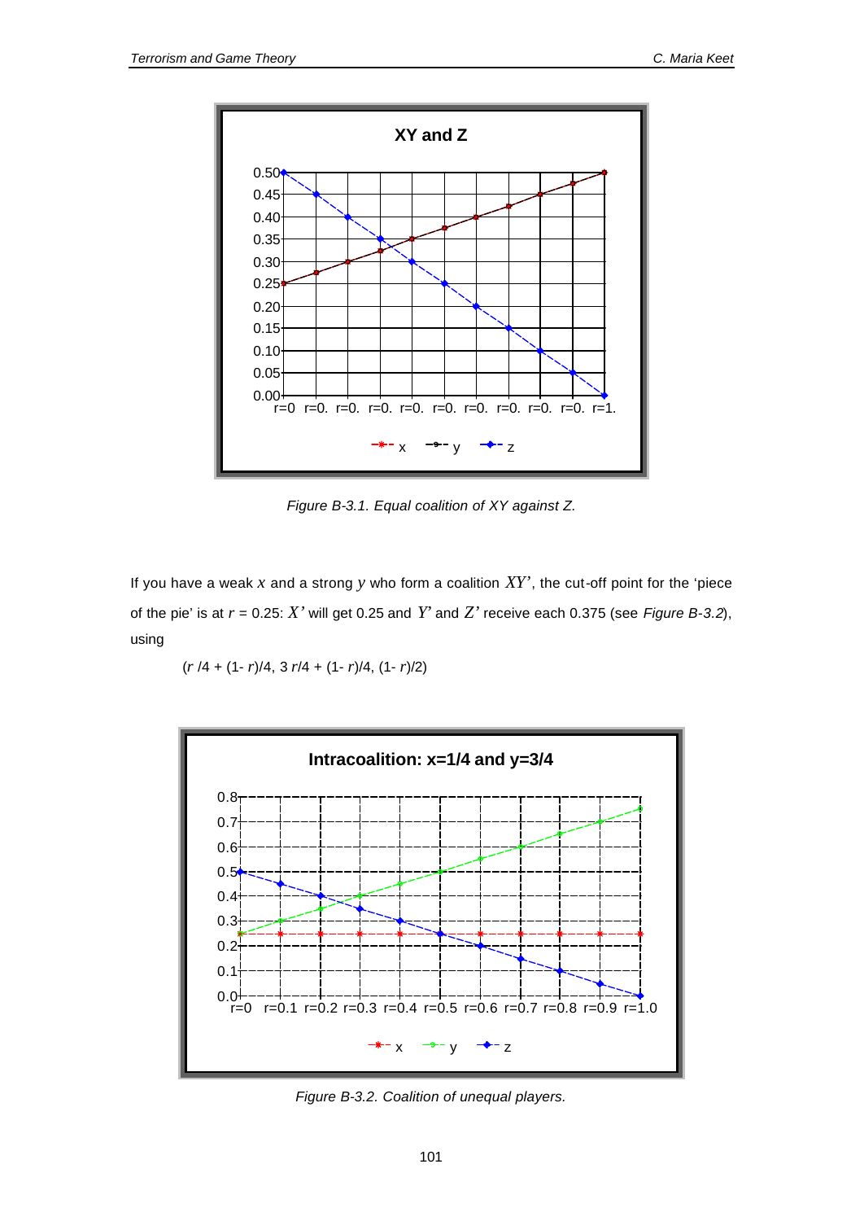*Figure B-3.1. Equal coalition of XY against Z.*

If you have a weak $x$ and a strong $y$ who form a coalition $XY'$, the cut-off point for the 'piece of the pie' is at $r = 0.25$: $X'$ will get 0.25 and $Y'$ and $Z'$ receive each 0.375 (see *Figure B-3.2*), using

$$(r/4 + (1-r)/4,\ 3r/4 + (1-r)/4,\ (1-r)/2)$$

*Figure B-3.2. Coalition of unequal players.*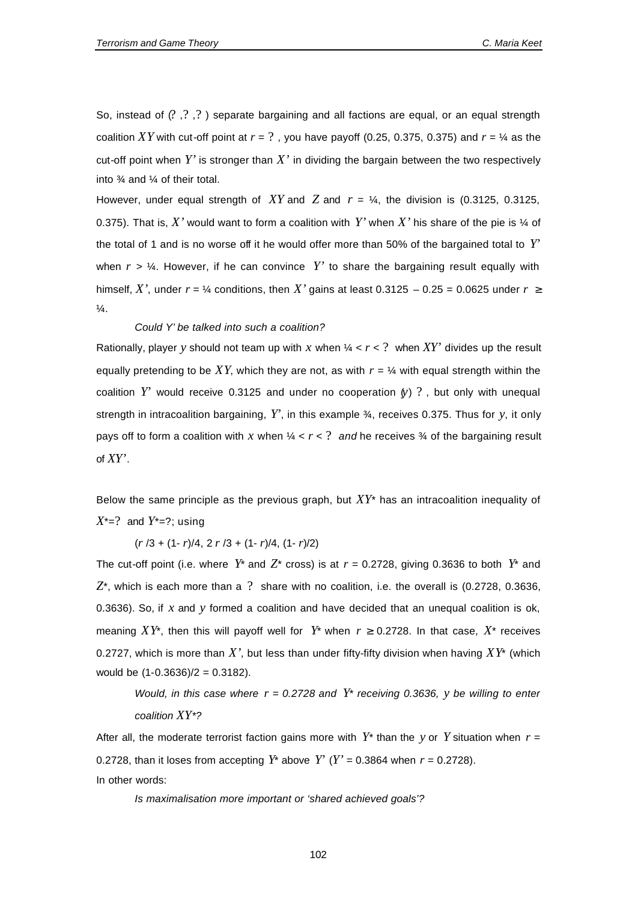So, instead of (? ,? ,? ) separate bargaining and all factions are equal, or an equal strength coalition $XY$ with cut-off point at $r$ = ? , you have payoff (0.25, 0.375, 0.375) and $r$ = ¼ as the cut-off point when $Y'$ is stronger than $X'$ in dividing the bargain between the two respectively into ¾ and ¼ of their total.

However, under equal strength of $XY$ and $Z$ and $r$ = ¼, the division is (0.3125, 0.3125, 0.375). That is, $X'$ would want to form a coalition with $Y'$ when $X'$ his share of the pie is ¼ of the total of 1 and is no worse off it he would offer more than 50% of the bargained total to $Y'$ when $r$ > ¼. However, if he can convince $Y'$ to share the bargaining result equally with himself, $X'$, under $r$ = ¼ conditions, then $X'$ gains at least 0.3125 – 0.25 = 0.0625 under $r \geq$ ¼.

*Could Y' be talked into such a coalition?*

Rationally, player $y$ should not team up with $x$ when ¼ < $r$ < ? when $XY'$ divides up the result equally pretending to be $XY$, which they are not, as with $r$ = ¼ with equal strength within the coalition $Y'$ would receive 0.3125 and under no cooperation ($y$) ? , but only with unequal strength in intracoalition bargaining, $Y'$, in this example ¾, receives 0.375. Thus for $y$, it only pays off to form a coalition with $x$ when ¼ < $r$ < ? *and* he receives ¾ of the bargaining result of $XY'$.

Below the same principle as the previous graph, but $XY^*$ has an intracoalition inequality of $X^*$=? and $Y^*$=?; using

$(r/3 + (1-r)/4,\ 2r/3 + (1-r)/4,\ (1-r)/2)$

The cut-off point (i.e. where $Y^*$ and $Z^*$ cross) is at $r$ = 0.2728, giving 0.3636 to both $Y^*$ and $Z^*$, which is each more than a ? share with no coalition, i.e. the overall is (0.2728, 0.3636, 0.3636). So, if $x$ and $y$ formed a coalition and have decided that an unequal coalition is ok, meaning $XY^*$, then this will payoff well for $Y^*$ when $r \geq 0.2728$. In that case, $X^*$ receives 0.2727, which is more than $X'$, but less than under fifty-fifty division when having $XY^*$ (which would be (1-0.3636)/2 = 0.3182).

*Would, in this case where $r$ = 0.2728 and $Y^*$ receiving 0.3636, y be willing to enter coalition $XY^*$?*

After all, the moderate terrorist faction gains more with $Y^*$ than the $y$ or $Y$ situation when $r$ = 0.2728, than it loses from accepting $Y^*$ above $Y'$ ($Y'$ = 0.3864 when $r$ = 0.2728).

In other words:

*Is maximalisation more important or 'shared achieved goals'?*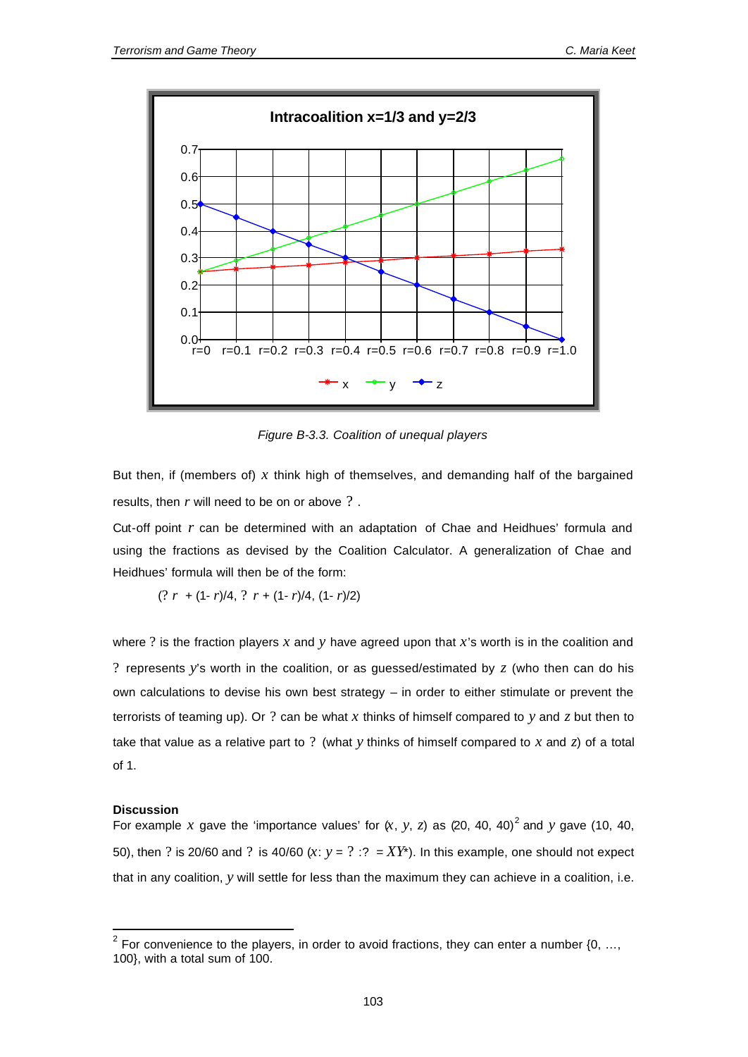Figure B-3.3. Coalition of unequal players

But then, if (members of) $x$ think high of themselves, and demanding half of the bargained results, then $r$ will need to be on or above ? .

Cut-off point $r$ can be determined with an adaptation of Chae and Heidhues' formula and using the fractions as devised by the Coalition Calculator. A generalization of Chae and Heidhues' formula will then be of the form:

$$(? \, r + (1-r)/4, \; ? \, r + (1-r)/4, \; (1-r)/2)$$

where ? is the fraction players $x$ and $y$ have agreed upon that $x$'s worth is in the coalition and ? represents $y$'s worth in the coalition, or as guessed/estimated by $z$ (who then can do his own calculations to devise his own best strategy – in order to either stimulate or prevent the terrorists of teaming up). Or ? can be what $x$ thinks of himself compared to $y$ and $z$ but then to take that value as a relative part to ? (what $y$ thinks of himself compared to $x$ and $z$) of a total of 1.

**Discussion**

For example $x$ gave the 'importance values' for ($x$, $y$, $z$) as (20, 40, 40)[2] and $y$ gave (10, 40, 50), then ? is 20/60 and ? is 40/60 ($x$: $y$ = ? :? = $XY^*$). In this example, one should not expect that in any coalition, $y$ will settle for less than the maximum they can achieve in a coalition, i.e.

[2] For convenience to the players, in order to avoid fractions, they can enter a number {0, …, 100}, with a total sum of 100.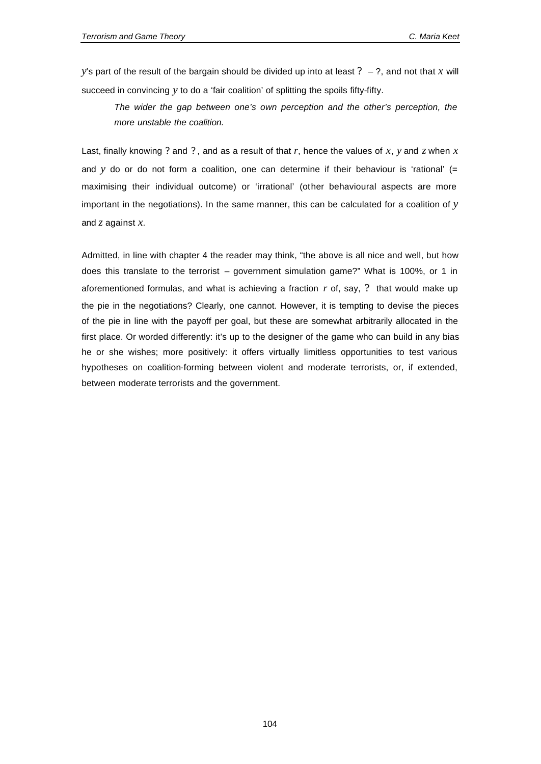$y$'s part of the result of the bargain should be divided up into at least ? – ?, and not that $x$ will succeed in convincing $y$ to do a 'fair coalition' of splitting the spoils fifty-fifty.

> *The wider the gap between one's own perception and the other's perception, the more unstable the coalition.*

Last, finally knowing ? and ?, and as a result of that $r$, hence the values of $x$, $y$ and $z$ when $x$ and $y$ do or do not form a coalition, one can determine if their behaviour is 'rational' (= maximising their individual outcome) or 'irrational' (other behavioural aspects are more important in the negotiations). In the same manner, this can be calculated for a coalition of $y$ and $z$ against $x$.

Admitted, in line with chapter 4 the reader may think, "the above is all nice and well, but how does this translate to the terrorist – government simulation game?" What is 100%, or 1 in aforementioned formulas, and what is achieving a fraction $r$ of, say, ? that would make up the pie in the negotiations? Clearly, one cannot. However, it is tempting to devise the pieces of the pie in line with the payoff per goal, but these are somewhat arbitrarily allocated in the first place. Or worded differently: it's up to the designer of the game who can build in any bias he or she wishes; more positively: it offers virtually limitless opportunities to test various hypotheses on coalition-forming between violent and moderate terrorists, or, if extended, between moderate terrorists and the government.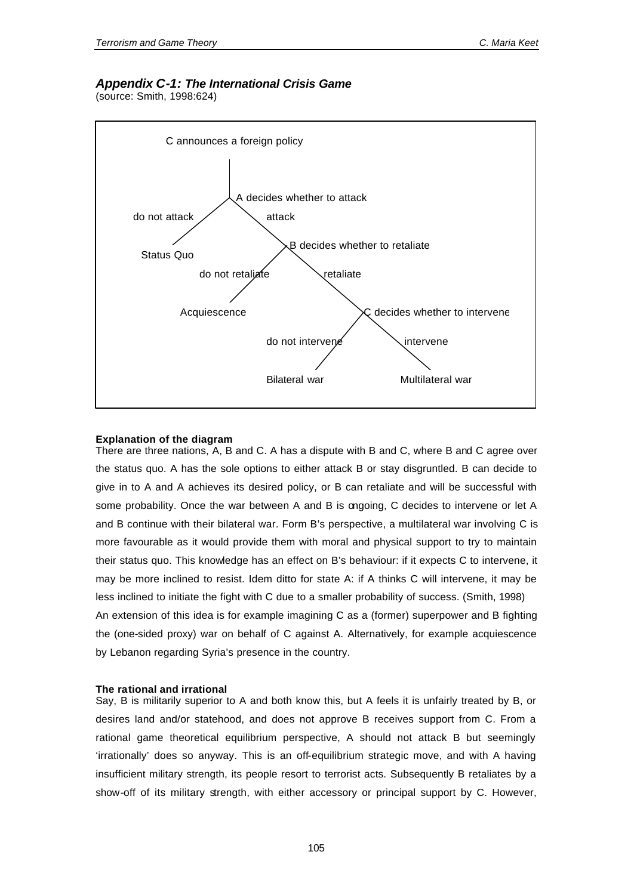### *Appendix C-1: The International Crisis Game*

(source: Smith, 1998:624)

```
C announces a foreign policy
|
A decides whether to attack
├── do not attack → Status Quo
└── attack
    B decides whether to retaliate
    ├── do not retaliate → Acquiescence
    └── retaliate
        C decides whether to intervene
        ├── do not intervene → Bilateral war
        └── intervene → Multilateral war
```

**Explanation of the diagram**

There are three nations, A, B and C. A has a dispute with B and C, where B and C agree over the status quo. A has the sole options to either attack B or stay disgruntled. B can decide to give in to A and A achieves its desired policy, or B can retaliate and will be successful with some probability. Once the war between A and B is ongoing, C decides to intervene or let A and B continue with their bilateral war. Form B's perspective, a multilateral war involving C is more favourable as it would provide them with moral and physical support to try to maintain their status quo. This knowledge has an effect on B's behaviour: if it expects C to intervene, it may be more inclined to resist. Idem ditto for state A: if A thinks C will intervene, it may be less inclined to initiate the fight with C due to a smaller probability of success. (Smith, 1998)

An extension of this idea is for example imagining C as a (former) superpower and B fighting the (one-sided proxy) war on behalf of C against A. Alternatively, for example acquiescence by Lebanon regarding Syria's presence in the country.

**The rational and irrational**

Say, B is militarily superior to A and both know this, but A feels it is unfairly treated by B, or desires land and/or statehood, and does not approve B receives support from C. From a rational game theoretical equilibrium perspective, A should not attack B but seemingly 'irrationally' does so anyway. This is an off-equilibrium strategic move, and with A having insufficient military strength, its people resort to terrorist acts. Subsequently B retaliates by a show-off of its military strength, with either accessory or principal support by C. However,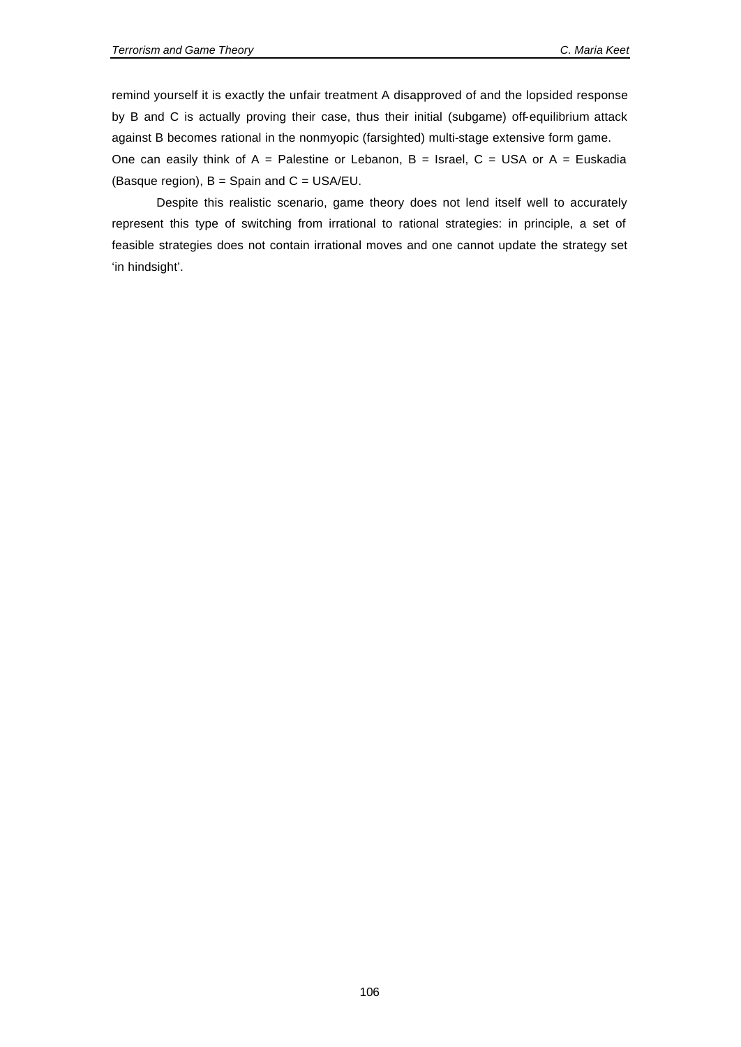remind yourself it is exactly the unfair treatment A disapproved of and the lopsided response by B and C is actually proving their case, thus their initial (subgame) off-equilibrium attack against B becomes rational in the nonmyopic (farsighted) multi-stage extensive form game.
One can easily think of A = Palestine or Lebanon, B = Israel, C = USA or A = Euskadia (Basque region), B = Spain and C = USA/EU.

Despite this realistic scenario, game theory does not lend itself well to accurately represent this type of switching from irrational to rational strategies: in principle, a set of feasible strategies does not contain irrational moves and one cannot update the strategy set 'in hindsight'.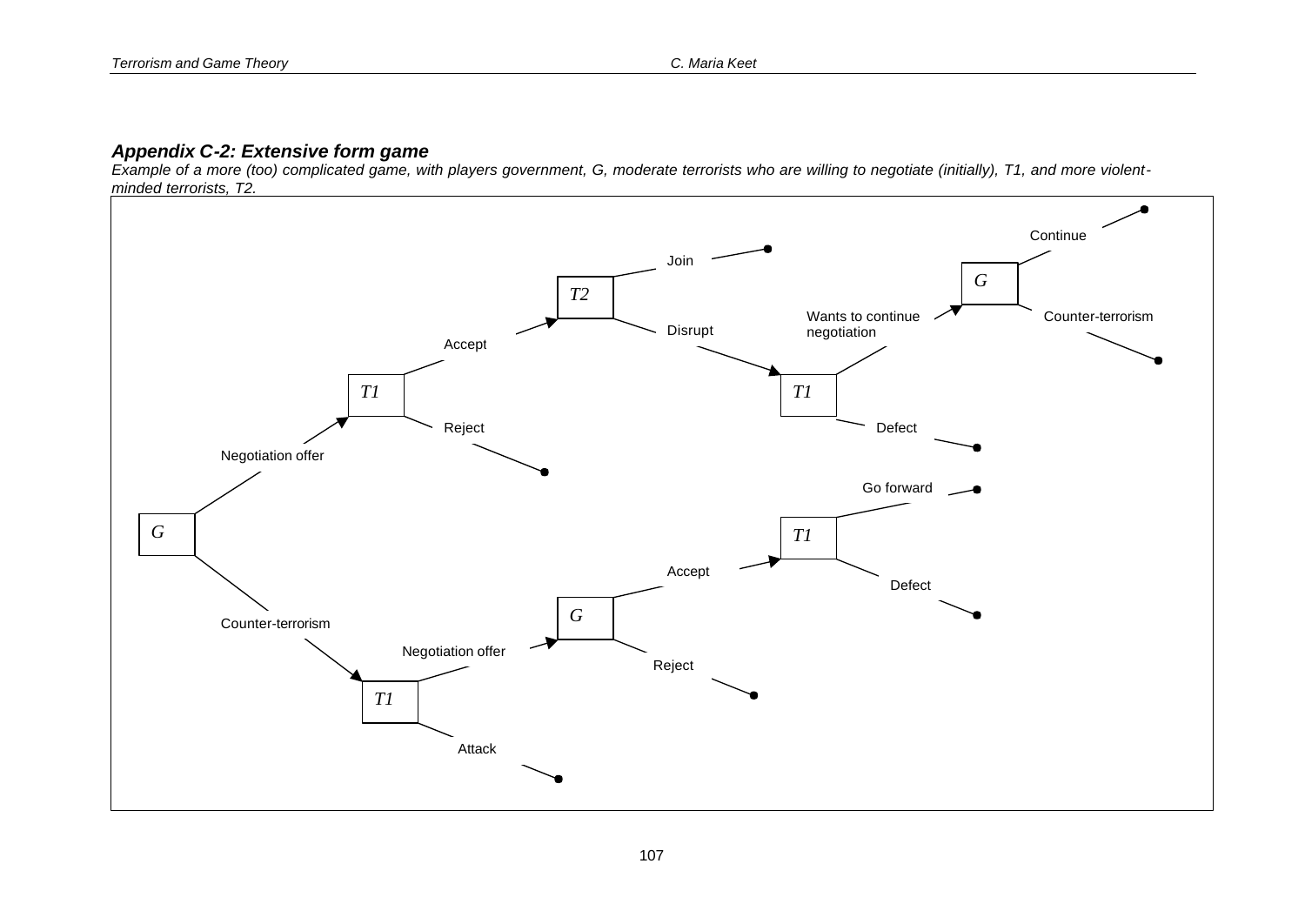### *Appendix C-2: Extensive form game*

*Example of a more (too) complicated game, with players government, G, moderate terrorists who are willing to negotiate (initially), T1, and more violent-minded terrorists, T2.*

G
- Negotiation offer → T1
  - Accept → T2
    - Join
    - Disrupt → T1
      - Wants to continue negotiation → G
        - Continue
        - Counter-terrorism
      - Defect
  - Reject
- Counter-terrorism → T1
  - Negotiation offer → G
    - Accept → T1
      - Go forward
      - Defect
    - Reject
  - Attack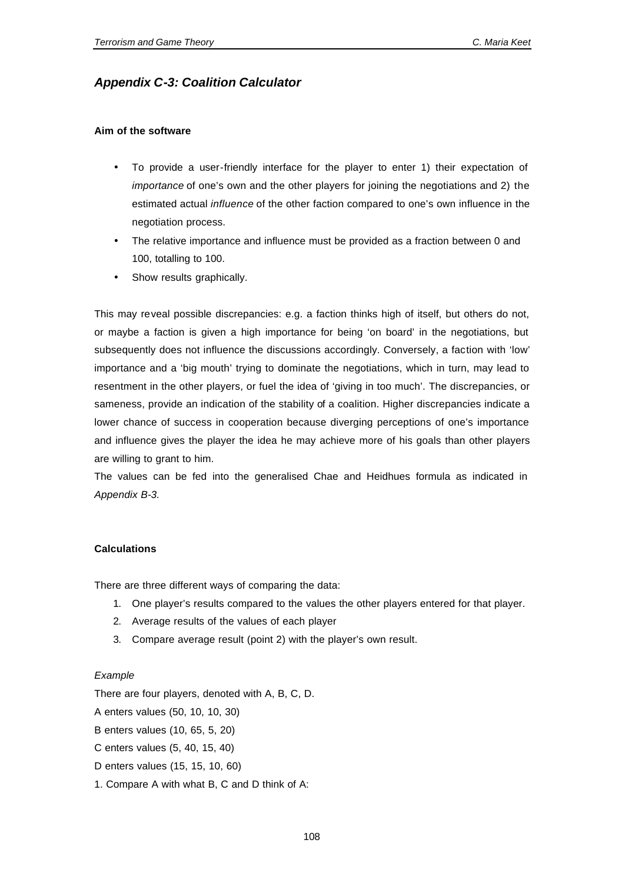## *Appendix C-3: Coalition Calculator*

**Aim of the software**

- To provide a user-friendly interface for the player to enter 1) their expectation of *importance* of one's own and the other players for joining the negotiations and 2) the estimated actual *influence* of the other faction compared to one's own influence in the negotiation process.
- The relative importance and influence must be provided as a fraction between 0 and 100, totalling to 100.
- Show results graphically.

This may reveal possible discrepancies: e.g. a faction thinks high of itself, but others do not, or maybe a faction is given a high importance for being 'on board' in the negotiations, but subsequently does not influence the discussions accordingly. Conversely, a faction with 'low' importance and a 'big mouth' trying to dominate the negotiations, which in turn, may lead to resentment in the other players, or fuel the idea of 'giving in too much'. The discrepancies, or sameness, provide an indication of the stability of a coalition. Higher discrepancies indicate a lower chance of success in cooperation because diverging perceptions of one's importance and influence gives the player the idea he may achieve more of his goals than other players are willing to grant to him.

The values can be fed into the generalised Chae and Heidhues formula as indicated in *Appendix B-3*.

**Calculations**

There are three different ways of comparing the data:

1. One player's results compared to the values the other players entered for that player.
2. Average results of the values of each player
3. Compare average result (point 2) with the player's own result.

*Example*

There are four players, denoted with A, B, C, D.

A enters values (50, 10, 10, 30)

B enters values (10, 65, 5, 20)

C enters values (5, 40, 15, 40)

D enters values (15, 15, 10, 60)

1. Compare A with what B, C and D think of A: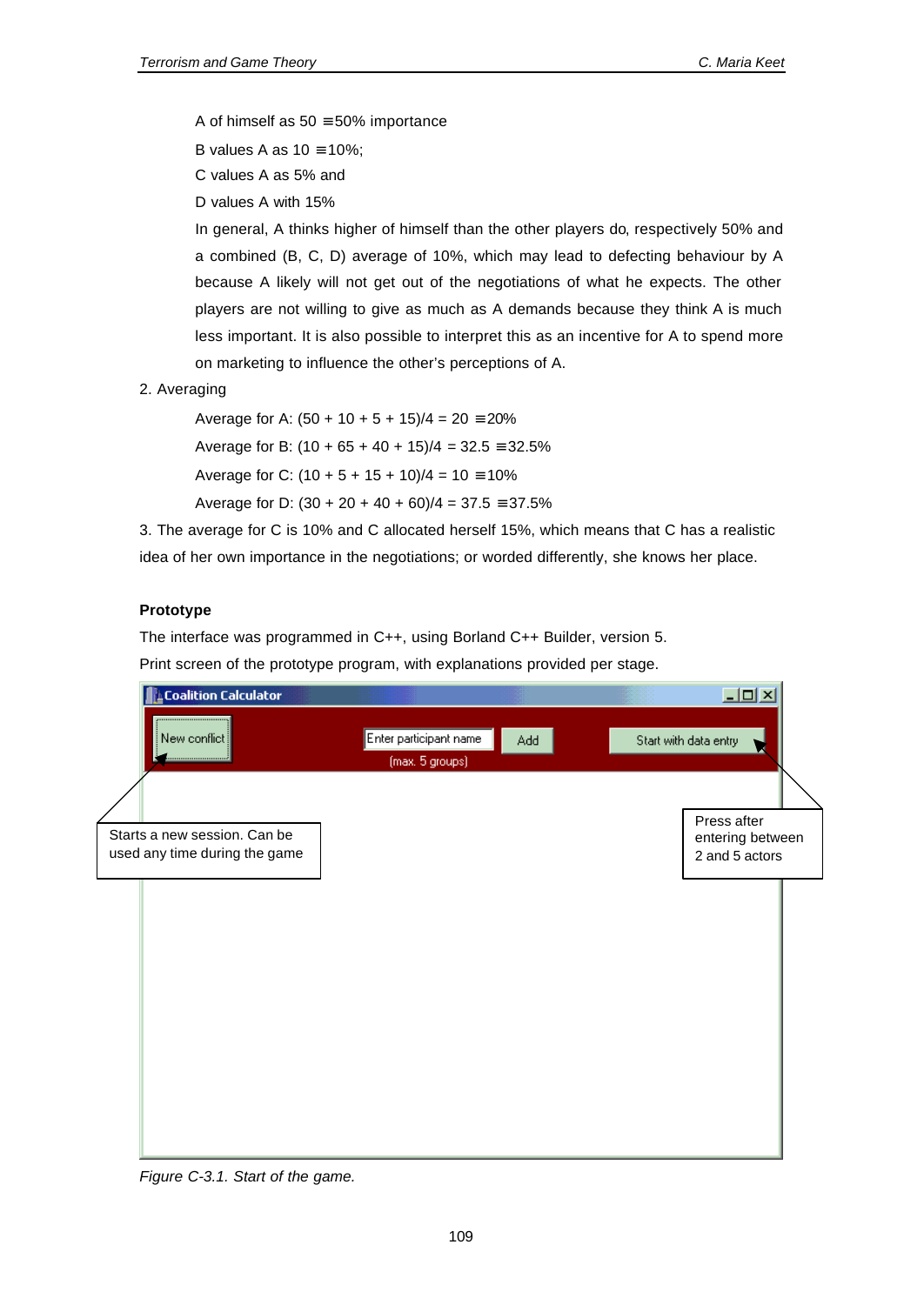A of himself as 50 ≡50% importance

B values A as 10 ≡10%;

C values A as 5% and

D values A with 15%

In general, A thinks higher of himself than the other players do, respectively 50% and a combined (B, C, D) average of 10%, which may lead to defecting behaviour by A because A likely will not get out of the negotiations of what he expects. The other players are not willing to give as much as A demands because they think A is much less important. It is also possible to interpret this as an incentive for A to spend more on marketing to influence the other's perceptions of A.

2. Averaging

Average for A: (50 + 10 + 5 + 15)/4 = 20 ≡20%

Average for B: (10 + 65 + 40 + 15)/4 = 32.5 ≡32.5%

Average for C: (10 + 5 + 15 + 10)/4 = 10 ≡10%

Average for D: (30 + 20 + 40 + 60)/4 = 37.5 ≡37.5%

3. The average for C is 10% and C allocated herself 15%, which means that C has a realistic idea of her own importance in the negotiations; or worded differently, she knows her place.

**Prototype**

The interface was programmed in C++, using Borland C++ Builder, version 5.

Print screen of the prototype program, with explanations provided per stage.

Coalition Calculator

New conflict | Enter participant name | Add | (max. 5 groups) | Start with data entry

Starts a new session. Can be used any time during the game

Press after entering between 2 and 5 actors

*Figure C-3.1. Start of the game.*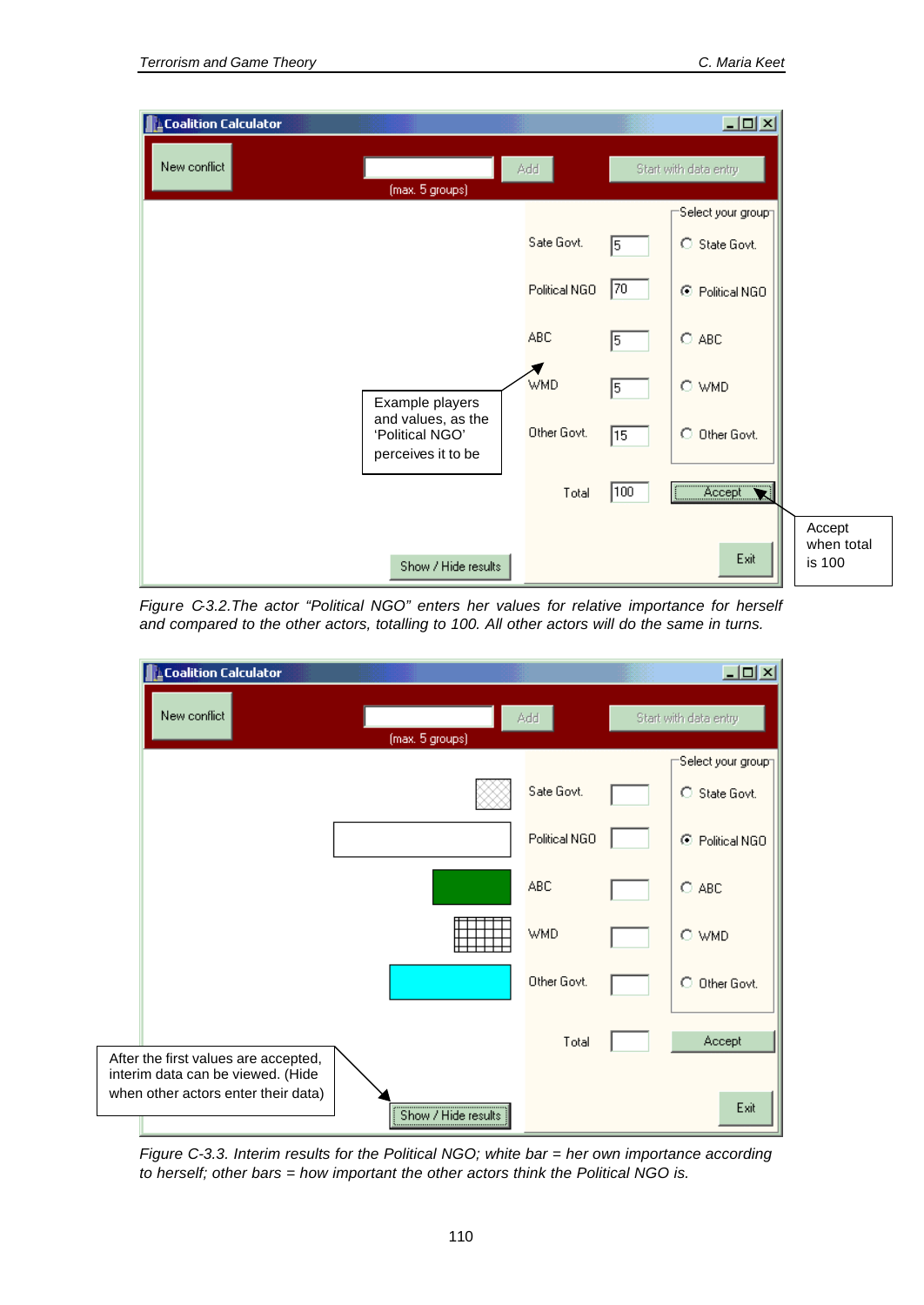Figure C-3.2.The actor "Political NGO" enters her values for relative importance for herself and compared to the other actors, totalling to 100. All other actors will do the same in turns.

Figure C-3.3. Interim results for the Political NGO; white bar = her own importance according to herself; other bars = how important the other actors think the Political NGO is.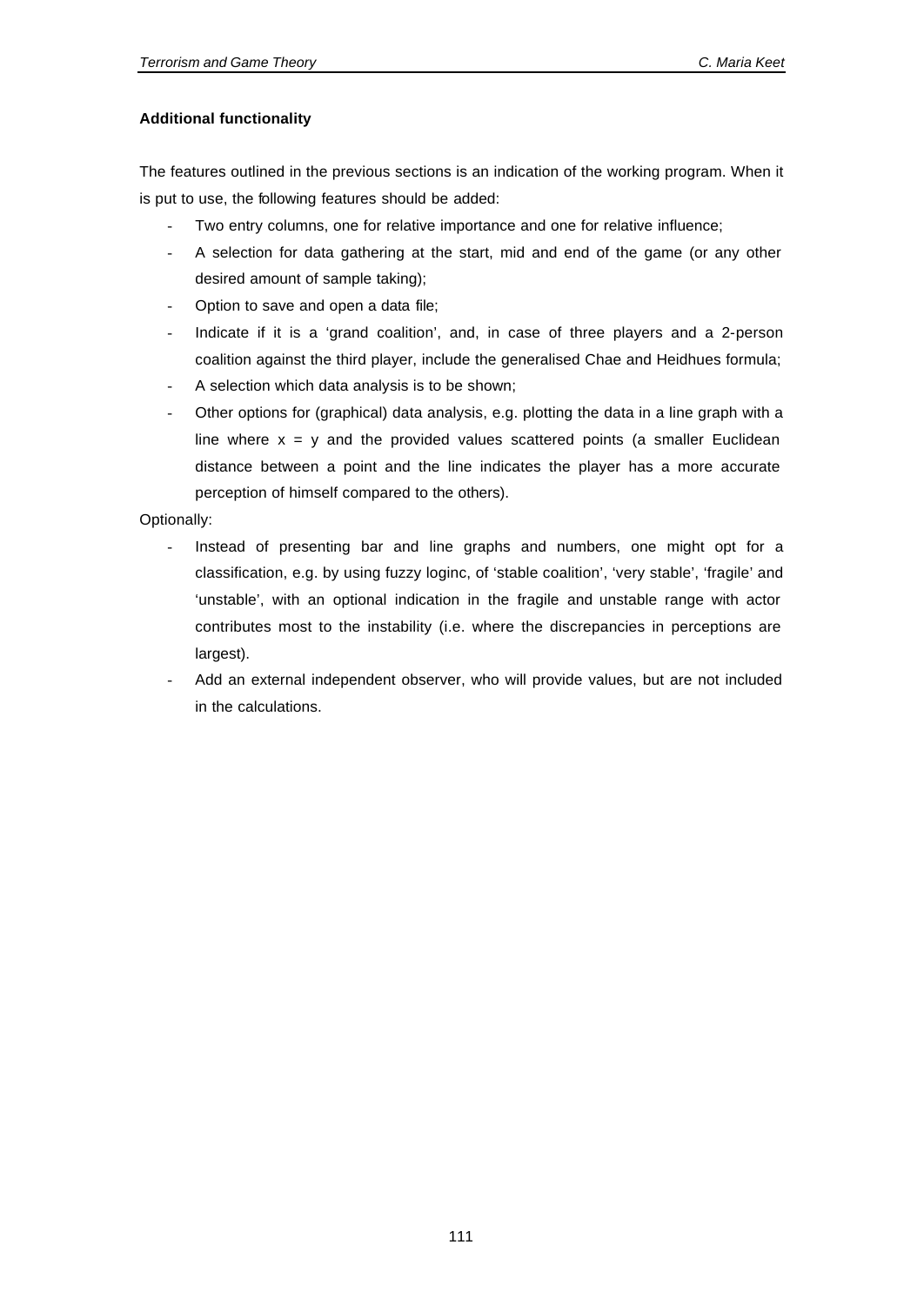**Additional functionality**

The features outlined in the previous sections is an indication of the working program. When it is put to use, the following features should be added:

- Two entry columns, one for relative importance and one for relative influence;
- A selection for data gathering at the start, mid and end of the game (or any other desired amount of sample taking);
- Option to save and open a data file;
- Indicate if it is a 'grand coalition', and, in case of three players and a 2-person coalition against the third player, include the generalised Chae and Heidhues formula;
- A selection which data analysis is to be shown;
- Other options for (graphical) data analysis, e.g. plotting the data in a line graph with a line where $x = y$ and the provided values scattered points (a smaller Euclidean distance between a point and the line indicates the player has a more accurate perception of himself compared to the others).

Optionally:

- Instead of presenting bar and line graphs and numbers, one might opt for a classification, e.g. by using fuzzy loginc, of 'stable coalition', 'very stable', 'fragile' and 'unstable', with an optional indication in the fragile and unstable range with actor contributes most to the instability (i.e. where the discrepancies in perceptions are largest).
- Add an external independent observer, who will provide values, but are not included in the calculations.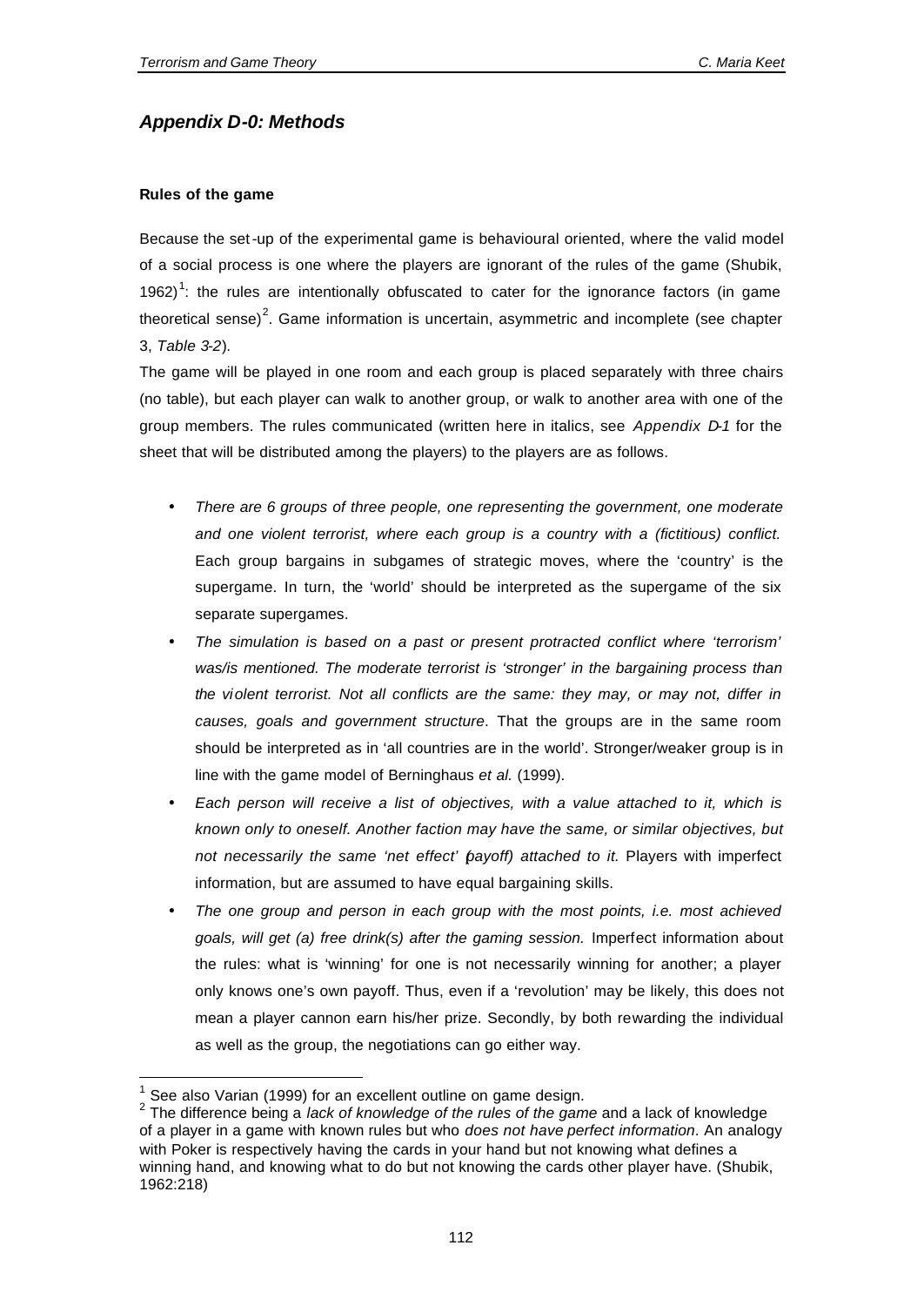## *Appendix D-0: Methods*

**Rules of the game**

Because the set-up of the experimental game is behavioural oriented, where the valid model of a social process is one where the players are ignorant of the rules of the game (Shubik, 1962)[1]: the rules are intentionally obfuscated to cater for the ignorance factors (in game theoretical sense)[2]. Game information is uncertain, asymmetric and incomplete (see chapter 3, *Table 3-2*).

The game will be played in one room and each group is placed separately with three chairs (no table), but each player can walk to another group, or walk to another area with one of the group members. The rules communicated (written here in italics, see *Appendix D-1* for the sheet that will be distributed among the players) to the players are as follows.

- *There are 6 groups of three people, one representing the government, one moderate and one violent terrorist, where each group is a country with a (fictitious) conflict.* Each group bargains in subgames of strategic moves, where the 'country' is the supergame. In turn, the 'world' should be interpreted as the supergame of the six separate supergames.
- *The simulation is based on a past or present protracted conflict where 'terrorism' was/is mentioned. The moderate terrorist is 'stronger' in the bargaining process than the violent terrorist. Not all conflicts are the same: they may, or may not, differ in causes, goals and government structure*. That the groups are in the same room should be interpreted as in 'all countries are in the world'. Stronger/weaker group is in line with the game model of Berninghaus *et al.* (1999).
- *Each person will receive a list of objectives, with a value attached to it, which is known only to oneself. Another faction may have the same, or similar objectives, but not necessarily the same 'net effect' (payoff) attached to it.* Players with imperfect information, but are assumed to have equal bargaining skills.
- *The one group and person in each group with the most points, i.e. most achieved goals, will get (a) free drink(s) after the gaming session.* Imperfect information about the rules: what is 'winning' for one is not necessarily winning for another; a player only knows one's own payoff. Thus, even if a 'revolution' may be likely, this does not mean a player cannon earn his/her prize. Secondly, by both rewarding the individual as well as the group, the negotiations can go either way.

---

[1] See also Varian (1999) for an excellent outline on game design.

[2] The difference being a *lack of knowledge of the rules of the game* and a lack of knowledge of a player in a game with known rules but who *does not have perfect information*. An analogy with Poker is respectively having the cards in your hand but not knowing what defines a winning hand, and knowing what to do but not knowing the cards other player have. (Shubik, 1962:218)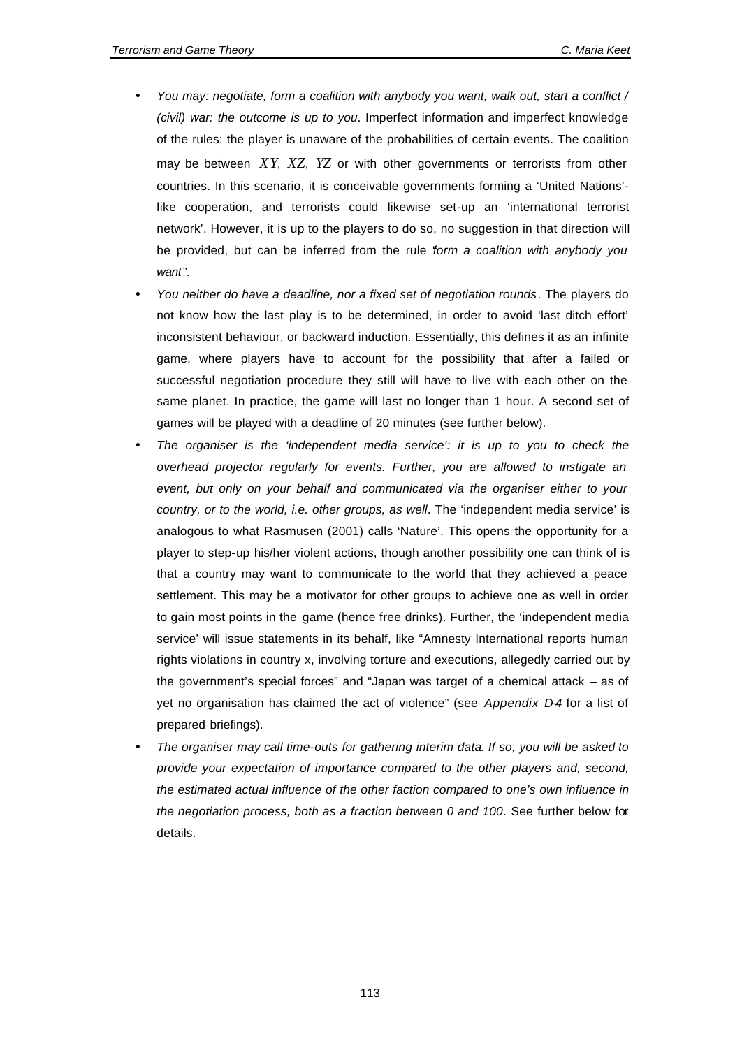- *You may: negotiate, form a coalition with anybody you want, walk out, start a conflict / (civil) war: the outcome is up to you*. Imperfect information and imperfect knowledge of the rules: the player is unaware of the probabilities of certain events. The coalition may be between $XY$, $XZ$, $YZ$ or with other governments or terrorists from other countries. In this scenario, it is conceivable governments forming a 'United Nations'-like cooperation, and terrorists could likewise set-up an 'international terrorist network'. However, it is up to the players to do so, no suggestion in that direction will be provided, but can be inferred from the rule "*form a coalition with anybody you want*".
- *You neither do have a deadline, nor a fixed set of negotiation rounds*. The players do not know how the last play is to be determined, in order to avoid 'last ditch effort' inconsistent behaviour, or backward induction. Essentially, this defines it as an infinite game, where players have to account for the possibility that after a failed or successful negotiation procedure they still will have to live with each other on the same planet. In practice, the game will last no longer than 1 hour. A second set of games will be played with a deadline of 20 minutes (see further below).
- *The organiser is the 'independent media service': it is up to you to check the overhead projector regularly for events. Further, you are allowed to instigate an event, but only on your behalf and communicated via the organiser either to your country, or to the world, i.e. other groups, as well*. The 'independent media service' is analogous to what Rasmusen (2001) calls 'Nature'. This opens the opportunity for a player to step-up his/her violent actions, though another possibility one can think of is that a country may want to communicate to the world that they achieved a peace settlement. This may be a motivator for other groups to achieve one as well in order to gain most points in the game (hence free drinks). Further, the 'independent media service' will issue statements in its behalf, like "Amnesty International reports human rights violations in country x, involving torture and executions, allegedly carried out by the government's special forces" and "Japan was target of a chemical attack – as of yet no organisation has claimed the act of violence" (see *Appendix D-4* for a list of prepared briefings).
- *The organiser may call time-outs for gathering interim data. If so, you will be asked to provide your expectation of importance compared to the other players and, second, the estimated actual influence of the other faction compared to one's own influence in the negotiation process, both as a fraction between 0 and 100*. See further below for details.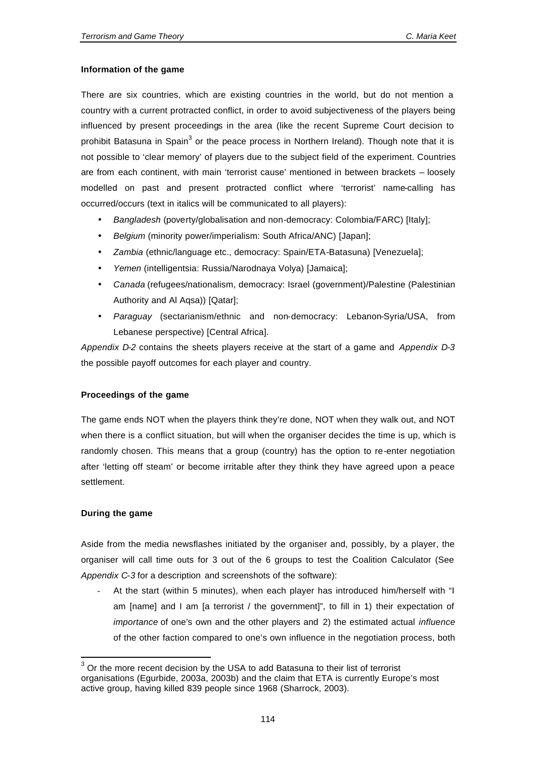**Information of the game**

There are six countries, which are existing countries in the world, but do not mention a country with a current protracted conflict, in order to avoid subjectiveness of the players being influenced by present proceedings in the area (like the recent Supreme Court decision to prohibit Batasuna in Spain[3] or the peace process in Northern Ireland). Though note that it is not possible to 'clear memory' of players due to the subject field of the experiment. Countries are from each continent, with main 'terrorist cause' mentioned in between brackets – loosely modelled on past and present protracted conflict where 'terrorist' name-calling has occurred/occurs (text in italics will be communicated to all players):

- *Bangladesh* (poverty/globalisation and non-democracy: Colombia/FARC) [Italy];
- *Belgium* (minority power/imperialism: South Africa/ANC) [Japan];
- *Zambia* (ethnic/language etc., democracy: Spain/ETA-Batasuna) [Venezuela];
- *Yemen* (intelligentsia: Russia/Narodnaya Volya) [Jamaica];
- *Canada* (refugees/nationalism, democracy: Israel (government)/Palestine (Palestinian Authority and Al Aqsa)) [Qatar];
- *Paraguay* (sectarianism/ethnic and non-democracy: Lebanon-Syria/USA, from Lebanese perspective) [Central Africa].

*Appendix D-2* contains the sheets players receive at the start of a game and *Appendix D-3* the possible payoff outcomes for each player and country.

**Proceedings of the game**

The game ends NOT when the players think they're done, NOT when they walk out, and NOT when there is a conflict situation, but will when the organiser decides the time is up, which is randomly chosen. This means that a group (country) has the option to re-enter negotiation after 'letting off steam' or become irritable after they think they have agreed upon a peace settlement.

**During the game**

Aside from the media newsflashes initiated by the organiser and, possibly, by a player, the organiser will call time outs for 3 out of the 6 groups to test the Coalition Calculator (See *Appendix C-3* for a description and screenshots of the software):

- At the start (within 5 minutes), when each player has introduced him/herself with "I am [name] and I am [a terrorist / the government]", to fill in 1) their expectation of *importance* of one's own and the other players and 2) the estimated actual *influence* of the other faction compared to one's own influence in the negotiation process, both

---

[3] Or the more recent decision by the USA to add Batasuna to their list of terrorist organisations (Egurbide, 2003a, 2003b) and the claim that ETA is currently Europe's most active group, having killed 839 people since 1968 (Sharrock, 2003).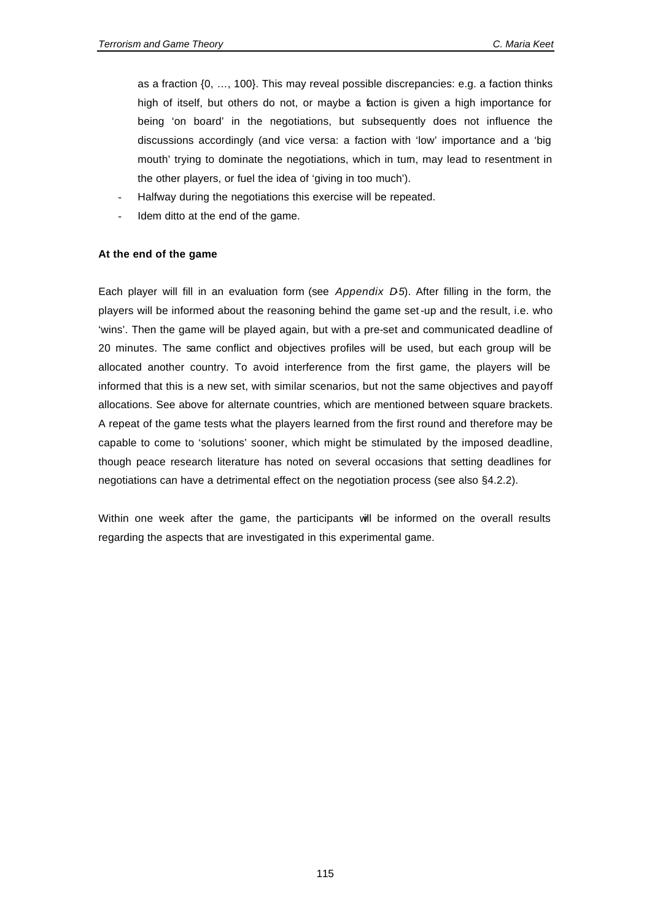as a fraction {0, …, 100}. This may reveal possible discrepancies: e.g. a faction thinks high of itself, but others do not, or maybe a faction is given a high importance for being 'on board' in the negotiations, but subsequently does not influence the discussions accordingly (and vice versa: a faction with 'low' importance and a 'big mouth' trying to dominate the negotiations, which in turn, may lead to resentment in the other players, or fuel the idea of 'giving in too much').

- Halfway during the negotiations this exercise will be repeated.
- Idem ditto at the end of the game.

**At the end of the game**

Each player will fill in an evaluation form (see *Appendix D-5*). After filling in the form, the players will be informed about the reasoning behind the game set-up and the result, i.e. who 'wins'. Then the game will be played again, but with a pre-set and communicated deadline of 20 minutes. The same conflict and objectives profiles will be used, but each group will be allocated another country. To avoid interference from the first game, the players will be informed that this is a new set, with similar scenarios, but not the same objectives and payoff allocations. See above for alternate countries, which are mentioned between square brackets. A repeat of the game tests what the players learned from the first round and therefore may be capable to come to 'solutions' sooner, which might be stimulated by the imposed deadline, though peace research literature has noted on several occasions that setting deadlines for negotiations can have a detrimental effect on the negotiation process (see also §4.2.2).

Within one week after the game, the participants will be informed on the overall results regarding the aspects that are investigated in this experimental game.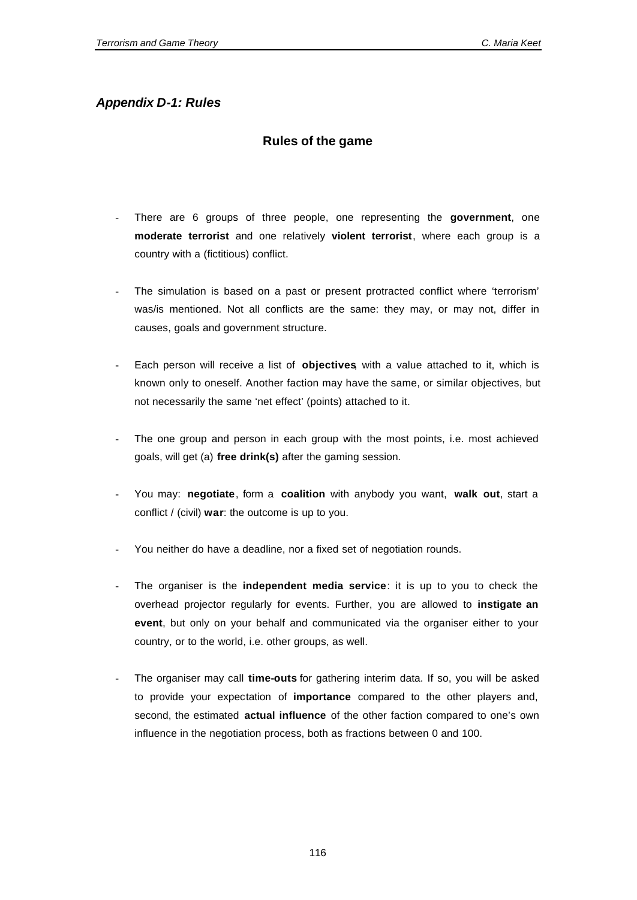## *Appendix D-1: Rules*

### Rules of the game

- There are 6 groups of three people, one representing the **government**, one **moderate terrorist** and one relatively **violent terrorist**, where each group is a country with a (fictitious) conflict.

- The simulation is based on a past or present protracted conflict where 'terrorism' was/is mentioned. Not all conflicts are the same: they may, or may not, differ in causes, goals and government structure.

- Each person will receive a list of **objectives**, with a value attached to it, which is known only to oneself. Another faction may have the same, or similar objectives, but not necessarily the same 'net effect' (points) attached to it.

- The one group and person in each group with the most points, i.e. most achieved goals, will get (a) **free drink(s)** after the gaming session.

- You may: **negotiate**, form a **coalition** with anybody you want, **walk out**, start a conflict / (civil) **war**: the outcome is up to you.

- You neither do have a deadline, nor a fixed set of negotiation rounds.

- The organiser is the **independent media service**: it is up to you to check the overhead projector regularly for events. Further, you are allowed to **instigate an event**, but only on your behalf and communicated via the organiser either to your country, or to the world, i.e. other groups, as well.

- The organiser may call **time-outs** for gathering interim data. If so, you will be asked to provide your expectation of **importance** compared to the other players and, second, the estimated **actual influence** of the other faction compared to one's own influence in the negotiation process, both as fractions between 0 and 100.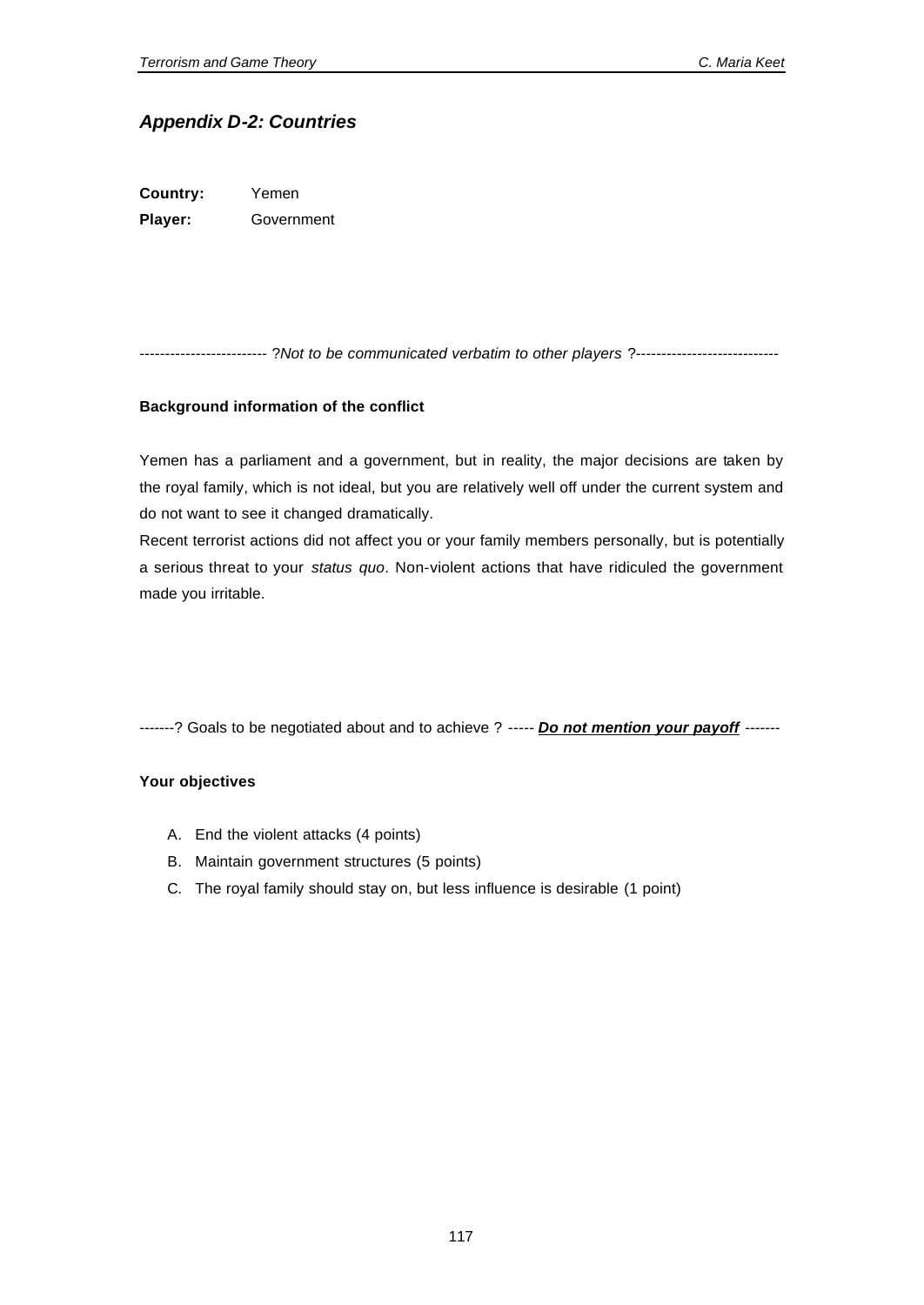## *Appendix D-2: Countries*

**Country:** Yemen

**Player:** Government

------------------------- ?*Not to be communicated verbatim to other players* ?----------------------------

**Background information of the conflict**

Yemen has a parliament and a government, but in reality, the major decisions are taken by the royal family, which is not ideal, but you are relatively well off under the current system and do not want to see it changed dramatically.

Recent terrorist actions did not affect you or your family members personally, but is potentially a serious threat to your *status quo*. Non-violent actions that have ridiculed the government made you irritable.

-------? Goals to be negotiated about and to achieve ? ----- ***Do not mention your payoff*** -------

**Your objectives**

A. End the violent attacks (4 points)
B. Maintain government structures (5 points)
C. The royal family should stay on, but less influence is desirable (1 point)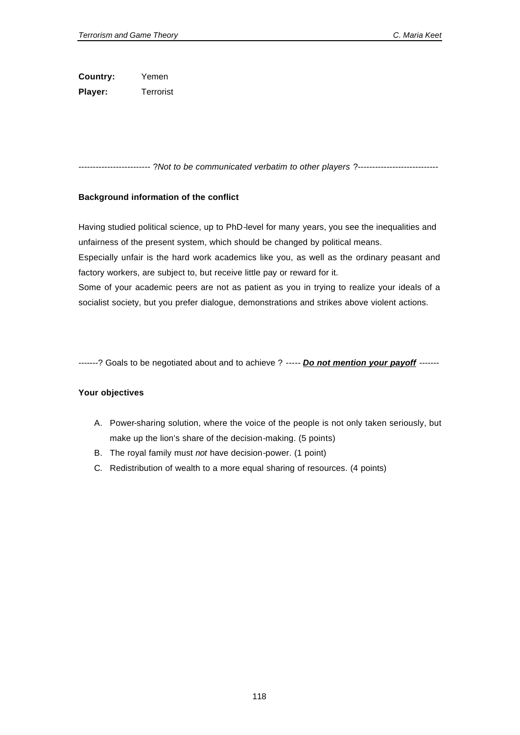**Country:** Yemen

**Player:** Terrorist

------------------------- ?*Not to be communicated verbatim to other players* ?----------------------------

**Background information of the conflict**

Having studied political science, up to PhD-level for many years, you see the inequalities and unfairness of the present system, which should be changed by political means.
Especially unfair is the hard work academics like you, as well as the ordinary peasant and factory workers, are subject to, but receive little pay or reward for it.
Some of your academic peers are not as patient as you in trying to realize your ideals of a socialist society, but you prefer dialogue, demonstrations and strikes above violent actions.

-------? Goals to be negotiated about and to achieve ? ----- ***Do not mention your payoff*** -------

**Your objectives**

A. Power-sharing solution, where the voice of the people is not only taken seriously, but make up the lion's share of the decision-making. (5 points)
B. The royal family must *not* have decision-power. (1 point)
C. Redistribution of wealth to a more equal sharing of resources. (4 points)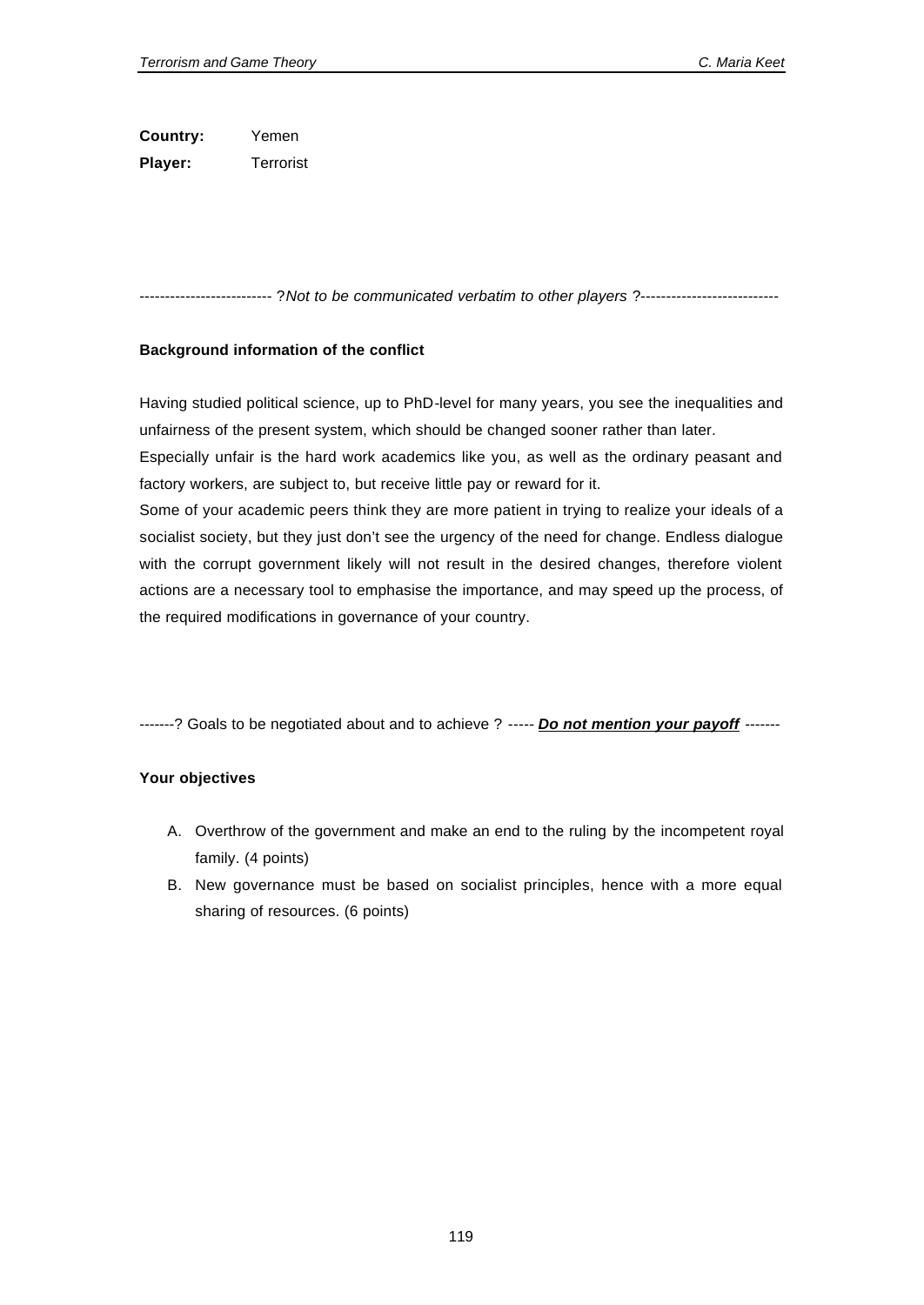**Country:** Yemen

**Player:** Terrorist

-------------------------- ?*Not to be communicated verbatim to other players* ?---------------------------

**Background information of the conflict**

Having studied political science, up to PhD-level for many years, you see the inequalities and unfairness of the present system, which should be changed sooner rather than later.

Especially unfair is the hard work academics like you, as well as the ordinary peasant and factory workers, are subject to, but receive little pay or reward for it.

Some of your academic peers think they are more patient in trying to realize your ideals of a socialist society, but they just don't see the urgency of the need for change. Endless dialogue with the corrupt government likely will not result in the desired changes, therefore violent actions are a necessary tool to emphasise the importance, and may speed up the process, of the required modifications in governance of your country.

-------? Goals to be negotiated about and to achieve ? ----- ***Do not mention your payoff*** -------

**Your objectives**

A. Overthrow of the government and make an end to the ruling by the incompetent royal family. (4 points)
B. New governance must be based on socialist principles, hence with a more equal sharing of resources. (6 points)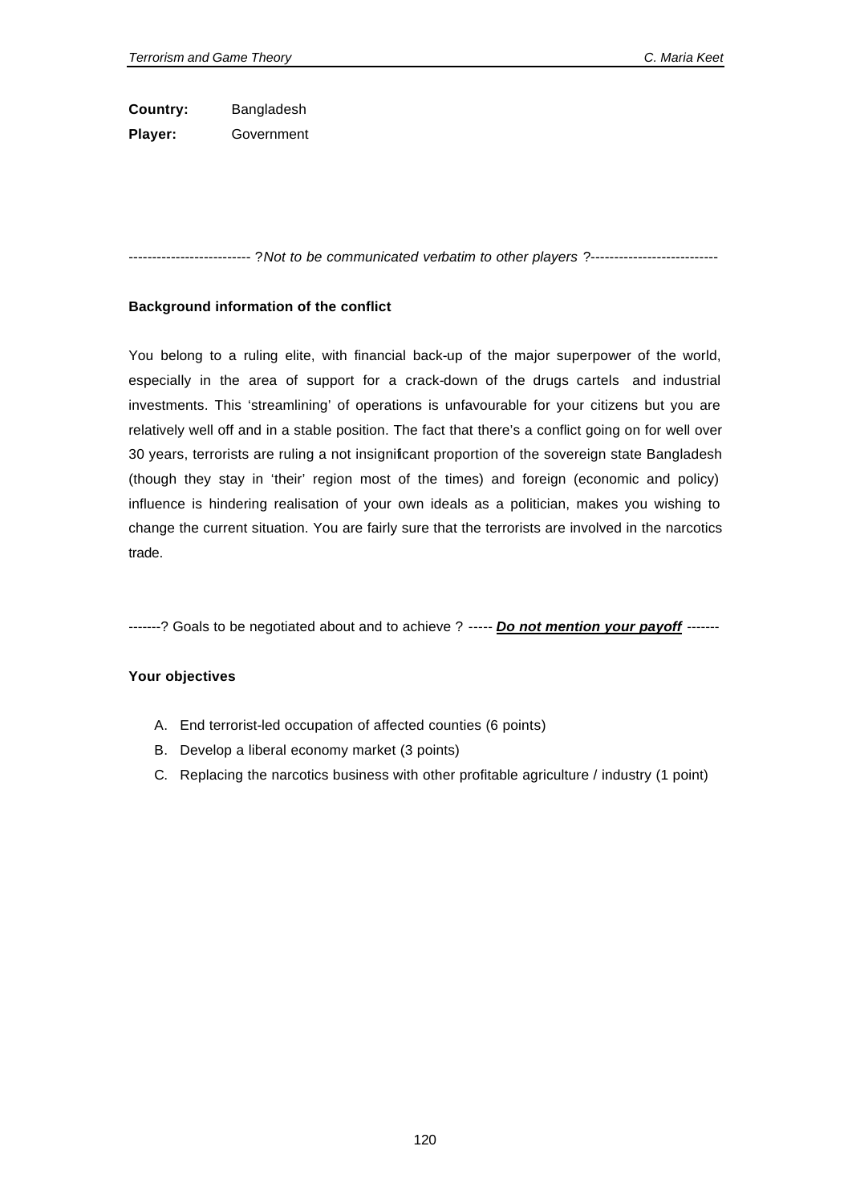**Country:** Bangladesh

**Player:** Government

-------------------------- ? *Not to be communicated verbatim to other players* ?---------------------------

**Background information of the conflict**

You belong to a ruling elite, with financial back-up of the major superpower of the world, especially in the area of support for a crack-down of the drugs cartels and industrial investments. This 'streamlining' of operations is unfavourable for your citizens but you are relatively well off and in a stable position. The fact that there's a conflict going on for well over 30 years, terrorists are ruling a not insignificant proportion of the sovereign state Bangladesh (though they stay in 'their' region most of the times) and foreign (economic and policy) influence is hindering realisation of your own ideals as a politician, makes you wishing to change the current situation. You are fairly sure that the terrorists are involved in the narcotics trade.

-------? Goals to be negotiated about and to achieve ? ----- ***Do not mention your payoff*** -------

**Your objectives**

A. End terrorist-led occupation of affected counties (6 points)
B. Develop a liberal economy market (3 points)
C. Replacing the narcotics business with other profitable agriculture / industry (1 point)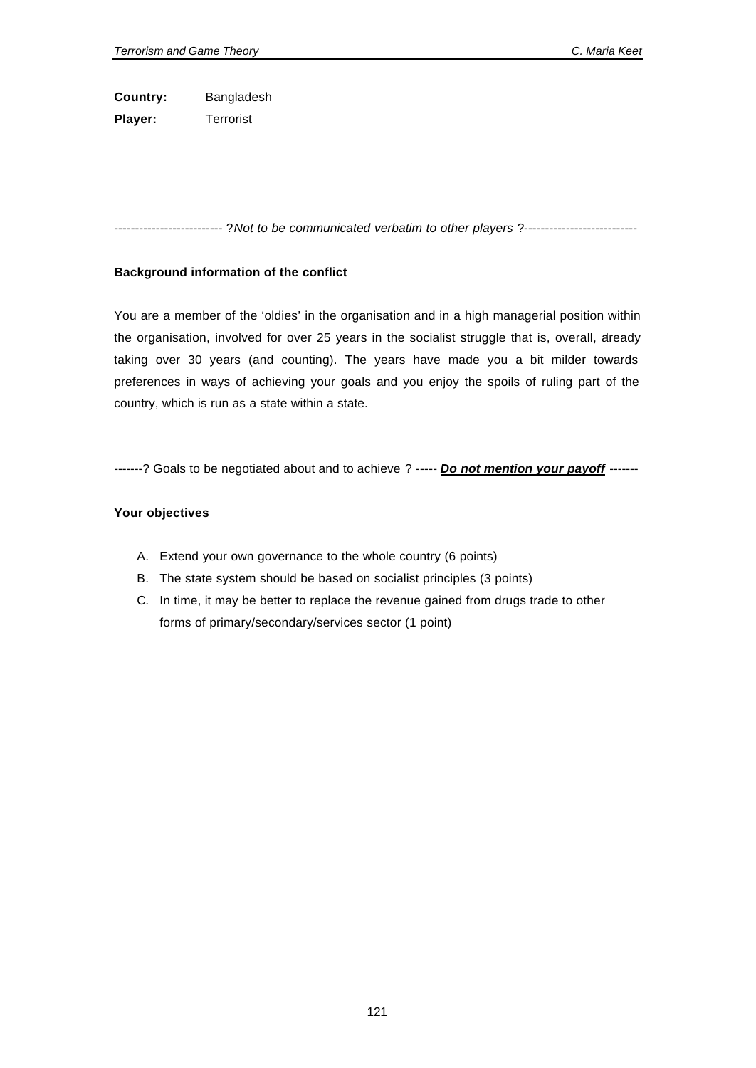**Country:** Bangladesh

**Player:** Terrorist

-------------------------- ?*Not to be communicated verbatim to other players* ?---------------------------

**Background information of the conflict**

You are a member of the 'oldies' in the organisation and in a high managerial position within the organisation, involved for over 25 years in the socialist struggle that is, overall, already taking over 30 years (and counting). The years have made you a bit milder towards preferences in ways of achieving your goals and you enjoy the spoils of ruling part of the country, which is run as a state within a state.

-------? Goals to be negotiated about and to achieve ? ----- ***Do not mention your payoff*** -------

**Your objectives**

A. Extend your own governance to the whole country (6 points)
B. The state system should be based on socialist principles (3 points)
C. In time, it may be better to replace the revenue gained from drugs trade to other forms of primary/secondary/services sector (1 point)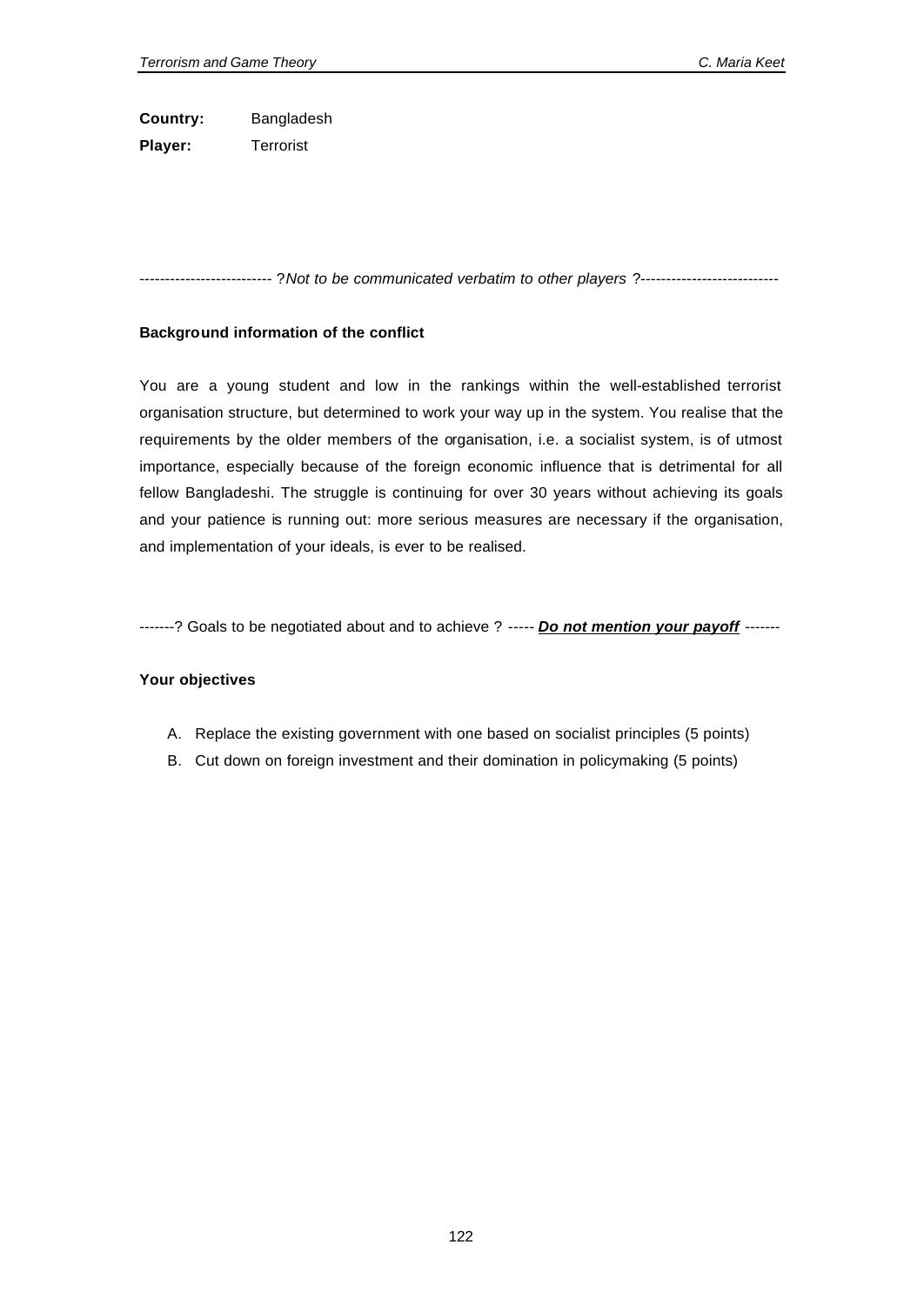**Country:** Bangladesh

**Player:** Terrorist

-------------------------- ?*Not to be communicated verbatim to other players* ?---------------------------

**Background information of the conflict**

You are a young student and low in the rankings within the well-established terrorist organisation structure, but determined to work your way up in the system. You realise that the requirements by the older members of the organisation, i.e. a socialist system, is of utmost importance, especially because of the foreign economic influence that is detrimental for all fellow Bangladeshi. The struggle is continuing for over 30 years without achieving its goals and your patience is running out: more serious measures are necessary if the organisation, and implementation of your ideals, is ever to be realised.

-------? Goals to be negotiated about and to achieve ? ----- ***Do not mention your payoff*** -------

**Your objectives**

A. Replace the existing government with one based on socialist principles (5 points)
B. Cut down on foreign investment and their domination in policymaking (5 points)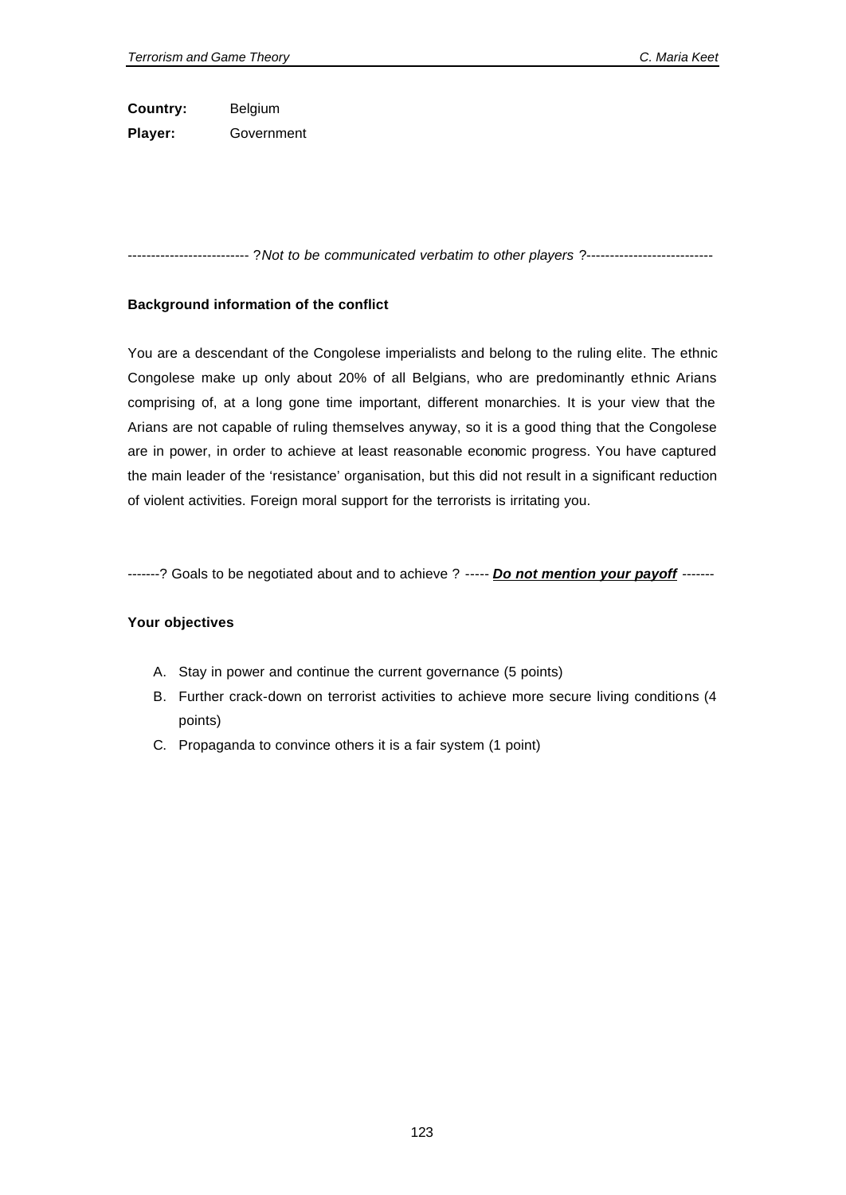**Country:** Belgium

**Player:** Government

-------------------------- ?*Not to be communicated verbatim to other players* ?---------------------------

**Background information of the conflict**

You are a descendant of the Congolese imperialists and belong to the ruling elite. The ethnic Congolese make up only about 20% of all Belgians, who are predominantly ethnic Arians comprising of, at a long gone time important, different monarchies. It is your view that the Arians are not capable of ruling themselves anyway, so it is a good thing that the Congolese are in power, in order to achieve at least reasonable economic progress. You have captured the main leader of the 'resistance' organisation, but this did not result in a significant reduction of violent activities. Foreign moral support for the terrorists is irritating you.

-------? Goals to be negotiated about and to achieve ? ----- ***Do not mention your payoff*** -------

**Your objectives**

A. Stay in power and continue the current governance (5 points)
B. Further crack-down on terrorist activities to achieve more secure living conditions (4 points)
C. Propaganda to convince others it is a fair system (1 point)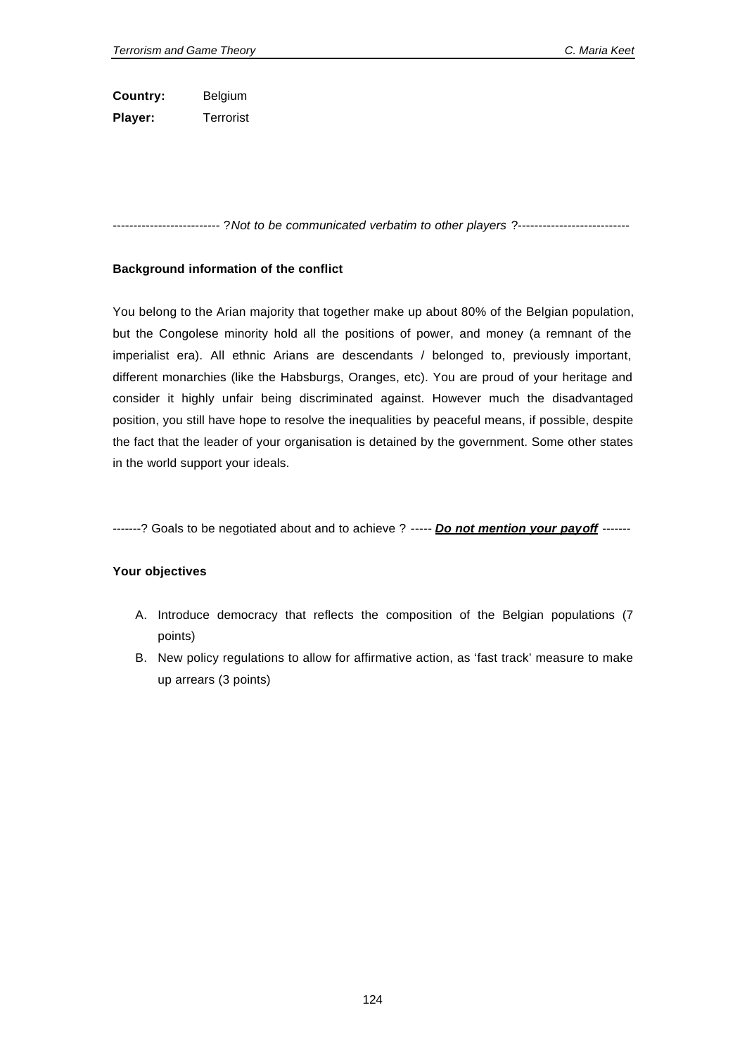**Country:** Belgium

**Player:** Terrorist

-------------------------- ?*Not to be communicated verbatim to other players* ?---------------------------

**Background information of the conflict**

You belong to the Arian majority that together make up about 80% of the Belgian population, but the Congolese minority hold all the positions of power, and money (a remnant of the imperialist era). All ethnic Arians are descendants / belonged to, previously important, different monarchies (like the Habsburgs, Oranges, etc). You are proud of your heritage and consider it highly unfair being discriminated against. However much the disadvantaged position, you still have hope to resolve the inequalities by peaceful means, if possible, despite the fact that the leader of your organisation is detained by the government. Some other states in the world support your ideals.

-------? Goals to be negotiated about and to achieve ? ----- ***Do not mention your payoff*** -------

**Your objectives**

A. Introduce democracy that reflects the composition of the Belgian populations (7 points)
B. New policy regulations to allow for affirmative action, as 'fast track' measure to make up arrears (3 points)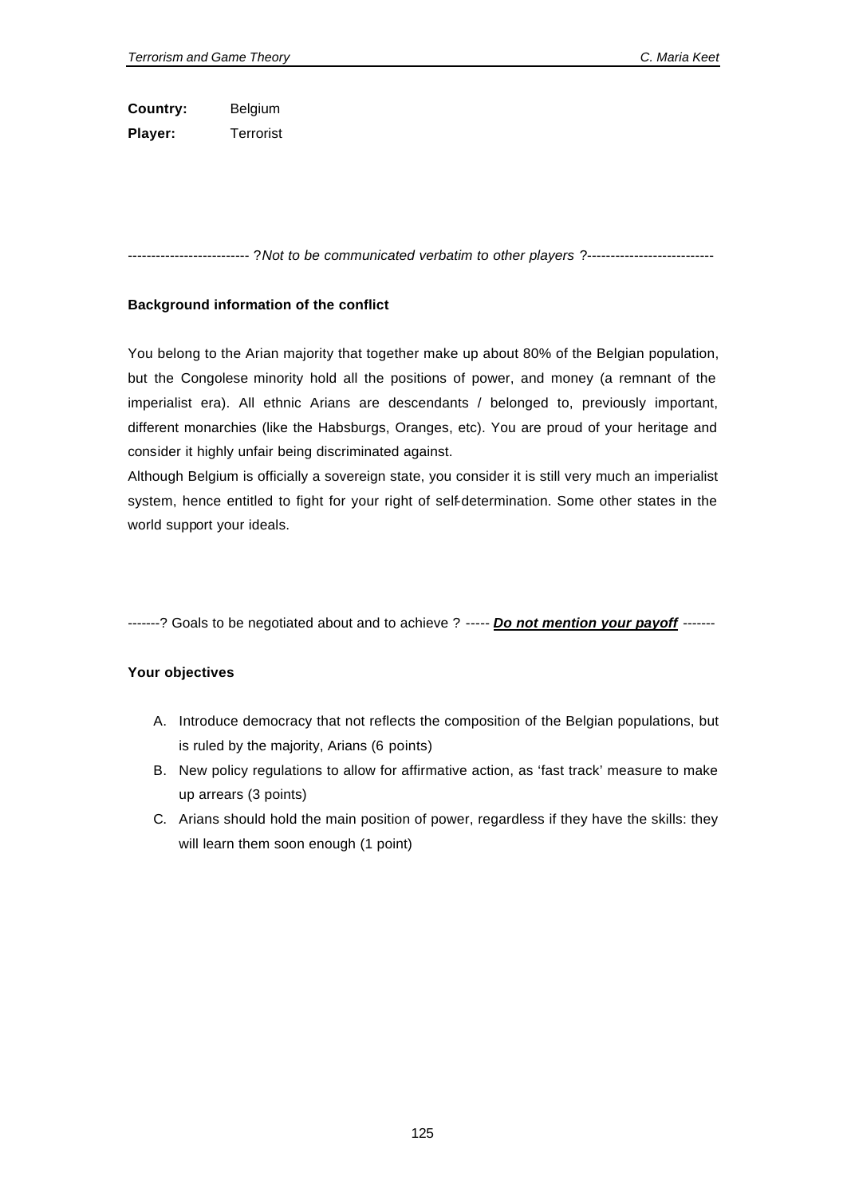**Country:** Belgium

**Player:** Terrorist

-------------------------- ?*Not to be communicated verbatim to other players* ?---------------------------

**Background information of the conflict**

You belong to the Arian majority that together make up about 80% of the Belgian population, but the Congolese minority hold all the positions of power, and money (a remnant of the imperialist era). All ethnic Arians are descendants / belonged to, previously important, different monarchies (like the Habsburgs, Oranges, etc). You are proud of your heritage and consider it highly unfair being discriminated against.

Although Belgium is officially a sovereign state, you consider it is still very much an imperialist system, hence entitled to fight for your right of self-determination. Some other states in the world support your ideals.

-------? Goals to be negotiated about and to achieve ? ----- ***Do not mention your payoff*** -------

**Your objectives**

A. Introduce democracy that not reflects the composition of the Belgian populations, but is ruled by the majority, Arians (6 points)
B. New policy regulations to allow for affirmative action, as 'fast track' measure to make up arrears (3 points)
C. Arians should hold the main position of power, regardless if they have the skills: they will learn them soon enough (1 point)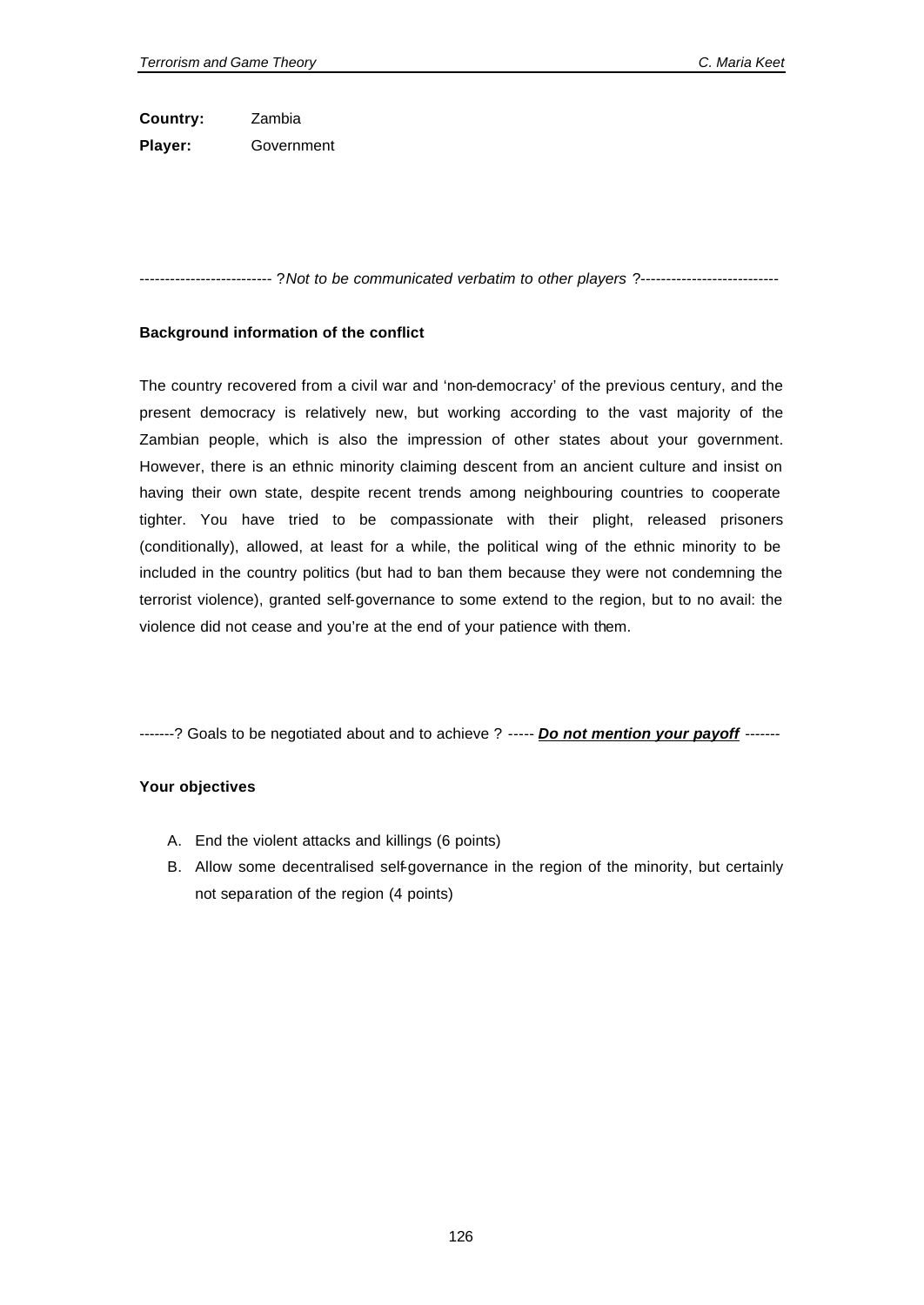**Country:** Zambia

**Player:** Government

-------------------------- ?*Not to be communicated verbatim to other players* ?---------------------------

**Background information of the conflict**

The country recovered from a civil war and 'non-democracy' of the previous century, and the present democracy is relatively new, but working according to the vast majority of the Zambian people, which is also the impression of other states about your government. However, there is an ethnic minority claiming descent from an ancient culture and insist on having their own state, despite recent trends among neighbouring countries to cooperate tighter. You have tried to be compassionate with their plight, released prisoners (conditionally), allowed, at least for a while, the political wing of the ethnic minority to be included in the country politics (but had to ban them because they were not condemning the terrorist violence), granted self-governance to some extend to the region, but to no avail: the violence did not cease and you're at the end of your patience with them.

-------? Goals to be negotiated about and to achieve ? ----- ***Do not mention your payoff*** -------

**Your objectives**

A. End the violent attacks and killings (6 points)
B. Allow some decentralised self-governance in the region of the minority, but certainly not separation of the region (4 points)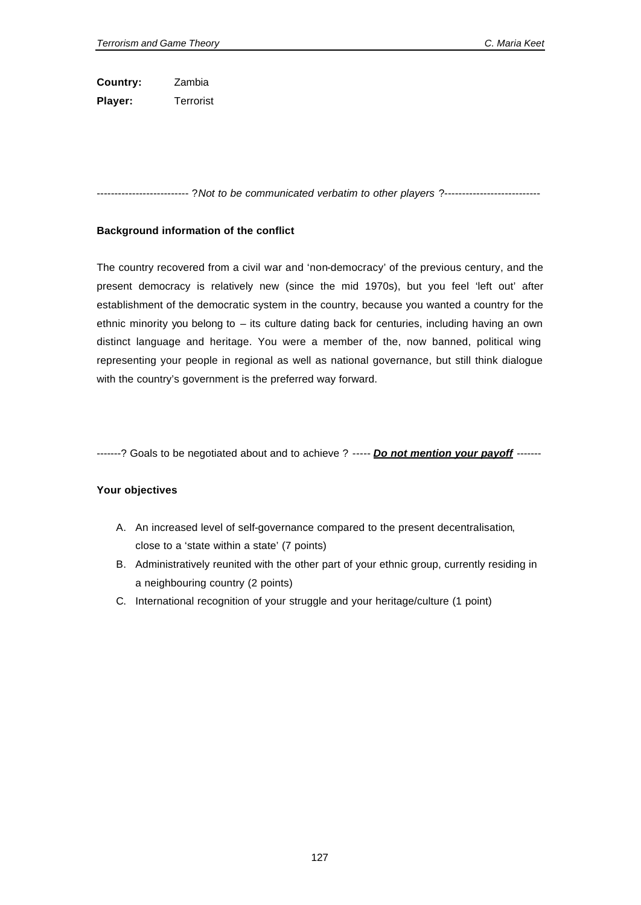**Country:** Zambia

**Player:** Terrorist

-------------------------- ?*Not to be communicated verbatim to other players* ?---------------------------

**Background information of the conflict**

The country recovered from a civil war and 'non-democracy' of the previous century, and the present democracy is relatively new (since the mid 1970s), but you feel 'left out' after establishment of the democratic system in the country, because you wanted a country for the ethnic minority you belong to – its culture dating back for centuries, including having an own distinct language and heritage. You were a member of the, now banned, political wing representing your people in regional as well as national governance, but still think dialogue with the country's government is the preferred way forward.

-------? Goals to be negotiated about and to achieve ? ----- ***Do not mention your payoff*** -------

**Your objectives**

A. An increased level of self-governance compared to the present decentralisation, close to a 'state within a state' (7 points)
B. Administratively reunited with the other part of your ethnic group, currently residing in a neighbouring country (2 points)
C. International recognition of your struggle and your heritage/culture (1 point)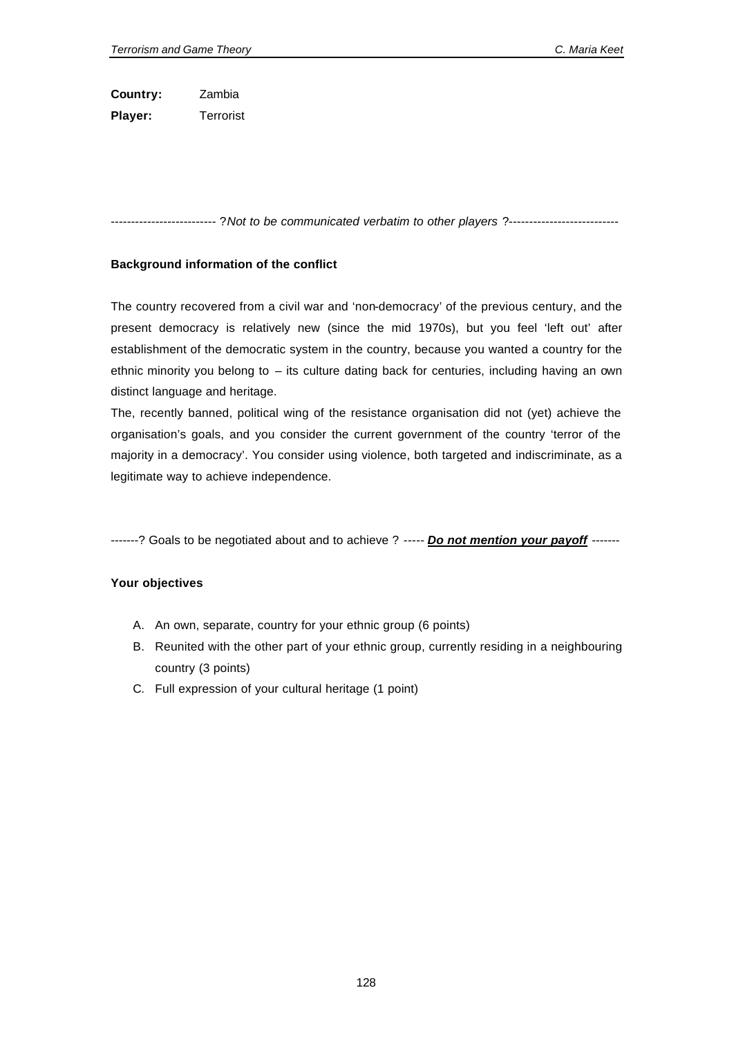**Country:** Zambia

**Player:** Terrorist

-------------------------- ?*Not to be communicated verbatim to other players* ?---------------------------

**Background information of the conflict**

The country recovered from a civil war and 'non-democracy' of the previous century, and the present democracy is relatively new (since the mid 1970s), but you feel 'left out' after establishment of the democratic system in the country, because you wanted a country for the ethnic minority you belong to – its culture dating back for centuries, including having an own distinct language and heritage.

The, recently banned, political wing of the resistance organisation did not (yet) achieve the organisation's goals, and you consider the current government of the country 'terror of the majority in a democracy'. You consider using violence, both targeted and indiscriminate, as a legitimate way to achieve independence.

-------? Goals to be negotiated about and to achieve ? ----- ***Do not mention your payoff*** -------

**Your objectives**

A. An own, separate, country for your ethnic group (6 points)
B. Reunited with the other part of your ethnic group, currently residing in a neighbouring country (3 points)
C. Full expression of your cultural heritage (1 point)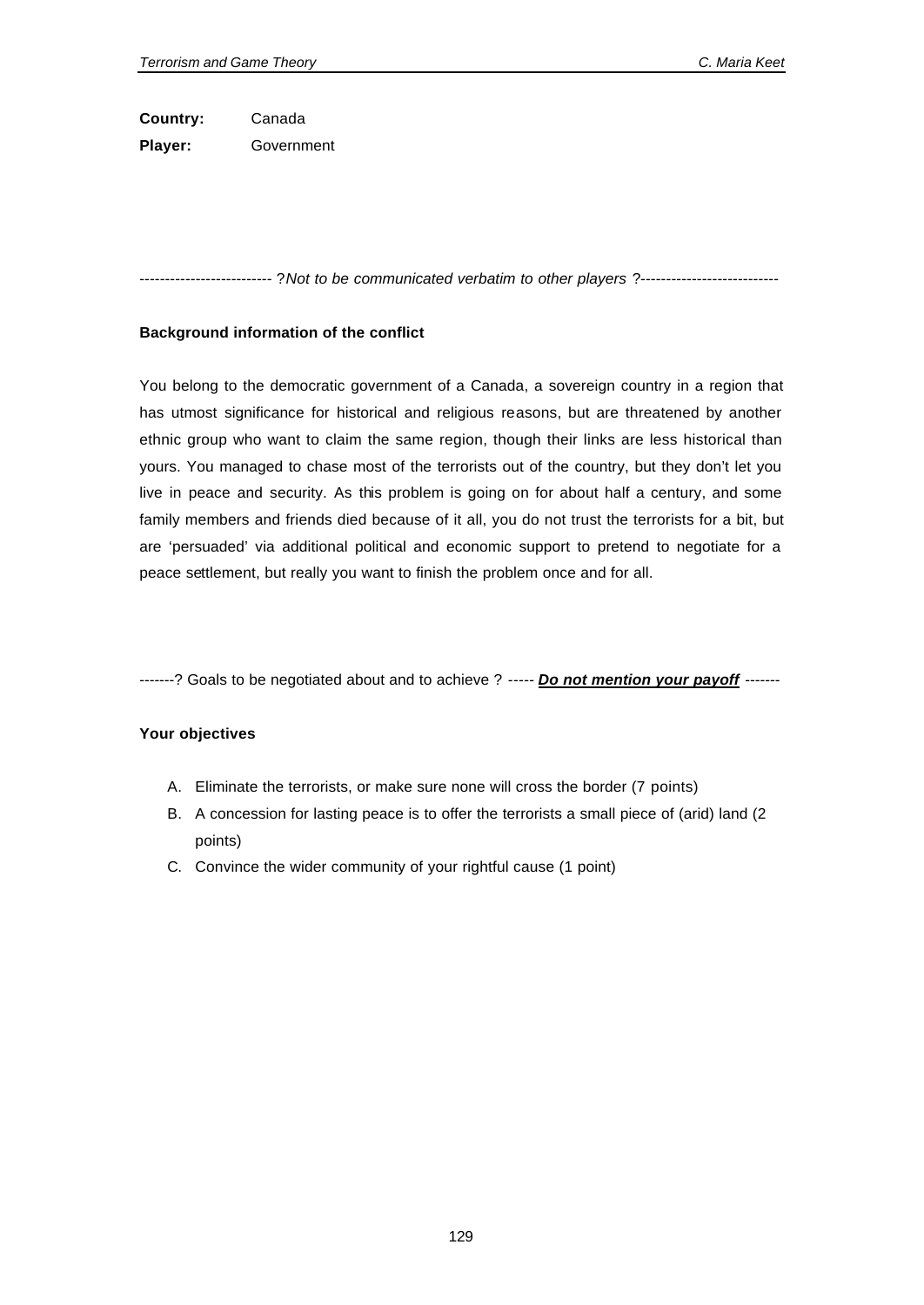**Country:** Canada
**Player:** Government

-------------------------- ?*Not to be communicated verbatim to other players* ?---------------------------

**Background information of the conflict**

You belong to the democratic government of a Canada, a sovereign country in a region that has utmost significance for historical and religious reasons, but are threatened by another ethnic group who want to claim the same region, though their links are less historical than yours. You managed to chase most of the terrorists out of the country, but they don't let you live in peace and security. As this problem is going on for about half a century, and some family members and friends died because of it all, you do not trust the terrorists for a bit, but are 'persuaded' via additional political and economic support to pretend to negotiate for a peace settlement, but really you want to finish the problem once and for all.

-------? Goals to be negotiated about and to achieve ? ----- ***Do not mention your payoff*** -------

**Your objectives**

A. Eliminate the terrorists, or make sure none will cross the border (7 points)
B. A concession for lasting peace is to offer the terrorists a small piece of (arid) land (2 points)
C. Convince the wider community of your rightful cause (1 point)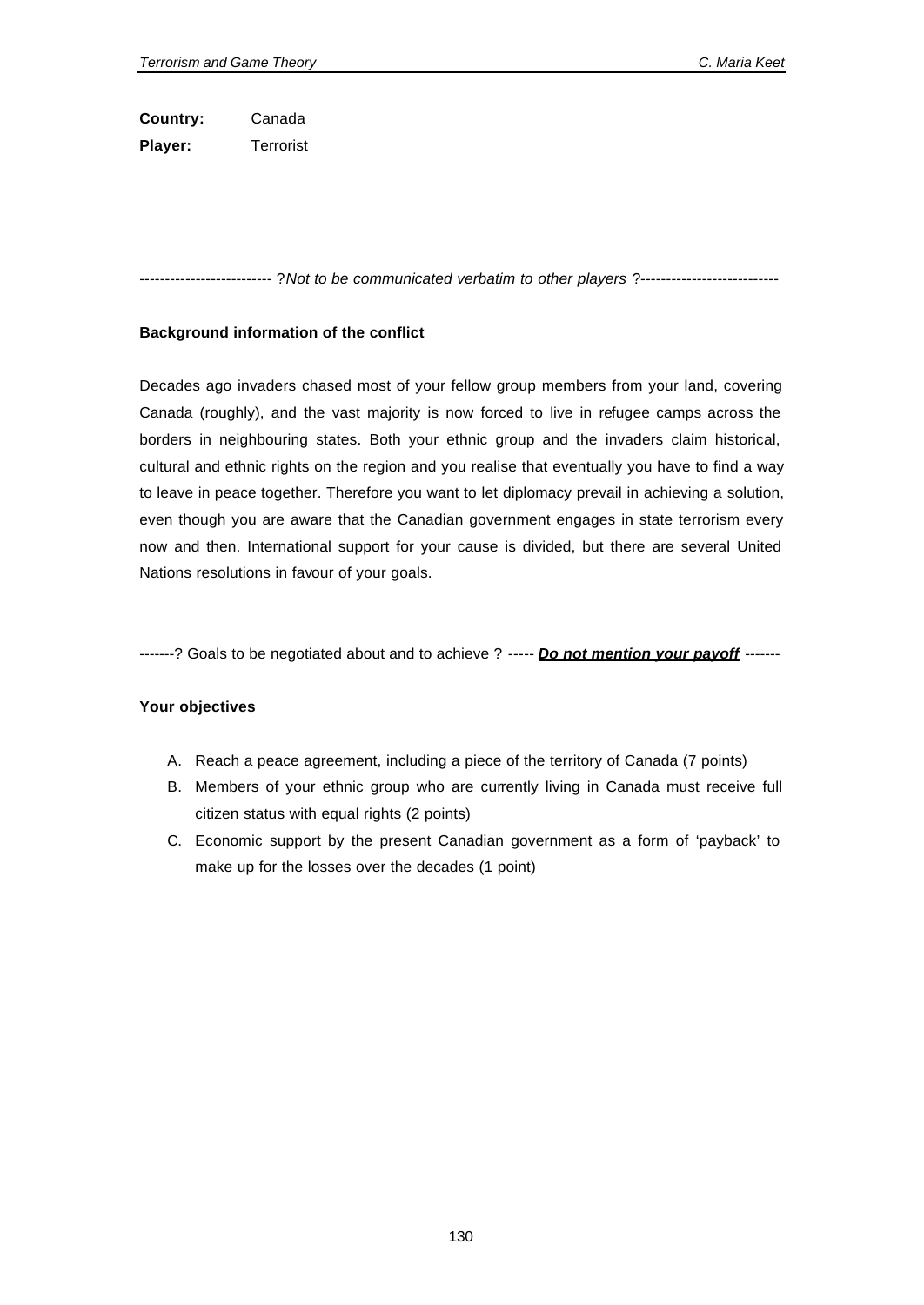**Country:** Canada

**Player:** Terrorist

-------------------------- ?*Not to be communicated verbatim to other players* ?---------------------------

**Background information of the conflict**

Decades ago invaders chased most of your fellow group members from your land, covering Canada (roughly), and the vast majority is now forced to live in refugee camps across the borders in neighbouring states. Both your ethnic group and the invaders claim historical, cultural and ethnic rights on the region and you realise that eventually you have to find a way to leave in peace together. Therefore you want to let diplomacy prevail in achieving a solution, even though you are aware that the Canadian government engages in state terrorism every now and then. International support for your cause is divided, but there are several United Nations resolutions in favour of your goals.

-------? Goals to be negotiated about and to achieve ? ----- ***Do not mention your payoff*** -------

**Your objectives**

A. Reach a peace agreement, including a piece of the territory of Canada (7 points)
B. Members of your ethnic group who are currently living in Canada must receive full citizen status with equal rights (2 points)
C. Economic support by the present Canadian government as a form of 'payback' to make up for the losses over the decades (1 point)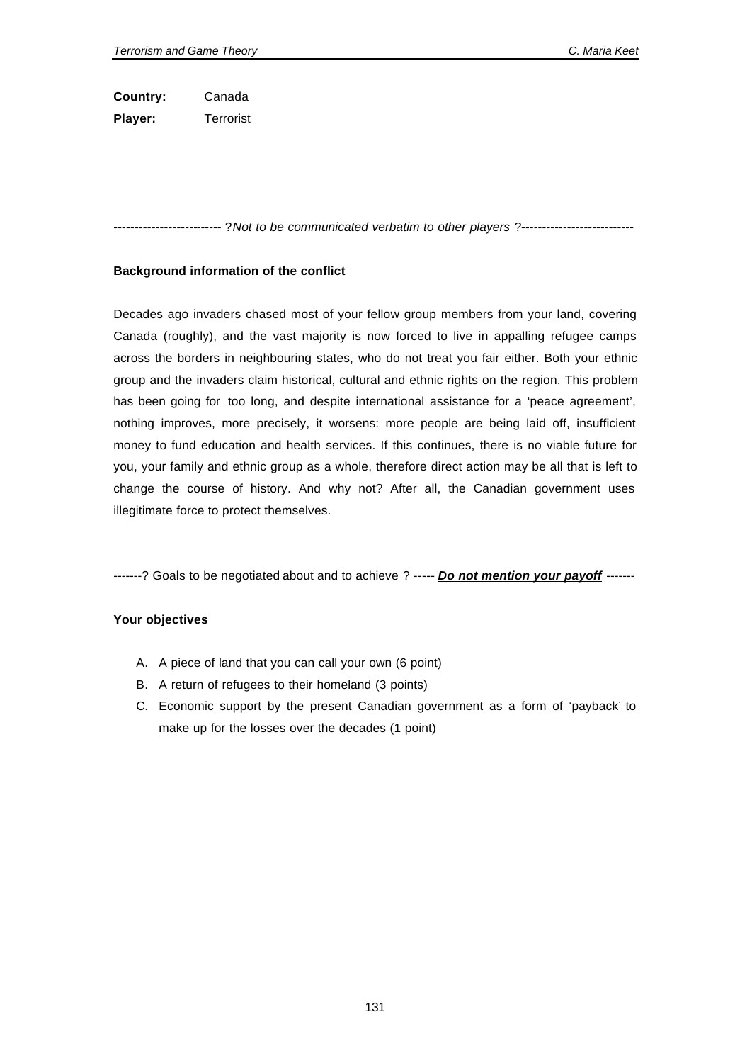**Country:** Canada
**Player:** Terrorist

-------------------------- ?*Not to be communicated verbatim to other players* ?---------------------------

**Background information of the conflict**

Decades ago invaders chased most of your fellow group members from your land, covering Canada (roughly), and the vast majority is now forced to live in appalling refugee camps across the borders in neighbouring states, who do not treat you fair either. Both your ethnic group and the invaders claim historical, cultural and ethnic rights on the region. This problem has been going for too long, and despite international assistance for a 'peace agreement', nothing improves, more precisely, it worsens: more people are being laid off, insufficient money to fund education and health services. If this continues, there is no viable future for you, your family and ethnic group as a whole, therefore direct action may be all that is left to change the course of history. And why not? After all, the Canadian government uses illegitimate force to protect themselves.

-------? Goals to be negotiated about and to achieve ? ----- ***Do not mention your payoff*** -------

**Your objectives**

A. A piece of land that you can call your own (6 point)
B. A return of refugees to their homeland (3 points)
C. Economic support by the present Canadian government as a form of 'payback' to make up for the losses over the decades (1 point)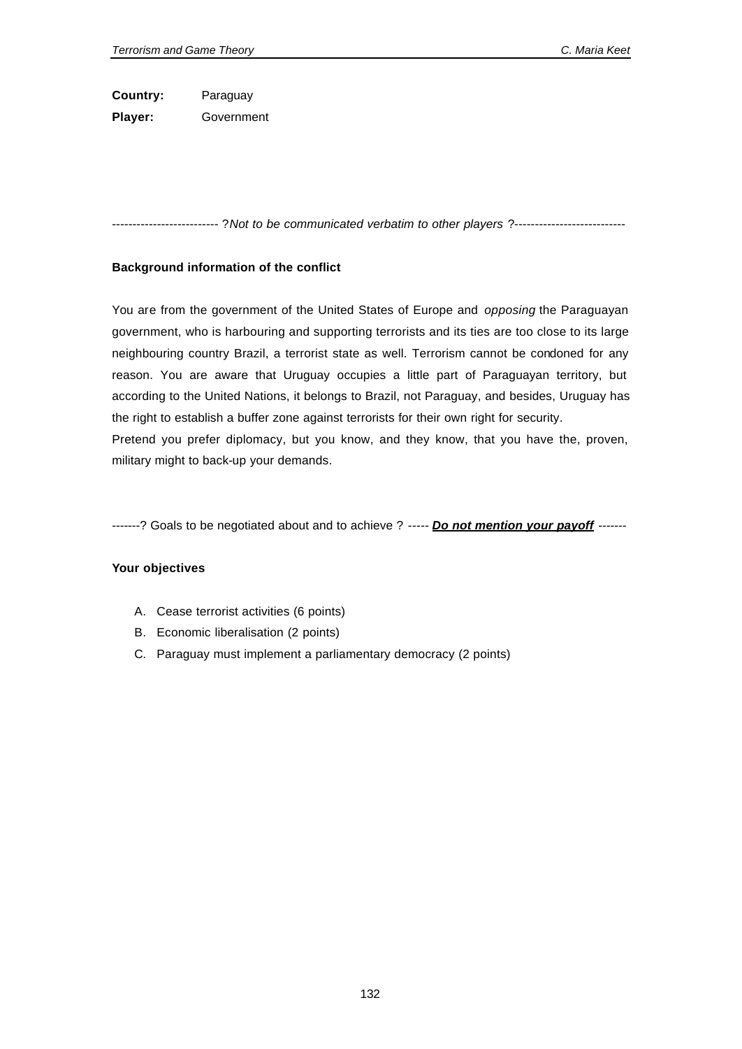**Country:** Paraguay

**Player:** Government

-------------------------- ?*Not to be communicated verbatim to other players* ?---------------------------

**Background information of the conflict**

You are from the government of the United States of Europe and *opposing* the Paraguayan government, who is harbouring and supporting terrorists and its ties are too close to its large neighbouring country Brazil, a terrorist state as well. Terrorism cannot be condoned for any reason. You are aware that Uruguay occupies a little part of Paraguayan territory, but according to the United Nations, it belongs to Brazil, not Paraguay, and besides, Uruguay has the right to establish a buffer zone against terrorists for their own right for security.

Pretend you prefer diplomacy, but you know, and they know, that you have the, proven, military might to back-up your demands.

-------? Goals to be negotiated about and to achieve ? ----- ***Do not mention your payoff*** -------

**Your objectives**

A. Cease terrorist activities (6 points)
B. Economic liberalisation (2 points)
C. Paraguay must implement a parliamentary democracy (2 points)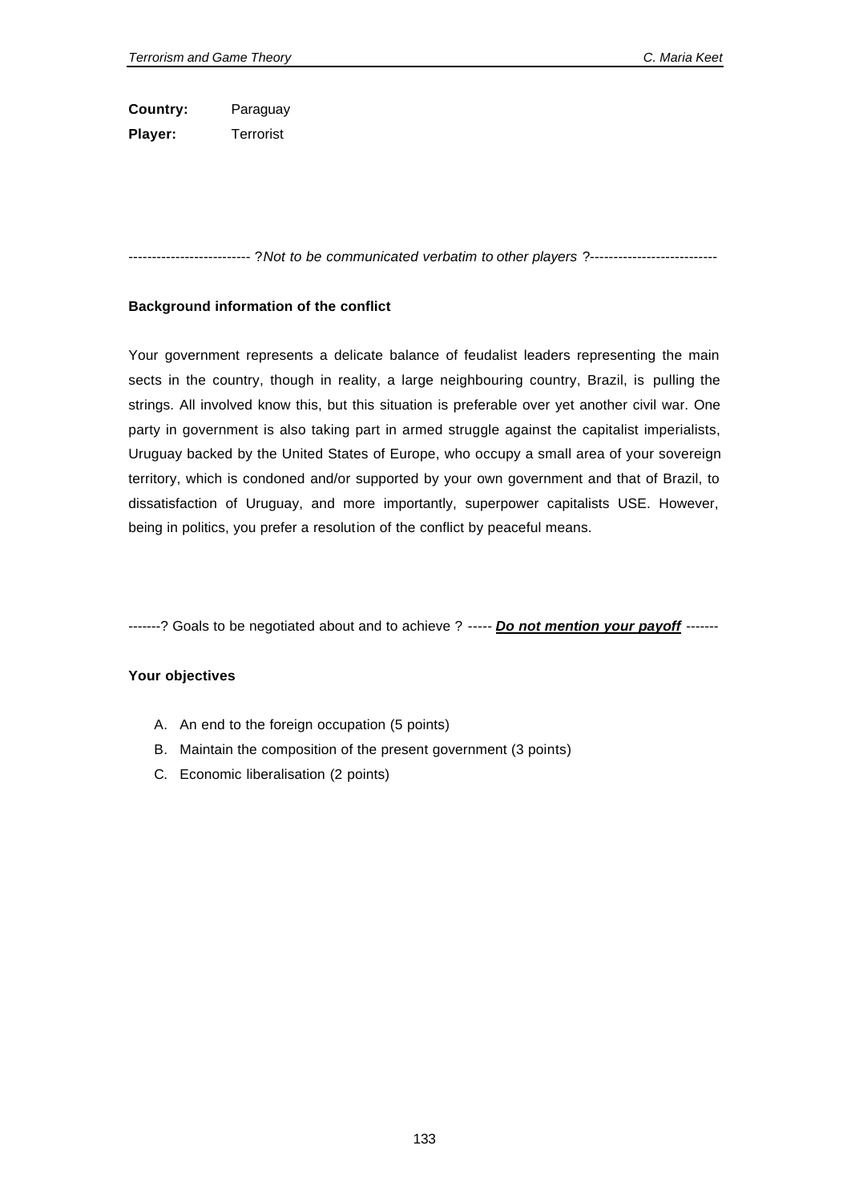**Country:** Paraguay

**Player:** Terrorist

-------------------------- ?*Not to be communicated verbatim to other players* ?---------------------------

**Background information of the conflict**

Your government represents a delicate balance of feudalist leaders representing the main sects in the country, though in reality, a large neighbouring country, Brazil, is pulling the strings. All involved know this, but this situation is preferable over yet another civil war. One party in government is also taking part in armed struggle against the capitalist imperialists, Uruguay backed by the United States of Europe, who occupy a small area of your sovereign territory, which is condoned and/or supported by your own government and that of Brazil, to dissatisfaction of Uruguay, and more importantly, superpower capitalists USE. However, being in politics, you prefer a resolution of the conflict by peaceful means.

-------? Goals to be negotiated about and to achieve ? ----- ***Do not mention your payoff*** -------

**Your objectives**

A. An end to the foreign occupation (5 points)
B. Maintain the composition of the present government (3 points)
C. Economic liberalisation (2 points)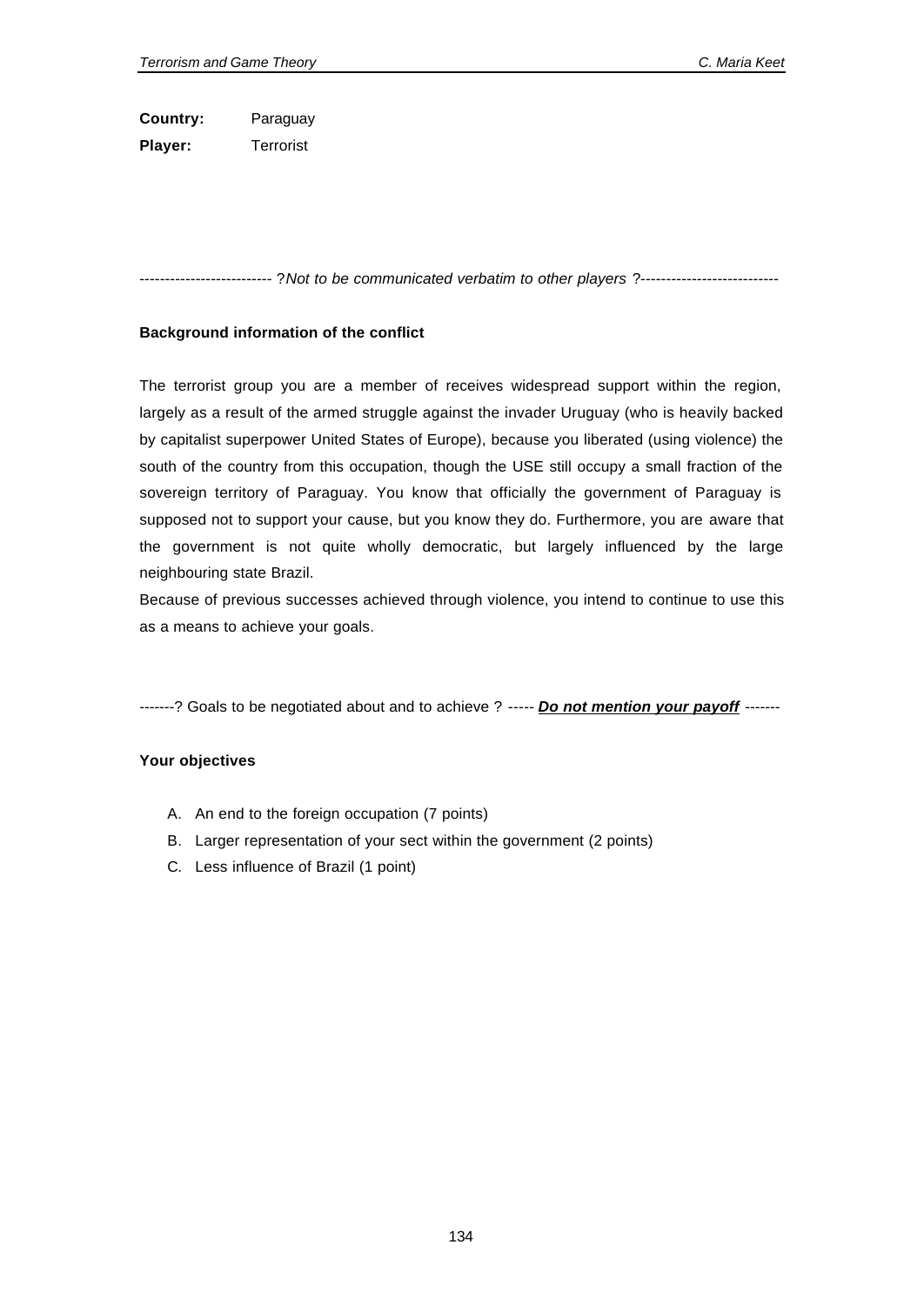**Country:** Paraguay
**Player:** Terrorist

-------------------------- ?*Not to be communicated verbatim to other players* ?---------------------------

**Background information of the conflict**

The terrorist group you are a member of receives widespread support within the region, largely as a result of the armed struggle against the invader Uruguay (who is heavily backed by capitalist superpower United States of Europe), because you liberated (using violence) the south of the country from this occupation, though the USE still occupy a small fraction of the sovereign territory of Paraguay. You know that officially the government of Paraguay is supposed not to support your cause, but you know they do. Furthermore, you are aware that the government is not quite wholly democratic, but largely influenced by the large neighbouring state Brazil.

Because of previous successes achieved through violence, you intend to continue to use this as a means to achieve your goals.

-------? Goals to be negotiated about and to achieve ? ----- ***<u>Do not mention your payoff</u>*** -------

**Your objectives**

A. An end to the foreign occupation (7 points)
B. Larger representation of your sect within the government (2 points)
C. Less influence of Brazil (1 point)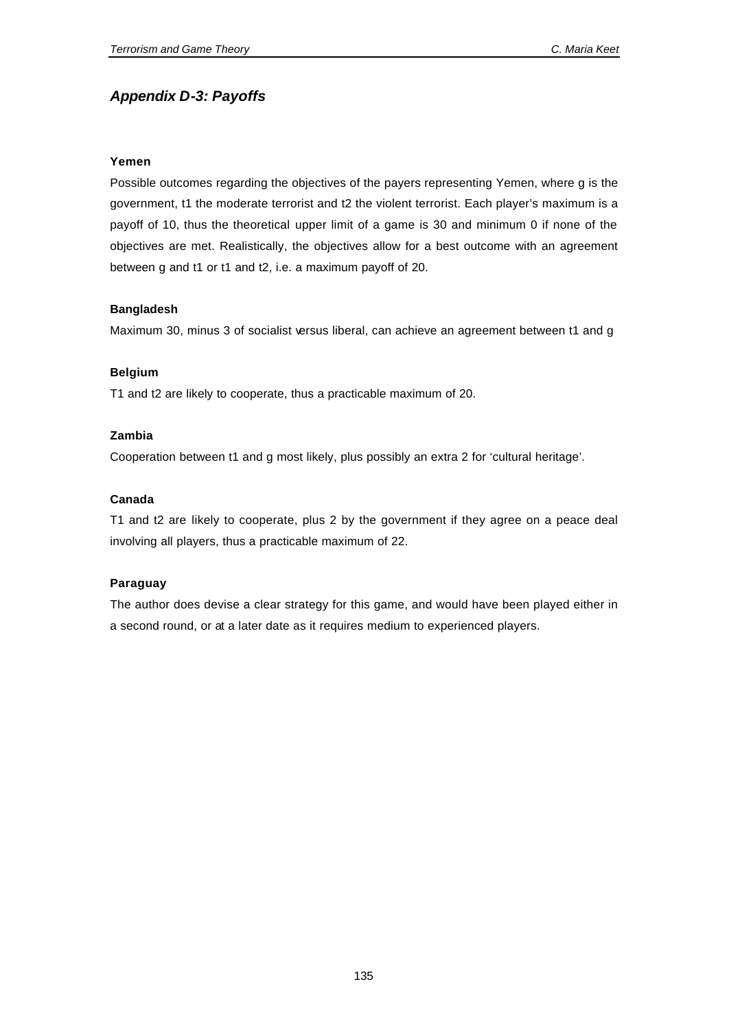## *Appendix D-3: Payoffs*

**Yemen**

Possible outcomes regarding the objectives of the payers representing Yemen, where g is the government, t1 the moderate terrorist and t2 the violent terrorist. Each player's maximum is a payoff of 10, thus the theoretical upper limit of a game is 30 and minimum 0 if none of the objectives are met. Realistically, the objectives allow for a best outcome with an agreement between g and t1 or t1 and t2, i.e. a maximum payoff of 20.

**Bangladesh**

Maximum 30, minus 3 of socialist versus liberal, can achieve an agreement between t1 and g

**Belgium**

T1 and t2 are likely to cooperate, thus a practicable maximum of 20.

**Zambia**

Cooperation between t1 and g most likely, plus possibly an extra 2 for 'cultural heritage'.

**Canada**

T1 and t2 are likely to cooperate, plus 2 by the government if they agree on a peace deal involving all players, thus a practicable maximum of 22.

**Paraguay**

The author does devise a clear strategy for this game, and would have been played either in a second round, or at a later date as it requires medium to experienced players.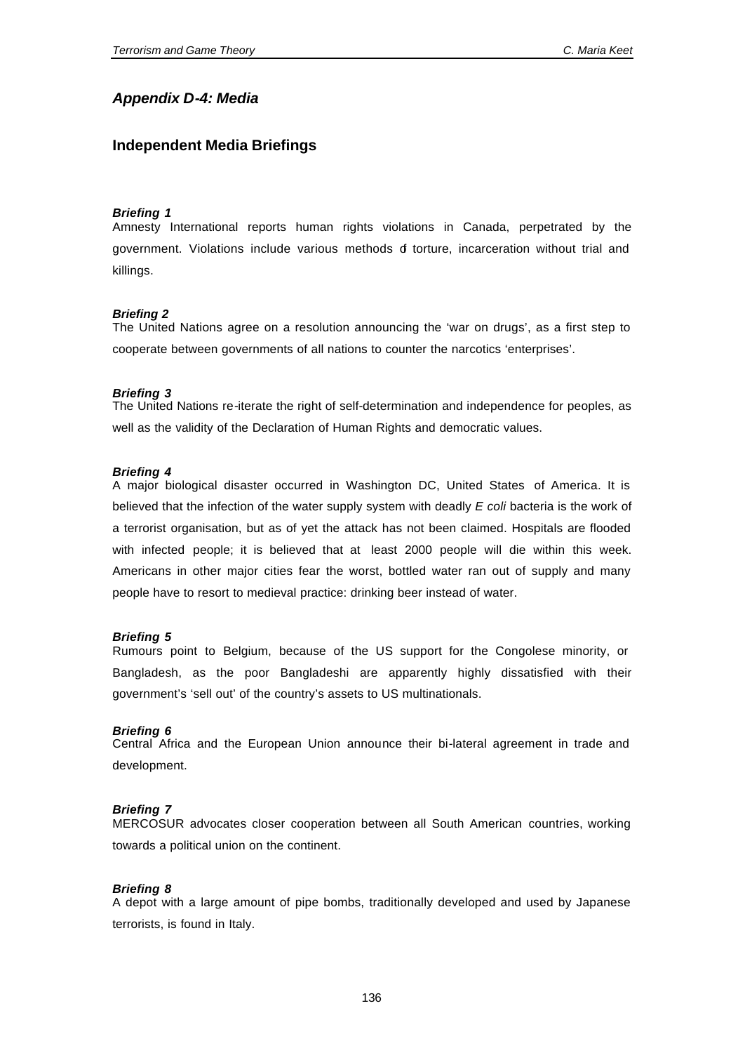## *Appendix D-4: Media*

### Independent Media Briefings

***Briefing 1***

Amnesty International reports human rights violations in Canada, perpetrated by the government. Violations include various methods of torture, incarceration without trial and killings.

***Briefing 2***

The United Nations agree on a resolution announcing the 'war on drugs', as a first step to cooperate between governments of all nations to counter the narcotics 'enterprises'.

***Briefing 3***

The United Nations re-iterate the right of self-determination and independence for peoples, as well as the validity of the Declaration of Human Rights and democratic values.

***Briefing 4***

A major biological disaster occurred in Washington DC, United States of America. It is believed that the infection of the water supply system with deadly *E coli* bacteria is the work of a terrorist organisation, but as of yet the attack has not been claimed. Hospitals are flooded with infected people; it is believed that at least 2000 people will die within this week. Americans in other major cities fear the worst, bottled water ran out of supply and many people have to resort to medieval practice: drinking beer instead of water.

***Briefing 5***

Rumours point to Belgium, because of the US support for the Congolese minority, or Bangladesh, as the poor Bangladeshi are apparently highly dissatisfied with their government's 'sell out' of the country's assets to US multinationals.

***Briefing 6***

Central Africa and the European Union announce their bi-lateral agreement in trade and development.

***Briefing 7***

MERCOSUR advocates closer cooperation between all South American countries, working towards a political union on the continent.

***Briefing 8***

A depot with a large amount of pipe bombs, traditionally developed and used by Japanese terrorists, is found in Italy.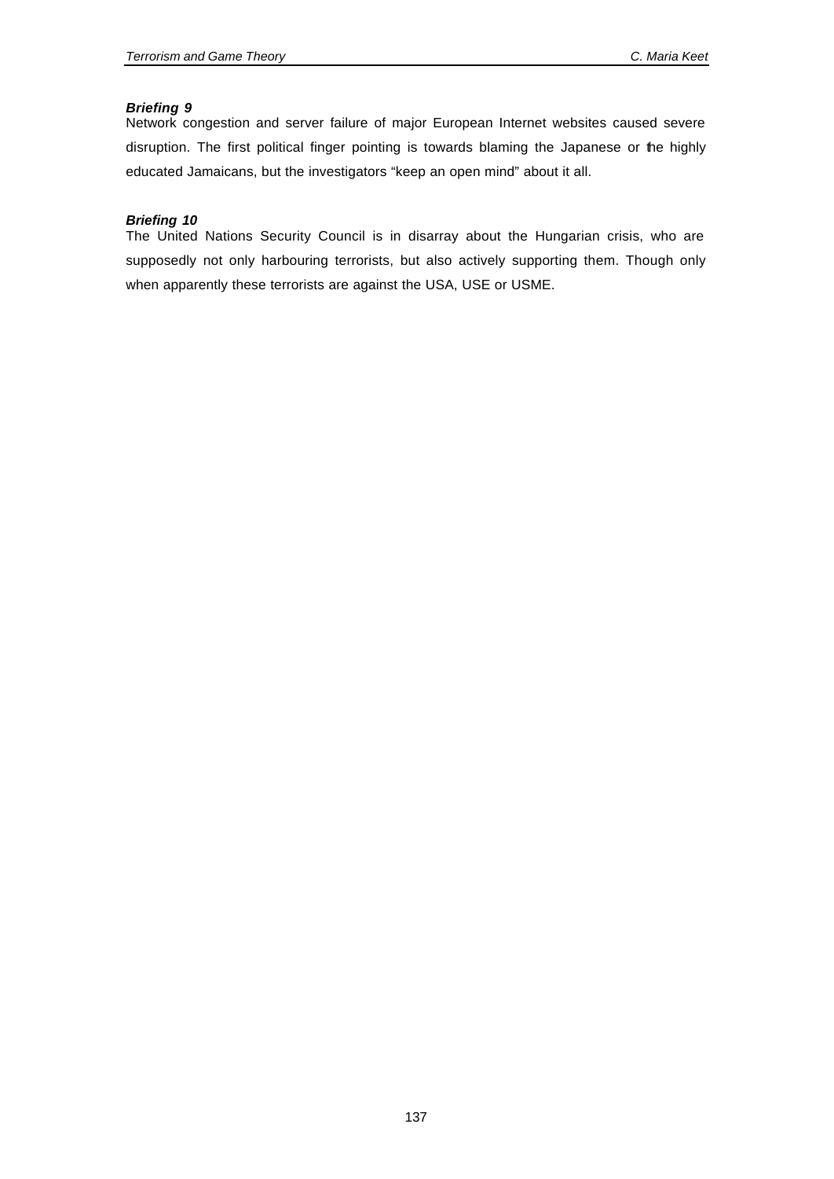***Briefing 9***

Network congestion and server failure of major European Internet websites caused severe disruption. The first political finger pointing is towards blaming the Japanese or the highly educated Jamaicans, but the investigators "keep an open mind" about it all.

***Briefing 10***

The United Nations Security Council is in disarray about the Hungarian crisis, who are supposedly not only harbouring terrorists, but also actively supporting them. Though only when apparently these terrorists are against the USA, USE or USME.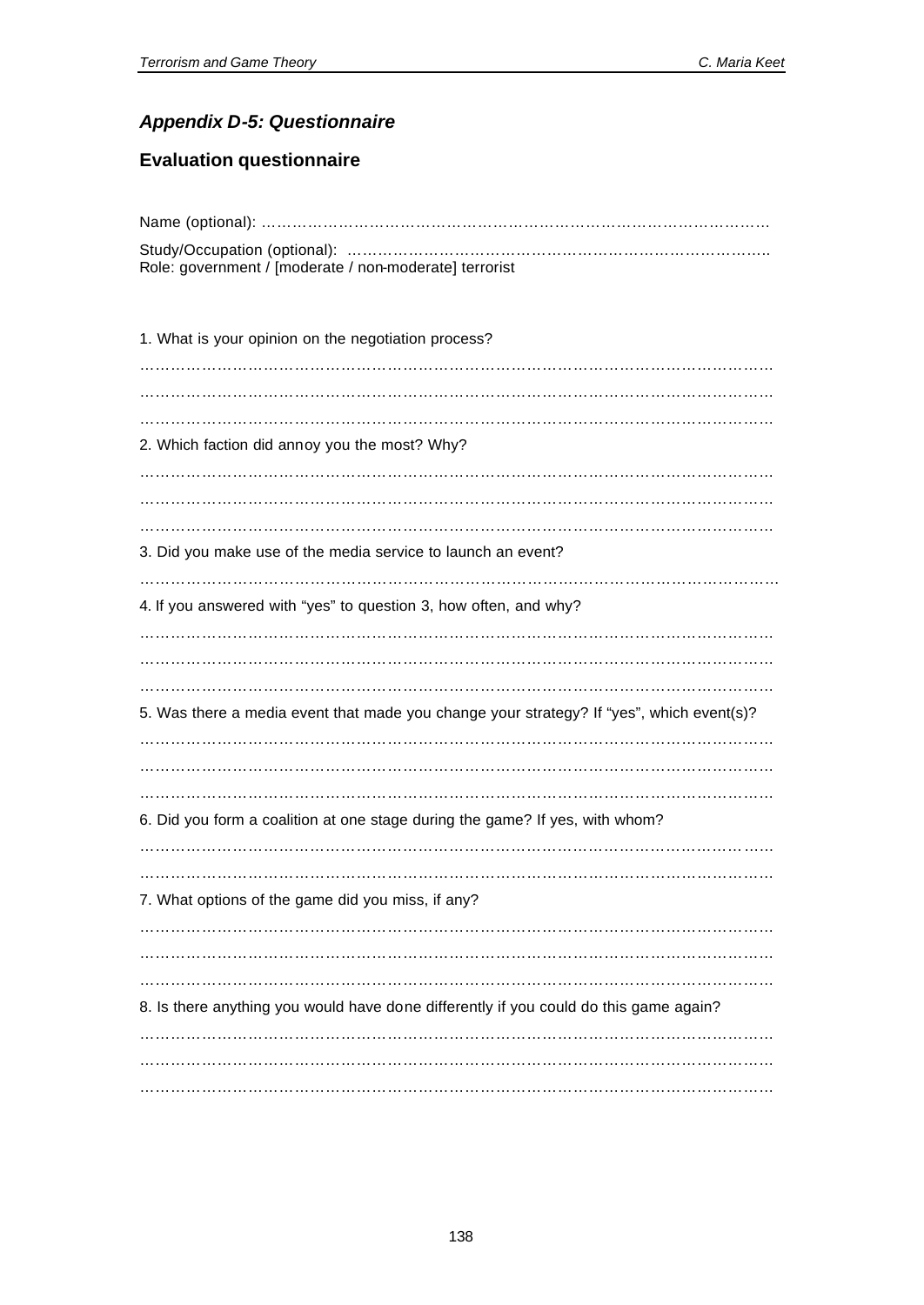### *Appendix D-5: Questionnaire*

### Evaluation questionnaire

Name (optional): ………………………………………………………………………………………

Study/Occupation (optional): ……………………………………………………………………….
Role: government / [moderate / non-moderate] terrorist

1. What is your opinion on the negotiation process?

…………………………………………………………………………………………………………
…………………………………………………………………………………………………………
…………………………………………………………………………………………………………

2. Which faction did annoy you the most? Why?

…………………………………………………………………………………………………………
…………………………………………………………………………………………………………
…………………………………………………………………………………………………………

3. Did you make use of the media service to launch an event?

…………………………………………………………………………………………………………

4. If you answered with "yes" to question 3, how often, and why?

…………………………………………………………………………………………………………
…………………………………………………………………………………………………………
…………………………………………………………………………………………………………

5. Was there a media event that made you change your strategy? If "yes", which event(s)?

…………………………………………………………………………………………………………
…………………………………………………………………………………………………………
…………………………………………………………………………………………………………

6. Did you form a coalition at one stage during the game? If yes, with whom?

…………………………………………………………………………………………………………
…………………………………………………………………………………………………………

7. What options of the game did you miss, if any?

…………………………………………………………………………………………………………
…………………………………………………………………………………………………………
…………………………………………………………………………………………………………

8. Is there anything you would have done differently if you could do this game again?

…………………………………………………………………………………………………………
…………………………………………………………………………………………………………
…………………………………………………………………………………………………………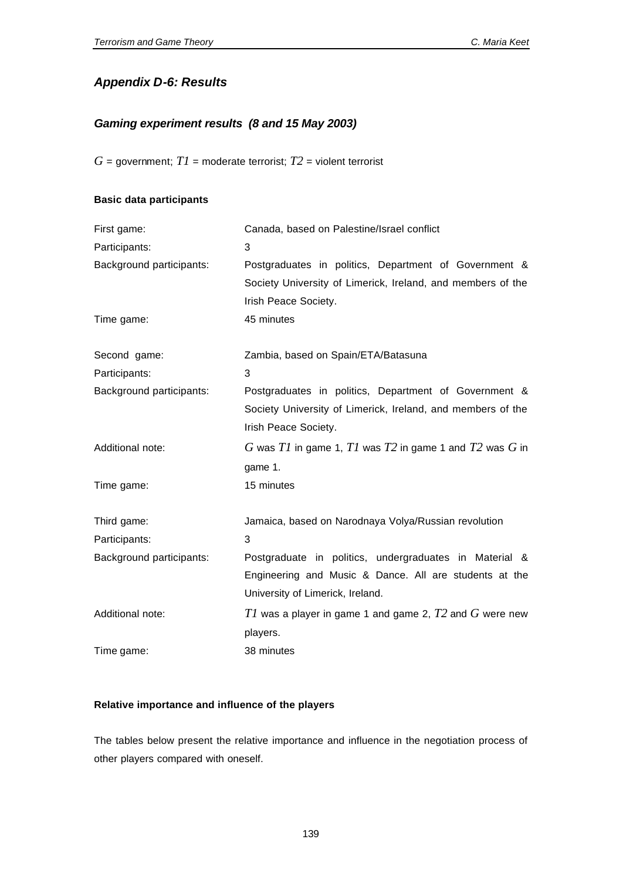## *Appendix D-6: Results*

### *Gaming experiment results (8 and 15 May 2003)*

$G$ = government; $T1$ = moderate terrorist; $T2$ = violent terrorist

#### **Basic data participants**

| | |
|---|---|
| First game: | Canada, based on Palestine/Israel conflict |
| Participants: | 3 |
| Background participants: | Postgraduates in politics, Department of Government & Society University of Limerick, Ireland, and members of the Irish Peace Society. |
| Time game: | 45 minutes |
| | |
| Second game: | Zambia, based on Spain/ETA/Batasuna |
| Participants: | 3 |
| Background participants: | Postgraduates in politics, Department of Government & Society University of Limerick, Ireland, and members of the Irish Peace Society. |
| Additional note: | $G$ was $T1$ in game 1, $T1$ was $T2$ in game 1 and $T2$ was $G$ in game 1. |
| Time game: | 15 minutes |
| | |
| Third game: | Jamaica, based on Narodnaya Volya/Russian revolution |
| Participants: | 3 |
| Background participants: | Postgraduate in politics, undergraduates in Material & Engineering and Music & Dance. All are students at the University of Limerick, Ireland. |
| Additional note: | $T1$ was a player in game 1 and game 2, $T2$ and $G$ were new players. |
| Time game: | 38 minutes |

#### **Relative importance and influence of the players**

The tables below present the relative importance and influence in the negotiation process of other players compared with oneself.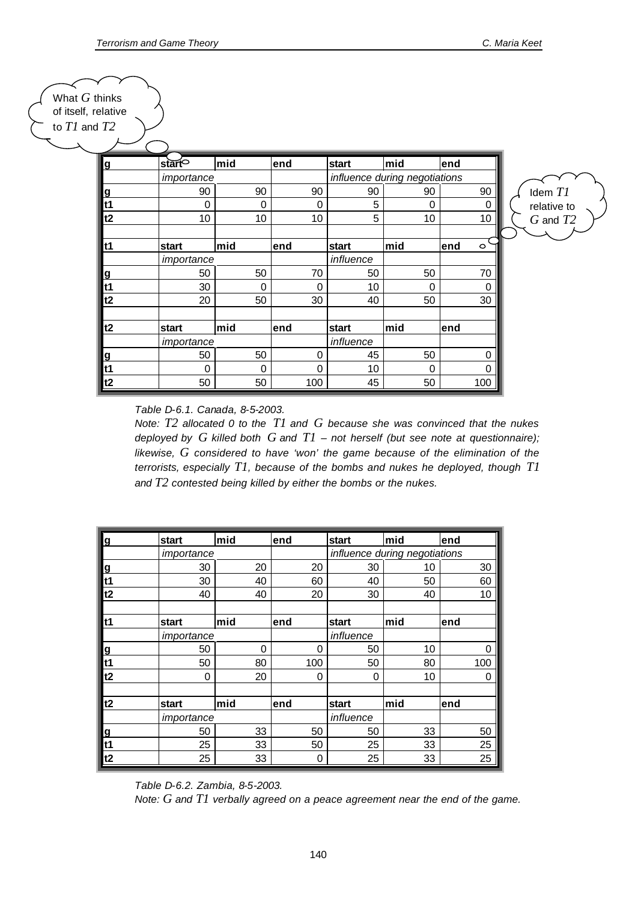What $G$ thinks of itself, relative to $T1$ and $T2$

Idem $T1$ relative to $G$ and $T2$

| g | start | mid | end | start | mid | end |
|---|---|---|---|---|---|---|
| | *importance* | | | *influence during negotiations* | | |
| g | 90 | 90 | 90 | 90 | 90 | 90 |
| t1 | 0 | 0 | 0 | 5 | 0 | 0 |
| t2 | 10 | 10 | 10 | 5 | 10 | 10 |
| | | | | | | |
| **t1** | **start** | **mid** | **end** | **start** | **mid** | **end** |
| | *importance* | | | *influence* | | |
| g | 50 | 50 | 70 | 50 | 50 | 70 |
| t1 | 30 | 0 | 0 | 10 | 0 | 0 |
| t2 | 20 | 50 | 30 | 40 | 50 | 30 |
| | | | | | | |
| **t2** | **start** | **mid** | **end** | **start** | **mid** | **end** |
| | *importance* | | | *influence* | | |
| g | 50 | 50 | 0 | 45 | 50 | 0 |
| t1 | 0 | 0 | 0 | 10 | 0 | 0 |
| t2 | 50 | 50 | 100 | 45 | 50 | 100 |

*Table D-6.1. Canada, 8-5-2003.*

*Note: $T2$ allocated 0 to the $T1$ and $G$ because she was convinced that the nukes deployed by $G$ killed both $G$ and $T1$ – not herself (but see note at questionnaire); likewise, $G$ considered to have 'won' the game because of the elimination of the terrorists, especially $T1$, because of the bombs and nukes he deployed, though $T1$ and $T2$ contested being killed by either the bombs or the nukes.*

| g | start | mid | end | start | mid | end |
|---|---|---|---|---|---|---|
| | *importance* | | | *influence during negotiations* | | |
| g | 30 | 20 | 20 | 30 | 10 | 30 |
| t1 | 30 | 40 | 60 | 40 | 50 | 60 |
| t2 | 40 | 40 | 20 | 30 | 40 | 10 |
| | | | | | | |
| **t1** | **start** | **mid** | **end** | **start** | **mid** | **end** |
| | *importance* | | | *influence* | | |
| g | 50 | 0 | 0 | 50 | 10 | 0 |
| t1 | 50 | 80 | 100 | 50 | 80 | 100 |
| t2 | 0 | 20 | 0 | 0 | 10 | 0 |
| | | | | | | |
| **t2** | **start** | **mid** | **end** | **start** | **mid** | **end** |
| | *importance* | | | *influence* | | |
| g | 50 | 33 | 50 | 50 | 33 | 50 |
| t1 | 25 | 33 | 50 | 25 | 33 | 25 |
| t2 | 25 | 33 | 0 | 25 | 33 | 25 |

*Table D-6.2. Zambia, 8-5-2003.*

*Note: $G$ and $T1$ verbally agreed on a peace agreement near the end of the game.*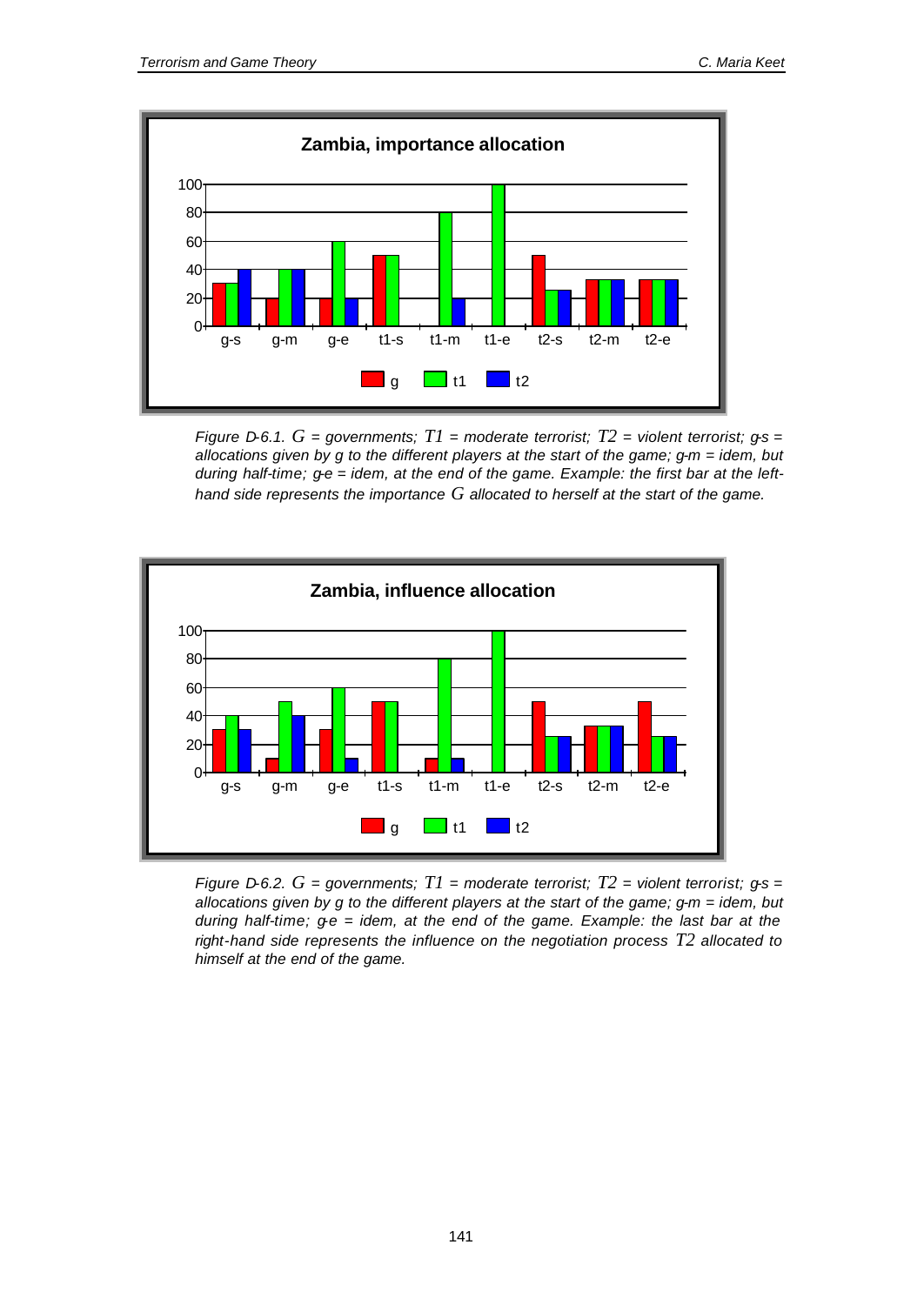Figure D-6.1. $G$ = governments; $T1$ = moderate terrorist; $T2$ = violent terrorist; g-s = allocations given by g to the different players at the start of the game; g-m = idem, but during half-time; g-e = idem, at the end of the game. Example: the first bar at the left-hand side represents the importance $G$ allocated to herself at the start of the game.

Figure D-6.2. $G$ = governments; $T1$ = moderate terrorist; $T2$ = violent terrorist; g-s = allocations given by g to the different players at the start of the game; g-m = idem, but during half-time; g-e = idem, at the end of the game. Example: the last bar at the right-hand side represents the influence on the negotiation process $T2$ allocated to himself at the end of the game.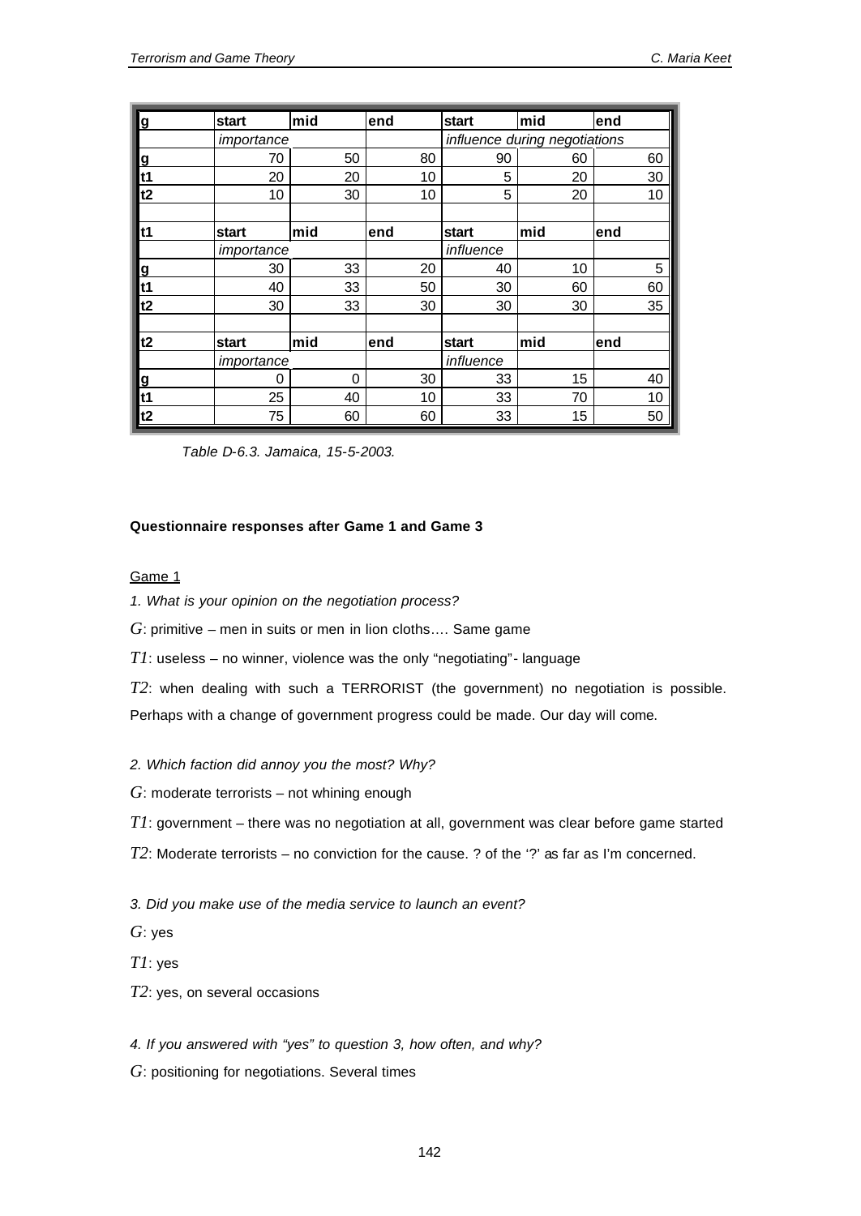| g | start | mid | end | start | mid | end |
|---|---|---|---|---|---|---|
| | *importance* | | | *influence during negotiations* | | |
| **g** | 70 | 50 | 80 | 90 | 60 | 60 |
| **t1** | 20 | 20 | 10 | 5 | 20 | 30 |
| **t2** | 10 | 30 | 10 | 5 | 20 | 10 |
| | | | | | | |
| **t1** | **start** | **mid** | **end** | **start** | **mid** | **end** |
| | *importance* | | | *influence* | | |
| **g** | 30 | 33 | 20 | 40 | 10 | 5 |
| **t1** | 40 | 33 | 50 | 30 | 60 | 60 |
| **t2** | 30 | 33 | 30 | 30 | 30 | 35 |
| | | | | | | |
| **t2** | **start** | **mid** | **end** | **start** | **mid** | **end** |
| | *importance* | | | *influence* | | |
| **g** | 0 | 0 | 30 | 33 | 15 | 40 |
| **t1** | 25 | 40 | 10 | 33 | 70 | 10 |
| **t2** | 75 | 60 | 60 | 33 | 15 | 50 |

*Table D-6.3. Jamaica, 15-5-2003.*

**Questionnaire responses after Game 1 and Game 3**

<u>Game 1</u>

*1. What is your opinion on the negotiation process?*

*G*: primitive – men in suits or men in lion cloths…. Same game

*T1*: useless – no winner, violence was the only "negotiating"- language

*T2*: when dealing with such a TERRORIST (the government) no negotiation is possible. Perhaps with a change of government progress could be made. Our day will come.

*2. Which faction did annoy you the most? Why?*

*G*: moderate terrorists – not whining enough

*T1*: government – there was no negotiation at all, government was clear before game started

*T2*: Moderate terrorists – no conviction for the cause. ? of the '?' as far as I'm concerned.

*3. Did you make use of the media service to launch an event?*

*G*: yes

*T1*: yes

*T2*: yes, on several occasions

*4. If you answered with "yes" to question 3, how often, and why?*

*G*: positioning for negotiations. Several times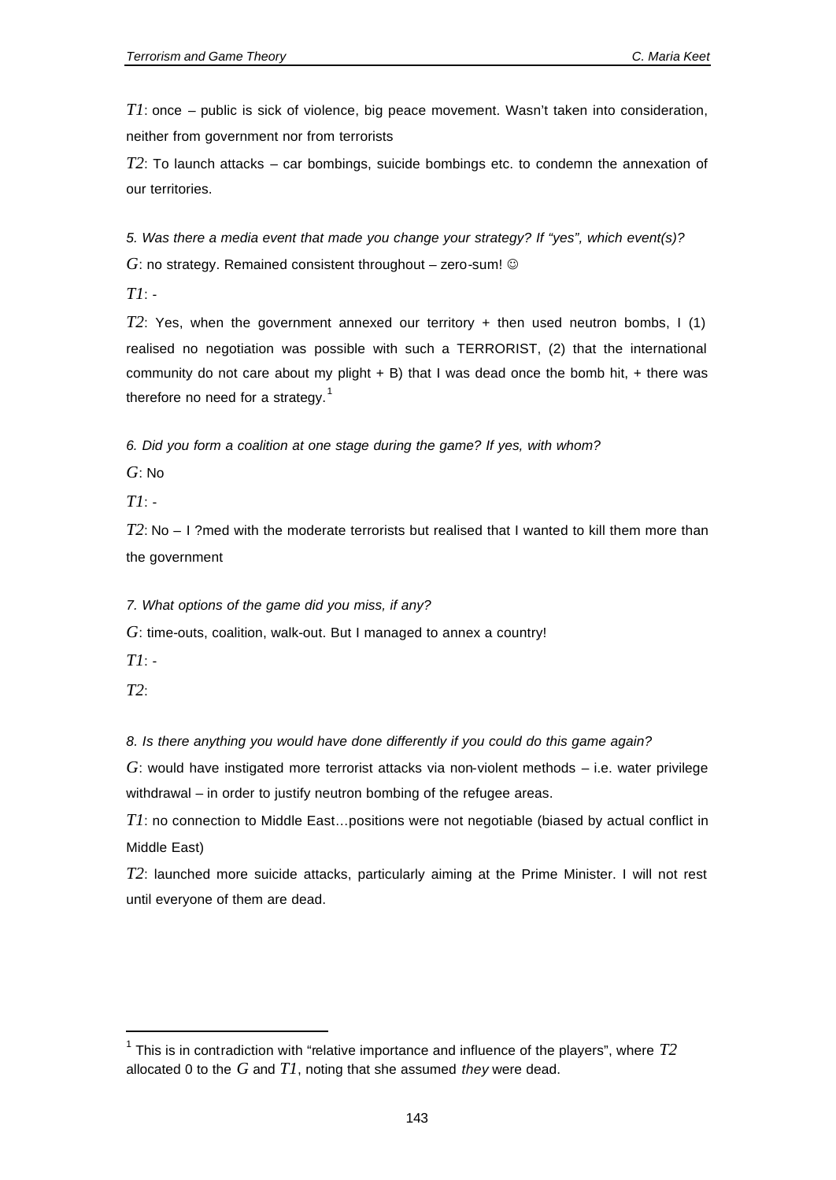*T1*: once – public is sick of violence, big peace movement. Wasn't taken into consideration, neither from government nor from terrorists

*T2*: To launch attacks – car bombings, suicide bombings etc. to condemn the annexation of our territories.

*5. Was there a media event that made you change your strategy? If "yes", which event(s)?*

*G*: no strategy. Remained consistent throughout – zero-sum! ☺

*T1*: -

*T2*: Yes, when the government annexed our territory + then used neutron bombs, I (1) realised no negotiation was possible with such a TERRORIST, (2) that the international community do not care about my plight + B) that I was dead once the bomb hit, + there was therefore no need for a strategy.[1]

*6. Did you form a coalition at one stage during the game? If yes, with whom?*

*G*: No

*T1*: -

*T2*: No – I ?med with the moderate terrorists but realised that I wanted to kill them more than the government

*7. What options of the game did you miss, if any?*

*G*: time-outs, coalition, walk-out. But I managed to annex a country!

*T1*: -

*T2*:

*8. Is there anything you would have done differently if you could do this game again?*

*G*: would have instigated more terrorist attacks via non-violent methods – i.e. water privilege withdrawal – in order to justify neutron bombing of the refugee areas.

*T1*: no connection to Middle East…positions were not negotiable (biased by actual conflict in Middle East)

*T2*: launched more suicide attacks, particularly aiming at the Prime Minister. I will not rest until everyone of them are dead.

---

[1] This is in contradiction with "relative importance and influence of the players", where *T2* allocated 0 to the *G* and *T1*, noting that she assumed *they* were dead.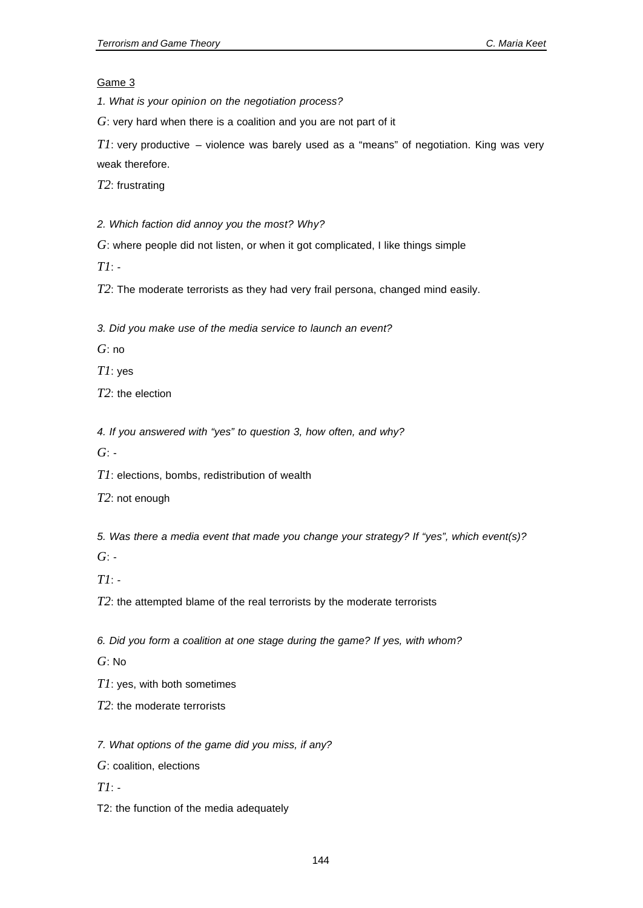<u>Game 3</u>

*1. What is your opinion on the negotiation process?*

*G*: very hard when there is a coalition and you are not part of it

*T1*: very productive – violence was barely used as a "means" of negotiation. King was very weak therefore.

*T2*: frustrating

*2. Which faction did annoy you the most? Why?*

*G*: where people did not listen, or when it got complicated, I like things simple

*T1*: -

*T2*: The moderate terrorists as they had very frail persona, changed mind easily.

*3. Did you make use of the media service to launch an event?*

*G*: no

*T1*: yes

*T2*: the election

*4. If you answered with "yes" to question 3, how often, and why?*

*G*: -

*T1*: elections, bombs, redistribution of wealth

*T2*: not enough

*5. Was there a media event that made you change your strategy? If "yes", which event(s)?*

*G*: -

*T1*: -

*T2*: the attempted blame of the real terrorists by the moderate terrorists

*6. Did you form a coalition at one stage during the game? If yes, with whom?*

*G*: No

*T1*: yes, with both sometimes

*T2*: the moderate terrorists

*7. What options of the game did you miss, if any?*

*G*: coalition, elections

*T1*: -

T2: the function of the media adequately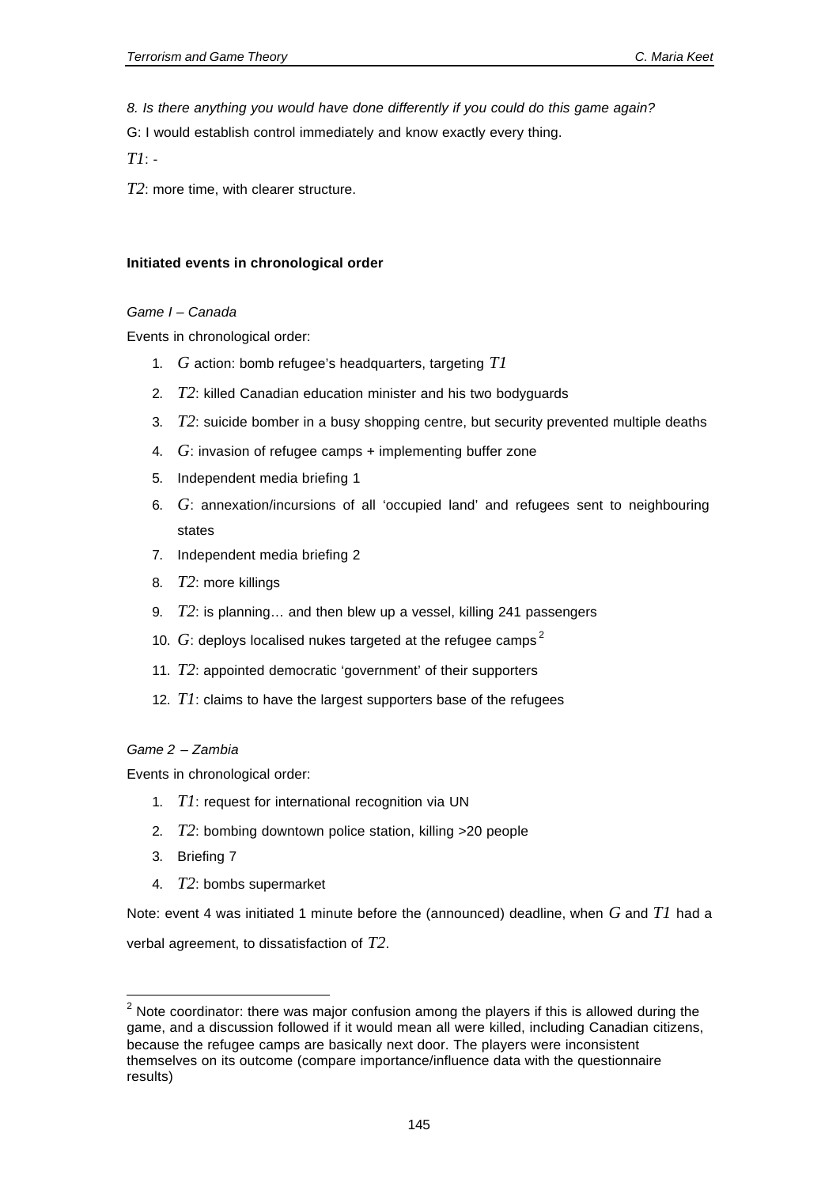*8. Is there anything you would have done differently if you could do this game again?*

G: I would establish control immediately and know exactly every thing.

*T1*: -

*T2*: more time, with clearer structure.

**Initiated events in chronological order**

*Game I – Canada*

Events in chronological order:

1. *G* action: bomb refugee's headquarters, targeting *T1*
2. *T2*: killed Canadian education minister and his two bodyguards
3. *T2*: suicide bomber in a busy shopping centre, but security prevented multiple deaths
4. *G*: invasion of refugee camps + implementing buffer zone
5. Independent media briefing 1
6. *G*: annexation/incursions of all 'occupied land' and refugees sent to neighbouring states
7. Independent media briefing 2
8. *T2*: more killings
9. *T2*: is planning… and then blew up a vessel, killing 241 passengers
10. *G*: deploys localised nukes targeted at the refugee camps [2]
11. *T2*: appointed democratic 'government' of their supporters
12. *T1*: claims to have the largest supporters base of the refugees

*Game 2 – Zambia*

Events in chronological order:

1. *T1*: request for international recognition via UN
2. *T2*: bombing downtown police station, killing >20 people
3. Briefing 7
4. *T2*: bombs supermarket

Note: event 4 was initiated 1 minute before the (announced) deadline, when *G* and *T1* had a verbal agreement, to dissatisfaction of *T2*.

[2] Note coordinator: there was major confusion among the players if this is allowed during the game, and a discussion followed if it would mean all were killed, including Canadian citizens, because the refugee camps are basically next door. The players were inconsistent themselves on its outcome (compare importance/influence data with the questionnaire results)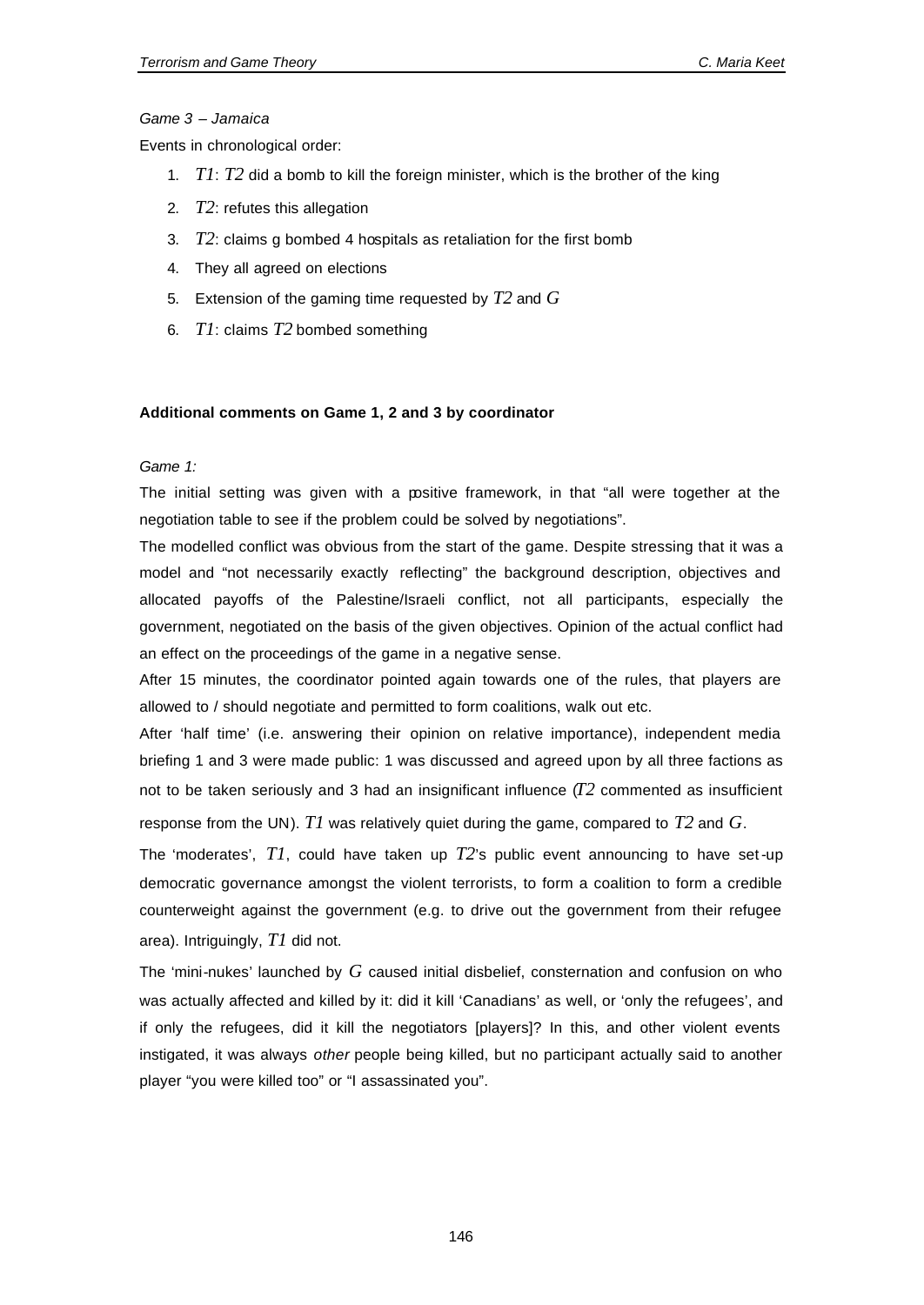*Game 3 – Jamaica*

Events in chronological order:

1. *T1*: *T2* did a bomb to kill the foreign minister, which is the brother of the king
2. *T2*: refutes this allegation
3. *T2*: claims g bombed 4 hospitals as retaliation for the first bomb
4. They all agreed on elections
5. Extension of the gaming time requested by *T2* and *G*
6. *T1*: claims *T2* bombed something

**Additional comments on Game 1, 2 and 3 by coordinator**

*Game 1:*

The initial setting was given with a positive framework, in that "all were together at the negotiation table to see if the problem could be solved by negotiations".

The modelled conflict was obvious from the start of the game. Despite stressing that it was a model and "not necessarily exactly reflecting" the background description, objectives and allocated payoffs of the Palestine/Israeli conflict, not all participants, especially the government, negotiated on the basis of the given objectives. Opinion of the actual conflict had an effect on the proceedings of the game in a negative sense.

After 15 minutes, the coordinator pointed again towards one of the rules, that players are allowed to / should negotiate and permitted to form coalitions, walk out etc.

After 'half time' (i.e. answering their opinion on relative importance), independent media briefing 1 and 3 were made public: 1 was discussed and agreed upon by all three factions as not to be taken seriously and 3 had an insignificant influence (*T2* commented as insufficient response from the UN). *T1* was relatively quiet during the game, compared to *T2* and *G*.

The 'moderates', *T1*, could have taken up *T2*'s public event announcing to have set-up democratic governance amongst the violent terrorists, to form a coalition to form a credible counterweight against the government (e.g. to drive out the government from their refugee area). Intriguingly, *T1* did not.

The 'mini-nukes' launched by *G* caused initial disbelief, consternation and confusion on who was actually affected and killed by it: did it kill 'Canadians' as well, or 'only the refugees', and if only the refugees, did it kill the negotiators [players]? In this, and other violent events instigated, it was always *other* people being killed, but no participant actually said to another player "you were killed too" or "I assassinated you".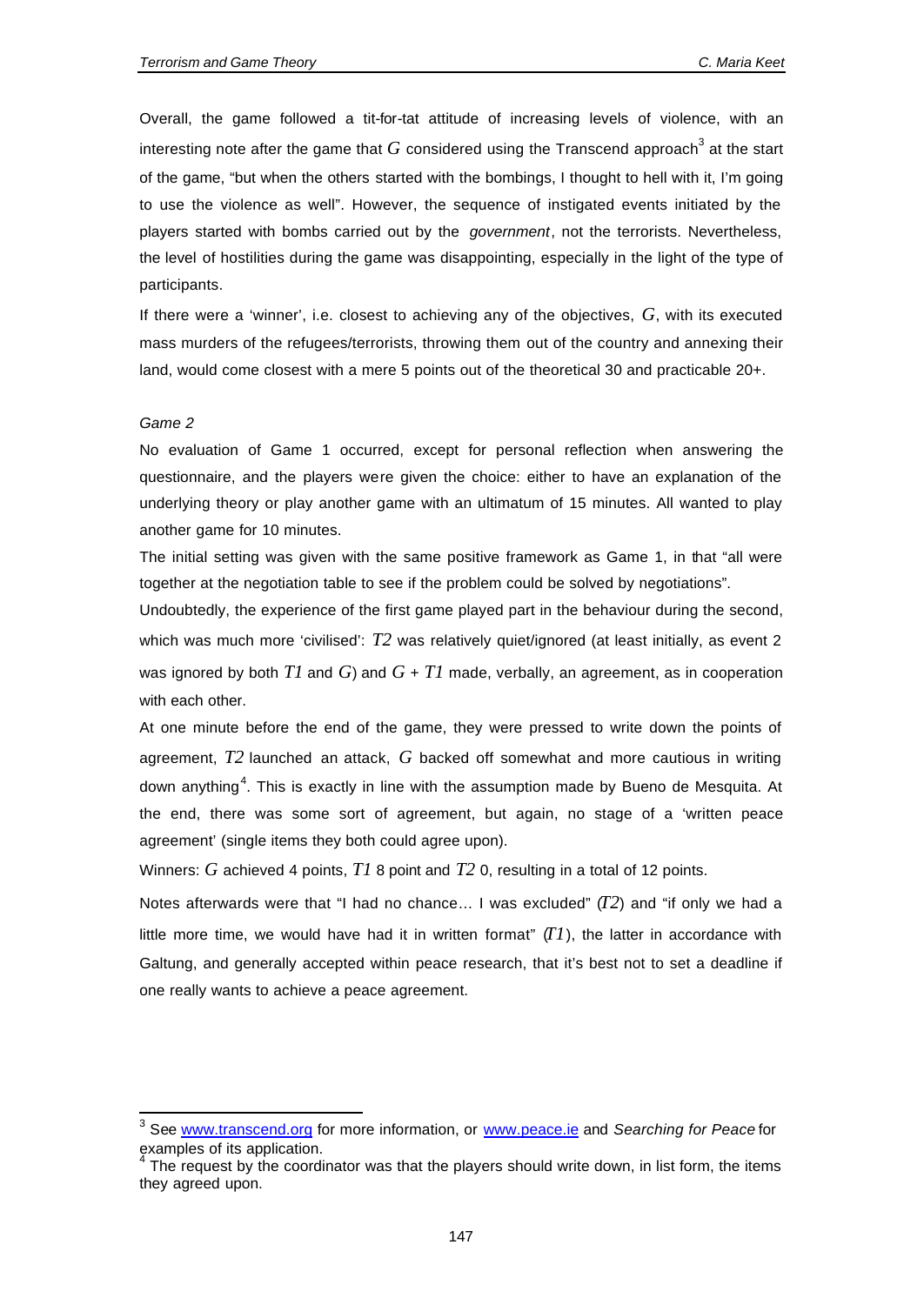Overall, the game followed a tit-for-tat attitude of increasing levels of violence, with an interesting note after the game that $G$ considered using the Transcend approach[3] at the start of the game, "but when the others started with the bombings, I thought to hell with it, I'm going to use the violence as well". However, the sequence of instigated events initiated by the players started with bombs carried out by the *government*, not the terrorists. Nevertheless, the level of hostilities during the game was disappointing, especially in the light of the type of participants.

If there were a 'winner', i.e. closest to achieving any of the objectives, $G$, with its executed mass murders of the refugees/terrorists, throwing them out of the country and annexing their land, would come closest with a mere 5 points out of the theoretical 30 and practicable 20+.

*Game 2*

No evaluation of Game 1 occurred, except for personal reflection when answering the questionnaire, and the players were given the choice: either to have an explanation of the underlying theory or play another game with an ultimatum of 15 minutes. All wanted to play another game for 10 minutes.

The initial setting was given with the same positive framework as Game 1, in that "all were together at the negotiation table to see if the problem could be solved by negotiations".

Undoubtedly, the experience of the first game played part in the behaviour during the second, which was much more 'civilised': $T2$ was relatively quiet/ignored (at least initially, as event 2 was ignored by both $T1$ and $G$) and $G + T1$ made, verbally, an agreement, as in cooperation with each other.

At one minute before the end of the game, they were pressed to write down the points of agreement, $T2$ launched an attack, $G$ backed off somewhat and more cautious in writing down anything[4]. This is exactly in line with the assumption made by Bueno de Mesquita. At the end, there was some sort of agreement, but again, no stage of a 'written peace agreement' (single items they both could agree upon).

Winners: $G$ achieved 4 points, $T1$ 8 point and $T2$ 0, resulting in a total of 12 points.

Notes afterwards were that "I had no chance… I was excluded" ($T2$) and "if only we had a little more time, we would have had it in written format" ($T1$), the latter in accordance with Galtung, and generally accepted within peace research, that it's best not to set a deadline if one really wants to achieve a peace agreement.

---

[3] See www.transcend.org for more information, or www.peace.ie and *Searching for Peace* for examples of its application.

[4] The request by the coordinator was that the players should write down, in list form, the items they agreed upon.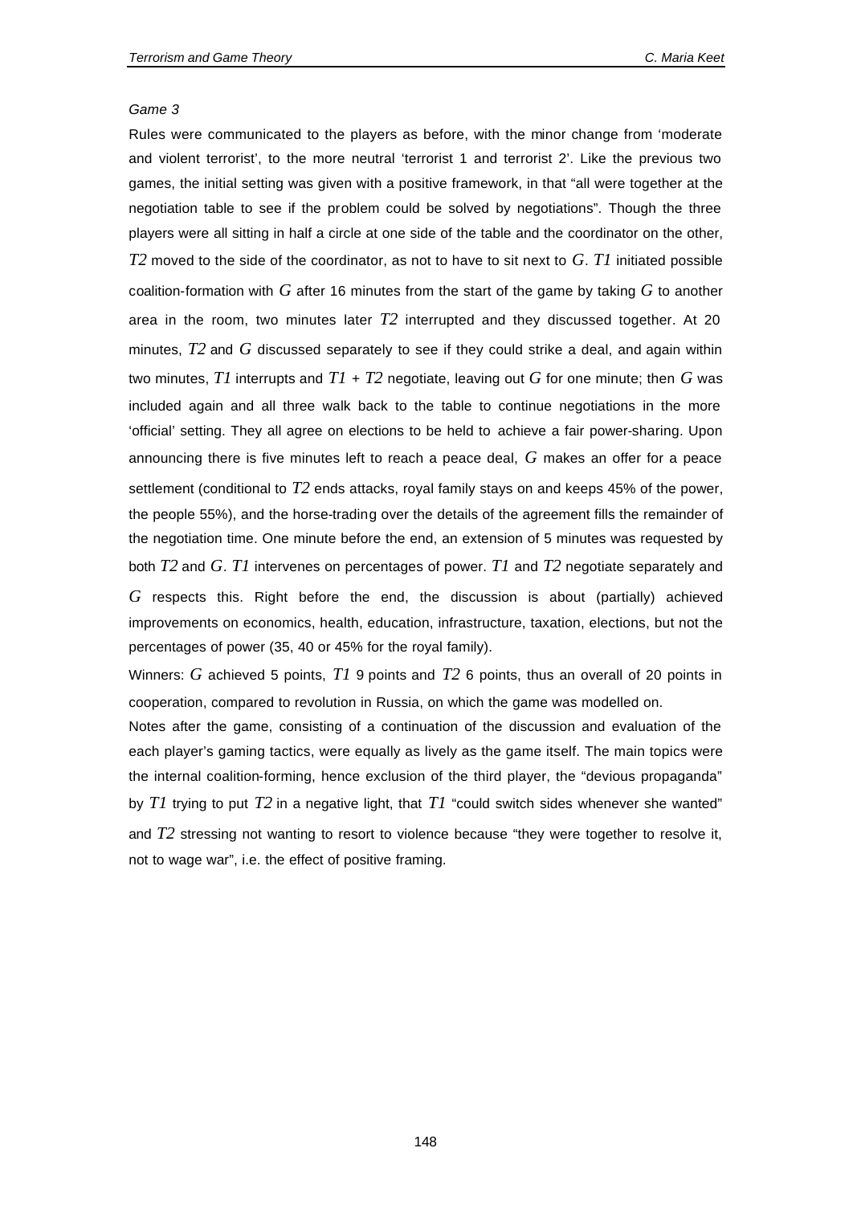*Game 3*

Rules were communicated to the players as before, with the minor change from 'moderate and violent terrorist', to the more neutral 'terrorist 1 and terrorist 2'. Like the previous two games, the initial setting was given with a positive framework, in that "all were together at the negotiation table to see if the problem could be solved by negotiations". Though the three players were all sitting in half a circle at one side of the table and the coordinator on the other, $T2$ moved to the side of the coordinator, as not to have to sit next to $G$. $T1$ initiated possible coalition-formation with $G$ after 16 minutes from the start of the game by taking $G$ to another area in the room, two minutes later $T2$ interrupted and they discussed together. At 20 minutes, $T2$ and $G$ discussed separately to see if they could strike a deal, and again within two minutes, $T1$ interrupts and $T1 + T2$ negotiate, leaving out $G$ for one minute; then $G$ was included again and all three walk back to the table to continue negotiations in the more 'official' setting. They all agree on elections to be held to achieve a fair power-sharing. Upon announcing there is five minutes left to reach a peace deal, $G$ makes an offer for a peace settlement (conditional to $T2$ ends attacks, royal family stays on and keeps 45% of the power, the people 55%), and the horse-trading over the details of the agreement fills the remainder of the negotiation time. One minute before the end, an extension of 5 minutes was requested by both $T2$ and $G$. $T1$ intervenes on percentages of power. $T1$ and $T2$ negotiate separately and $G$ respects this. Right before the end, the discussion is about (partially) achieved improvements on economics, health, education, infrastructure, taxation, elections, but not the percentages of power (35, 40 or 45% for the royal family).

Winners: $G$ achieved 5 points, $T1$ 9 points and $T2$ 6 points, thus an overall of 20 points in cooperation, compared to revolution in Russia, on which the game was modelled on.

Notes after the game, consisting of a continuation of the discussion and evaluation of the each player's gaming tactics, were equally as lively as the game itself. The main topics were the internal coalition-forming, hence exclusion of the third player, the "devious propaganda" by $T1$ trying to put $T2$ in a negative light, that $T1$ "could switch sides whenever she wanted" and $T2$ stressing not wanting to resort to violence because "they were together to resolve it, not to wage war", i.e. the effect of positive framing.